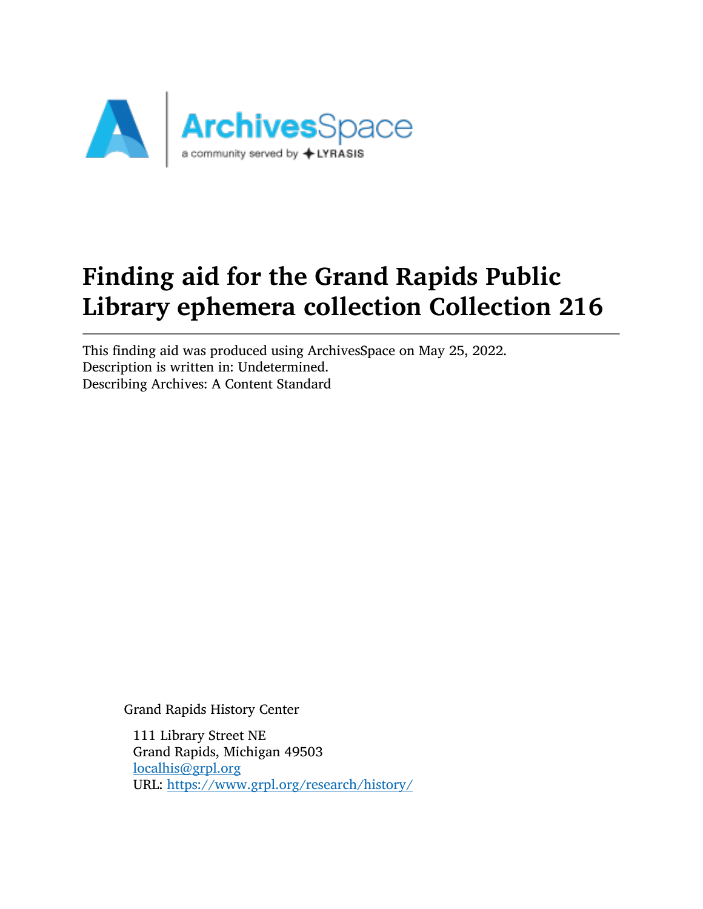# Finding aid for the Grand Rapids Public Library ephemera collection Collection 216

This finding aid was produced using ArchivesSpace on May 25, 2022.
Description is written in: Undetermined.
Describing Archives: A Content Standard

Grand Rapids History Center

111 Library Street NE
Grand Rapids, Michigan 49503
localhis@grpl.org
URL: https://www.grpl.org/research/history/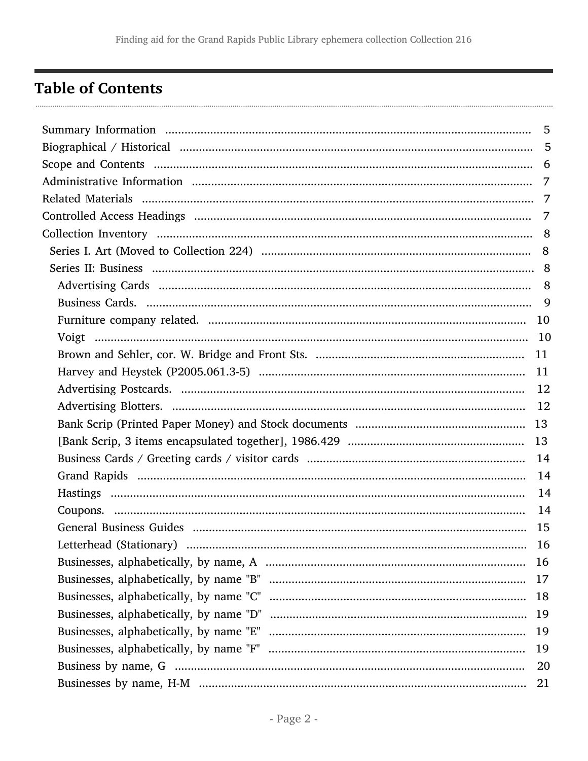## Table of Contents

- Summary Information ........ 5
- Biographical / Historical ........ 5
- Scope and Contents ........ 6
- Administrative Information ........ 7
- Related Materials ........ 7
- Controlled Access Headings ........ 7
- Collection Inventory ........ 8
  - Series I. Art (Moved to Collection 224) ........ 8
  - Series II: Business ........ 8
    - Advertising Cards ........ 8
    - Business Cards. ........ 9
    - Furniture company related. ........ 10
    - Voigt ........ 10
    - Brown and Sehler, cor. W. Bridge and Front Sts. ........ 11
    - Harvey and Heystek (P2005.061.3-5) ........ 11
    - Advertising Postcards. ........ 12
    - Advertising Blotters. ........ 12
    - Bank Scrip (Printed Paper Money) and Stock documents ........ 13
    - [Bank Scrip, 3 items encapsulated together], 1986.429 ........ 13
    - Business Cards / Greeting cards / visitor cards ........ 14
    - Grand Rapids ........ 14
    - Hastings ........ 14
    - Coupons. ........ 14
    - General Business Guides ........ 15
    - Letterhead (Stationary) ........ 16
    - Businesses, alphabetically, by name, A ........ 16
    - Businesses, alphabetically, by name "B" ........ 17
    - Businesses, alphabetically, by name "C" ........ 18
    - Businesses, alphabetically, by name "D" ........ 19
    - Businesses, alphabetically, by name "E" ........ 19
    - Businesses, alphabetically, by name "F" ........ 19
    - Business by name, G ........ 20
    - Businesses by name, H-M ........ 21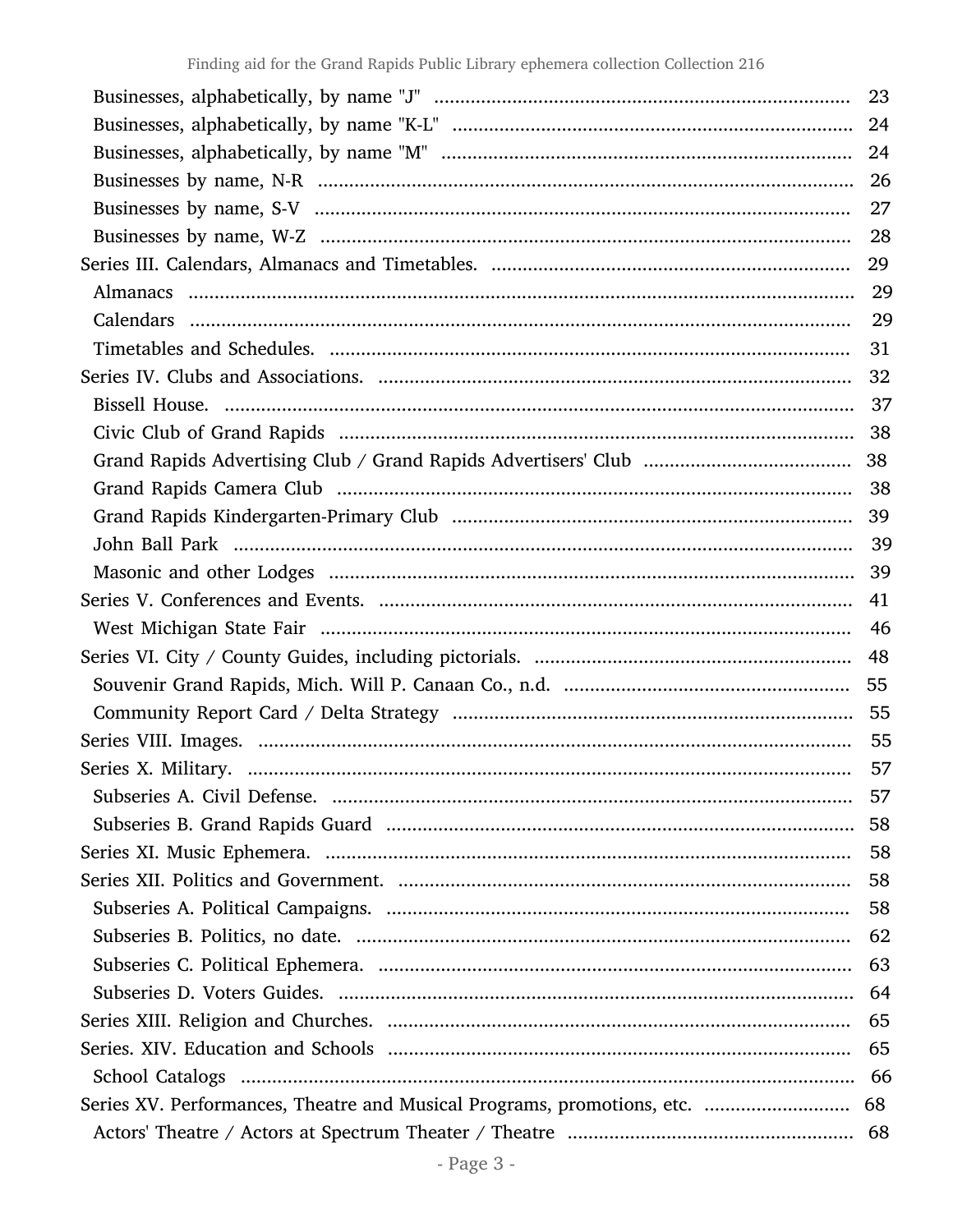Businesses, alphabetically, by name "J" ............................................................................. 23
Businesses, alphabetically, by name "K-L" ......................................................................... 24
Businesses, alphabetically, by name "M" ............................................................................ 24
Businesses by name, N-R ..................................................................................................... 26
Businesses by name, S-V ...................................................................................................... 27
Businesses by name, W-Z ..................................................................................................... 28
Series III. Calendars, Almanacs and Timetables. ..................................................................... 29
Almanacs ................................................................................................................................ 29
Calendars ............................................................................................................................... 29
Timetables and Schedules. ................................................................................................... 31
Series IV. Clubs and Associations. ............................................................................................ 32
Bissell House. ........................................................................................................................ 37
Civic Club of Grand Rapids .................................................................................................. 38
Grand Rapids Advertising Club / Grand Rapids Advertisers' Club ..................................... 38
Grand Rapids Camera Club .................................................................................................. 38
Grand Rapids Kindergarten-Primary Club ........................................................................... 39
John Ball Park ........................................................................................................................ 39
Masonic and other Lodges .................................................................................................... 39
Series V. Conferences and Events. ............................................................................................ 41
West Michigan State Fair ...................................................................................................... 46
Series VI. City / County Guides, including pictorials. .............................................................. 48
Souvenir Grand Rapids, Mich. Will P. Canaan Co., n.d. ...................................................... 55
Community Report Card / Delta Strategy ............................................................................ 55
Series VIII. Images. ..................................................................................................................... 55
Series X. Military. ....................................................................................................................... 57
Subseries A. Civil Defense. ................................................................................................... 57
Subseries B. Grand Rapids Guard ......................................................................................... 58
Series XI. Music Ephemera. ........................................................................................................ 58
Series XII. Politics and Government. ......................................................................................... 58
Subseries A. Political Campaigns. ......................................................................................... 58
Subseries B. Politics, no date. ............................................................................................... 62
Subseries C. Political Ephemera. ........................................................................................... 63
Subseries D. Voters Guides. ................................................................................................... 64
Series XIII. Religion and Churches. ........................................................................................... 65
Series. XIV. Education and Schools ........................................................................................... 65
School Catalogs ...................................................................................................................... 66
Series XV. Performances, Theatre and Musical Programs, promotions, etc. ............................ 68
Actors' Theatre / Actors at Spectrum Theater / Theatre ...................................................... 68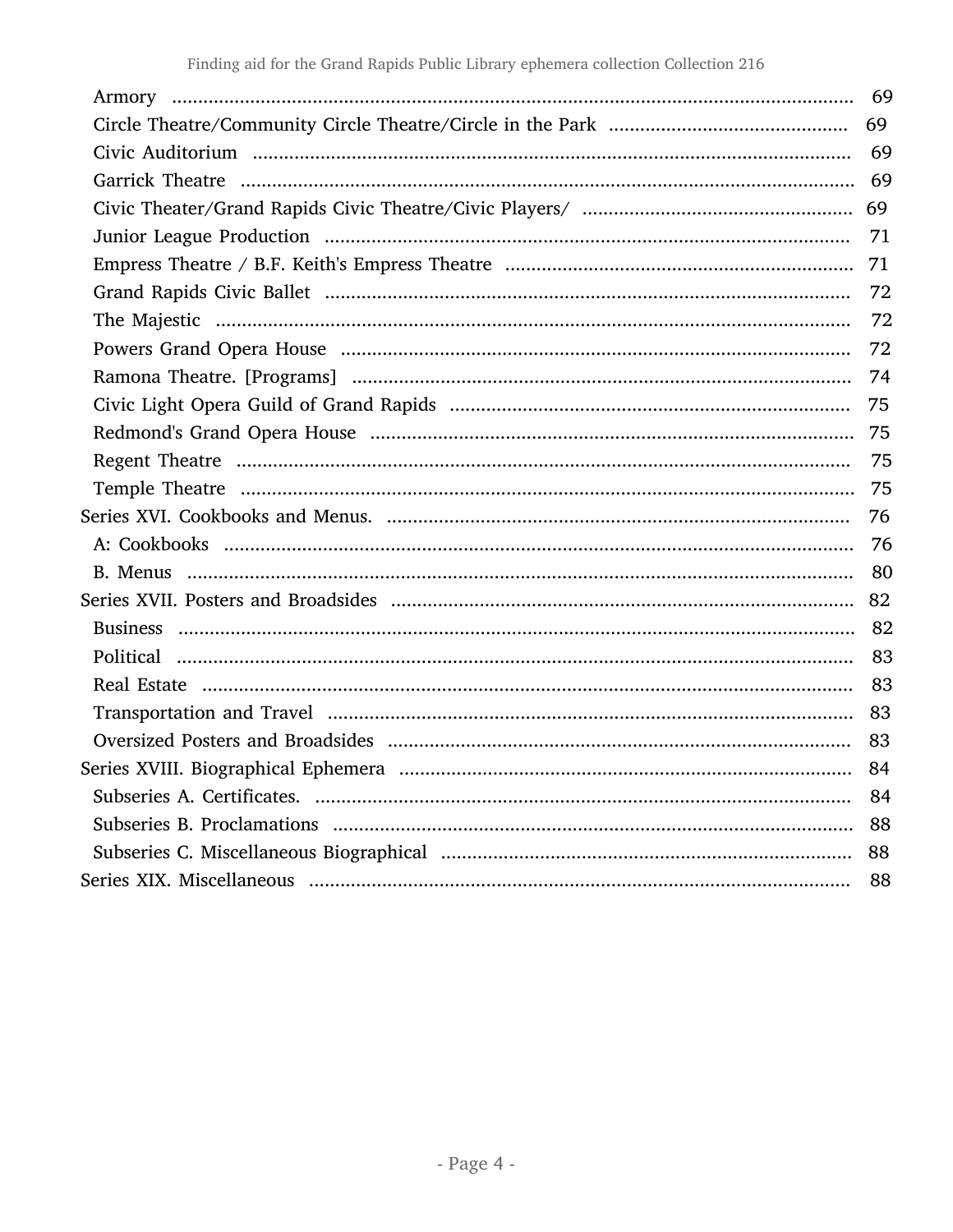- Armory ..... 69
- Circle Theatre/Community Circle Theatre/Circle in the Park ..... 69
- Civic Auditorium ..... 69
- Garrick Theatre ..... 69
- Civic Theater/Grand Rapids Civic Theatre/Civic Players/ ..... 69
- Junior League Production ..... 71
- Empress Theatre / B.F. Keith's Empress Theatre ..... 71
- Grand Rapids Civic Ballet ..... 72
- The Majestic ..... 72
- Powers Grand Opera House ..... 72
- Ramona Theatre. [Programs] ..... 74
- Civic Light Opera Guild of Grand Rapids ..... 75
- Redmond's Grand Opera House ..... 75
- Regent Theatre ..... 75
- Temple Theatre ..... 75

Series XVI. Cookbooks and Menus. ..... 76
- A: Cookbooks ..... 76
- B. Menus ..... 80

Series XVII. Posters and Broadsides ..... 82
- Business ..... 82
- Political ..... 83
- Real Estate ..... 83
- Transportation and Travel ..... 83
- Oversized Posters and Broadsides ..... 83

Series XVIII. Biographical Ephemera ..... 84
- Subseries A. Certificates. ..... 84
- Subseries B. Proclamations ..... 88
- Subseries C. Miscellaneous Biographical ..... 88

Series XIX. Miscellaneous ..... 88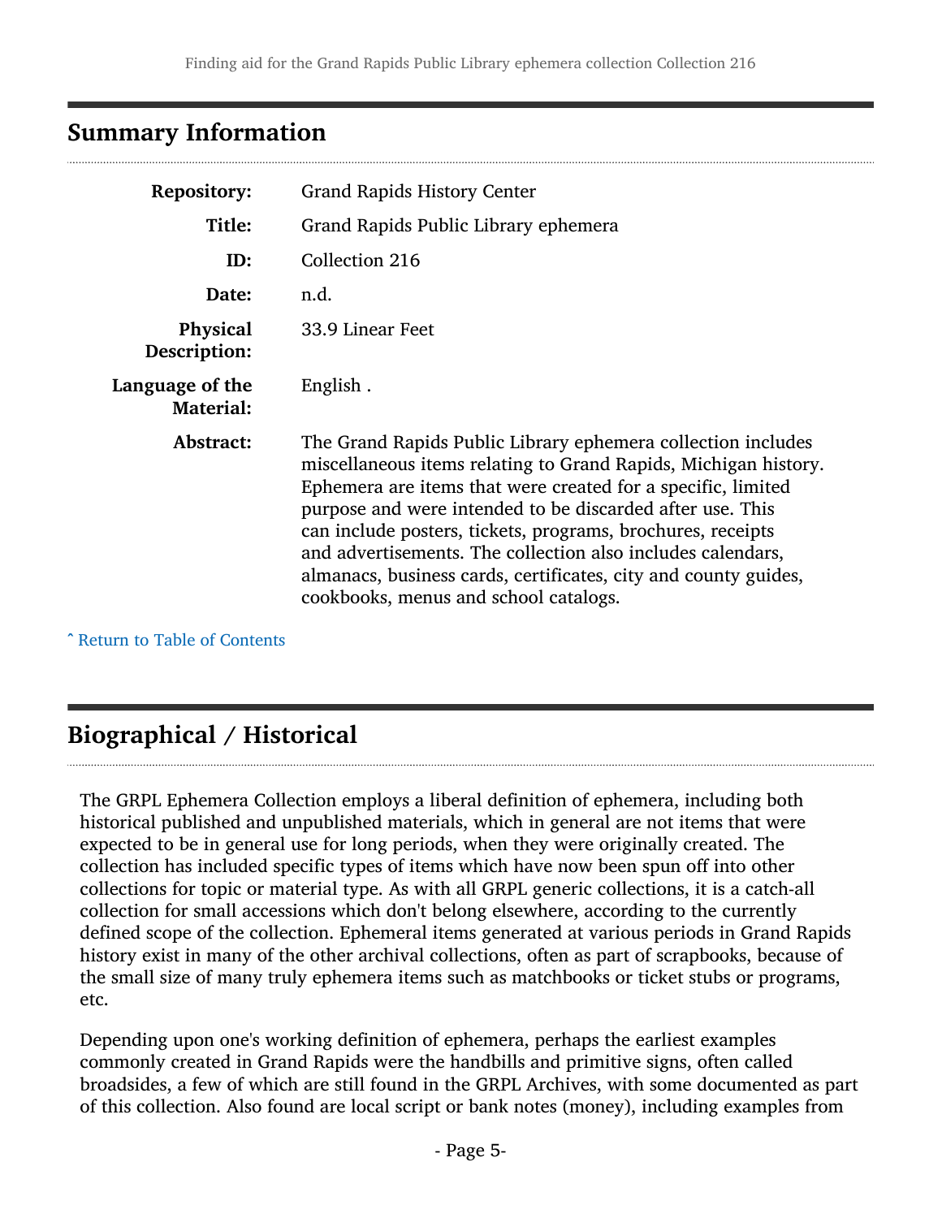## Summary Information

| | |
|---|---|
| **Repository:** | Grand Rapids History Center |
| **Title:** | Grand Rapids Public Library ephemera |
| **ID:** | Collection 216 |
| **Date:** | n.d. |
| **Physical Description:** | 33.9 Linear Feet |
| **Language of the Material:** | English . |
| **Abstract:** | The Grand Rapids Public Library ephemera collection includes miscellaneous items relating to Grand Rapids, Michigan history. Ephemera are items that were created for a specific, limited purpose and were intended to be discarded after use. This can include posters, tickets, programs, brochures, receipts and advertisements. The collection also includes calendars, almanacs, business cards, certificates, city and county guides, cookbooks, menus and school catalogs. |

ˆ Return to Table of Contents

## Biographical / Historical

The GRPL Ephemera Collection employs a liberal definition of ephemera, including both historical published and unpublished materials, which in general are not items that were expected to be in general use for long periods, when they were originally created. The collection has included specific types of items which have now been spun off into other collections for topic or material type. As with all GRPL generic collections, it is a catch-all collection for small accessions which don't belong elsewhere, according to the currently defined scope of the collection. Ephemeral items generated at various periods in Grand Rapids history exist in many of the other archival collections, often as part of scrapbooks, because of the small size of many truly ephemera items such as matchbooks or ticket stubs or programs, etc.

Depending upon one's working definition of ephemera, perhaps the earliest examples commonly created in Grand Rapids were the handbills and primitive signs, often called broadsides, a few of which are still found in the GRPL Archives, with some documented as part of this collection. Also found are local script or bank notes (money), including examples from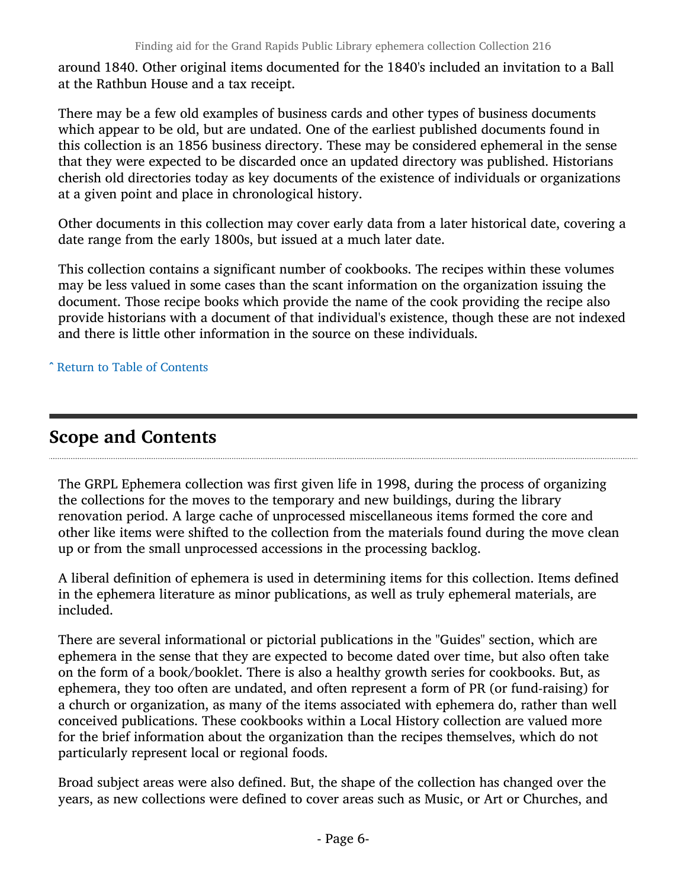around 1840. Other original items documented for the 1840's included an invitation to a Ball at the Rathbun House and a tax receipt.

There may be a few old examples of business cards and other types of business documents which appear to be old, but are undated. One of the earliest published documents found in this collection is an 1856 business directory. These may be considered ephemeral in the sense that they were expected to be discarded once an updated directory was published. Historians cherish old directories today as key documents of the existence of individuals or organizations at a given point and place in chronological history.

Other documents in this collection may cover early data from a later historical date, covering a date range from the early 1800s, but issued at a much later date.

This collection contains a significant number of cookbooks. The recipes within these volumes may be less valued in some cases than the scant information on the organization issuing the document. Those recipe books which provide the name of the cook providing the recipe also provide historians with a document of that individual's existence, though these are not indexed and there is little other information in the source on these individuals.

ˆ Return to Table of Contents

## Scope and Contents

The GRPL Ephemera collection was first given life in 1998, during the process of organizing the collections for the moves to the temporary and new buildings, during the library renovation period. A large cache of unprocessed miscellaneous items formed the core and other like items were shifted to the collection from the materials found during the move clean up or from the small unprocessed accessions in the processing backlog.

A liberal definition of ephemera is used in determining items for this collection. Items defined in the ephemera literature as minor publications, as well as truly ephemeral materials, are included.

There are several informational or pictorial publications in the "Guides" section, which are ephemera in the sense that they are expected to become dated over time, but also often take on the form of a book/booklet. There is also a healthy growth series for cookbooks. But, as ephemera, they too often are undated, and often represent a form of PR (or fund-raising) for a church or organization, as many of the items associated with ephemera do, rather than well conceived publications. These cookbooks within a Local History collection are valued more for the brief information about the organization than the recipes themselves, which do not particularly represent local or regional foods.

Broad subject areas were also defined. But, the shape of the collection has changed over the years, as new collections were defined to cover areas such as Music, or Art or Churches, and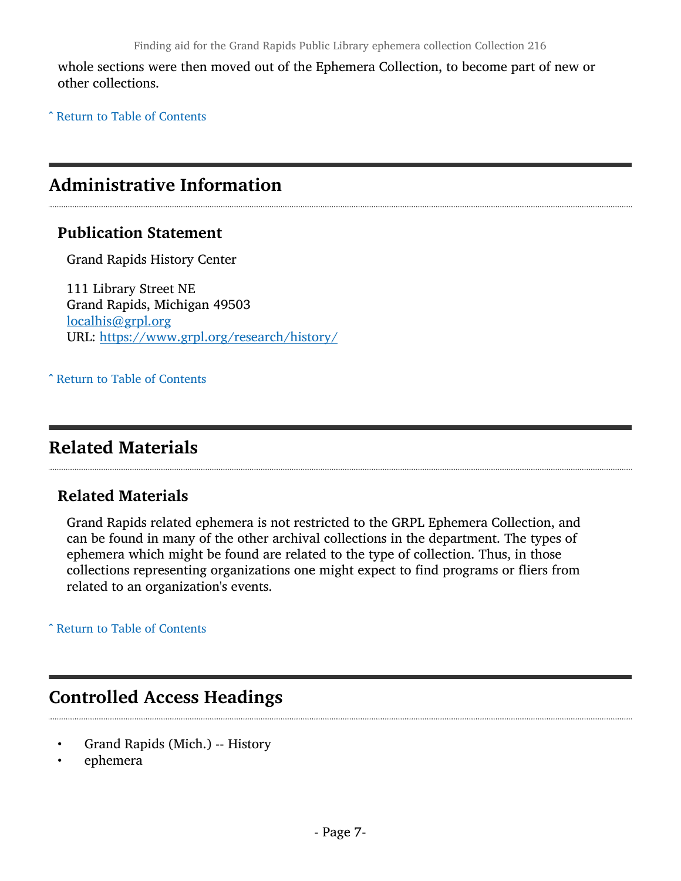whole sections were then moved out of the Ephemera Collection, to become part of new or other collections.

ˆ Return to Table of Contents

## Administrative Information

### Publication Statement

Grand Rapids History Center

111 Library Street NE
Grand Rapids, Michigan 49503
localhis@grpl.org
URL: https://www.grpl.org/research/history/

ˆ Return to Table of Contents

## Related Materials

### Related Materials

Grand Rapids related ephemera is not restricted to the GRPL Ephemera Collection, and can be found in many of the other archival collections in the department. The types of ephemera which might be found are related to the type of collection. Thus, in those collections representing organizations one might expect to find programs or fliers from related to an organization's events.

ˆ Return to Table of Contents

## Controlled Access Headings

- Grand Rapids (Mich.) -- History
- ephemera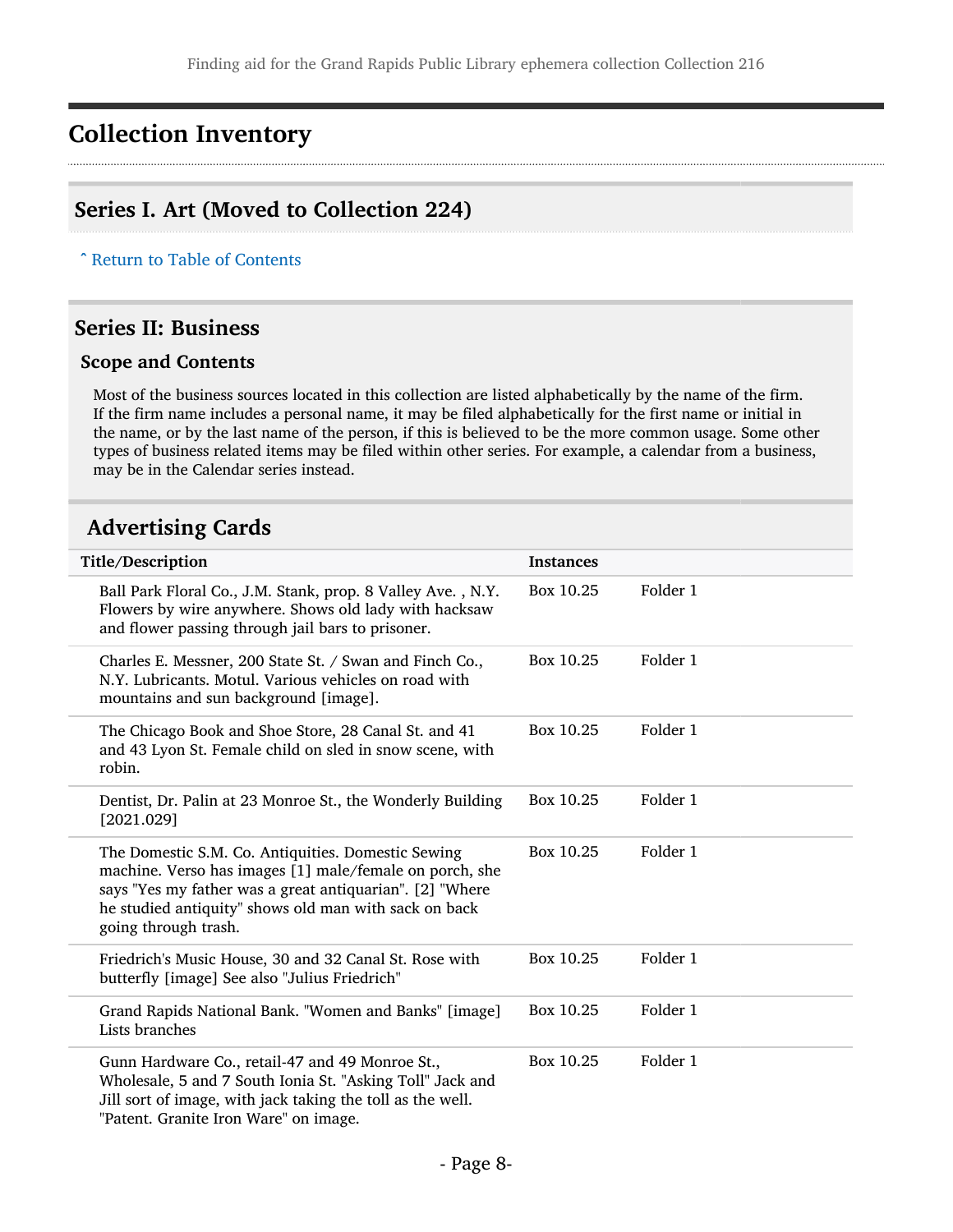# Collection Inventory

## Series I. Art (Moved to Collection 224)

ˆ Return to Table of Contents

## Series II: Business

### Scope and Contents

Most of the business sources located in this collection are listed alphabetically by the name of the firm. If the firm name includes a personal name, it may be filed alphabetically for the first name or initial in the name, or by the last name of the person, if this is believed to be the more common usage. Some other types of business related items may be filed within other series. For example, a calendar from a business, may be in the Calendar series instead.

## Advertising Cards

| Title/Description | Instances | |
|---|---|---|
| Ball Park Floral Co., J.M. Stank, prop. 8 Valley Ave. , N.Y. Flowers by wire anywhere. Shows old lady with hacksaw and flower passing through jail bars to prisoner. | Box 10.25 | Folder 1 |
| Charles E. Messner, 200 State St. / Swan and Finch Co., N.Y. Lubricants. Motul. Various vehicles on road with mountains and sun background [image]. | Box 10.25 | Folder 1 |
| The Chicago Book and Shoe Store, 28 Canal St. and 41 and 43 Lyon St. Female child on sled in snow scene, with robin. | Box 10.25 | Folder 1 |
| Dentist, Dr. Palin at 23 Monroe St., the Wonderly Building [2021.029] | Box 10.25 | Folder 1 |
| The Domestic S.M. Co. Antiquities. Domestic Sewing machine. Verso has images [1] male/female on porch, she says "Yes my father was a great antiquarian". [2] "Where he studied antiquity" shows old man with sack on back going through trash. | Box 10.25 | Folder 1 |
| Friedrich's Music House, 30 and 32 Canal St. Rose with butterfly [image] See also "Julius Friedrich" | Box 10.25 | Folder 1 |
| Grand Rapids National Bank. "Women and Banks" [image] Lists branches | Box 10.25 | Folder 1 |
| Gunn Hardware Co., retail-47 and 49 Monroe St., Wholesale, 5 and 7 South Ionia St. "Asking Toll" Jack and Jill sort of image, with jack taking the toll as the well. "Patent. Granite Iron Ware" on image. | Box 10.25 | Folder 1 |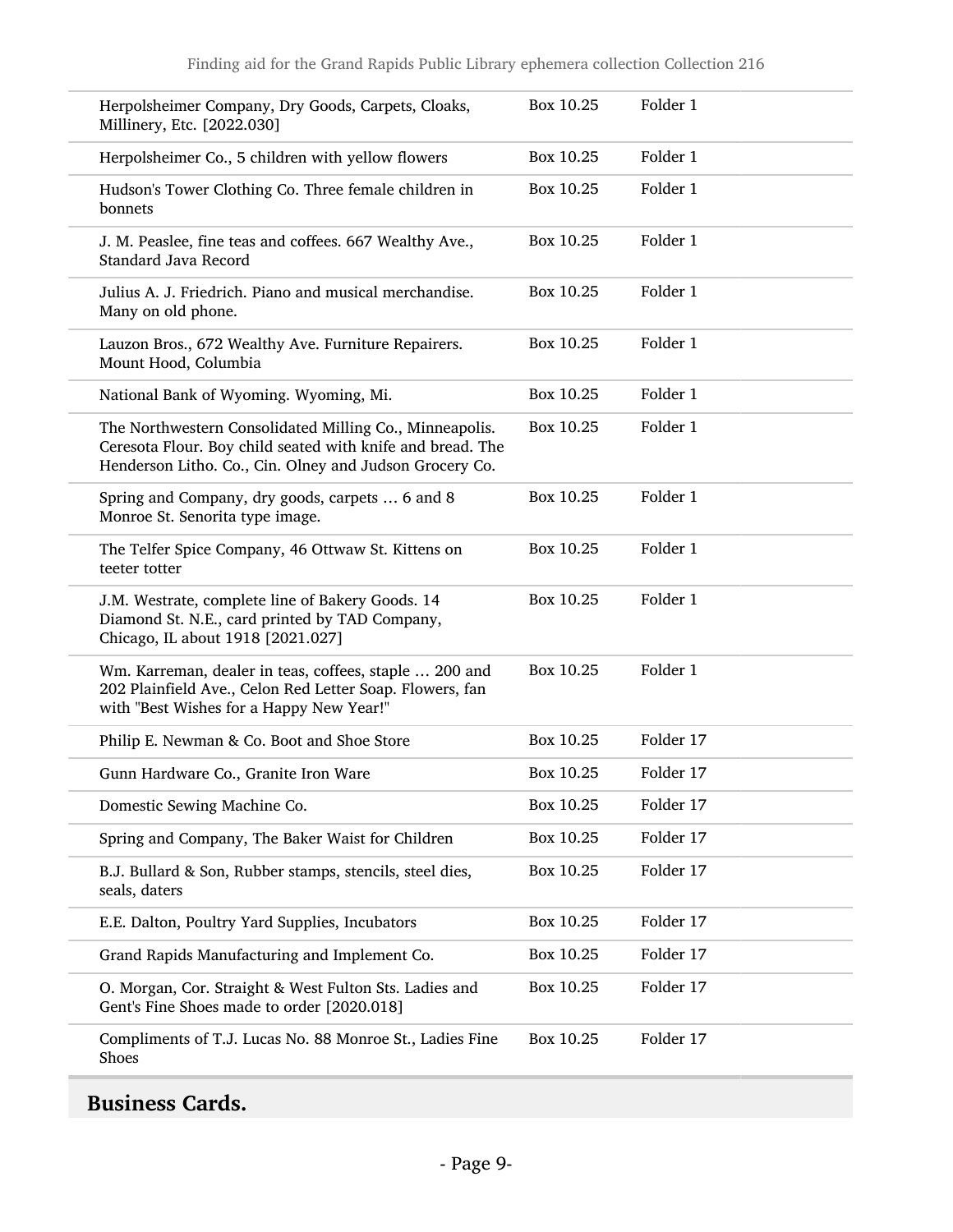| | | |
|---|---|---|
| Herpolsheimer Company, Dry Goods, Carpets, Cloaks, Millinery, Etc. [2022.030] | Box 10.25 | Folder 1 |
| Herpolsheimer Co., 5 children with yellow flowers | Box 10.25 | Folder 1 |
| Hudson's Tower Clothing Co. Three female children in bonnets | Box 10.25 | Folder 1 |
| J. M. Peaslee, fine teas and coffees. 667 Wealthy Ave., Standard Java Record | Box 10.25 | Folder 1 |
| Julius A. J. Friedrich. Piano and musical merchandise. Many on old phone. | Box 10.25 | Folder 1 |
| Lauzon Bros., 672 Wealthy Ave. Furniture Repairers. Mount Hood, Columbia | Box 10.25 | Folder 1 |
| National Bank of Wyoming. Wyoming, Mi. | Box 10.25 | Folder 1 |
| The Northwestern Consolidated Milling Co., Minneapolis. Ceresota Flour. Boy child seated with knife and bread. The Henderson Litho. Co., Cin. Olney and Judson Grocery Co. | Box 10.25 | Folder 1 |
| Spring and Company, dry goods, carpets … 6 and 8 Monroe St. Senorita type image. | Box 10.25 | Folder 1 |
| The Telfer Spice Company, 46 Ottwaw St. Kittens on teeter totter | Box 10.25 | Folder 1 |
| J.M. Westrate, complete line of Bakery Goods. 14 Diamond St. N.E., card printed by TAD Company, Chicago, IL about 1918 [2021.027] | Box 10.25 | Folder 1 |
| Wm. Karreman, dealer in teas, coffees, staple … 200 and 202 Plainfield Ave., Celon Red Letter Soap. Flowers, fan with "Best Wishes for a Happy New Year!" | Box 10.25 | Folder 1 |
| Philip E. Newman & Co. Boot and Shoe Store | Box 10.25 | Folder 17 |
| Gunn Hardware Co., Granite Iron Ware | Box 10.25 | Folder 17 |
| Domestic Sewing Machine Co. | Box 10.25 | Folder 17 |
| Spring and Company, The Baker Waist for Children | Box 10.25 | Folder 17 |
| B.J. Bullard & Son, Rubber stamps, stencils, steel dies, seals, daters | Box 10.25 | Folder 17 |
| E.E. Dalton, Poultry Yard Supplies, Incubators | Box 10.25 | Folder 17 |
| Grand Rapids Manufacturing and Implement Co. | Box 10.25 | Folder 17 |
| O. Morgan, Cor. Straight & West Fulton Sts. Ladies and Gent's Fine Shoes made to order [2020.018] | Box 10.25 | Folder 17 |
| Compliments of T.J. Lucas No. 88 Monroe St., Ladies Fine Shoes | Box 10.25 | Folder 17 |

## Business Cards.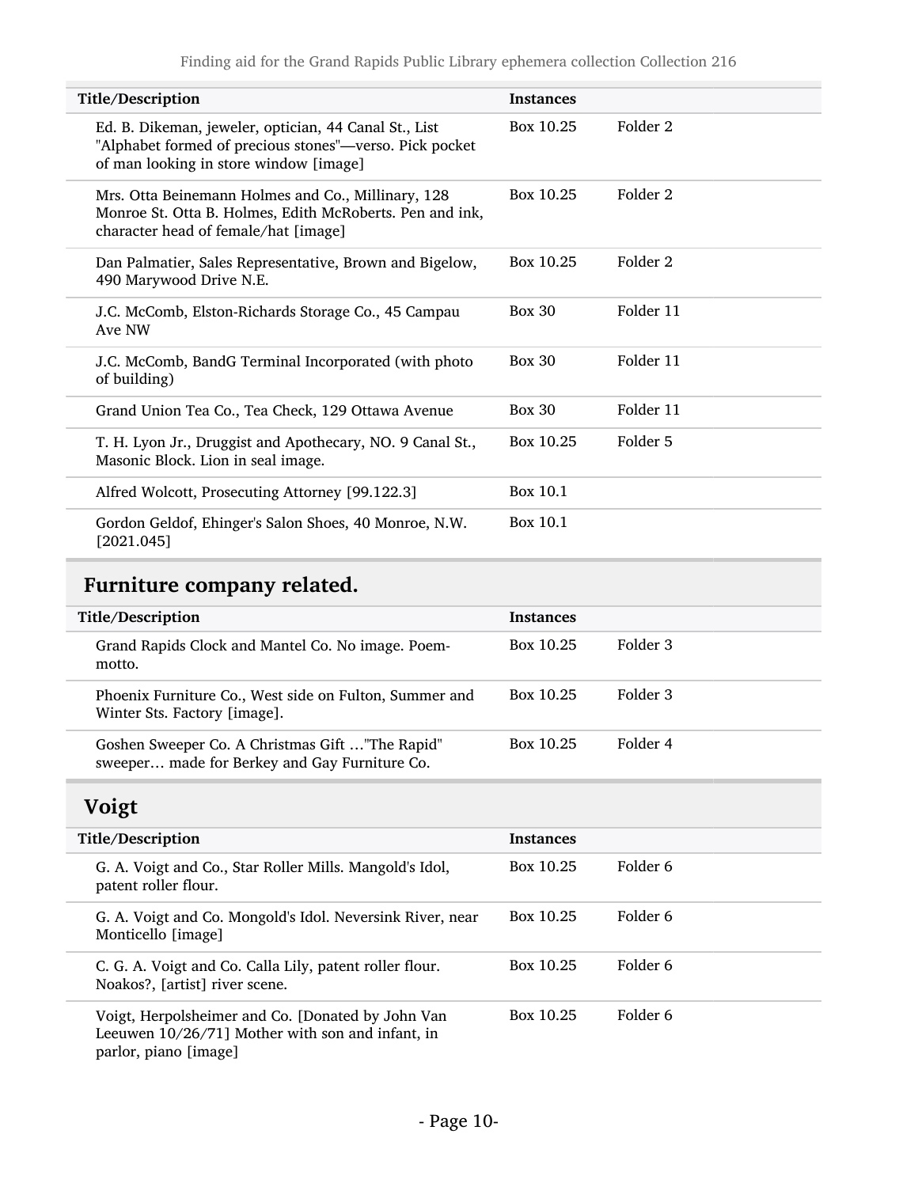| Title/Description | Instances | |
|---|---|---|
| Ed. B. Dikeman, jeweler, optician, 44 Canal St., List "Alphabet formed of precious stones"—verso. Pick pocket of man looking in store window [image] | Box 10.25 | Folder 2 |
| Mrs. Otta Beinemann Holmes and Co., Millinary, 128 Monroe St. Otta B. Holmes, Edith McRoberts. Pen and ink, character head of female/hat [image] | Box 10.25 | Folder 2 |
| Dan Palmatier, Sales Representative, Brown and Bigelow, 490 Marywood Drive N.E. | Box 10.25 | Folder 2 |
| J.C. McComb, Elston-Richards Storage Co., 45 Campau Ave NW | Box 30 | Folder 11 |
| J.C. McComb, BandG Terminal Incorporated (with photo of building) | Box 30 | Folder 11 |
| Grand Union Tea Co., Tea Check, 129 Ottawa Avenue | Box 30 | Folder 11 |
| T. H. Lyon Jr., Druggist and Apothecary, NO. 9 Canal St., Masonic Block. Lion in seal image. | Box 10.25 | Folder 5 |
| Alfred Wolcott, Prosecuting Attorney [99.122.3] | Box 10.1 | |
| Gordon Geldof, Ehinger's Salon Shoes, 40 Monroe, N.W. [2021.045] | Box 10.1 | |

## Furniture company related.

| Title/Description | Instances | |
|---|---|---|
| Grand Rapids Clock and Mantel Co. No image. Poem-motto. | Box 10.25 | Folder 3 |
| Phoenix Furniture Co., West side on Fulton, Summer and Winter Sts. Factory [image]. | Box 10.25 | Folder 3 |
| Goshen Sweeper Co. A Christmas Gift …"The Rapid" sweeper… made for Berkey and Gay Furniture Co. | Box 10.25 | Folder 4 |

## Voigt

| Title/Description | Instances | |
|---|---|---|
| G. A. Voigt and Co., Star Roller Mills. Mangold's Idol, patent roller flour. | Box 10.25 | Folder 6 |
| G. A. Voigt and Co. Mongold's Idol. Neversink River, near Monticello [image] | Box 10.25 | Folder 6 |
| C. G. A. Voigt and Co. Calla Lily, patent roller flour. Noakos?, [artist] river scene. | Box 10.25 | Folder 6 |
| Voigt, Herpolsheimer and Co. [Donated by John Van Leeuwen 10/26/71] Mother with son and infant, in parlor, piano [image] | Box 10.25 | Folder 6 |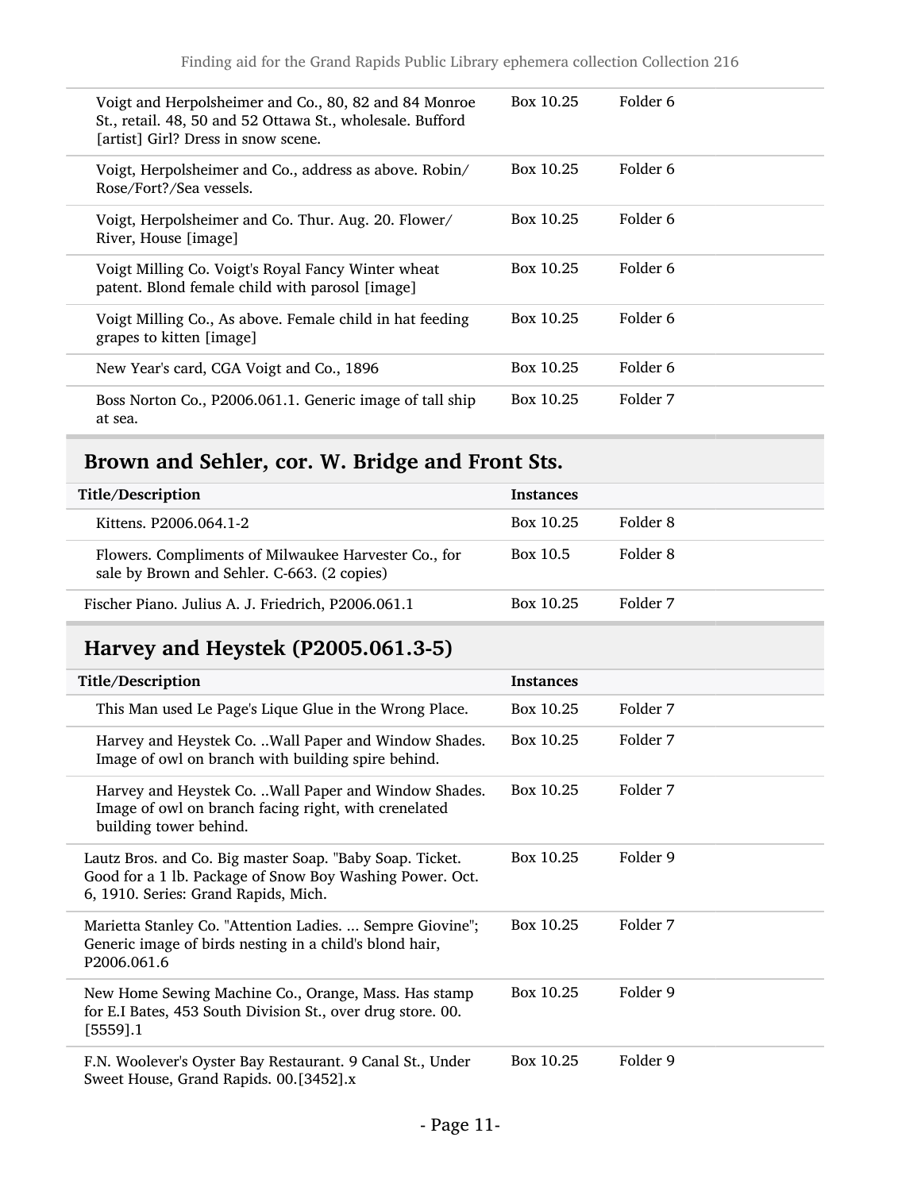| | | |
|---|---|---|
| Voigt and Herpolsheimer and Co., 80, 82 and 84 Monroe St., retail. 48, 50 and 52 Ottawa St., wholesale. Bufford [artist] Girl? Dress in snow scene. | Box 10.25 | Folder 6 |
| Voigt, Herpolsheimer and Co., address as above. Robin/ Rose/Fort?/Sea vessels. | Box 10.25 | Folder 6 |
| Voigt, Herpolsheimer and Co. Thur. Aug. 20. Flower/ River, House [image] | Box 10.25 | Folder 6 |
| Voigt Milling Co. Voigt's Royal Fancy Winter wheat patent. Blond female child with parosol [image] | Box 10.25 | Folder 6 |
| Voigt Milling Co., As above. Female child in hat feeding grapes to kitten [image] | Box 10.25 | Folder 6 |
| New Year's card, CGA Voigt and Co., 1896 | Box 10.25 | Folder 6 |
| Boss Norton Co., P2006.061.1. Generic image of tall ship at sea. | Box 10.25 | Folder 7 |

## Brown and Sehler, cor. W. Bridge and Front Sts.

| Title/Description | Instances | |
|---|---|---|
| Kittens. P2006.064.1-2 | Box 10.25 | Folder 8 |
| Flowers. Compliments of Milwaukee Harvester Co., for sale by Brown and Sehler. C-663. (2 copies) | Box 10.5 | Folder 8 |
| Fischer Piano. Julius A. J. Friedrich, P2006.061.1 | Box 10.25 | Folder 7 |

## Harvey and Heystek (P2005.061.3-5)

| Title/Description | Instances | |
|---|---|---|
| This Man used Le Page's Lique Glue in the Wrong Place. | Box 10.25 | Folder 7 |
| Harvey and Heystek Co. ..Wall Paper and Window Shades. Image of owl on branch with building spire behind. | Box 10.25 | Folder 7 |
| Harvey and Heystek Co. ..Wall Paper and Window Shades. Image of owl on branch facing right, with crenelated building tower behind. | Box 10.25 | Folder 7 |
| Lautz Bros. and Co. Big master Soap. "Baby Soap. Ticket. Good for a 1 lb. Package of Snow Boy Washing Power. Oct. 6, 1910. Series: Grand Rapids, Mich. | Box 10.25 | Folder 9 |
| Marietta Stanley Co. "Attention Ladies. ... Sempre Giovine"; Generic image of birds nesting in a child's blond hair, P2006.061.6 | Box 10.25 | Folder 7 |
| New Home Sewing Machine Co., Orange, Mass. Has stamp for E.I Bates, 453 South Division St., over drug store. 00.[5559].1 | Box 10.25 | Folder 9 |
| F.N. Woolever's Oyster Bay Restaurant. 9 Canal St., Under Sweet House, Grand Rapids. 00.[3452].x | Box 10.25 | Folder 9 |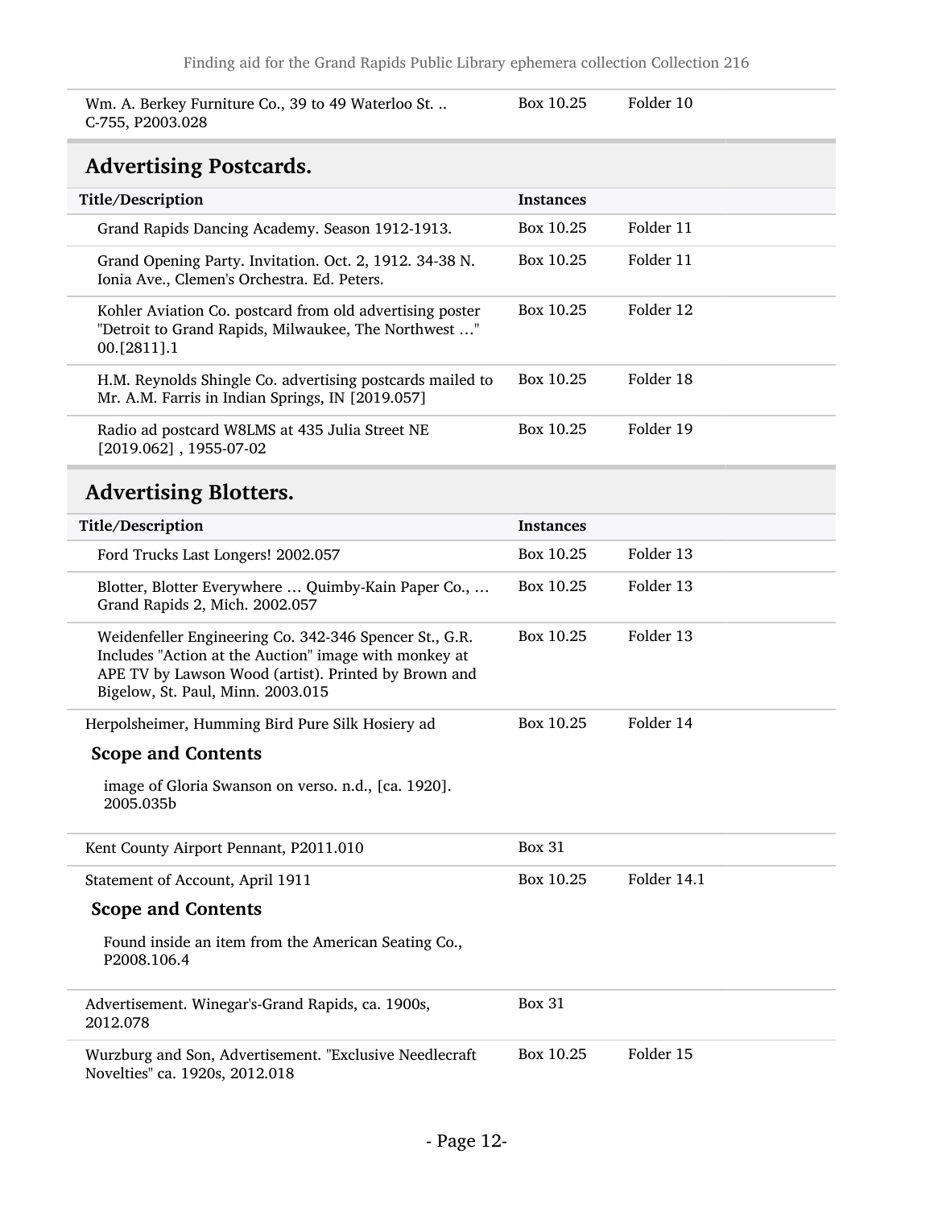| | | |
|---|---|---|
| Wm. A. Berkey Furniture Co., 39 to 49 Waterloo St. .. C-755, P2003.028 | Box 10.25 | Folder 10 |

## Advertising Postcards.

| Title/Description | Instances | |
|---|---|---|
| Grand Rapids Dancing Academy. Season 1912-1913. | Box 10.25 | Folder 11 |
| Grand Opening Party. Invitation. Oct. 2, 1912. 34-38 N. Ionia Ave., Clemen's Orchestra. Ed. Peters. | Box 10.25 | Folder 11 |
| Kohler Aviation Co. postcard from old advertising poster "Detroit to Grand Rapids, Milwaukee, The Northwest …" 00.[2811].1 | Box 10.25 | Folder 12 |
| H.M. Reynolds Shingle Co. advertising postcards mailed to Mr. A.M. Farris in Indian Springs, IN [2019.057] | Box 10.25 | Folder 18 |
| Radio ad postcard W8LMS at 435 Julia Street NE [2019.062] , 1955-07-02 | Box 10.25 | Folder 19 |

## Advertising Blotters.

| Title/Description | Instances | |
|---|---|---|
| Ford Trucks Last Longers! 2002.057 | Box 10.25 | Folder 13 |
| Blotter, Blotter Everywhere … Quimby-Kain Paper Co., … Grand Rapids 2, Mich. 2002.057 | Box 10.25 | Folder 13 |
| Weidenfeller Engineering Co. 342-346 Spencer St., G.R. Includes "Action at the Auction" image with monkey at APE TV by Lawson Wood (artist). Printed by Brown and Bigelow, St. Paul, Minn. 2003.015 | Box 10.25 | Folder 13 |

| | | |
|---|---|---|
| Herpolsheimer, Humming Bird Pure Silk Hosiery ad | Box 10.25 | Folder 14 |

### Scope and Contents

image of Gloria Swanson on verso. n.d., [ca. 1920]. 2005.035b

| | | |
|---|---|---|
| Kent County Airport Pennant, P2011.010 | Box 31 | |
| Statement of Account, April 1911 | Box 10.25 | Folder 14.1 |

### Scope and Contents

Found inside an item from the American Seating Co., P2008.106.4

| | | |
|---|---|---|
| Advertisement. Winegar's-Grand Rapids, ca. 1900s, 2012.078 | Box 31 | |
| Wurzburg and Son, Advertisement. "Exclusive Needlecraft Novelties" ca. 1920s, 2012.018 | Box 10.25 | Folder 15 |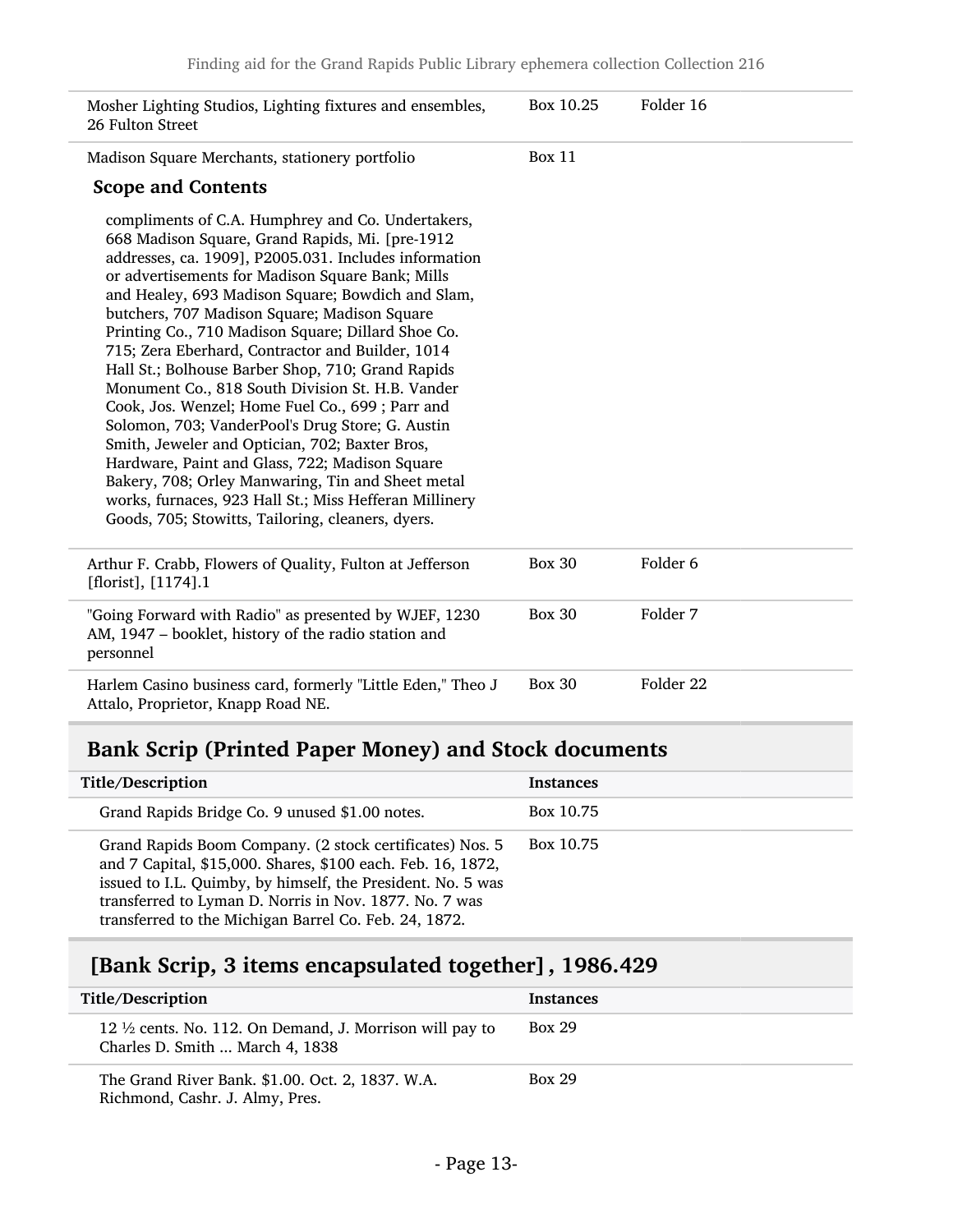| | | |
|---|---|---|
| Mosher Lighting Studios, Lighting fixtures and ensembles, 26 Fulton Street | Box 10.25 | Folder 16 |
| Madison Square Merchants, stationery portfolio | Box 11 | |

**Scope and Contents**

compliments of C.A. Humphrey and Co. Undertakers, 668 Madison Square, Grand Rapids, Mi. [pre-1912 addresses, ca. 1909], P2005.031. Includes information or advertisements for Madison Square Bank; Mills and Healey, 693 Madison Square; Bowdich and Slam, butchers, 707 Madison Square; Madison Square Printing Co., 710 Madison Square; Dillard Shoe Co. 715; Zera Eberhard, Contractor and Builder, 1014 Hall St.; Bolhouse Barber Shop, 710; Grand Rapids Monument Co., 818 South Division St. H.B. Vander Cook, Jos. Wenzel; Home Fuel Co., 699 ; Parr and Solomon, 703; VanderPool's Drug Store; G. Austin Smith, Jeweler and Optician, 702; Baxter Bros, Hardware, Paint and Glass, 722; Madison Square Bakery, 708; Orley Manwaring, Tin and Sheet metal works, furnaces, 923 Hall St.; Miss Hefferan Millinery Goods, 705; Stowitts, Tailoring, cleaners, dyers.

| | | |
|---|---|---|
| Arthur F. Crabb, Flowers of Quality, Fulton at Jefferson [florist], [1174].1 | Box 30 | Folder 6 |
| "Going Forward with Radio" as presented by WJEF, 1230 AM, 1947 – booklet, history of the radio station and personnel | Box 30 | Folder 7 |
| Harlem Casino business card, formerly "Little Eden," Theo J Attalo, Proprietor, Knapp Road NE. | Box 30 | Folder 22 |

## Bank Scrip (Printed Paper Money) and Stock documents

| Title/Description | Instances |
|---|---|
| Grand Rapids Bridge Co. 9 unused $1.00 notes. | Box 10.75 |
| Grand Rapids Boom Company. (2 stock certificates) Nos. 5 and 7 Capital, $15,000. Shares, $100 each. Feb. 16, 1872, issued to I.L. Quimby, by himself, the President. No. 5 was transferred to Lyman D. Norris in Nov. 1877. No. 7 was transferred to the Michigan Barrel Co. Feb. 24, 1872. | Box 10.75 |

## [Bank Scrip, 3 items encapsulated together] , 1986.429

| Title/Description | Instances |
|---|---|
| 12 ½ cents. No. 112. On Demand, J. Morrison will pay to Charles D. Smith ... March 4, 1838 | Box 29 |
| The Grand River Bank. $1.00. Oct. 2, 1837. W.A. Richmond, Cashr. J. Almy, Pres. | Box 29 |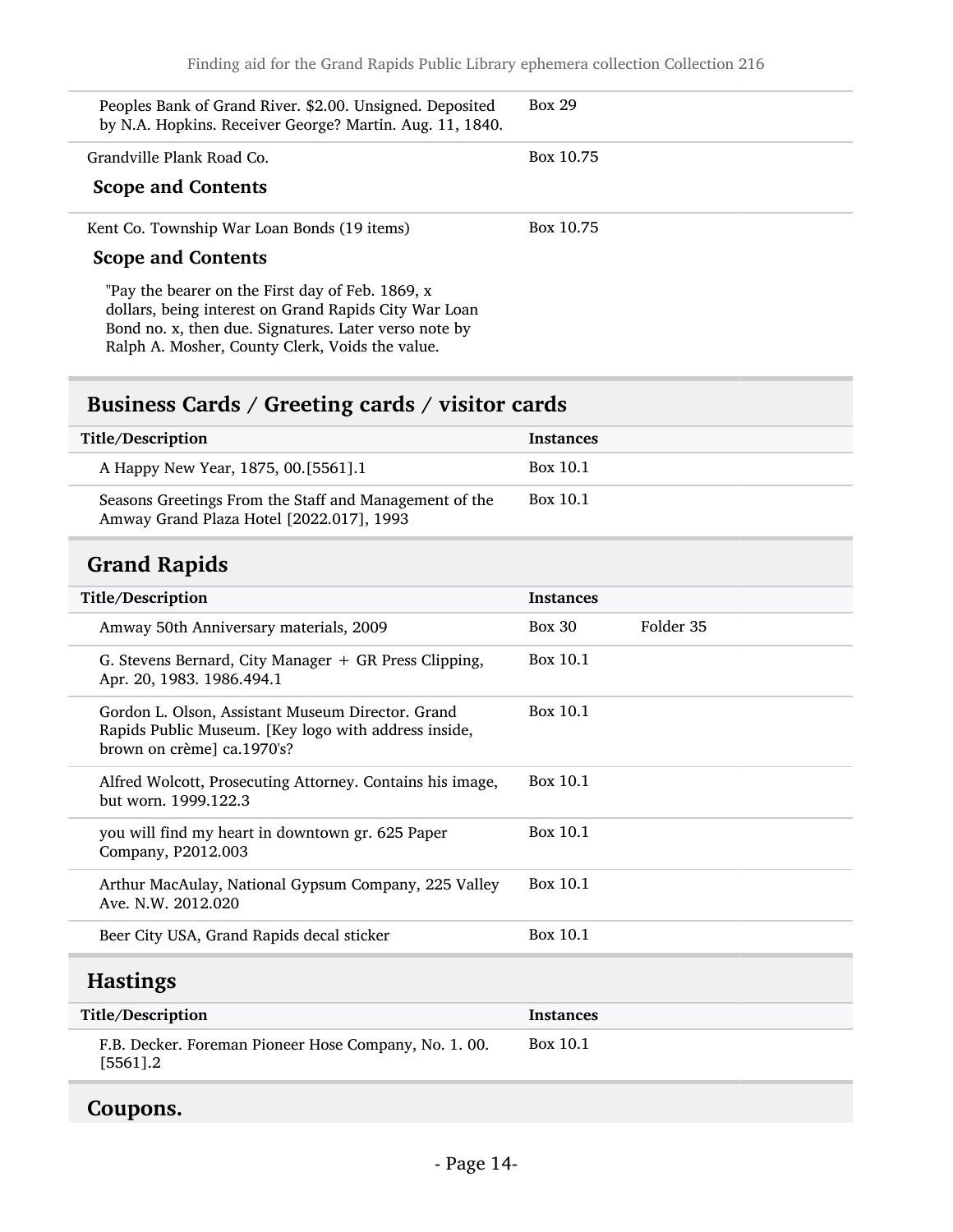| | | |
|---|---|---|
| Peoples Bank of Grand River. $2.00. Unsigned. Deposited by N.A. Hopkins. Receiver George? Martin. Aug. 11, 1840. | Box 29 | |
| Grandville Plank Road Co. | Box 10.75 | |

**Scope and Contents**

| | | |
|---|---|---|
| Kent Co. Township War Loan Bonds (19 items) | Box 10.75 | |

**Scope and Contents**

"Pay the bearer on the First day of Feb. 1869, x dollars, being interest on Grand Rapids City War Loan Bond no. x, then due. Signatures. Later verso note by Ralph A. Mosher, County Clerk, Voids the value.

## Business Cards / Greeting cards / visitor cards

| Title/Description | Instances | |
|---|---|---|
| A Happy New Year, 1875, 00.[5561].1 | Box 10.1 | |
| Seasons Greetings From the Staff and Management of the Amway Grand Plaza Hotel [2022.017], 1993 | Box 10.1 | |

## Grand Rapids

| Title/Description | Instances | |
|---|---|---|
| Amway 50th Anniversary materials, 2009 | Box 30 | Folder 35 |
| G. Stevens Bernard, City Manager + GR Press Clipping, Apr. 20, 1983. 1986.494.1 | Box 10.1 | |
| Gordon L. Olson, Assistant Museum Director. Grand Rapids Public Museum. [Key logo with address inside, brown on crème] ca.1970's? | Box 10.1 | |
| Alfred Wolcott, Prosecuting Attorney. Contains his image, but worn. 1999.122.3 | Box 10.1 | |
| you will find my heart in downtown gr. 625 Paper Company, P2012.003 | Box 10.1 | |
| Arthur MacAulay, National Gypsum Company, 225 Valley Ave. N.W. 2012.020 | Box 10.1 | |
| Beer City USA, Grand Rapids decal sticker | Box 10.1 | |

## Hastings

| Title/Description | Instances | |
|---|---|---|
| F.B. Decker. Foreman Pioneer Hose Company, No. 1. 00.[5561].2 | Box 10.1 | |

## Coupons.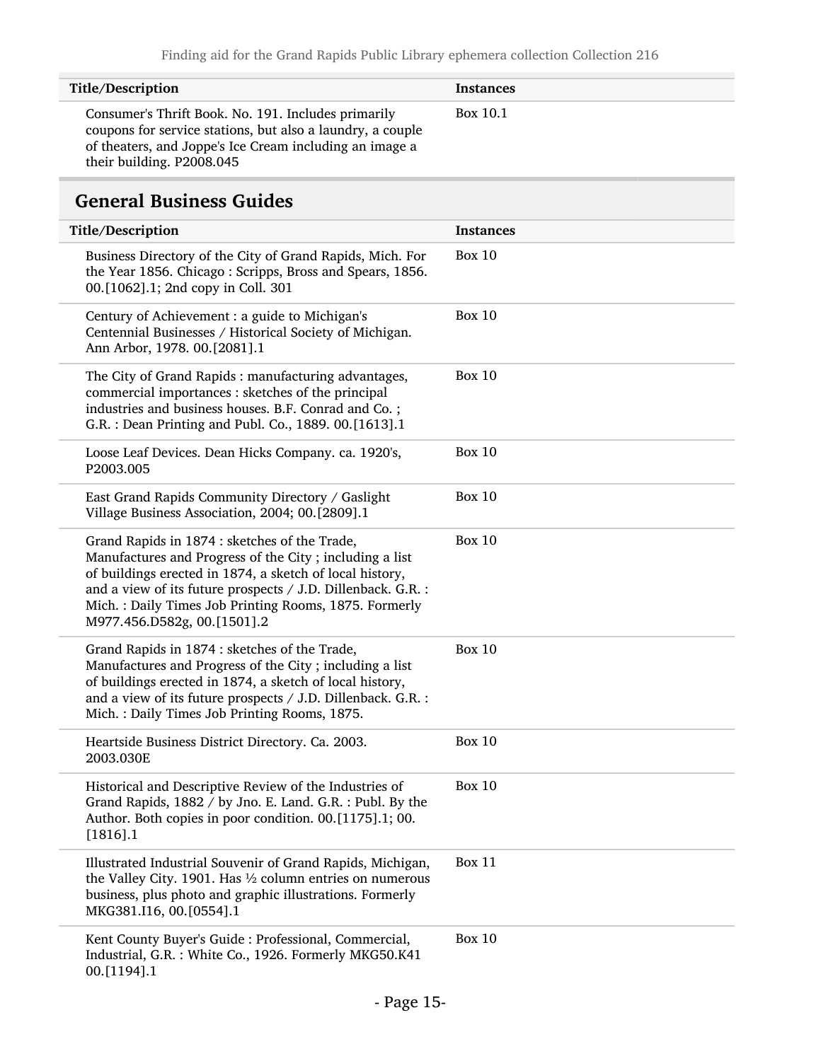| Title/Description | Instances |
| --- | --- |
| Consumer's Thrift Book. No. 191. Includes primarily coupons for service stations, but also a laundry, a couple of theaters, and Joppe's Ice Cream including an image a their building. P2008.045 | Box 10.1 |

## General Business Guides

| Title/Description | Instances |
| --- | --- |
| Business Directory of the City of Grand Rapids, Mich. For the Year 1856. Chicago : Scripps, Bross and Spears, 1856. 00.[1062].1; 2nd copy in Coll. 301 | Box 10 |
| Century of Achievement : a guide to Michigan's Centennial Businesses / Historical Society of Michigan. Ann Arbor, 1978. 00.[2081].1 | Box 10 |
| The City of Grand Rapids : manufacturing advantages, commercial importances : sketches of the principal industries and business houses. B.F. Conrad and Co. ; G.R. : Dean Printing and Publ. Co., 1889. 00.[1613].1 | Box 10 |
| Loose Leaf Devices. Dean Hicks Company. ca. 1920's, P2003.005 | Box 10 |
| East Grand Rapids Community Directory / Gaslight Village Business Association, 2004; 00.[2809].1 | Box 10 |
| Grand Rapids in 1874 : sketches of the Trade, Manufactures and Progress of the City ; including a list of buildings erected in 1874, a sketch of local history, and a view of its future prospects / J.D. Dillenback. G.R. : Mich. : Daily Times Job Printing Rooms, 1875. Formerly M977.456.D582g, 00.[1501].2 | Box 10 |
| Grand Rapids in 1874 : sketches of the Trade, Manufactures and Progress of the City ; including a list of buildings erected in 1874, a sketch of local history, and a view of its future prospects / J.D. Dillenback. G.R. : Mich. : Daily Times Job Printing Rooms, 1875. | Box 10 |
| Heartside Business District Directory. Ca. 2003. 2003.030E | Box 10 |
| Historical and Descriptive Review of the Industries of Grand Rapids, 1882 / by Jno. E. Land. G.R. : Publ. By the Author. Both copies in poor condition. 00.[1175].1; 00.[1816].1 | Box 10 |
| Illustrated Industrial Souvenir of Grand Rapids, Michigan, the Valley City. 1901. Has ½ column entries on numerous business, plus photo and graphic illustrations. Formerly MKG381.I16, 00.[0554].1 | Box 11 |
| Kent County Buyer's Guide : Professional, Commercial, Industrial, G.R. : White Co., 1926. Formerly MKG50.K41 00.[1194].1 | Box 10 |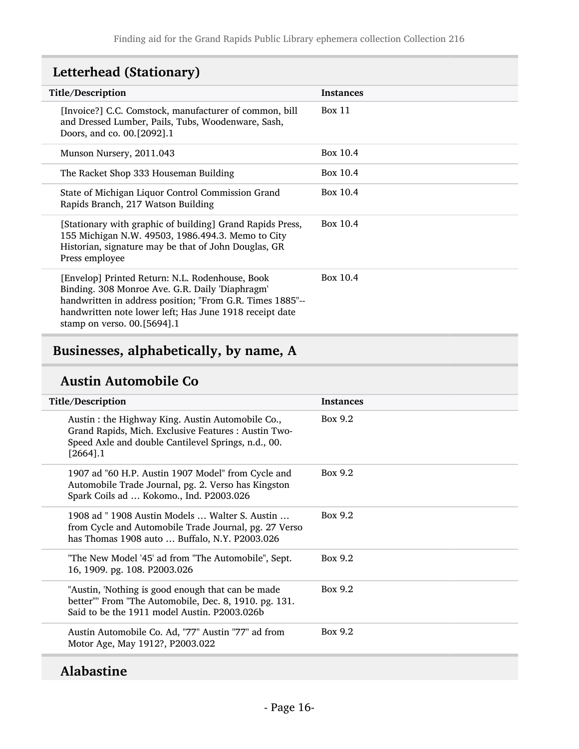## Letterhead (Stationary)

| Title/Description | Instances |
| --- | --- |
| [Invoice?] C.C. Comstock, manufacturer of common, bill and Dressed Lumber, Pails, Tubs, Woodenware, Sash, Doors, and co. 00.[2092].1 | Box 11 |
| Munson Nursery, 2011.043 | Box 10.4 |
| The Racket Shop 333 Houseman Building | Box 10.4 |
| State of Michigan Liquor Control Commission Grand Rapids Branch, 217 Watson Building | Box 10.4 |
| [Stationary with graphic of building] Grand Rapids Press, 155 Michigan N.W. 49503, 1986.494.3. Memo to City Historian, signature may be that of John Douglas, GR Press employee | Box 10.4 |
| [Envelop] Printed Return: N.L. Rodenhouse, Book Binding. 308 Monroe Ave. G.R. Daily 'Diaphragm' handwritten in address position; "From G.R. Times 1885"--handwritten note lower left; Has June 1918 receipt date stamp on verso. 00.[5694].1 | Box 10.4 |

## Businesses, alphabetically, by name, A

### Austin Automobile Co

| Title/Description | Instances |
| --- | --- |
| Austin : the Highway King. Austin Automobile Co., Grand Rapids, Mich. Exclusive Features : Austin Two-Speed Axle and double Cantilevel Springs, n.d., 00.[2664].1 | Box 9.2 |
| 1907 ad "60 H.P. Austin 1907 Model" from Cycle and Automobile Trade Journal, pg. 2. Verso has Kingston Spark Coils ad … Kokomo., Ind. P2003.026 | Box 9.2 |
| 1908 ad " 1908 Austin Models … Walter S. Austin … from Cycle and Automobile Trade Journal, pg. 27 Verso has Thomas 1908 auto … Buffalo, N.Y. P2003.026 | Box 9.2 |
| "The New Model '45' ad from "The Automobile", Sept. 16, 1909. pg. 108. P2003.026 | Box 9.2 |
| "Austin, 'Nothing is good enough that can be made better'" From "The Automobile, Dec. 8, 1910. pg. 131. Said to be the 1911 model Austin. P2003.026b | Box 9.2 |
| Austin Automobile Co. Ad, "77" Austin "77" ad from Motor Age, May 1912?, P2003.022 | Box 9.2 |

### Alabastine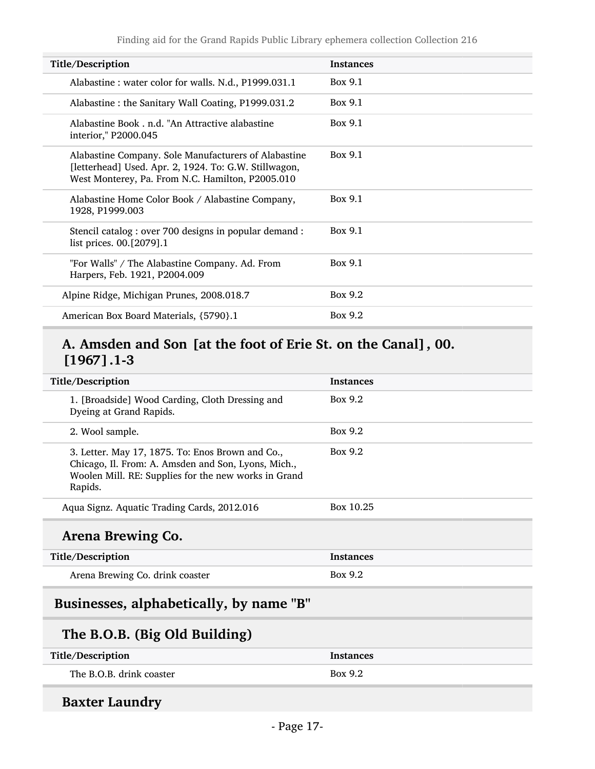| Title/Description | Instances |
|---|---|
| Alabastine : water color for walls. N.d., P1999.031.1 | Box 9.1 |
| Alabastine : the Sanitary Wall Coating, P1999.031.2 | Box 9.1 |
| Alabastine Book . n.d. "An Attractive alabastine interior," P2000.045 | Box 9.1 |
| Alabastine Company. Sole Manufacturers of Alabastine [letterhead] Used. Apr. 2, 1924. To: G.W. Stillwagon, West Monterey, Pa. From N.C. Hamilton, P2005.010 | Box 9.1 |
| Alabastine Home Color Book / Alabastine Company, 1928, P1999.003 | Box 9.1 |
| Stencil catalog : over 700 designs in popular demand : list prices. 00.[2079].1 | Box 9.1 |
| "For Walls" / The Alabastine Company. Ad. From Harpers, Feb. 1921, P2004.009 | Box 9.1 |
| Alpine Ridge, Michigan Prunes, 2008.018.7 | Box 9.2 |
| American Box Board Materials, {5790}.1 | Box 9.2 |

## A. Amsden and Son [at the foot of Erie St. on the Canal], 00.[1967].1-3

| Title/Description | Instances |
|---|---|
| 1. [Broadside] Wood Carding, Cloth Dressing and Dyeing at Grand Rapids. | Box 9.2 |
| 2. Wool sample. | Box 9.2 |
| 3. Letter. May 17, 1875. To: Enos Brown and Co., Chicago, Il. From: A. Amsden and Son, Lyons, Mich., Woolen Mill. RE: Supplies for the new works in Grand Rapids. | Box 9.2 |
| Aqua Signz. Aquatic Trading Cards, 2012.016 | Box 10.25 |

## Arena Brewing Co.

| Title/Description | Instances |
|---|---|
| Arena Brewing Co. drink coaster | Box 9.2 |

## Businesses, alphabetically, by name "B"

## The B.O.B. (Big Old Building)

| Title/Description | Instances |
|---|---|
| The B.O.B. drink coaster | Box 9.2 |

## Baxter Laundry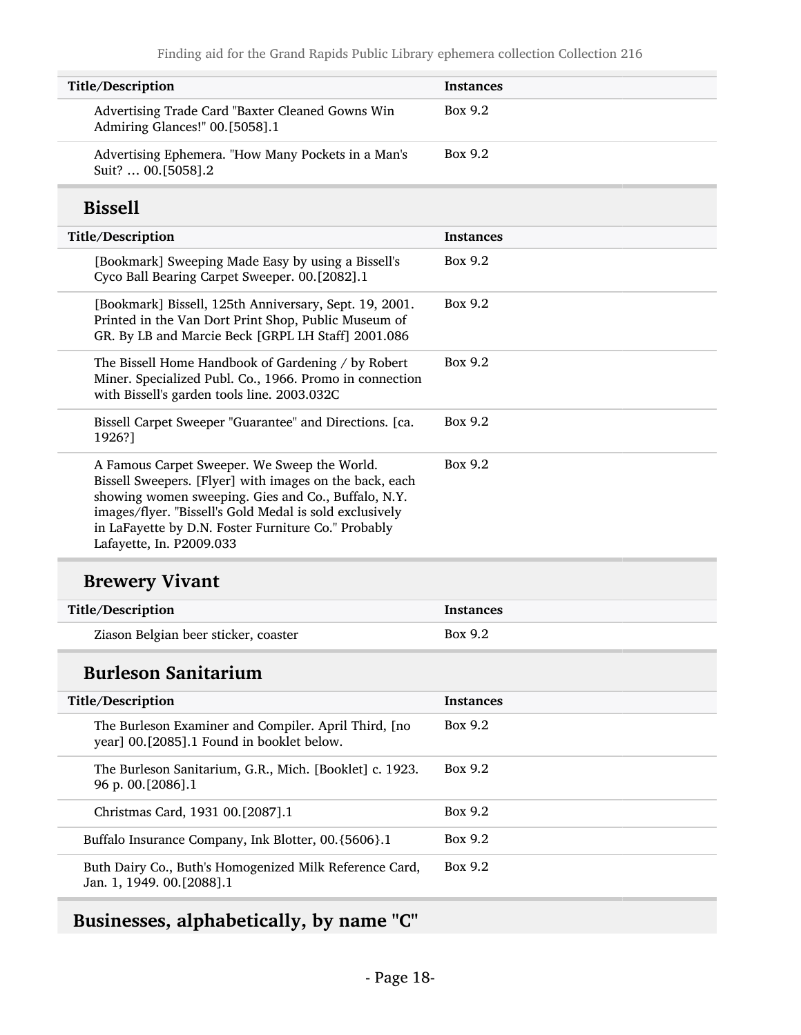| Title/Description | Instances |
| --- | --- |
| Advertising Trade Card "Baxter Cleaned Gowns Win Admiring Glances!" 00.[5058].1 | Box 9.2 |
| Advertising Ephemera. "How Many Pockets in a Man's Suit? … 00.[5058].2 | Box 9.2 |

### Bissell

| Title/Description | Instances |
| --- | --- |
| [Bookmark] Sweeping Made Easy by using a Bissell's Cyco Ball Bearing Carpet Sweeper. 00.[2082].1 | Box 9.2 |
| [Bookmark] Bissell, 125th Anniversary, Sept. 19, 2001. Printed in the Van Dort Print Shop, Public Museum of GR. By LB and Marcie Beck [GRPL LH Staff] 2001.086 | Box 9.2 |
| The Bissell Home Handbook of Gardening / by Robert Miner. Specialized Publ. Co., 1966. Promo in connection with Bissell's garden tools line. 2003.032C | Box 9.2 |
| Bissell Carpet Sweeper "Guarantee" and Directions. [ca. 1926?] | Box 9.2 |
| A Famous Carpet Sweeper. We Sweep the World. Bissell Sweepers. [Flyer] with images on the back, each showing women sweeping. Gies and Co., Buffalo, N.Y. images/flyer. "Bissell's Gold Medal is sold exclusively in LaFayette by D.N. Foster Furniture Co." Probably Lafayette, In. P2009.033 | Box 9.2 |

### Brewery Vivant

| Title/Description | Instances |
| --- | --- |
| Ziason Belgian beer sticker, coaster | Box 9.2 |

### Burleson Sanitarium

| Title/Description | Instances |
| --- | --- |
| The Burleson Examiner and Compiler. April Third, [no year] 00.[2085].1 Found in booklet below. | Box 9.2 |
| The Burleson Sanitarium, G.R., Mich. [Booklet] c. 1923. 96 p. 00.[2086].1 | Box 9.2 |
| Christmas Card, 1931 00.[2087].1 | Box 9.2 |
| Buffalo Insurance Company, Ink Blotter, 00.{5606}.1 | Box 9.2 |
| Buth Dairy Co., Buth's Homogenized Milk Reference Card, Jan. 1, 1949. 00.[2088].1 | Box 9.2 |

## Businesses, alphabetically, by name "C"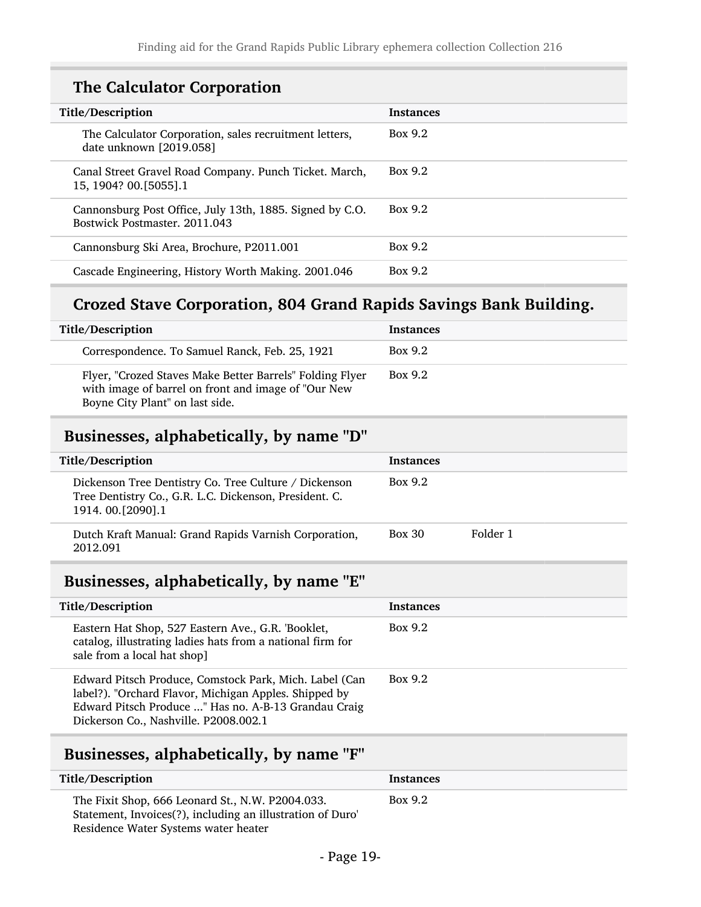## The Calculator Corporation

| Title/Description | Instances | |
|---|---|---|
| The Calculator Corporation, sales recruitment letters, date unknown [2019.058] | Box 9.2 | |
| Canal Street Gravel Road Company. Punch Ticket. March, 15, 1904? 00.[5055].1 | Box 9.2 | |
| Cannonsburg Post Office, July 13th, 1885. Signed by C.O. Bostwick Postmaster. 2011.043 | Box 9.2 | |
| Cannonsburg Ski Area, Brochure, P2011.001 | Box 9.2 | |
| Cascade Engineering, History Worth Making. 2001.046 | Box 9.2 | |

## Crozed Stave Corporation, 804 Grand Rapids Savings Bank Building.

| Title/Description | Instances | |
|---|---|---|
| Correspondence. To Samuel Ranck, Feb. 25, 1921 | Box 9.2 | |
| Flyer, "Crozed Staves Make Better Barrels" Folding Flyer with image of barrel on front and image of "Our New Boyne City Plant" on last side. | Box 9.2 | |

## Businesses, alphabetically, by name "D"

| Title/Description | Instances | |
|---|---|---|
| Dickenson Tree Dentistry Co. Tree Culture / Dickenson Tree Dentistry Co., G.R. L.C. Dickenson, President. C. 1914. 00.[2090].1 | Box 9.2 | |
| Dutch Kraft Manual: Grand Rapids Varnish Corporation, 2012.091 | Box 30 | Folder 1 |

## Businesses, alphabetically, by name "E"

| Title/Description | Instances | |
|---|---|---|
| Eastern Hat Shop, 527 Eastern Ave., G.R. 'Booklet, catalog, illustrating ladies hats from a national firm for sale from a local hat shop] | Box 9.2 | |
| Edward Pitsch Produce, Comstock Park, Mich. Label (Can label?). "Orchard Flavor, Michigan Apples. Shipped by Edward Pitsch Produce ..." Has no. A-B-13 Grandau Craig Dickerson Co., Nashville. P2008.002.1 | Box 9.2 | |

## Businesses, alphabetically, by name "F"

| Title/Description | Instances | |
|---|---|---|
| The Fixit Shop, 666 Leonard St., N.W. P2004.033. Statement, Invoices(?), including an illustration of Duro' Residence Water Systems water heater | Box 9.2 | |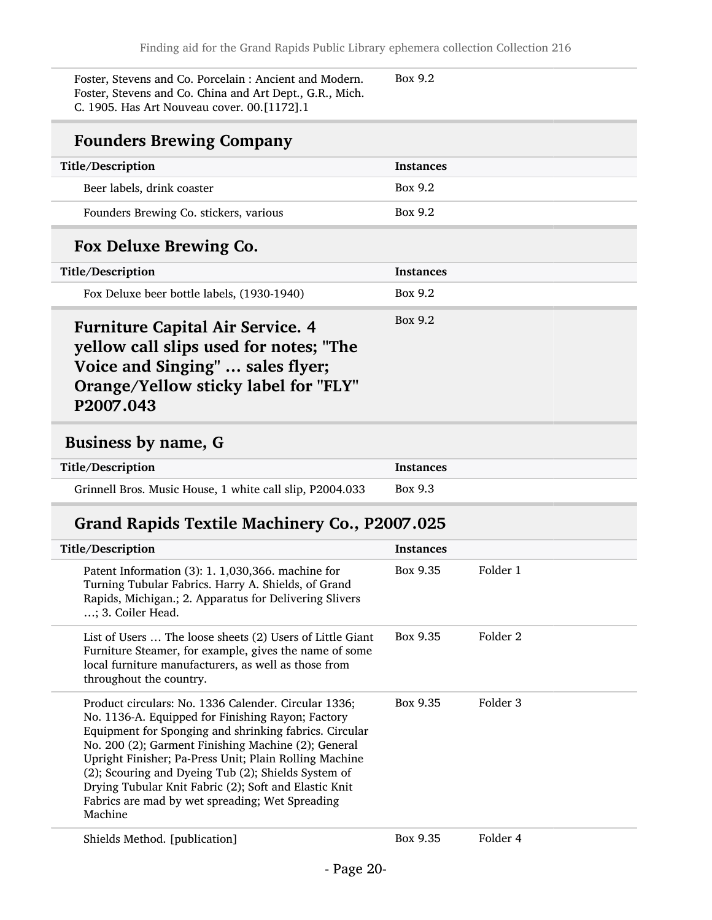| | |
|---|---|
| Foster, Stevens and Co. Porcelain : Ancient and Modern. Foster, Stevens and Co. China and Art Dept., G.R., Mich. C. 1905. Has Art Nouveau cover. 00.[1172].1 | Box 9.2 |

### Founders Brewing Company

| Title/Description | Instances |
|---|---|
| Beer labels, drink coaster | Box 9.2 |
| Founders Brewing Co. stickers, various | Box 9.2 |

### Fox Deluxe Brewing Co.

| Title/Description | Instances |
|---|---|
| Fox Deluxe beer bottle labels, (1930-1940) | Box 9.2 |

### Furniture Capital Air Service. 4 yellow call slips used for notes; "The Voice and Singing" ... sales flyer; Orange/Yellow sticky label for "FLY" P2007.043

Box 9.2

## Business by name, G

| Title/Description | Instances |
|---|---|
| Grinnell Bros. Music House, 1 white call slip, P2004.033 | Box 9.3 |

### Grand Rapids Textile Machinery Co., P2007.025

| Title/Description | Instances | |
|---|---|---|
| Patent Information (3): 1. 1,030,366. machine for Turning Tubular Fabrics. Harry A. Shields, of Grand Rapids, Michigan.; 2. Apparatus for Delivering Slivers …; 3. Coiler Head. | Box 9.35 | Folder 1 |
| List of Users … The loose sheets (2) Users of Little Giant Furniture Steamer, for example, gives the name of some local furniture manufacturers, as well as those from throughout the country. | Box 9.35 | Folder 2 |
| Product circulars: No. 1336 Calender. Circular 1336; No. 1136-A. Equipped for Finishing Rayon; Factory Equipment for Sponging and shrinking fabrics. Circular No. 200 (2); Garment Finishing Machine (2); General Upright Finisher; Pa-Press Unit; Plain Rolling Machine (2); Scouring and Dyeing Tub (2); Shields System of Drying Tubular Knit Fabric (2); Soft and Elastic Knit Fabrics are mad by wet spreading; Wet Spreading Machine | Box 9.35 | Folder 3 |
| Shields Method. [publication] | Box 9.35 | Folder 4 |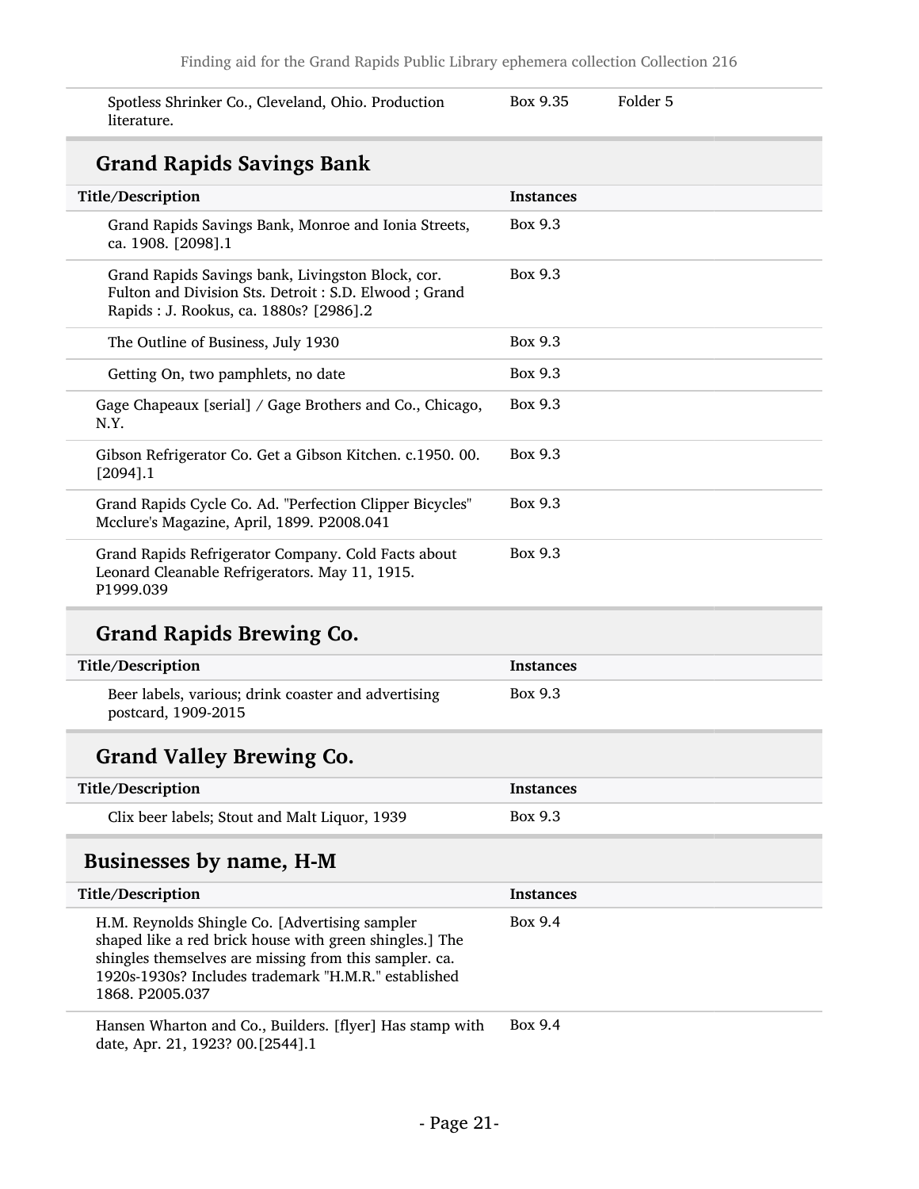| | | |
|---|---|---|
| Spotless Shrinker Co., Cleveland, Ohio. Production literature. | Box 9.35 | Folder 5 |

## Grand Rapids Savings Bank

| Title/Description | Instances |
|---|---|
| Grand Rapids Savings Bank, Monroe and Ionia Streets, ca. 1908. [2098].1 | Box 9.3 |
| Grand Rapids Savings bank, Livingston Block, cor. Fulton and Division Sts. Detroit : S.D. Elwood ; Grand Rapids : J. Rookus, ca. 1880s? [2986].2 | Box 9.3 |
| The Outline of Business, July 1930 | Box 9.3 |
| Getting On, two pamphlets, no date | Box 9.3 |
| Gage Chapeaux [serial] / Gage Brothers and Co., Chicago, N.Y. | Box 9.3 |
| Gibson Refrigerator Co. Get a Gibson Kitchen. c.1950. 00. [2094].1 | Box 9.3 |
| Grand Rapids Cycle Co. Ad. "Perfection Clipper Bicycles" Mcclure's Magazine, April, 1899. P2008.041 | Box 9.3 |
| Grand Rapids Refrigerator Company. Cold Facts about Leonard Cleanable Refrigerators. May 11, 1915. P1999.039 | Box 9.3 |

## Grand Rapids Brewing Co.

| Title/Description | Instances |
|---|---|
| Beer labels, various; drink coaster and advertising postcard, 1909-2015 | Box 9.3 |

## Grand Valley Brewing Co.

| Title/Description | Instances |
|---|---|
| Clix beer labels; Stout and Malt Liquor, 1939 | Box 9.3 |

## Businesses by name, H-M

| Title/Description | Instances |
|---|---|
| H.M. Reynolds Shingle Co. [Advertising sampler shaped like a red brick house with green shingles.] The shingles themselves are missing from this sampler. ca. 1920s-1930s? Includes trademark "H.M.R." established 1868. P2005.037 | Box 9.4 |
| Hansen Wharton and Co., Builders. [flyer] Has stamp with date, Apr. 21, 1923? 00.[2544].1 | Box 9.4 |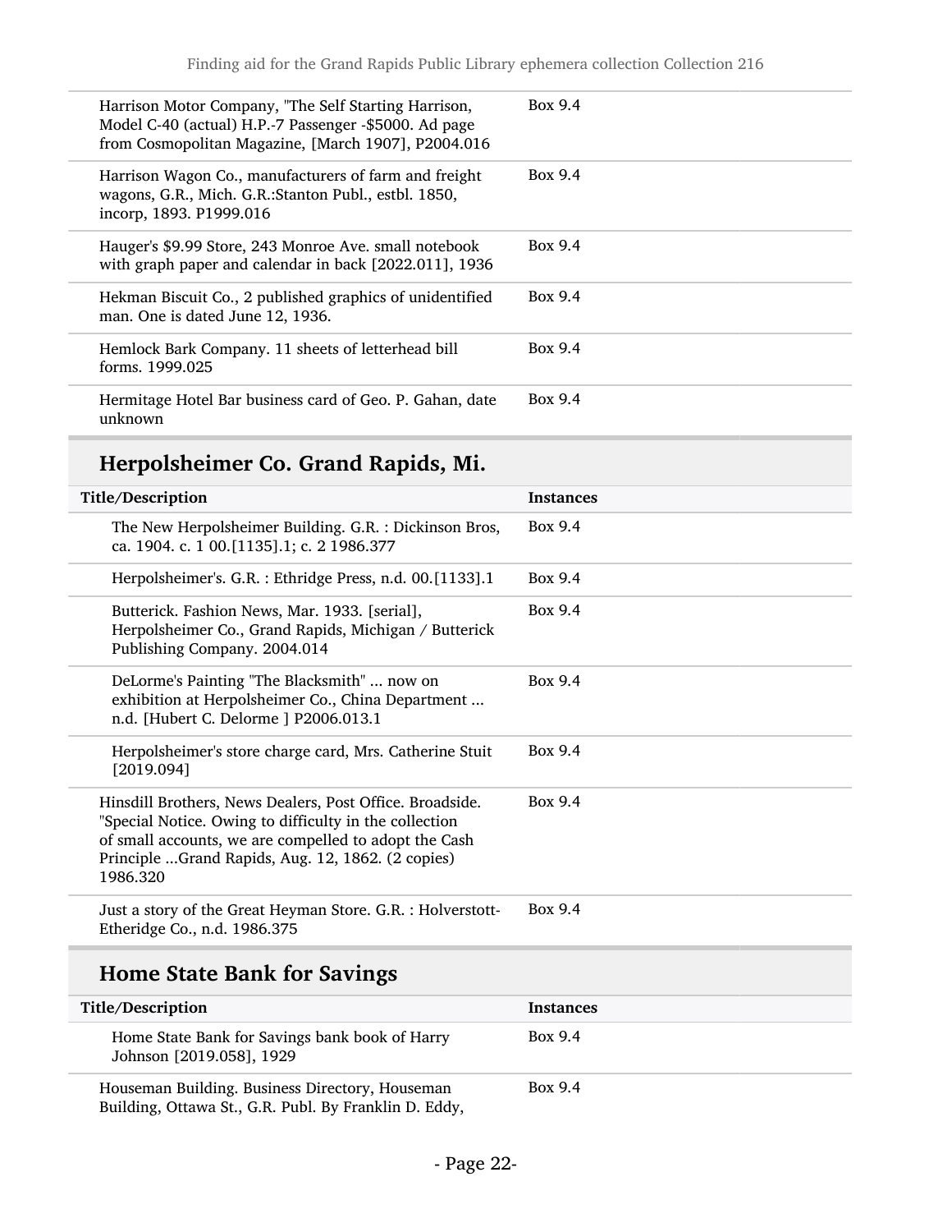| | |
|---|---|
| Harrison Motor Company, "The Self Starting Harrison, Model C-40 (actual) H.P.-7 Passenger -$5000. Ad page from Cosmopolitan Magazine, [March 1907], P2004.016 | Box 9.4 |
| Harrison Wagon Co., manufacturers of farm and freight wagons, G.R., Mich. G.R.:Stanton Publ., estbl. 1850, incorp, 1893. P1999.016 | Box 9.4 |
| Hauger's $9.99 Store, 243 Monroe Ave. small notebook with graph paper and calendar in back [2022.011], 1936 | Box 9.4 |
| Hekman Biscuit Co., 2 published graphics of unidentified man. One is dated June 12, 1936. | Box 9.4 |
| Hemlock Bark Company. 11 sheets of letterhead bill forms. 1999.025 | Box 9.4 |
| Hermitage Hotel Bar business card of Geo. P. Gahan, date unknown | Box 9.4 |

## Herpolsheimer Co. Grand Rapids, Mi.

| Title/Description | Instances |
|---|---|
| The New Herpolsheimer Building. G.R. : Dickinson Bros, ca. 1904. c. 1 00.[1135].1; c. 2 1986.377 | Box 9.4 |
| Herpolsheimer's. G.R. : Ethridge Press, n.d. 00.[1133].1 | Box 9.4 |
| Butterick. Fashion News, Mar. 1933. [serial], Herpolsheimer Co., Grand Rapids, Michigan / Butterick Publishing Company. 2004.014 | Box 9.4 |
| DeLorme's Painting "The Blacksmith" ... now on exhibition at Herpolsheimer Co., China Department ... n.d. [Hubert C. Delorme ] P2006.013.1 | Box 9.4 |
| Herpolsheimer's store charge card, Mrs. Catherine Stuit [2019.094] | Box 9.4 |
| Hinsdill Brothers, News Dealers, Post Office. Broadside. "Special Notice. Owing to difficulty in the collection of small accounts, we are compelled to adopt the Cash Principle ...Grand Rapids, Aug. 12, 1862. (2 copies) 1986.320 | Box 9.4 |
| Just a story of the Great Heyman Store. G.R. : Holverstott-Etheridge Co., n.d. 1986.375 | Box 9.4 |

## Home State Bank for Savings

| Title/Description | Instances |
|---|---|
| Home State Bank for Savings bank book of Harry Johnson [2019.058], 1929 | Box 9.4 |
| Houseman Building. Business Directory, Houseman Building, Ottawa St., G.R. Publ. By Franklin D. Eddy, | Box 9.4 |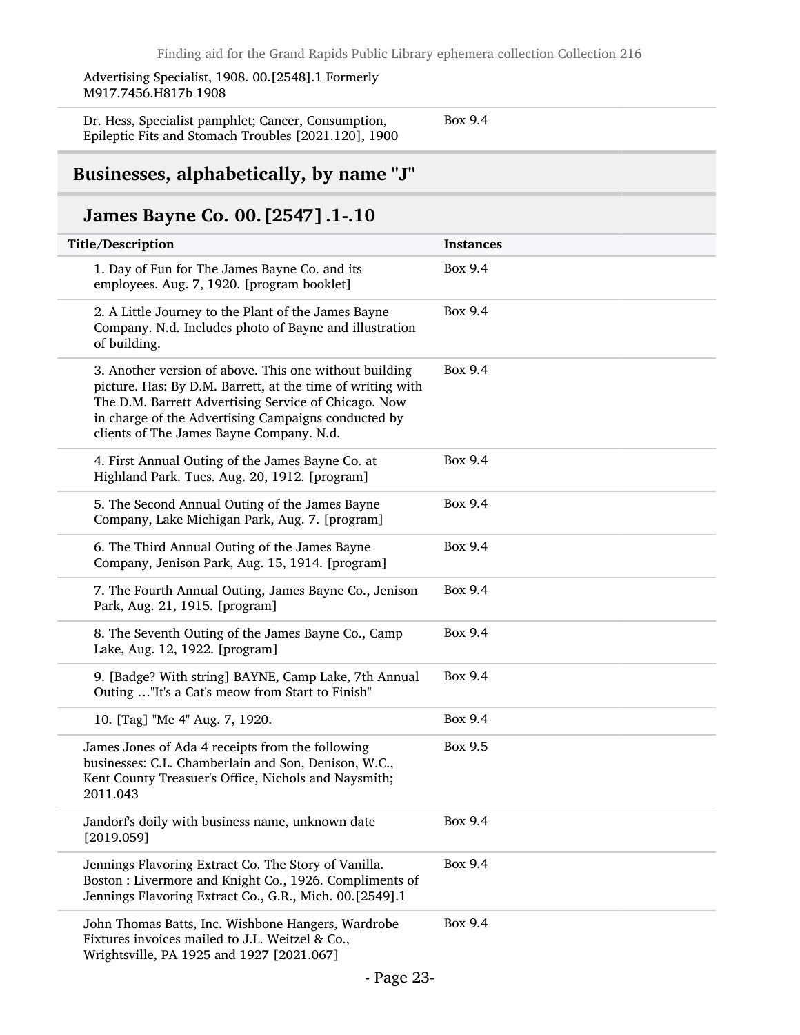| | |
|---|---|
| Advertising Specialist, 1908. 00.[2548].1 Formerly M917.7456.H817b 1908 | |
| Dr. Hess, Specialist pamphlet; Cancer, Consumption, Epileptic Fits and Stomach Troubles [2021.120], 1900 | Box 9.4 |

## Businesses, alphabetically, by name "J"

### James Bayne Co. 00. [2547] .1-.10

| Title/Description | Instances |
|---|---|
| 1. Day of Fun for The James Bayne Co. and its employees. Aug. 7, 1920. [program booklet] | Box 9.4 |
| 2. A Little Journey to the Plant of the James Bayne Company. N.d. Includes photo of Bayne and illustration of building. | Box 9.4 |
| 3. Another version of above. This one without building picture. Has: By D.M. Barrett, at the time of writing with The D.M. Barrett Advertising Service of Chicago. Now in charge of the Advertising Campaigns conducted by clients of The James Bayne Company. N.d. | Box 9.4 |
| 4. First Annual Outing of the James Bayne Co. at Highland Park. Tues. Aug. 20, 1912. [program] | Box 9.4 |
| 5. The Second Annual Outing of the James Bayne Company, Lake Michigan Park, Aug. 7. [program] | Box 9.4 |
| 6. The Third Annual Outing of the James Bayne Company, Jenison Park, Aug. 15, 1914. [program] | Box 9.4 |
| 7. The Fourth Annual Outing, James Bayne Co., Jenison Park, Aug. 21, 1915. [program] | Box 9.4 |
| 8. The Seventh Outing of the James Bayne Co., Camp Lake, Aug. 12, 1922. [program] | Box 9.4 |
| 9. [Badge? With string] BAYNE, Camp Lake, 7th Annual Outing …"It's a Cat's meow from Start to Finish" | Box 9.4 |
| 10. [Tag] "Me 4" Aug. 7, 1920. | Box 9.4 |
| James Jones of Ada 4 receipts from the following businesses: C.L. Chamberlain and Son, Denison, W.C., Kent County Treasuer's Office, Nichols and Naysmith; 2011.043 | Box 9.5 |
| Jandorf's doily with business name, unknown date [2019.059] | Box 9.4 |
| Jennings Flavoring Extract Co. The Story of Vanilla. Boston : Livermore and Knight Co., 1926. Compliments of Jennings Flavoring Extract Co., G.R., Mich. 00.[2549].1 | Box 9.4 |
| John Thomas Batts, Inc. Wishbone Hangers, Wardrobe Fixtures invoices mailed to J.L. Weitzel & Co., Wrightsville, PA 1925 and 1927 [2021.067] | Box 9.4 |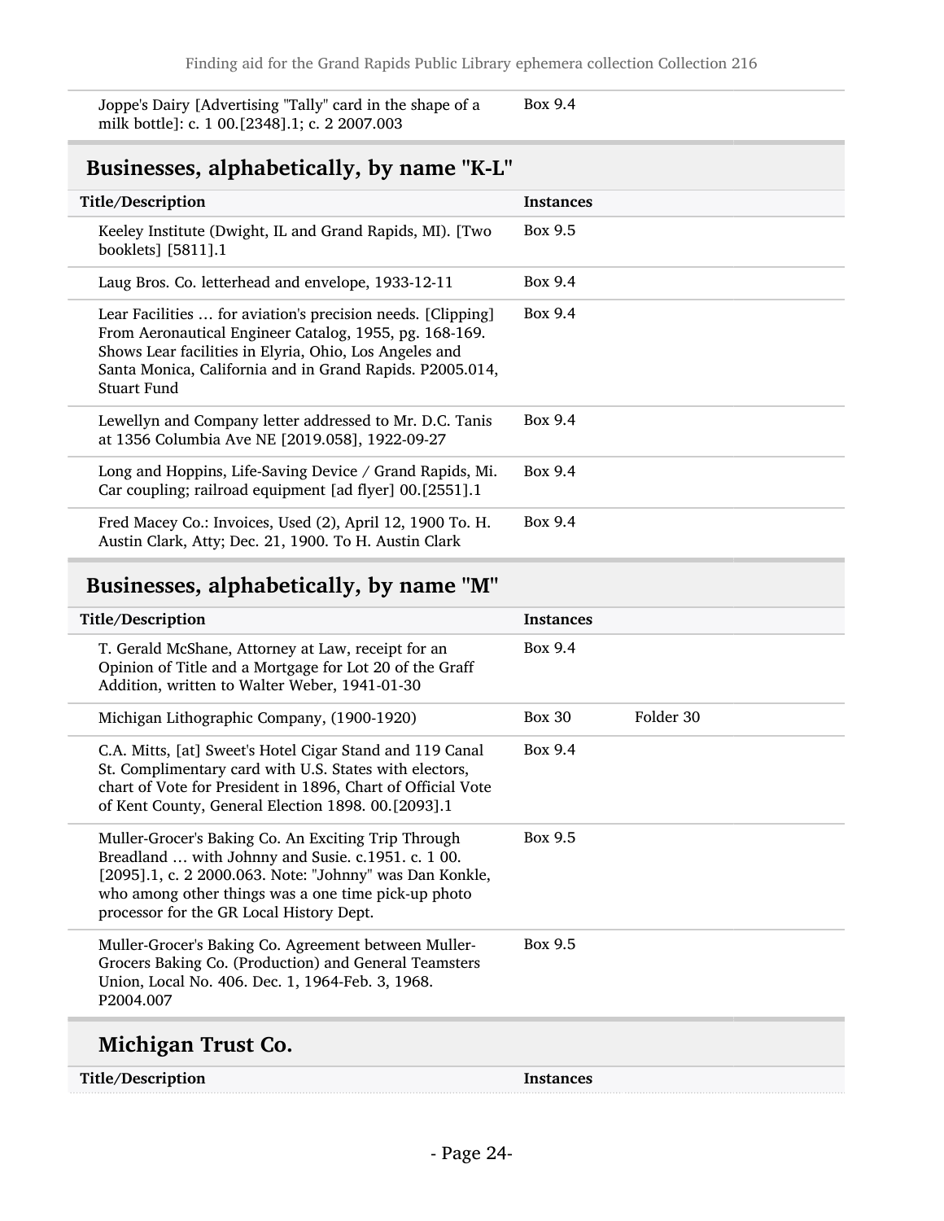| | |
|---|---|
| Joppe's Dairy [Advertising "Tally" card in the shape of a milk bottle]: c. 1 00.[2348].1; c. 2 2007.003 | Box 9.4 |

## Businesses, alphabetically, by name "K-L"

| Title/Description | Instances | |
|---|---|---|
| Keeley Institute (Dwight, IL and Grand Rapids, MI). [Two booklets] [5811].1 | Box 9.5 | |
| Laug Bros. Co. letterhead and envelope, 1933-12-11 | Box 9.4 | |
| Lear Facilities … for aviation's precision needs. [Clipping] From Aeronautical Engineer Catalog, 1955, pg. 168-169. Shows Lear facilities in Elyria, Ohio, Los Angeles and Santa Monica, California and in Grand Rapids. P2005.014, Stuart Fund | Box 9.4 | |
| Lewellyn and Company letter addressed to Mr. D.C. Tanis at 1356 Columbia Ave NE [2019.058], 1922-09-27 | Box 9.4 | |
| Long and Hoppins, Life-Saving Device / Grand Rapids, Mi. Car coupling; railroad equipment [ad flyer] 00.[2551].1 | Box 9.4 | |
| Fred Macey Co.: Invoices, Used (2), April 12, 1900 To. H. Austin Clark, Atty; Dec. 21, 1900. To H. Austin Clark | Box 9.4 | |

## Businesses, alphabetically, by name "M"

| Title/Description | Instances | |
|---|---|---|
| T. Gerald McShane, Attorney at Law, receipt for an Opinion of Title and a Mortgage for Lot 20 of the Graff Addition, written to Walter Weber, 1941-01-30 | Box 9.4 | |
| Michigan Lithographic Company, (1900-1920) | Box 30 | Folder 30 |
| C.A. Mitts, [at] Sweet's Hotel Cigar Stand and 119 Canal St. Complimentary card with U.S. States with electors, chart of Vote for President in 1896, Chart of Official Vote of Kent County, General Election 1898. 00.[2093].1 | Box 9.4 | |
| Muller-Grocer's Baking Co. An Exciting Trip Through Breadland … with Johnny and Susie. c.1951. c. 1 00.[2095].1, c. 2 2000.063. Note: "Johnny" was Dan Konkle, who among other things was a one time pick-up photo processor for the GR Local History Dept. | Box 9.5 | |
| Muller-Grocer's Baking Co. Agreement between Muller-Grocers Baking Co. (Production) and General Teamsters Union, Local No. 406. Dec. 1, 1964-Feb. 3, 1968. P2004.007 | Box 9.5 | |

## Michigan Trust Co.

| Title/Description | Instances |
|---|---|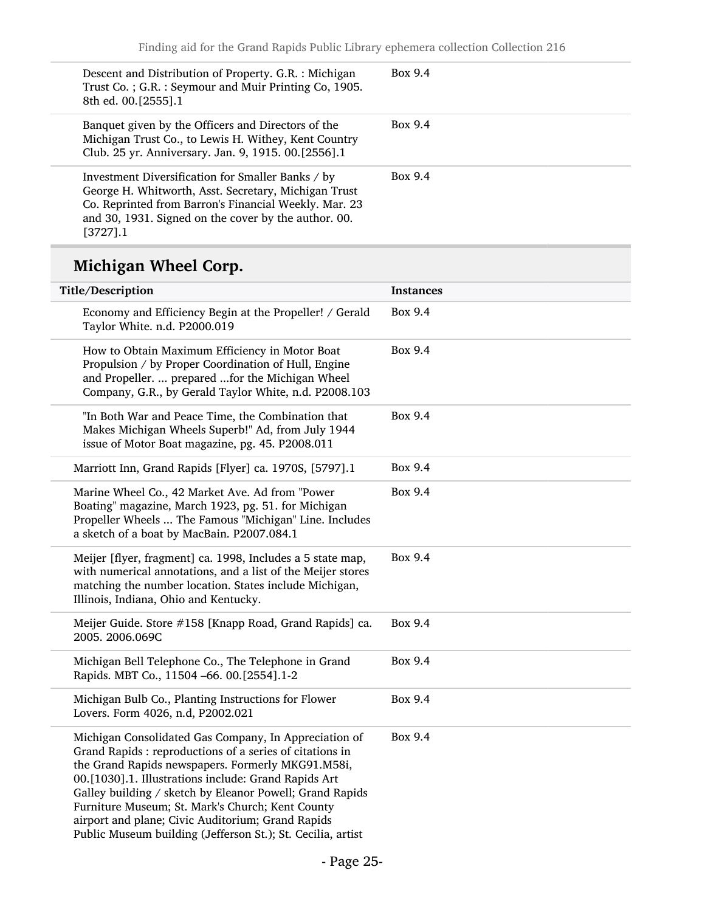| | |
|---|---|
| Descent and Distribution of Property. G.R. : Michigan Trust Co. ; G.R. : Seymour and Muir Printing Co, 1905. 8th ed. 00.[2555].1 | Box 9.4 |
| Banquet given by the Officers and Directors of the Michigan Trust Co., to Lewis H. Withey, Kent Country Club. 25 yr. Anniversary. Jan. 9, 1915. 00.[2556].1 | Box 9.4 |
| Investment Diversification for Smaller Banks / by George H. Whitworth, Asst. Secretary, Michigan Trust Co. Reprinted from Barron's Financial Weekly. Mar. 23 and 30, 1931. Signed on the cover by the author. 00.[3727].1 | Box 9.4 |

## Michigan Wheel Corp.

| Title/Description | Instances |
|---|---|
| Economy and Efficiency Begin at the Propeller! / Gerald Taylor White. n.d. P2000.019 | Box 9.4 |
| How to Obtain Maximum Efficiency in Motor Boat Propulsion / by Proper Coordination of Hull, Engine and Propeller. ... prepared ...for the Michigan Wheel Company, G.R., by Gerald Taylor White, n.d. P2008.103 | Box 9.4 |
| "In Both War and Peace Time, the Combination that Makes Michigan Wheels Superb!" Ad, from July 1944 issue of Motor Boat magazine, pg. 45. P2008.011 | Box 9.4 |
| Marriott Inn, Grand Rapids [Flyer] ca. 1970S, [5797].1 | Box 9.4 |
| Marine Wheel Co., 42 Market Ave. Ad from "Power Boating" magazine, March 1923, pg. 51. for Michigan Propeller Wheels ... The Famous "Michigan" Line. Includes a sketch of a boat by MacBain. P2007.084.1 | Box 9.4 |
| Meijer [flyer, fragment] ca. 1998, Includes a 5 state map, with numerical annotations, and a list of the Meijer stores matching the number location. States include Michigan, Illinois, Indiana, Ohio and Kentucky. | Box 9.4 |
| Meijer Guide. Store #158 [Knapp Road, Grand Rapids] ca. 2005. 2006.069C | Box 9.4 |
| Michigan Bell Telephone Co., The Telephone in Grand Rapids. MBT Co., 11504 –66. 00.[2554].1-2 | Box 9.4 |
| Michigan Bulb Co., Planting Instructions for Flower Lovers. Form 4026, n.d, P2002.021 | Box 9.4 |
| Michigan Consolidated Gas Company, In Appreciation of Grand Rapids : reproductions of a series of citations in the Grand Rapids newspapers. Formerly MKG91.M58i, 00.[1030].1. Illustrations include: Grand Rapids Art Galley building / sketch by Eleanor Powell; Grand Rapids Furniture Museum; St. Mark's Church; Kent County airport and plane; Civic Auditorium; Grand Rapids Public Museum building (Jefferson St.); St. Cecilia, artist | Box 9.4 |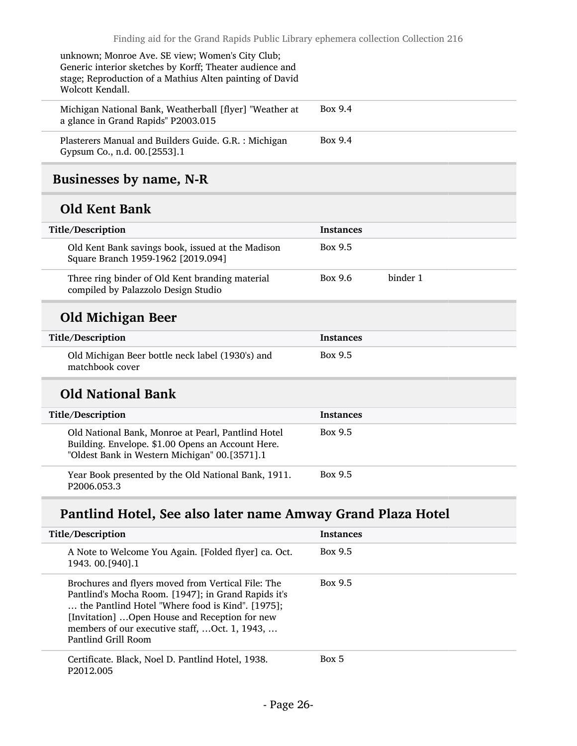unknown; Monroe Ave. SE view; Women's City Club; Generic interior sketches by Korff; Theater audience and stage; Reproduction of a Mathius Alten painting of David Wolcott Kendall.

| | | |
|---|---|---|
| Michigan National Bank, Weatherball [flyer] "Weather at a glance in Grand Rapids" P2003.015 | Box 9.4 | |
| Plasterers Manual and Builders Guide. G.R. : Michigan Gypsum Co., n.d. 00.[2553].1 | Box 9.4 | |

## Businesses by name, N-R

### Old Kent Bank

| Title/Description | Instances | |
|---|---|---|
| Old Kent Bank savings book, issued at the Madison Square Branch 1959-1962 [2019.094] | Box 9.5 | |
| Three ring binder of Old Kent branding material compiled by Palazzolo Design Studio | Box 9.6 | binder 1 |

### Old Michigan Beer

| Title/Description | Instances |
|---|---|
| Old Michigan Beer bottle neck label (1930's) and matchbook cover | Box 9.5 |

### Old National Bank

| Title/Description | Instances |
|---|---|
| Old National Bank, Monroe at Pearl, Pantlind Hotel Building. Envelope. $1.00 Opens an Account Here. "Oldest Bank in Western Michigan" 00.[3571].1 | Box 9.5 |
| Year Book presented by the Old National Bank, 1911. P2006.053.3 | Box 9.5 |

### Pantlind Hotel, See also later name Amway Grand Plaza Hotel

| Title/Description | Instances |
|---|---|
| A Note to Welcome You Again. [Folded flyer] ca. Oct. 1943. 00.[940].1 | Box 9.5 |
| Brochures and flyers moved from Vertical File: The Pantlind's Mocha Room. [1947]; in Grand Rapids it's … the Pantlind Hotel "Where food is Kind". [1975]; [Invitation] …Open House and Reception for new members of our executive staff, …Oct. 1, 1943, … Pantlind Grill Room | Box 9.5 |
| Certificate. Black, Noel D. Pantlind Hotel, 1938. P2012.005 | Box 5 |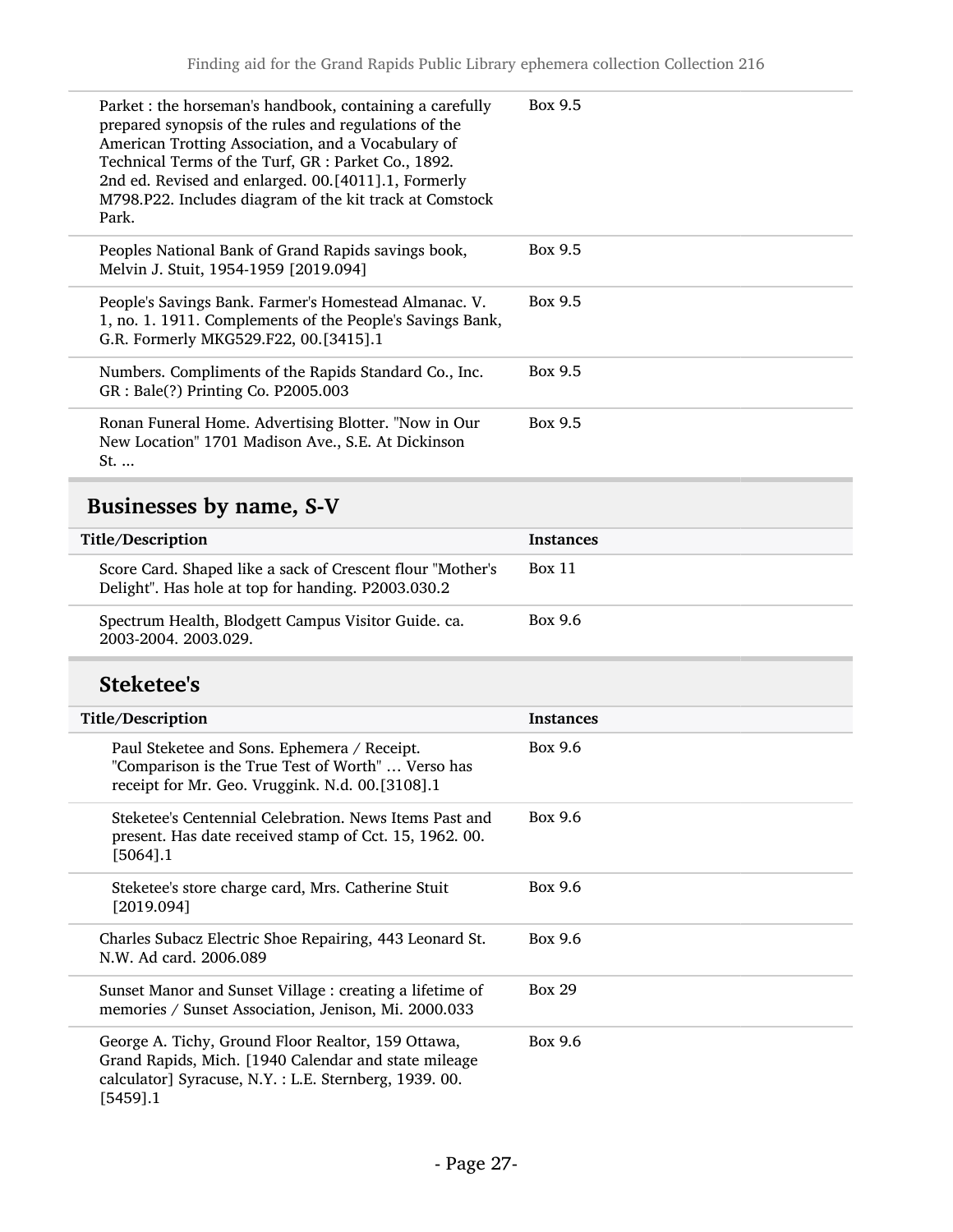| | |
|---|---|
| Parket : the horseman's handbook, containing a carefully prepared synopsis of the rules and regulations of the American Trotting Association, and a Vocabulary of Technical Terms of the Turf, GR : Parket Co., 1892. 2nd ed. Revised and enlarged. 00.[4011].1, Formerly M798.P22. Includes diagram of the kit track at Comstock Park. | Box 9.5 |
| Peoples National Bank of Grand Rapids savings book, Melvin J. Stuit, 1954-1959 [2019.094] | Box 9.5 |
| People's Savings Bank. Farmer's Homestead Almanac. V. 1, no. 1. 1911. Complements of the People's Savings Bank, G.R. Formerly MKG529.F22, 00.[3415].1 | Box 9.5 |
| Numbers. Compliments of the Rapids Standard Co., Inc. GR : Bale(?) Printing Co. P2005.003 | Box 9.5 |
| Ronan Funeral Home. Advertising Blotter. "Now in Our New Location" 1701 Madison Ave., S.E. At Dickinson St. ... | Box 9.5 |

## Businesses by name, S-V

| Title/Description | Instances |
|---|---|
| Score Card. Shaped like a sack of Crescent flour "Mother's Delight". Has hole at top for handing. P2003.030.2 | Box 11 |
| Spectrum Health, Blodgett Campus Visitor Guide. ca. 2003-2004. 2003.029. | Box 9.6 |

### Steketee's

| Title/Description | Instances |
|---|---|
| Paul Steketee and Sons. Ephemera / Receipt. "Comparison is the True Test of Worth" ... Verso has receipt for Mr. Geo. Vruggink. N.d. 00.[3108].1 | Box 9.6 |
| Steketee's Centennial Celebration. News Items Past and present. Has date received stamp of Cct. 15, 1962. 00.[5064].1 | Box 9.6 |
| Steketee's store charge card, Mrs. Catherine Stuit [2019.094] | Box 9.6 |
| Charles Subacz Electric Shoe Repairing, 443 Leonard St. N.W. Ad card. 2006.089 | Box 9.6 |
| Sunset Manor and Sunset Village : creating a lifetime of memories / Sunset Association, Jenison, Mi. 2000.033 | Box 29 |
| George A. Tichy, Ground Floor Realtor, 159 Ottawa, Grand Rapids, Mich. [1940 Calendar and state mileage calculator] Syracuse, N.Y. : L.E. Sternberg, 1939. 00.[5459].1 | Box 9.6 |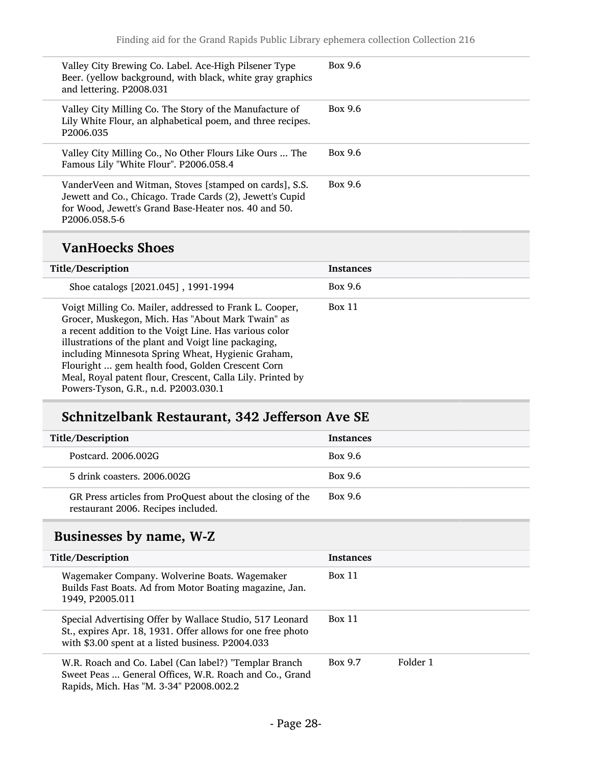| | | |
|---|---|---|
| Valley City Brewing Co. Label. Ace-High Pilsener Type Beer. (yellow background, with black, white gray graphics and lettering. P2008.031 | Box 9.6 | |
| Valley City Milling Co. The Story of the Manufacture of Lily White Flour, an alphabetical poem, and three recipes. P2006.035 | Box 9.6 | |
| Valley City Milling Co., No Other Flours Like Ours ... The Famous Lily "White Flour". P2006.058.4 | Box 9.6 | |
| VanderVeen and Witman, Stoves [stamped on cards], S.S. Jewett and Co., Chicago. Trade Cards (2), Jewett's Cupid for Wood, Jewett's Grand Base-Heater nos. 40 and 50. P2006.058.5-6 | Box 9.6 | |

### VanHoecks Shoes

| Title/Description | Instances | |
|---|---|---|
| Shoe catalogs [2021.045] , 1991-1994 | Box 9.6 | |
| Voigt Milling Co. Mailer, addressed to Frank L. Cooper, Grocer, Muskegon, Mich. Has "About Mark Twain" as a recent addition to the Voigt Line. Has various color illustrations of the plant and Voigt line packaging, including Minnesota Spring Wheat, Hygienic Graham, Flouright ... gem health food, Golden Crescent Corn Meal, Royal patent flour, Crescent, Calla Lily. Printed by Powers-Tyson, G.R., n.d. P2003.030.1 | Box 11 | |

### Schnitzelbank Restaurant, 342 Jefferson Ave SE

| Title/Description | Instances | |
|---|---|---|
| Postcard. 2006.002G | Box 9.6 | |
| 5 drink coasters. 2006.002G | Box 9.6 | |
| GR Press articles from ProQuest about the closing of the restaurant 2006. Recipes included. | Box 9.6 | |

## Businesses by name, W-Z

| Title/Description | Instances | |
|---|---|---|
| Wagemaker Company. Wolverine Boats. Wagemaker Builds Fast Boats. Ad from Motor Boating magazine, Jan. 1949, P2005.011 | Box 11 | |
| Special Advertising Offer by Wallace Studio, 517 Leonard St., expires Apr. 18, 1931. Offer allows for one free photo with $3.00 spent at a listed business. P2004.033 | Box 11 | |
| W.R. Roach and Co. Label (Can label?) "Templar Branch Sweet Peas ... General Offices, W.R. Roach and Co., Grand Rapids, Mich. Has "M. 3-34" P2008.002.2 | Box 9.7 | Folder 1 |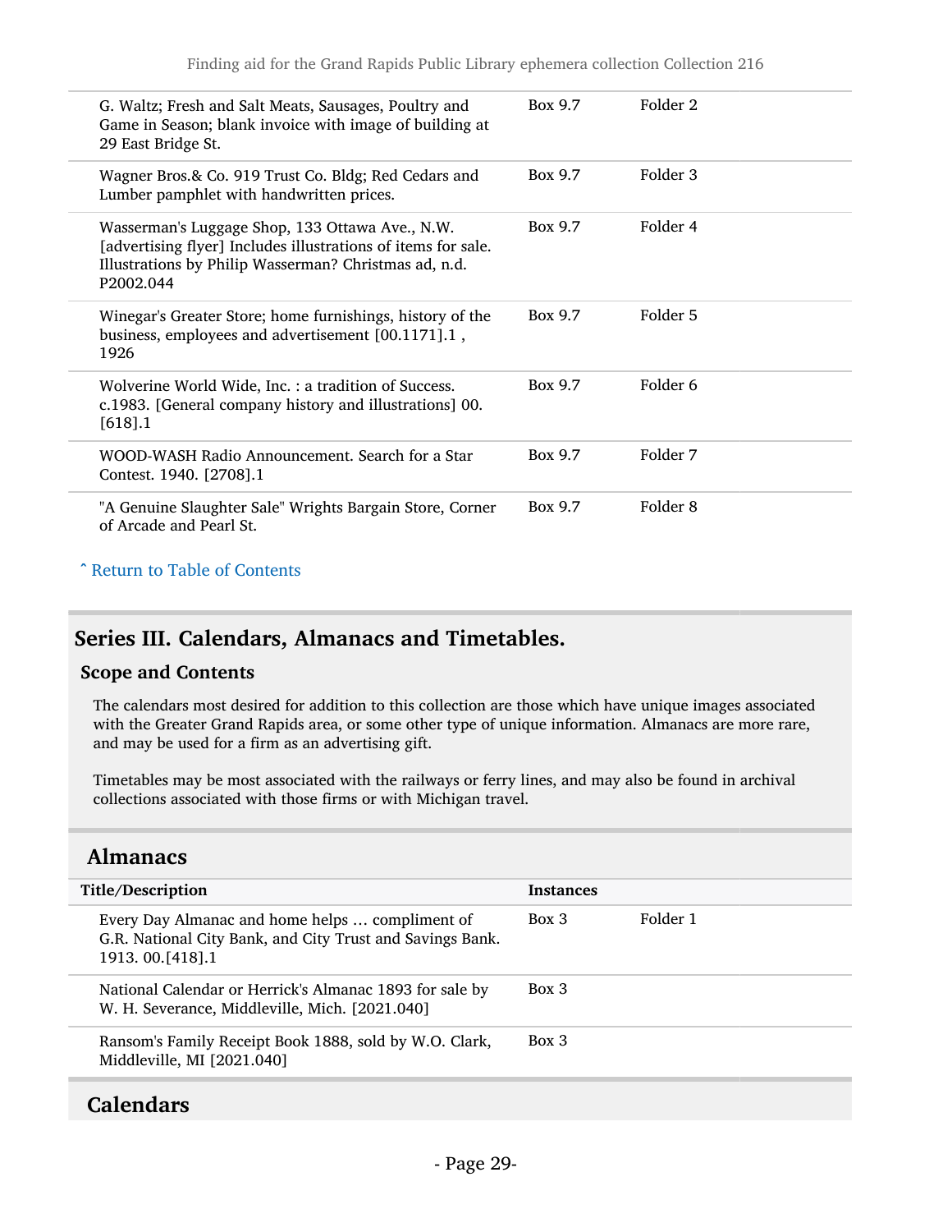| | | |
|---|---|---|
| G. Waltz; Fresh and Salt Meats, Sausages, Poultry and Game in Season; blank invoice with image of building at 29 East Bridge St. | Box 9.7 | Folder 2 |
| Wagner Bros.& Co. 919 Trust Co. Bldg; Red Cedars and Lumber pamphlet with handwritten prices. | Box 9.7 | Folder 3 |
| Wasserman's Luggage Shop, 133 Ottawa Ave., N.W. [advertising flyer] Includes illustrations of items for sale. Illustrations by Philip Wasserman? Christmas ad, n.d. P2002.044 | Box 9.7 | Folder 4 |
| Winegar's Greater Store; home furnishings, history of the business, employees and advertisement [00.1171].1 , 1926 | Box 9.7 | Folder 5 |
| Wolverine World Wide, Inc. : a tradition of Success. c.1983. [General company history and illustrations] 00.[618].1 | Box 9.7 | Folder 6 |
| WOOD-WASH Radio Announcement. Search for a Star Contest. 1940. [2708].1 | Box 9.7 | Folder 7 |
| "A Genuine Slaughter Sale" Wrights Bargain Store, Corner of Arcade and Pearl St. | Box 9.7 | Folder 8 |

ˆ Return to Table of Contents

## Series III. Calendars, Almanacs and Timetables.

### Scope and Contents

The calendars most desired for addition to this collection are those which have unique images associated with the Greater Grand Rapids area, or some other type of unique information. Almanacs are more rare, and may be used for a firm as an advertising gift.

Timetables may be most associated with the railways or ferry lines, and may also be found in archival collections associated with those firms or with Michigan travel.

### Almanacs

| Title/Description | Instances | |
|---|---|---|
| Every Day Almanac and home helps … compliment of G.R. National City Bank, and City Trust and Savings Bank. 1913. 00.[418].1 | Box 3 | Folder 1 |
| National Calendar or Herrick's Almanac 1893 for sale by W. H. Severance, Middleville, Mich. [2021.040] | Box 3 | |
| Ransom's Family Receipt Book 1888, sold by W.O. Clark, Middleville, MI [2021.040] | Box 3 | |

### Calendars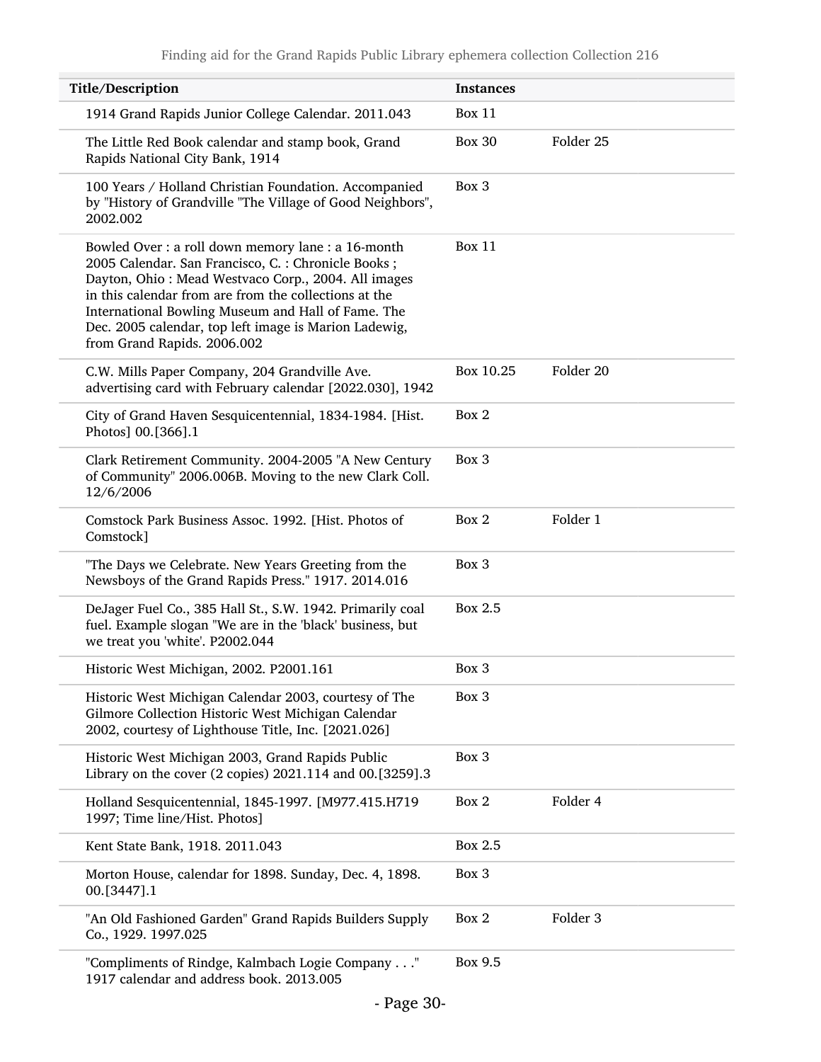| Title/Description | Instances | |
|---|---|---|
| 1914 Grand Rapids Junior College Calendar. 2011.043 | Box 11 | |
| The Little Red Book calendar and stamp book, Grand Rapids National City Bank, 1914 | Box 30 | Folder 25 |
| 100 Years / Holland Christian Foundation. Accompanied by "History of Grandville "The Village of Good Neighbors", 2002.002 | Box 3 | |
| Bowled Over : a roll down memory lane : a 16-month 2005 Calendar. San Francisco, C. : Chronicle Books ; Dayton, Ohio : Mead Westvaco Corp., 2004. All images in this calendar from are from the collections at the International Bowling Museum and Hall of Fame. The Dec. 2005 calendar, top left image is Marion Ladewig, from Grand Rapids. 2006.002 | Box 11 | |
| C.W. Mills Paper Company, 204 Grandville Ave. advertising card with February calendar [2022.030], 1942 | Box 10.25 | Folder 20 |
| City of Grand Haven Sesquicentennial, 1834-1984. [Hist. Photos] 00.[366].1 | Box 2 | |
| Clark Retirement Community. 2004-2005 "A New Century of Community" 2006.006B. Moving to the new Clark Coll. 12/6/2006 | Box 3 | |
| Comstock Park Business Assoc. 1992. [Hist. Photos of Comstock] | Box 2 | Folder 1 |
| "The Days we Celebrate. New Years Greeting from the Newsboys of the Grand Rapids Press." 1917. 2014.016 | Box 3 | |
| DeJager Fuel Co., 385 Hall St., S.W. 1942. Primarily coal fuel. Example slogan "We are in the 'black' business, but we treat you 'white'. P2002.044 | Box 2.5 | |
| Historic West Michigan, 2002. P2001.161 | Box 3 | |
| Historic West Michigan Calendar 2003, courtesy of The Gilmore Collection Historic West Michigan Calendar 2002, courtesy of Lighthouse Title, Inc. [2021.026] | Box 3 | |
| Historic West Michigan 2003, Grand Rapids Public Library on the cover (2 copies) 2021.114 and 00.[3259].3 | Box 3 | |
| Holland Sesquicentennial, 1845-1997. [M977.415.H719 1997; Time line/Hist. Photos] | Box 2 | Folder 4 |
| Kent State Bank, 1918. 2011.043 | Box 2.5 | |
| Morton House, calendar for 1898. Sunday, Dec. 4, 1898. 00.[3447].1 | Box 3 | |
| "An Old Fashioned Garden" Grand Rapids Builders Supply Co., 1929. 1997.025 | Box 2 | Folder 3 |
| "Compliments of Rindge, Kalmbach Logie Company . . ." 1917 calendar and address book. 2013.005 | Box 9.5 | |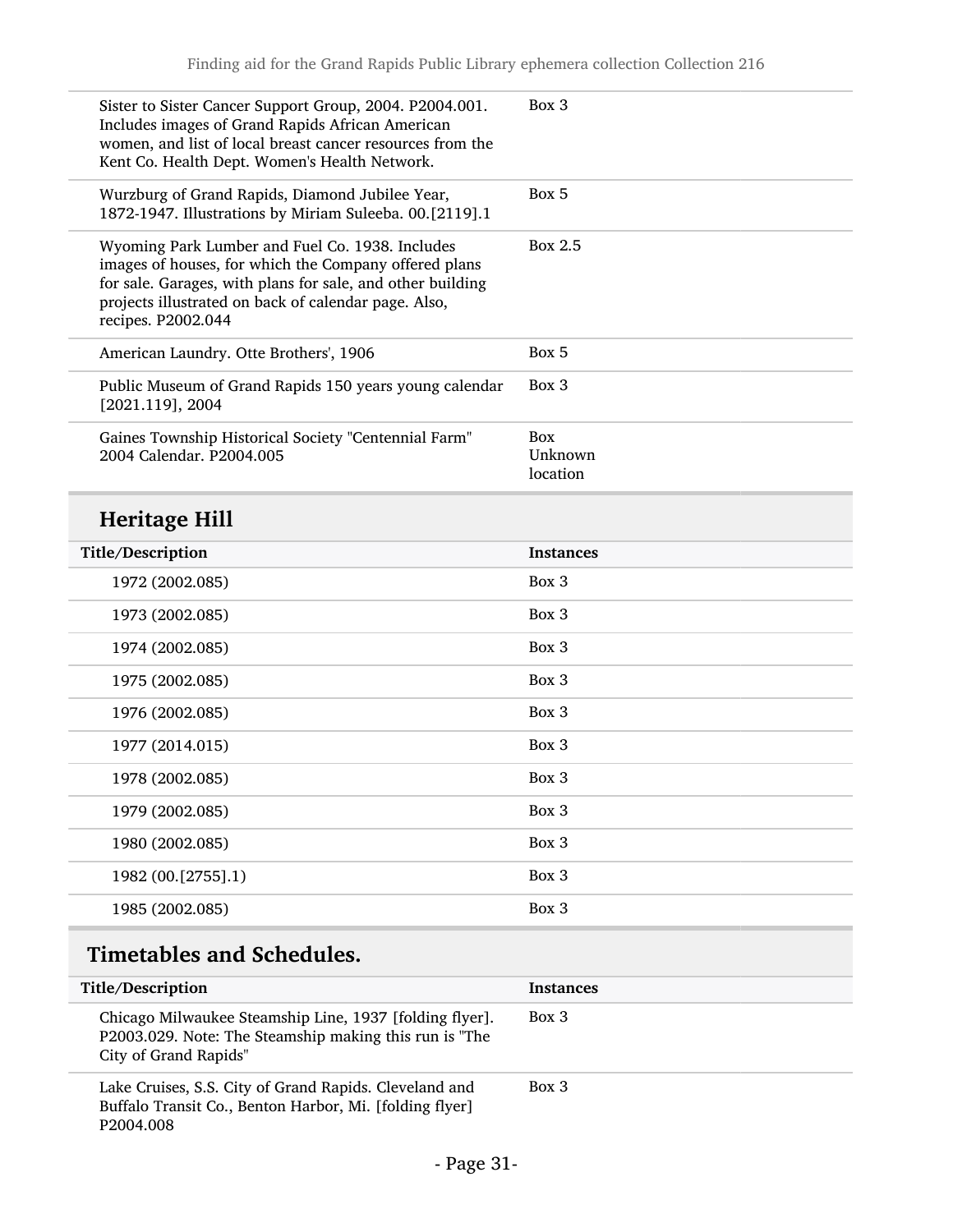| | |
|---|---|
| Sister to Sister Cancer Support Group, 2004. P2004.001. Includes images of Grand Rapids African American women, and list of local breast cancer resources from the Kent Co. Health Dept. Women's Health Network. | Box 3 |
| Wurzburg of Grand Rapids, Diamond Jubilee Year, 1872-1947. Illustrations by Miriam Suleeba. 00.[2119].1 | Box 5 |
| Wyoming Park Lumber and Fuel Co. 1938. Includes images of houses, for which the Company offered plans for sale. Garages, with plans for sale, and other building projects illustrated on back of calendar page. Also, recipes. P2002.044 | Box 2.5 |
| American Laundry. Otte Brothers', 1906 | Box 5 |
| Public Museum of Grand Rapids 150 years young calendar [2021.119], 2004 | Box 3 |
| Gaines Township Historical Society "Centennial Farm" 2004 Calendar. P2004.005 | Box Unknown location |

## Heritage Hill

| Title/Description | Instances |
|---|---|
| 1972 (2002.085) | Box 3 |
| 1973 (2002.085) | Box 3 |
| 1974 (2002.085) | Box 3 |
| 1975 (2002.085) | Box 3 |
| 1976 (2002.085) | Box 3 |
| 1977 (2014.015) | Box 3 |
| 1978 (2002.085) | Box 3 |
| 1979 (2002.085) | Box 3 |
| 1980 (2002.085) | Box 3 |
| 1982 (00.[2755].1) | Box 3 |
| 1985 (2002.085) | Box 3 |

## Timetables and Schedules.

| Title/Description | Instances |
|---|---|
| Chicago Milwaukee Steamship Line, 1937 [folding flyer]. P2003.029. Note: The Steamship making this run is "The City of Grand Rapids" | Box 3 |
| Lake Cruises, S.S. City of Grand Rapids. Cleveland and Buffalo Transit Co., Benton Harbor, Mi. [folding flyer] P2004.008 | Box 3 |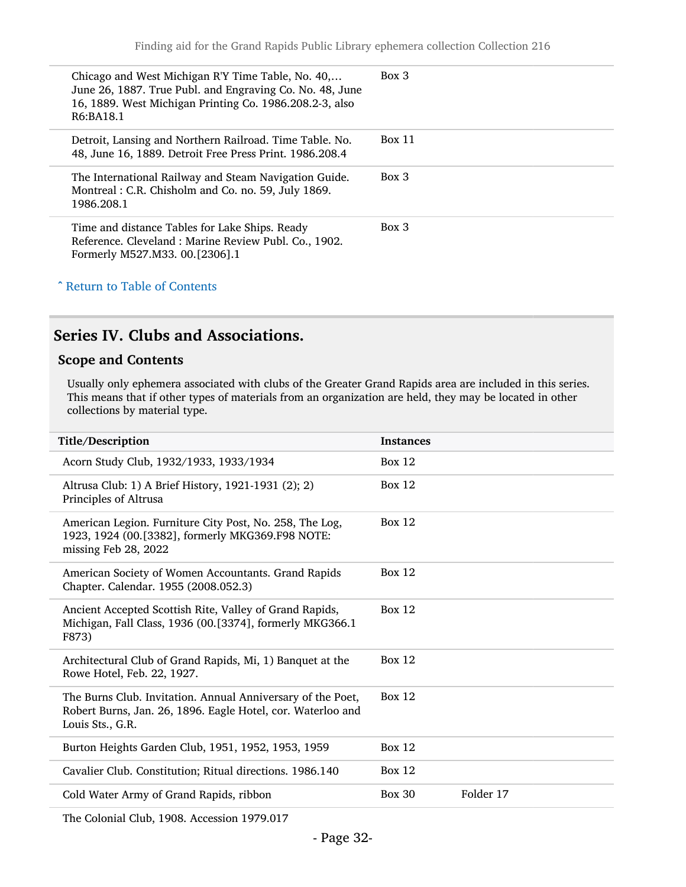| | | |
|---|---|---|
| Chicago and West Michigan R'Y Time Table, No. 40,… June 26, 1887. True Publ. and Engraving Co. No. 48, June 16, 1889. West Michigan Printing Co. 1986.208.2-3, also R6:BA18.1 | Box 3 | |
| Detroit, Lansing and Northern Railroad. Time Table. No. 48, June 16, 1889. Detroit Free Press Print. 1986.208.4 | Box 11 | |
| The International Railway and Steam Navigation Guide. Montreal : C.R. Chisholm and Co. no. 59, July 1869. 1986.208.1 | Box 3 | |
| Time and distance Tables for Lake Ships. Ready Reference. Cleveland : Marine Review Publ. Co., 1902. Formerly M527.M33. 00.[2306].1 | Box 3 | |

˄ Return to Table of Contents

## Series IV. Clubs and Associations.

### Scope and Contents

Usually only ephemera associated with clubs of the Greater Grand Rapids area are included in this series. This means that if other types of materials from an organization are held, they may be located in other collections by material type.

| Title/Description | Instances | |
|---|---|---|
| Acorn Study Club, 1932/1933, 1933/1934 | Box 12 | |
| Altrusa Club: 1) A Brief History, 1921-1931 (2); 2) Principles of Altrusa | Box 12 | |
| American Legion. Furniture City Post, No. 258, The Log, 1923, 1924 (00.[3382], formerly MKG369.F98 NOTE: missing Feb 28, 2022 | Box 12 | |
| American Society of Women Accountants. Grand Rapids Chapter. Calendar. 1955 (2008.052.3) | Box 12 | |
| Ancient Accepted Scottish Rite, Valley of Grand Rapids, Michigan, Fall Class, 1936 (00.[3374], formerly MKG366.1 F873) | Box 12 | |
| Architectural Club of Grand Rapids, Mi, 1) Banquet at the Rowe Hotel, Feb. 22, 1927. | Box 12 | |
| The Burns Club. Invitation. Annual Anniversary of the Poet, Robert Burns, Jan. 26, 1896. Eagle Hotel, cor. Waterloo and Louis Sts., G.R. | Box 12 | |
| Burton Heights Garden Club, 1951, 1952, 1953, 1959 | Box 12 | |
| Cavalier Club. Constitution; Ritual directions. 1986.140 | Box 12 | |
| Cold Water Army of Grand Rapids, ribbon | Box 30 | Folder 17 |
| The Colonial Club, 1908. Accession 1979.017 | | |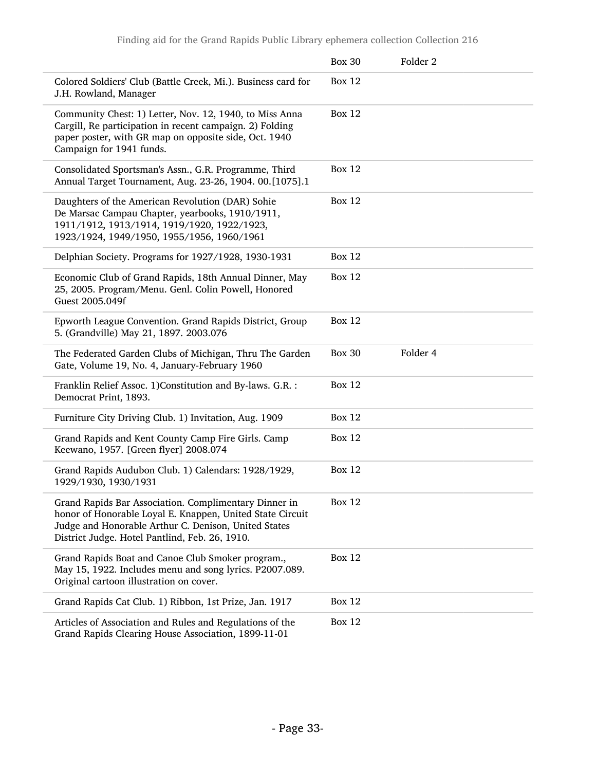| | | |
|---|---|---|
| | Box 30 | Folder 2 |
| Colored Soldiers' Club (Battle Creek, Mi.). Business card for J.H. Rowland, Manager | Box 12 | |
| Community Chest: 1) Letter, Nov. 12, 1940, to Miss Anna Cargill, Re participation in recent campaign. 2) Folding paper poster, with GR map on opposite side, Oct. 1940 Campaign for 1941 funds. | Box 12 | |
| Consolidated Sportsman's Assn., G.R. Programme, Third Annual Target Tournament, Aug. 23-26, 1904. 00.[1075].1 | Box 12 | |
| Daughters of the American Revolution (DAR) Sohie De Marsac Campau Chapter, yearbooks, 1910/1911, 1911/1912, 1913/1914, 1919/1920, 1922/1923, 1923/1924, 1949/1950, 1955/1956, 1960/1961 | Box 12 | |
| Delphian Society. Programs for 1927/1928, 1930-1931 | Box 12 | |
| Economic Club of Grand Rapids, 18th Annual Dinner, May 25, 2005. Program/Menu. Genl. Colin Powell, Honored Guest 2005.049f | Box 12 | |
| Epworth League Convention. Grand Rapids District, Group 5. (Grandville) May 21, 1897. 2003.076 | Box 12 | |
| The Federated Garden Clubs of Michigan, Thru The Garden Gate, Volume 19, No. 4, January-February 1960 | Box 30 | Folder 4 |
| Franklin Relief Assoc. 1)Constitution and By-laws. G.R. : Democrat Print, 1893. | Box 12 | |
| Furniture City Driving Club. 1) Invitation, Aug. 1909 | Box 12 | |
| Grand Rapids and Kent County Camp Fire Girls. Camp Keewano, 1957. [Green flyer] 2008.074 | Box 12 | |
| Grand Rapids Audubon Club. 1) Calendars: 1928/1929, 1929/1930, 1930/1931 | Box 12 | |
| Grand Rapids Bar Association. Complimentary Dinner in honor of Honorable Loyal E. Knappen, United State Circuit Judge and Honorable Arthur C. Denison, United States District Judge. Hotel Pantlind, Feb. 26, 1910. | Box 12 | |
| Grand Rapids Boat and Canoe Club Smoker program., May 15, 1922. Includes menu and song lyrics. P2007.089. Original cartoon illustration on cover. | Box 12 | |
| Grand Rapids Cat Club. 1) Ribbon, 1st Prize, Jan. 1917 | Box 12 | |
| Articles of Association and Rules and Regulations of the Grand Rapids Clearing House Association, 1899-11-01 | Box 12 | |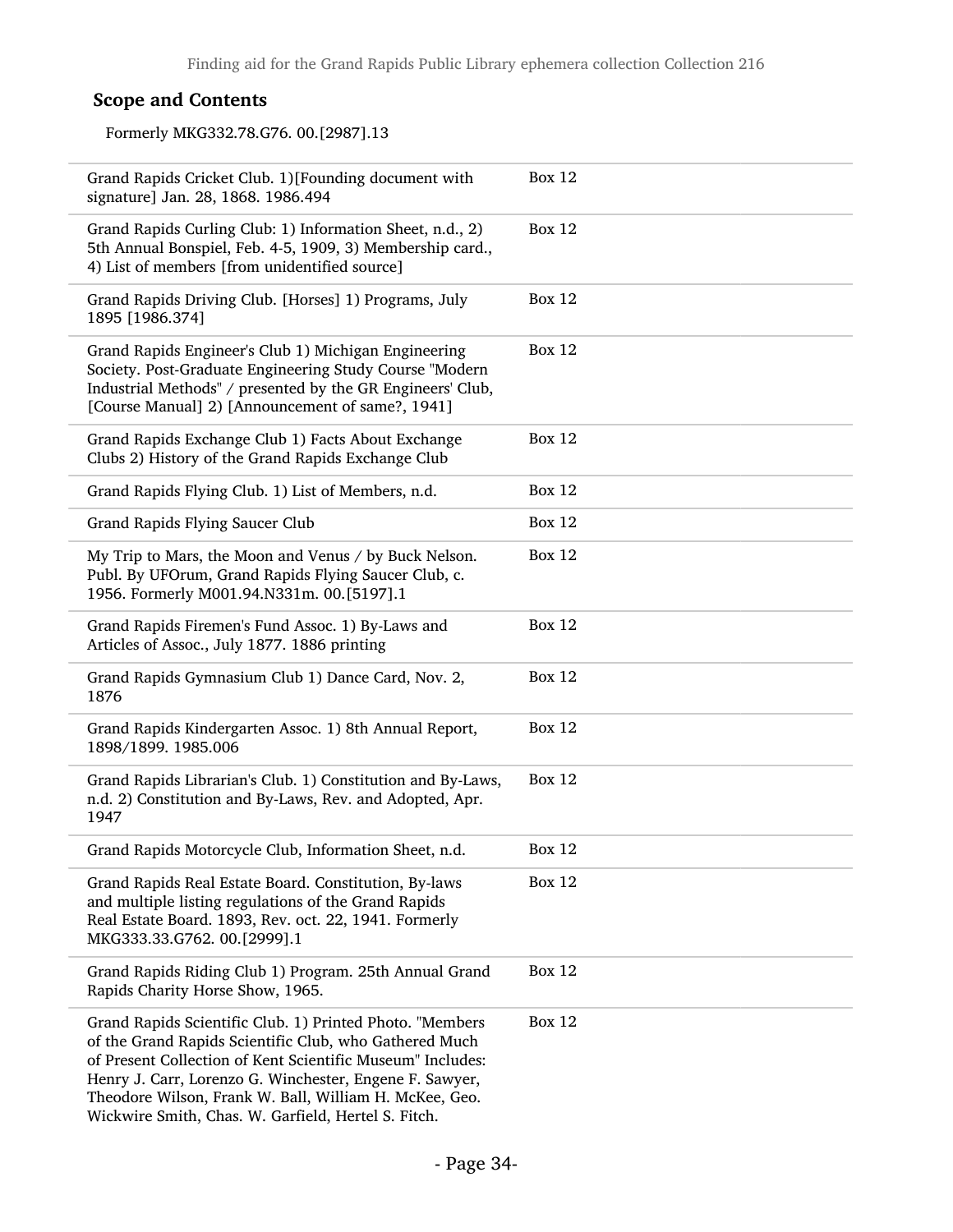## Scope and Contents

Formerly MKG332.78.G76. 00.[2987].13

| | |
|---|---|
| Grand Rapids Cricket Club. 1)[Founding document with signature] Jan. 28, 1868. 1986.494 | Box 12 |
| Grand Rapids Curling Club: 1) Information Sheet, n.d., 2) 5th Annual Bonspiel, Feb. 4-5, 1909, 3) Membership card., 4) List of members [from unidentified source] | Box 12 |
| Grand Rapids Driving Club. [Horses] 1) Programs, July 1895 [1986.374] | Box 12 |
| Grand Rapids Engineer's Club 1) Michigan Engineering Society. Post-Graduate Engineering Study Course "Modern Industrial Methods" / presented by the GR Engineers' Club, [Course Manual] 2) [Announcement of same?, 1941] | Box 12 |
| Grand Rapids Exchange Club 1) Facts About Exchange Clubs 2) History of the Grand Rapids Exchange Club | Box 12 |
| Grand Rapids Flying Club. 1) List of Members, n.d. | Box 12 |
| Grand Rapids Flying Saucer Club | Box 12 |
| My Trip to Mars, the Moon and Venus / by Buck Nelson. Publ. By UFOrum, Grand Rapids Flying Saucer Club, c. 1956. Formerly M001.94.N331m. 00.[5197].1 | Box 12 |
| Grand Rapids Firemen's Fund Assoc. 1) By-Laws and Articles of Assoc., July 1877. 1886 printing | Box 12 |
| Grand Rapids Gymnasium Club 1) Dance Card, Nov. 2, 1876 | Box 12 |
| Grand Rapids Kindergarten Assoc. 1) 8th Annual Report, 1898/1899. 1985.006 | Box 12 |
| Grand Rapids Librarian's Club. 1) Constitution and By-Laws, n.d. 2) Constitution and By-Laws, Rev. and Adopted, Apr. 1947 | Box 12 |
| Grand Rapids Motorcycle Club, Information Sheet, n.d. | Box 12 |
| Grand Rapids Real Estate Board. Constitution, By-laws and multiple listing regulations of the Grand Rapids Real Estate Board. 1893, Rev. oct. 22, 1941. Formerly MKG333.33.G762. 00.[2999].1 | Box 12 |
| Grand Rapids Riding Club 1) Program. 25th Annual Grand Rapids Charity Horse Show, 1965. | Box 12 |
| Grand Rapids Scientific Club. 1) Printed Photo. "Members of the Grand Rapids Scientific Club, who Gathered Much of Present Collection of Kent Scientific Museum" Includes: Henry J. Carr, Lorenzo G. Winchester, Engene F. Sawyer, Theodore Wilson, Frank W. Ball, William H. McKee, Geo. Wickwire Smith, Chas. W. Garfield, Hertel S. Fitch. | Box 12 |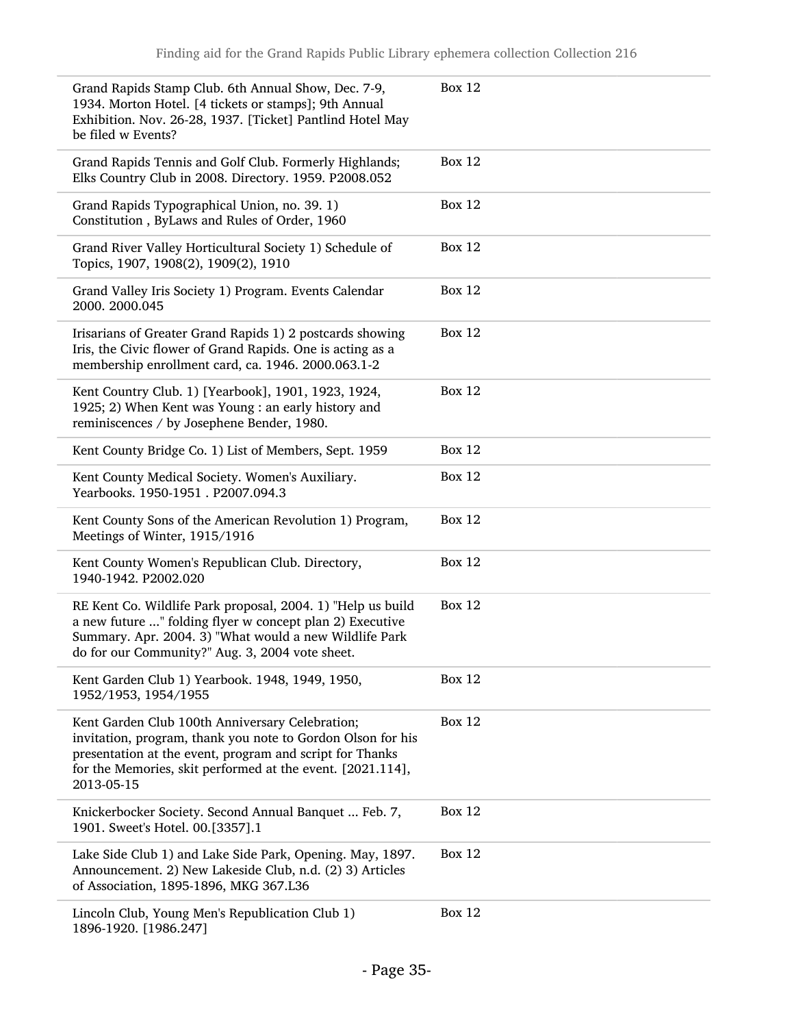| | |
|---|---|
| Grand Rapids Stamp Club. 6th Annual Show, Dec. 7-9, 1934. Morton Hotel. [4 tickets or stamps]; 9th Annual Exhibition. Nov. 26-28, 1937. [Ticket] Pantlind Hotel May be filed w Events? | Box 12 |
| Grand Rapids Tennis and Golf Club. Formerly Highlands; Elks Country Club in 2008. Directory. 1959. P2008.052 | Box 12 |
| Grand Rapids Typographical Union, no. 39. 1) Constitution , ByLaws and Rules of Order, 1960 | Box 12 |
| Grand River Valley Horticultural Society 1) Schedule of Topics, 1907, 1908(2), 1909(2), 1910 | Box 12 |
| Grand Valley Iris Society 1) Program. Events Calendar 2000. 2000.045 | Box 12 |
| Irisarians of Greater Grand Rapids 1) 2 postcards showing Iris, the Civic flower of Grand Rapids. One is acting as a membership enrollment card, ca. 1946. 2000.063.1-2 | Box 12 |
| Kent Country Club. 1) [Yearbook], 1901, 1923, 1924, 1925; 2) When Kent was Young : an early history and reminiscences / by Josephene Bender, 1980. | Box 12 |
| Kent County Bridge Co. 1) List of Members, Sept. 1959 | Box 12 |
| Kent County Medical Society. Women's Auxiliary. Yearbooks. 1950-1951 . P2007.094.3 | Box 12 |
| Kent County Sons of the American Revolution 1) Program, Meetings of Winter, 1915/1916 | Box 12 |
| Kent County Women's Republican Club. Directory, 1940-1942. P2002.020 | Box 12 |
| RE Kent Co. Wildlife Park proposal, 2004. 1) "Help us build a new future ..." folding flyer w concept plan 2) Executive Summary. Apr. 2004. 3) "What would a new Wildlife Park do for our Community?" Aug. 3, 2004 vote sheet. | Box 12 |
| Kent Garden Club 1) Yearbook. 1948, 1949, 1950, 1952/1953, 1954/1955 | Box 12 |
| Kent Garden Club 100th Anniversary Celebration; invitation, program, thank you note to Gordon Olson for his presentation at the event, program and script for Thanks for the Memories, skit performed at the event. [2021.114], 2013-05-15 | Box 12 |
| Knickerbocker Society. Second Annual Banquet ... Feb. 7, 1901. Sweet's Hotel. 00.[3357].1 | Box 12 |
| Lake Side Club 1) and Lake Side Park, Opening. May, 1897. Announcement. 2) New Lakeside Club, n.d. (2) 3) Articles of Association, 1895-1896, MKG 367.L36 | Box 12 |
| Lincoln Club, Young Men's Republication Club 1) 1896-1920. [1986.247] | Box 12 |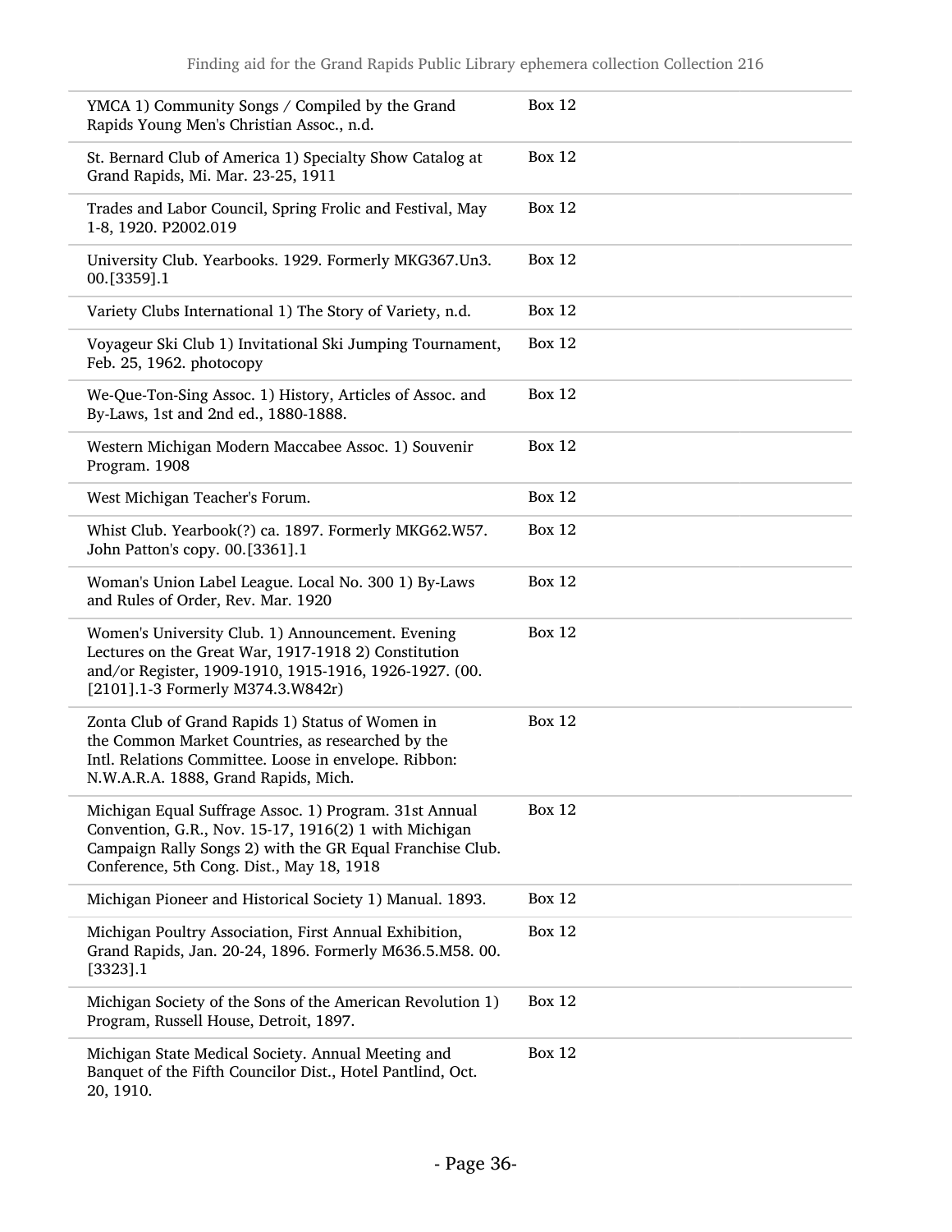| | |
|---|---|
| YMCA 1) Community Songs / Compiled by the Grand Rapids Young Men's Christian Assoc., n.d. | Box 12 |
| St. Bernard Club of America 1) Specialty Show Catalog at Grand Rapids, Mi. Mar. 23-25, 1911 | Box 12 |
| Trades and Labor Council, Spring Frolic and Festival, May 1-8, 1920. P2002.019 | Box 12 |
| University Club. Yearbooks. 1929. Formerly MKG367.Un3. 00.[3359].1 | Box 12 |
| Variety Clubs International 1) The Story of Variety, n.d. | Box 12 |
| Voyageur Ski Club 1) Invitational Ski Jumping Tournament, Feb. 25, 1962. photocopy | Box 12 |
| We-Que-Ton-Sing Assoc. 1) History, Articles of Assoc. and By-Laws, 1st and 2nd ed., 1880-1888. | Box 12 |
| Western Michigan Modern Maccabee Assoc. 1) Souvenir Program. 1908 | Box 12 |
| West Michigan Teacher's Forum. | Box 12 |
| Whist Club. Yearbook(?) ca. 1897. Formerly MKG62.W57. John Patton's copy. 00.[3361].1 | Box 12 |
| Woman's Union Label League. Local No. 300 1) By-Laws and Rules of Order, Rev. Mar. 1920 | Box 12 |
| Women's University Club. 1) Announcement. Evening Lectures on the Great War, 1917-1918 2) Constitution and/or Register, 1909-1910, 1915-1916, 1926-1927. (00.[2101].1-3 Formerly M374.3.W842r) | Box 12 |
| Zonta Club of Grand Rapids 1) Status of Women in the Common Market Countries, as researched by the Intl. Relations Committee. Loose in envelope. Ribbon: N.W.A.R.A. 1888, Grand Rapids, Mich. | Box 12 |
| Michigan Equal Suffrage Assoc. 1) Program. 31st Annual Convention, G.R., Nov. 15-17, 1916(2) 1 with Michigan Campaign Rally Songs 2) with the GR Equal Franchise Club. Conference, 5th Cong. Dist., May 18, 1918 | Box 12 |
| Michigan Pioneer and Historical Society 1) Manual. 1893. | Box 12 |
| Michigan Poultry Association, First Annual Exhibition, Grand Rapids, Jan. 20-24, 1896. Formerly M636.5.M58. 00.[3323].1 | Box 12 |
| Michigan Society of the Sons of the American Revolution 1) Program, Russell House, Detroit, 1897. | Box 12 |
| Michigan State Medical Society. Annual Meeting and Banquet of the Fifth Councilor Dist., Hotel Pantlind, Oct. 20, 1910. | Box 12 |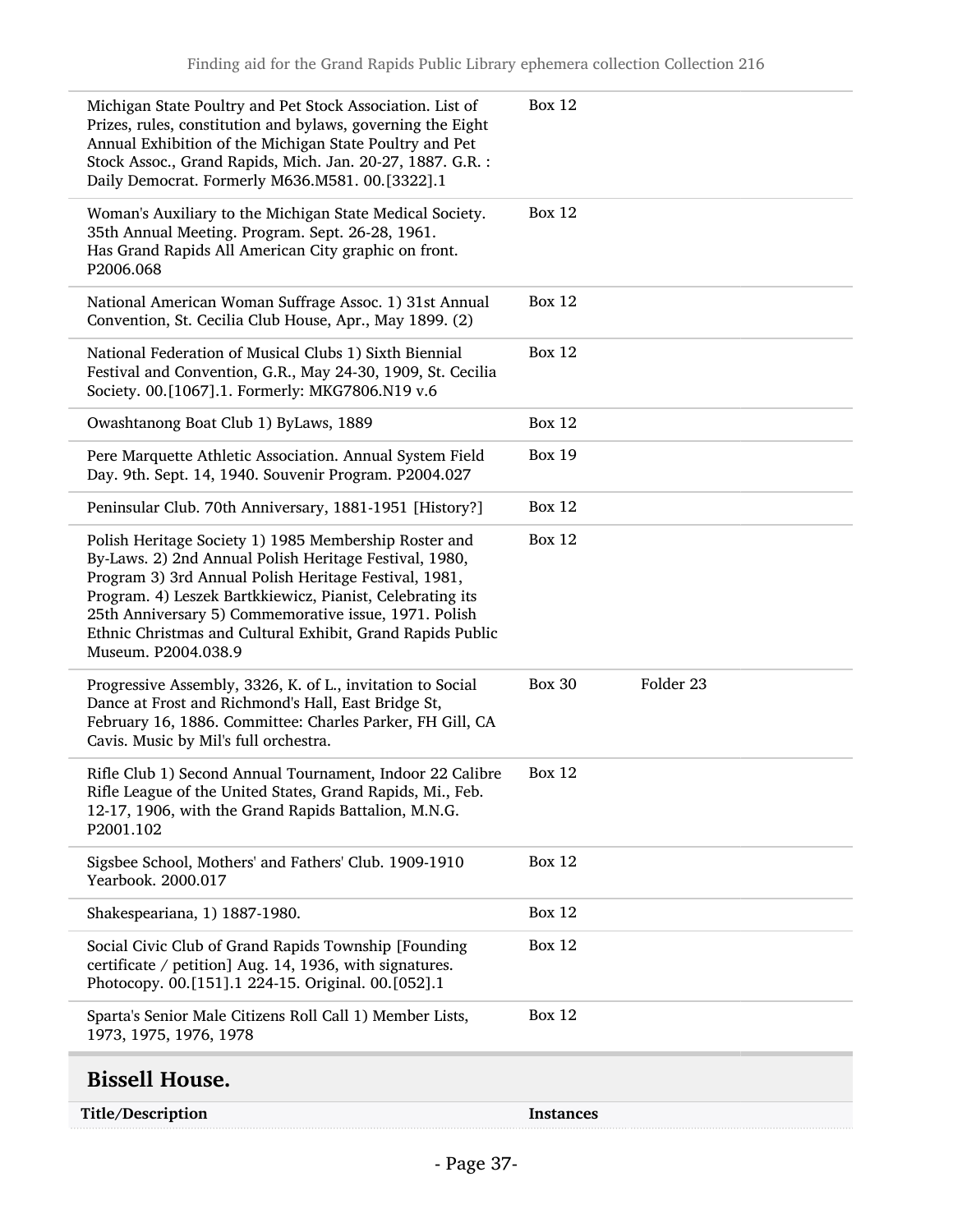| | | |
|---|---|---|
| Michigan State Poultry and Pet Stock Association. List of Prizes, rules, constitution and bylaws, governing the Eight Annual Exhibition of the Michigan State Poultry and Pet Stock Assoc., Grand Rapids, Mich. Jan. 20-27, 1887. G.R. : Daily Democrat. Formerly M636.M581. 00.[3322].1 | Box 12 | |
| Woman's Auxiliary to the Michigan State Medical Society. 35th Annual Meeting. Program. Sept. 26-28, 1961. Has Grand Rapids All American City graphic on front. P2006.068 | Box 12 | |
| National American Woman Suffrage Assoc. 1) 31st Annual Convention, St. Cecilia Club House, Apr., May 1899. (2) | Box 12 | |
| National Federation of Musical Clubs 1) Sixth Biennial Festival and Convention, G.R., May 24-30, 1909, St. Cecilia Society. 00.[1067].1. Formerly: MKG7806.N19 v.6 | Box 12 | |
| Owashtanong Boat Club 1) ByLaws, 1889 | Box 12 | |
| Pere Marquette Athletic Association. Annual System Field Day. 9th. Sept. 14, 1940. Souvenir Program. P2004.027 | Box 19 | |
| Peninsular Club. 70th Anniversary, 1881-1951 [History?] | Box 12 | |
| Polish Heritage Society 1) 1985 Membership Roster and By-Laws. 2) 2nd Annual Polish Heritage Festival, 1980, Program 3) 3rd Annual Polish Heritage Festival, 1981, Program. 4) Leszek Bartkkiewicz, Pianist, Celebrating its 25th Anniversary 5) Commemorative issue, 1971. Polish Ethnic Christmas and Cultural Exhibit, Grand Rapids Public Museum. P2004.038.9 | Box 12 | |
| Progressive Assembly, 3326, K. of L., invitation to Social Dance at Frost and Richmond's Hall, East Bridge St, February 16, 1886. Committee: Charles Parker, FH Gill, CA Cavis. Music by Mil's full orchestra. | Box 30 | Folder 23 |
| Rifle Club 1) Second Annual Tournament, Indoor 22 Calibre Rifle League of the United States, Grand Rapids, Mi., Feb. 12-17, 1906, with the Grand Rapids Battalion, M.N.G. P2001.102 | Box 12 | |
| Sigsbee School, Mothers' and Fathers' Club. 1909-1910 Yearbook. 2000.017 | Box 12 | |
| Shakespeariana, 1) 1887-1980. | Box 12 | |
| Social Civic Club of Grand Rapids Township [Founding certificate / petition] Aug. 14, 1936, with signatures. Photocopy. 00.[151].1 224-15. Original. 00.[052].1 | Box 12 | |
| Sparta's Senior Male Citizens Roll Call 1) Member Lists, 1973, 1975, 1976, 1978 | Box 12 | |

## Bissell House.

| Title/Description | Instances |
|---|---|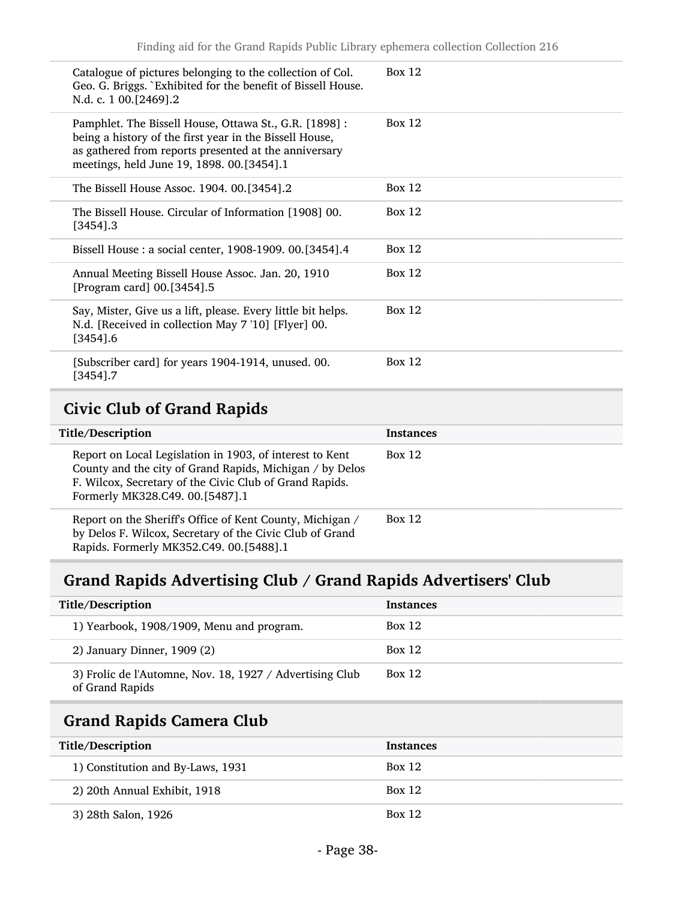| | |
|---|---|
| Catalogue of pictures belonging to the collection of Col. Geo. G. Briggs. `Exhibited for the benefit of Bissell House. N.d. c. 1 00.[2469].2 | Box 12 |
| Pamphlet. The Bissell House, Ottawa St., G.R. [1898] : being a history of the first year in the Bissell House, as gathered from reports presented at the anniversary meetings, held June 19, 1898. 00.[3454].1 | Box 12 |
| The Bissell House Assoc. 1904. 00.[3454].2 | Box 12 |
| The Bissell House. Circular of Information [1908] 00.[3454].3 | Box 12 |
| Bissell House : a social center, 1908-1909. 00.[3454].4 | Box 12 |
| Annual Meeting Bissell House Assoc. Jan. 20, 1910 [Program card] 00.[3454].5 | Box 12 |
| Say, Mister, Give us a lift, please. Every little bit helps. N.d. [Received in collection May 7 '10] [Flyer] 00.[3454].6 | Box 12 |
| [Subscriber card] for years 1904-1914, unused. 00.[3454].7 | Box 12 |

## Civic Club of Grand Rapids

| Title/Description | Instances |
|---|---|
| Report on Local Legislation in 1903, of interest to Kent County and the city of Grand Rapids, Michigan / by Delos F. Wilcox, Secretary of the Civic Club of Grand Rapids. Formerly MK328.C49. 00.[5487].1 | Box 12 |
| Report on the Sheriff's Office of Kent County, Michigan / by Delos F. Wilcox, Secretary of the Civic Club of Grand Rapids. Formerly MK352.C49. 00.[5488].1 | Box 12 |

## Grand Rapids Advertising Club / Grand Rapids Advertisers' Club

| Title/Description | Instances |
|---|---|
| 1) Yearbook, 1908/1909, Menu and program. | Box 12 |
| 2) January Dinner, 1909 (2) | Box 12 |
| 3) Frolic de l'Automne, Nov. 18, 1927 / Advertising Club of Grand Rapids | Box 12 |

## Grand Rapids Camera Club

| Title/Description | Instances |
|---|---|
| 1) Constitution and By-Laws, 1931 | Box 12 |
| 2) 20th Annual Exhibit, 1918 | Box 12 |
| 3) 28th Salon, 1926 | Box 12 |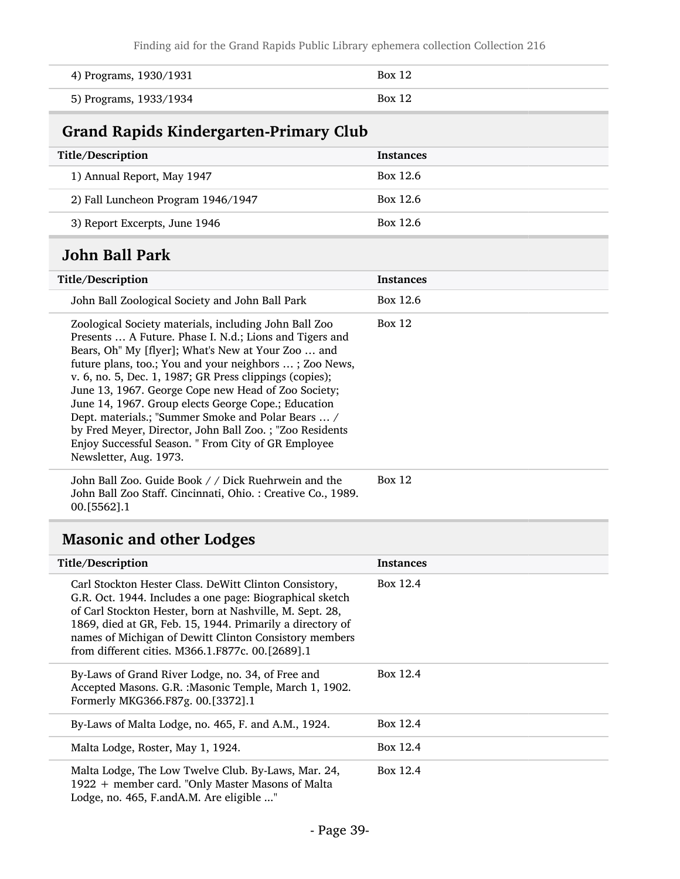| | |
|---|---|
| 4) Programs, 1930/1931 | Box 12 |
| 5) Programs, 1933/1934 | Box 12 |

## Grand Rapids Kindergarten-Primary Club

| Title/Description | Instances |
|---|---|
| 1) Annual Report, May 1947 | Box 12.6 |
| 2) Fall Luncheon Program 1946/1947 | Box 12.6 |
| 3) Report Excerpts, June 1946 | Box 12.6 |

## John Ball Park

| Title/Description | Instances |
|---|---|
| John Ball Zoological Society and John Ball Park | Box 12.6 |
| Zoological Society materials, including John Ball Zoo Presents … A Future. Phase I. N.d.; Lions and Tigers and Bears, Oh" My [flyer]; What's New at Your Zoo … and future plans, too.; You and your neighbors … ; Zoo News, v. 6, no. 5, Dec. 1, 1987; GR Press clippings (copies); June 13, 1967. George Cope new Head of Zoo Society; June 14, 1967. Group elects George Cope.; Education Dept. materials.; "Summer Smoke and Polar Bears … / by Fred Meyer, Director, John Ball Zoo. ; "Zoo Residents Enjoy Successful Season. " From City of GR Employee Newsletter, Aug. 1973. | Box 12 |
| John Ball Zoo. Guide Book / / Dick Ruehrwein and the John Ball Zoo Staff. Cincinnati, Ohio. : Creative Co., 1989. 00.[5562].1 | Box 12 |

## Masonic and other Lodges

| Title/Description | Instances |
|---|---|
| Carl Stockton Hester Class. DeWitt Clinton Consistory, G.R. Oct. 1944. Includes a one page: Biographical sketch of Carl Stockton Hester, born at Nashville, M. Sept. 28, 1869, died at GR, Feb. 15, 1944. Primarily a directory of names of Michigan of Dewitt Clinton Consistory members from different cities. M366.1.F877c. 00.[2689].1 | Box 12.4 |
| By-Laws of Grand River Lodge, no. 34, of Free and Accepted Masons. G.R. :Masonic Temple, March 1, 1902. Formerly MKG366.F87g. 00.[3372].1 | Box 12.4 |
| By-Laws of Malta Lodge, no. 465, F. and A.M., 1924. | Box 12.4 |
| Malta Lodge, Roster, May 1, 1924. | Box 12.4 |
| Malta Lodge, The Low Twelve Club. By-Laws, Mar. 24, 1922 + member card. "Only Master Masons of Malta Lodge, no. 465, F.andA.M. Are eligible ..." | Box 12.4 |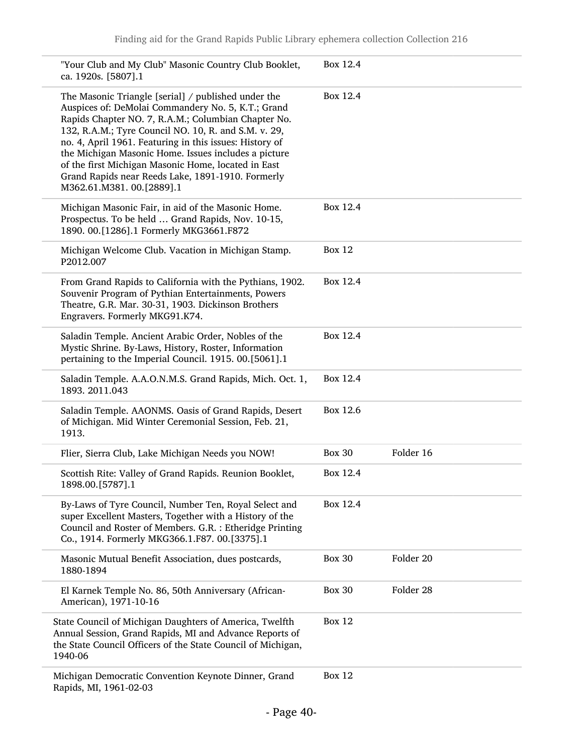| | | |
|---|---|---|
| "Your Club and My Club" Masonic Country Club Booklet, ca. 1920s. [5807].1 | Box 12.4 | |
| The Masonic Triangle [serial] / published under the Auspices of: DeMolai Commandery No. 5, K.T.; Grand Rapids Chapter NO. 7, R.A.M.; Columbian Chapter No. 132, R.A.M.; Tyre Council NO. 10, R. and S.M. v. 29, no. 4, April 1961. Featuring in this issues: History of the Michigan Masonic Home. Issues includes a picture of the first Michigan Masonic Home, located in East Grand Rapids near Reeds Lake, 1891-1910. Formerly M362.61.M381. 00.[2889].1 | Box 12.4 | |
| Michigan Masonic Fair, in aid of the Masonic Home. Prospectus. To be held … Grand Rapids, Nov. 10-15, 1890. 00.[1286].1 Formerly MKG3661.F872 | Box 12.4 | |
| Michigan Welcome Club. Vacation in Michigan Stamp. P2012.007 | Box 12 | |
| From Grand Rapids to California with the Pythians, 1902. Souvenir Program of Pythian Entertainments, Powers Theatre, G.R. Mar. 30-31, 1903. Dickinson Brothers Engravers. Formerly MKG91.K74. | Box 12.4 | |
| Saladin Temple. Ancient Arabic Order, Nobles of the Mystic Shrine. By-Laws, History, Roster, Information pertaining to the Imperial Council. 1915. 00.[5061].1 | Box 12.4 | |
| Saladin Temple. A.A.O.N.M.S. Grand Rapids, Mich. Oct. 1, 1893. 2011.043 | Box 12.4 | |
| Saladin Temple. AAONMS. Oasis of Grand Rapids, Desert of Michigan. Mid Winter Ceremonial Session, Feb. 21, 1913. | Box 12.6 | |
| Flier, Sierra Club, Lake Michigan Needs you NOW! | Box 30 | Folder 16 |
| Scottish Rite: Valley of Grand Rapids. Reunion Booklet, 1898.00.[5787].1 | Box 12.4 | |
| By-Laws of Tyre Council, Number Ten, Royal Select and super Excellent Masters, Together with a History of the Council and Roster of Members. G.R. : Etheridge Printing Co., 1914. Formerly MKG366.1.F87. 00.[3375].1 | Box 12.4 | |
| Masonic Mutual Benefit Association, dues postcards, 1880-1894 | Box 30 | Folder 20 |
| El Karnek Temple No. 86, 50th Anniversary (African-American), 1971-10-16 | Box 30 | Folder 28 |
| State Council of Michigan Daughters of America, Twelfth Annual Session, Grand Rapids, MI and Advance Reports of the State Council Officers of the State Council of Michigan, 1940-06 | Box 12 | |
| Michigan Democratic Convention Keynote Dinner, Grand Rapids, MI, 1961-02-03 | Box 12 | |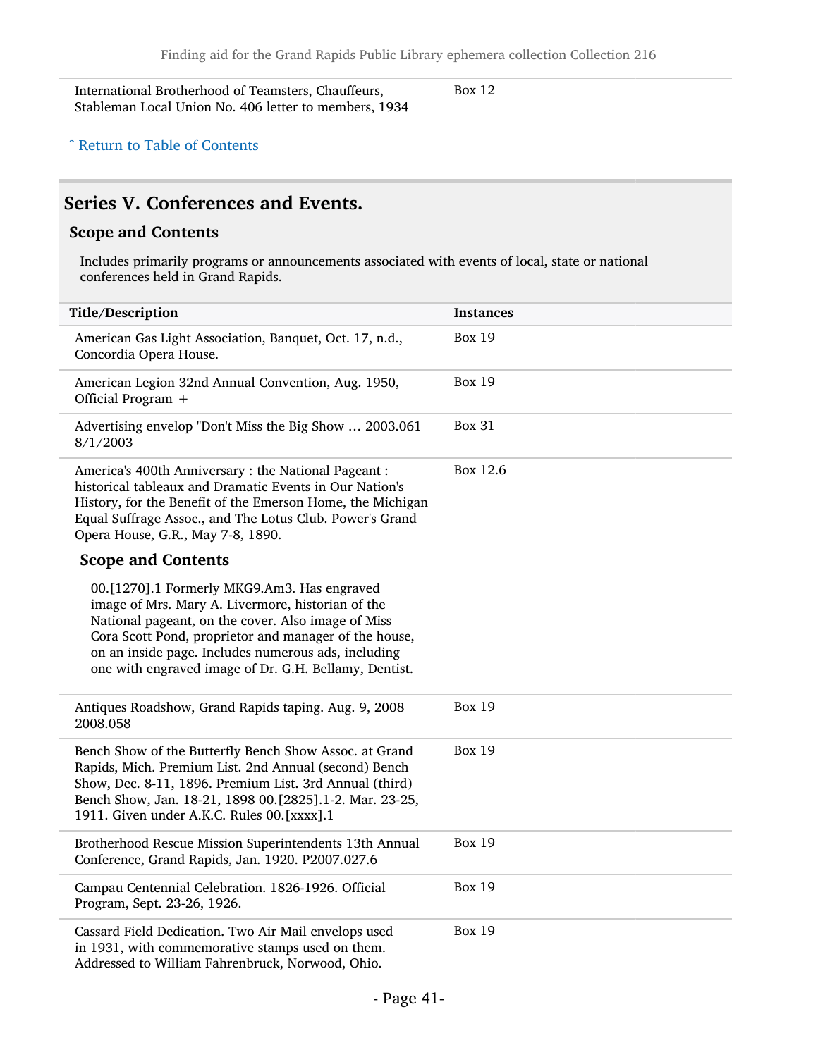| | |
|---|---|
| International Brotherhood of Teamsters, Chauffeurs, Stableman Local Union No. 406 letter to members, 1934 | Box 12 |

˄ Return to Table of Contents

## Series V. Conferences and Events.

### Scope and Contents

Includes primarily programs or announcements associated with events of local, state or national conferences held in Grand Rapids.

| Title/Description | Instances |
|---|---|
| American Gas Light Association, Banquet, Oct. 17, n.d., Concordia Opera House. | Box 19 |
| American Legion 32nd Annual Convention, Aug. 1950, Official Program + | Box 19 |
| Advertising envelop "Don't Miss the Big Show ... 2003.061 8/1/2003 | Box 31 |
| America's 400th Anniversary : the National Pageant : historical tableaux and Dramatic Events in Our Nation's History, for the Benefit of the Emerson Home, the Michigan Equal Suffrage Assoc., and The Lotus Club. Power's Grand Opera House, G.R., May 7-8, 1890. **Scope and Contents** 00.[1270].1 Formerly MKG9.Am3. Has engraved image of Mrs. Mary A. Livermore, historian of the National pageant, on the cover. Also image of Miss Cora Scott Pond, proprietor and manager of the house, on an inside page. Includes numerous ads, including one with engraved image of Dr. G.H. Bellamy, Dentist. | Box 12.6 |
| Antiques Roadshow, Grand Rapids taping. Aug. 9, 2008 2008.058 | Box 19 |
| Bench Show of the Butterfly Bench Show Assoc. at Grand Rapids, Mich. Premium List. 2nd Annual (second) Bench Show, Dec. 8-11, 1896. Premium List. 3rd Annual (third) Bench Show, Jan. 18-21, 1898 00.[2825].1-2. Mar. 23-25, 1911. Given under A.K.C. Rules 00.[xxxx].1 | Box 19 |
| Brotherhood Rescue Mission Superintendents 13th Annual Conference, Grand Rapids, Jan. 1920. P2007.027.6 | Box 19 |
| Campau Centennial Celebration. 1826-1926. Official Program, Sept. 23-26, 1926. | Box 19 |
| Cassard Field Dedication. Two Air Mail envelops used in 1931, with commemorative stamps used on them. Addressed to William Fahrenbruck, Norwood, Ohio. | Box 19 |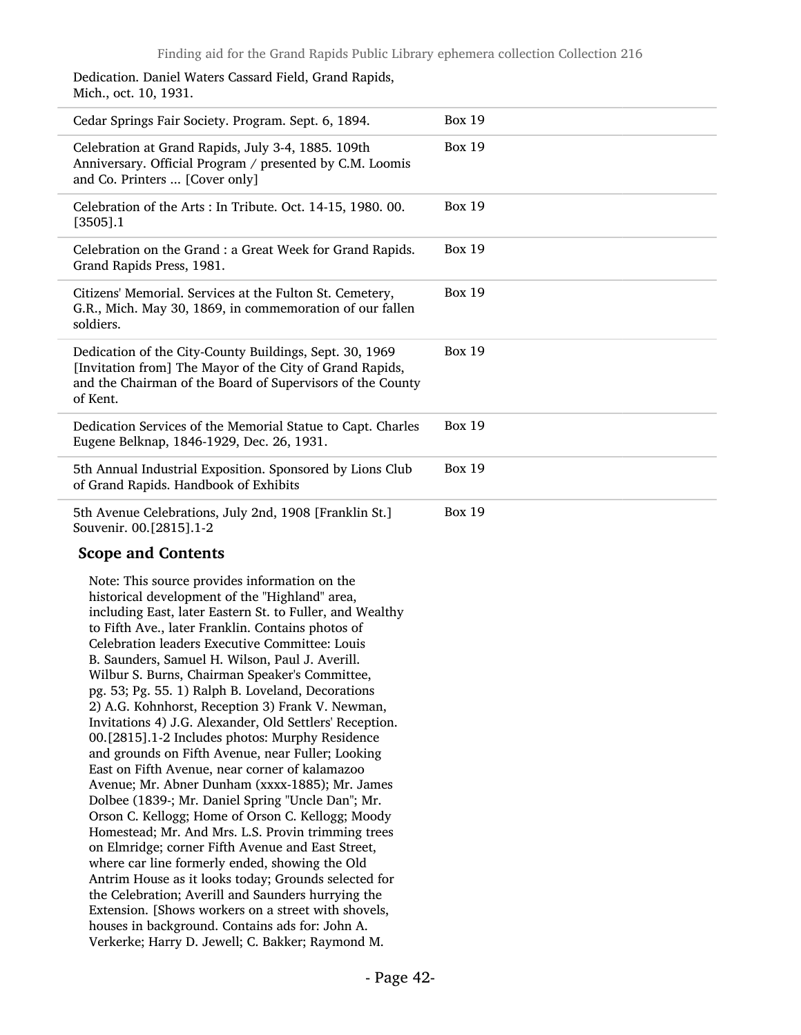Dedication. Daniel Waters Cassard Field, Grand Rapids, Mich., oct. 10, 1931.

| | |
|---|---|
| Cedar Springs Fair Society. Program. Sept. 6, 1894. | Box 19 |
| Celebration at Grand Rapids, July 3-4, 1885. 109th Anniversary. Official Program / presented by C.M. Loomis and Co. Printers ... [Cover only] | Box 19 |
| Celebration of the Arts : In Tribute. Oct. 14-15, 1980. 00. [3505].1 | Box 19 |
| Celebration on the Grand : a Great Week for Grand Rapids. Grand Rapids Press, 1981. | Box 19 |
| Citizens' Memorial. Services at the Fulton St. Cemetery, G.R., Mich. May 30, 1869, in commemoration of our fallen soldiers. | Box 19 |
| Dedication of the City-County Buildings, Sept. 30, 1969 [Invitation from] The Mayor of the City of Grand Rapids, and the Chairman of the Board of Supervisors of the County of Kent. | Box 19 |
| Dedication Services of the Memorial Statue to Capt. Charles Eugene Belknap, 1846-1929, Dec. 26, 1931. | Box 19 |
| 5th Annual Industrial Exposition. Sponsored by Lions Club of Grand Rapids. Handbook of Exhibits | Box 19 |
| 5th Avenue Celebrations, July 2nd, 1908 [Franklin St.] Souvenir. 00.[2815].1-2 | Box 19 |

### Scope and Contents

Note: This source provides information on the historical development of the "Highland" area, including East, later Eastern St. to Fuller, and Wealthy to Fifth Ave., later Franklin. Contains photos of Celebration leaders Executive Committee: Louis B. Saunders, Samuel H. Wilson, Paul J. Averill. Wilbur S. Burns, Chairman Speaker's Committee, pg. 53; Pg. 55. 1) Ralph B. Loveland, Decorations 2) A.G. Kohnhorst, Reception 3) Frank V. Newman, Invitations 4) J.G. Alexander, Old Settlers' Reception. 00.[2815].1-2 Includes photos: Murphy Residence and grounds on Fifth Avenue, near Fuller; Looking East on Fifth Avenue, near corner of kalamazoo Avenue; Mr. Abner Dunham (xxxx-1885); Mr. James Dolbee (1839-; Mr. Daniel Spring "Uncle Dan"; Mr. Orson C. Kellogg; Home of Orson C. Kellogg; Moody Homestead; Mr. And Mrs. L.S. Provin trimming trees on Elmridge; corner Fifth Avenue and East Street, where car line formerly ended, showing the Old Antrim House as it looks today; Grounds selected for the Celebration; Averill and Saunders hurrying the Extension. [Shows workers on a street with shovels, houses in background. Contains ads for: John A. Verkerke; Harry D. Jewell; C. Bakker; Raymond M.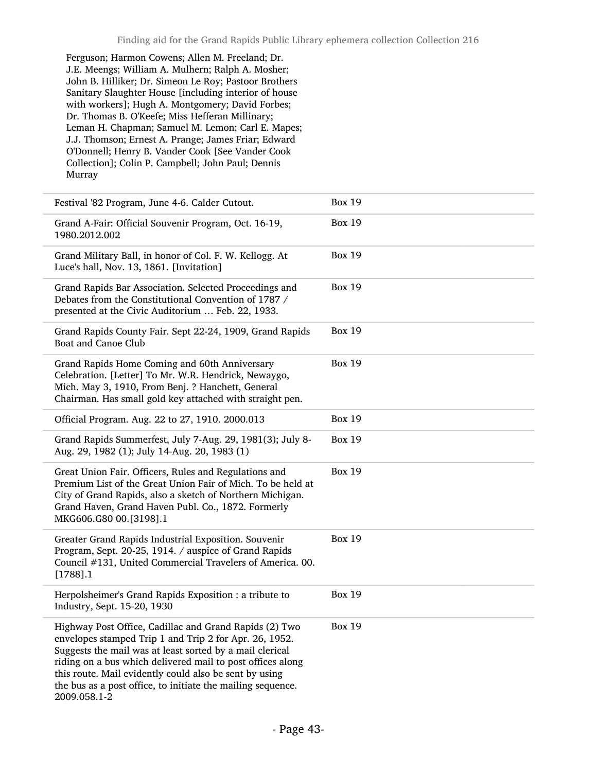Ferguson; Harmon Cowens; Allen M. Freeland; Dr. J.E. Meengs; William A. Mulhern; Ralph A. Mosher; John B. Hilliker; Dr. Simeon Le Roy; Pastoor Brothers Sanitary Slaughter House [including interior of house with workers]; Hugh A. Montgomery; David Forbes; Dr. Thomas B. O'Keefe; Miss Hefferan Millinary; Leman H. Chapman; Samuel M. Lemon; Carl E. Mapes; J.J. Thomson; Ernest A. Prange; James Friar; Edward O'Donnell; Henry B. Vander Cook [See Vander Cook Collection]; Colin P. Campbell; John Paul; Dennis Murray

| | |
|---|---|
| Festival '82 Program, June 4-6. Calder Cutout. | Box 19 |
| Grand A-Fair: Official Souvenir Program, Oct. 16-19, 1980.2012.002 | Box 19 |
| Grand Military Ball, in honor of Col. F. W. Kellogg. At Luce's hall, Nov. 13, 1861. [Invitation] | Box 19 |
| Grand Rapids Bar Association. Selected Proceedings and Debates from the Constitutional Convention of 1787 / presented at the Civic Auditorium … Feb. 22, 1933. | Box 19 |
| Grand Rapids County Fair. Sept 22-24, 1909, Grand Rapids Boat and Canoe Club | Box 19 |
| Grand Rapids Home Coming and 60th Anniversary Celebration. [Letter] To Mr. W.R. Hendrick, Newaygo, Mich. May 3, 1910, From Benj. ? Hanchett, General Chairman. Has small gold key attached with straight pen. | Box 19 |
| Official Program. Aug. 22 to 27, 1910. 2000.013 | Box 19 |
| Grand Rapids Summerfest, July 7-Aug. 29, 1981(3); July 8-Aug. 29, 1982 (1); July 14-Aug. 20, 1983 (1) | Box 19 |
| Great Union Fair. Officers, Rules and Regulations and Premium List of the Great Union Fair of Mich. To be held at City of Grand Rapids, also a sketch of Northern Michigan. Grand Haven, Grand Haven Publ. Co., 1872. Formerly MKG606.G80 00.[3198].1 | Box 19 |
| Greater Grand Rapids Industrial Exposition. Souvenir Program, Sept. 20-25, 1914. / auspice of Grand Rapids Council #131, United Commercial Travelers of America. 00.[1788].1 | Box 19 |
| Herpolsheimer's Grand Rapids Exposition : a tribute to Industry, Sept. 15-20, 1930 | Box 19 |
| Highway Post Office, Cadillac and Grand Rapids (2) Two envelopes stamped Trip 1 and Trip 2 for Apr. 26, 1952. Suggests the mail was at least sorted by a mail clerical riding on a bus which delivered mail to post offices along this route. Mail evidently could also be sent by using the bus as a post office, to initiate the mailing sequence. 2009.058.1-2 | Box 19 |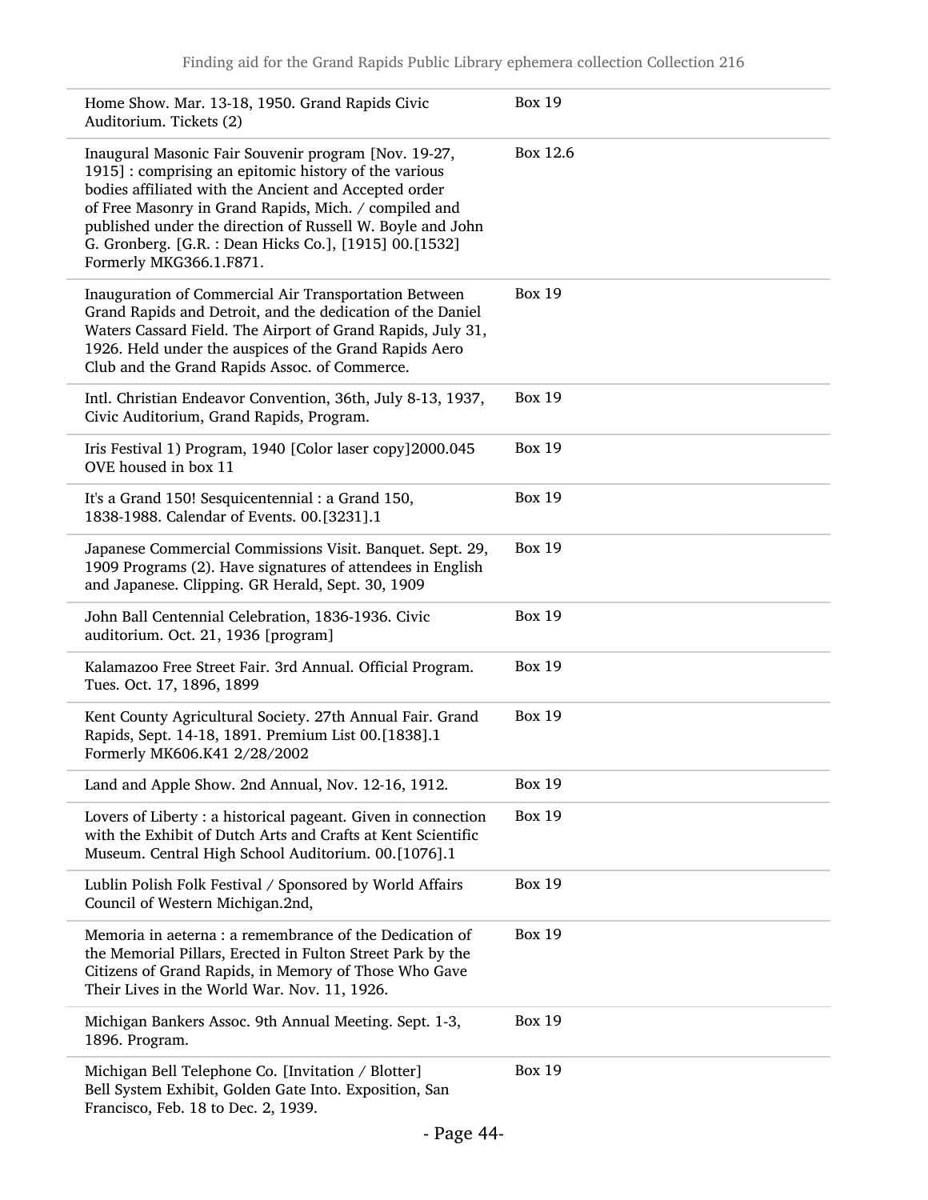| | |
|---|---|
| Home Show. Mar. 13-18, 1950. Grand Rapids Civic Auditorium. Tickets (2) | Box 19 |
| Inaugural Masonic Fair Souvenir program [Nov. 19-27, 1915] : comprising an epitomic history of the various bodies affiliated with the Ancient and Accepted order of Free Masonry in Grand Rapids, Mich. / compiled and published under the direction of Russell W. Boyle and John G. Gronberg. [G.R. : Dean Hicks Co.], [1915] 00.[1532] Formerly MKG366.1.F871. | Box 12.6 |
| Inauguration of Commercial Air Transportation Between Grand Rapids and Detroit, and the dedication of the Daniel Waters Cassard Field. The Airport of Grand Rapids, July 31, 1926. Held under the auspices of the Grand Rapids Aero Club and the Grand Rapids Assoc. of Commerce. | Box 19 |
| Intl. Christian Endeavor Convention, 36th, July 8-13, 1937, Civic Auditorium, Grand Rapids, Program. | Box 19 |
| Iris Festival 1) Program, 1940 [Color laser copy]2000.045 OVE housed in box 11 | Box 19 |
| It's a Grand 150! Sesquicentennial : a Grand 150, 1838-1988. Calendar of Events. 00.[3231].1 | Box 19 |
| Japanese Commercial Commissions Visit. Banquet. Sept. 29, 1909 Programs (2). Have signatures of attendees in English and Japanese. Clipping. GR Herald, Sept. 30, 1909 | Box 19 |
| John Ball Centennial Celebration, 1836-1936. Civic auditorium. Oct. 21, 1936 [program] | Box 19 |
| Kalamazoo Free Street Fair. 3rd Annual. Official Program. Tues. Oct. 17, 1896, 1899 | Box 19 |
| Kent County Agricultural Society. 27th Annual Fair. Grand Rapids, Sept. 14-18, 1891. Premium List 00.[1838].1 Formerly MK606.K41 2/28/2002 | Box 19 |
| Land and Apple Show. 2nd Annual, Nov. 12-16, 1912. | Box 19 |
| Lovers of Liberty : a historical pageant. Given in connection with the Exhibit of Dutch Arts and Crafts at Kent Scientific Museum. Central High School Auditorium. 00.[1076].1 | Box 19 |
| Lublin Polish Folk Festival / Sponsored by World Affairs Council of Western Michigan.2nd, | Box 19 |
| Memoria in aeterna : a remembrance of the Dedication of the Memorial Pillars, Erected in Fulton Street Park by the Citizens of Grand Rapids, in Memory of Those Who Gave Their Lives in the World War. Nov. 11, 1926. | Box 19 |
| Michigan Bankers Assoc. 9th Annual Meeting. Sept. 1-3, 1896. Program. | Box 19 |
| Michigan Bell Telephone Co. [Invitation / Blotter] Bell System Exhibit, Golden Gate Into. Exposition, San Francisco, Feb. 18 to Dec. 2, 1939. | Box 19 |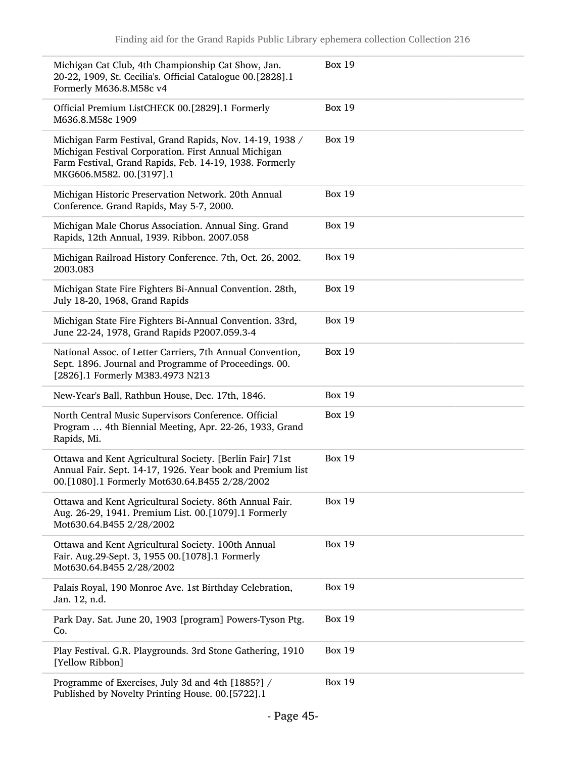| | |
|---|---|
| Michigan Cat Club, 4th Championship Cat Show, Jan. 20-22, 1909, St. Cecilia's. Official Catalogue 00.[2828].1 Formerly M636.8.M58c v4 | Box 19 |
| Official Premium ListCHECK 00.[2829].1 Formerly M636.8.M58c 1909 | Box 19 |
| Michigan Farm Festival, Grand Rapids, Nov. 14-19, 1938 / Michigan Festival Corporation. First Annual Michigan Farm Festival, Grand Rapids, Feb. 14-19, 1938. Formerly MKG606.M582. 00.[3197].1 | Box 19 |
| Michigan Historic Preservation Network. 20th Annual Conference. Grand Rapids, May 5-7, 2000. | Box 19 |
| Michigan Male Chorus Association. Annual Sing. Grand Rapids, 12th Annual, 1939. Ribbon. 2007.058 | Box 19 |
| Michigan Railroad History Conference. 7th, Oct. 26, 2002. 2003.083 | Box 19 |
| Michigan State Fire Fighters Bi-Annual Convention. 28th, July 18-20, 1968, Grand Rapids | Box 19 |
| Michigan State Fire Fighters Bi-Annual Convention. 33rd, June 22-24, 1978, Grand Rapids P2007.059.3-4 | Box 19 |
| National Assoc. of Letter Carriers, 7th Annual Convention, Sept. 1896. Journal and Programme of Proceedings. 00.[2826].1 Formerly M383.4973 N213 | Box 19 |
| New-Year's Ball, Rathbun House, Dec. 17th, 1846. | Box 19 |
| North Central Music Supervisors Conference. Official Program … 4th Biennial Meeting, Apr. 22-26, 1933, Grand Rapids, Mi. | Box 19 |
| Ottawa and Kent Agricultural Society. [Berlin Fair] 71st Annual Fair. Sept. 14-17, 1926. Year book and Premium list 00.[1080].1 Formerly Mot630.64.B455 2/28/2002 | Box 19 |
| Ottawa and Kent Agricultural Society. 86th Annual Fair. Aug. 26-29, 1941. Premium List. 00.[1079].1 Formerly Mot630.64.B455 2/28/2002 | Box 19 |
| Ottawa and Kent Agricultural Society. 100th Annual Fair. Aug.29-Sept. 3, 1955 00.[1078].1 Formerly Mot630.64.B455 2/28/2002 | Box 19 |
| Palais Royal, 190 Monroe Ave. 1st Birthday Celebration, Jan. 12, n.d. | Box 19 |
| Park Day. Sat. June 20, 1903 [program] Powers-Tyson Ptg. Co. | Box 19 |
| Play Festival. G.R. Playgrounds. 3rd Stone Gathering, 1910 [Yellow Ribbon] | Box 19 |
| Programme of Exercises, July 3d and 4th [1885?] / Published by Novelty Printing House. 00.[5722].1 | Box 19 |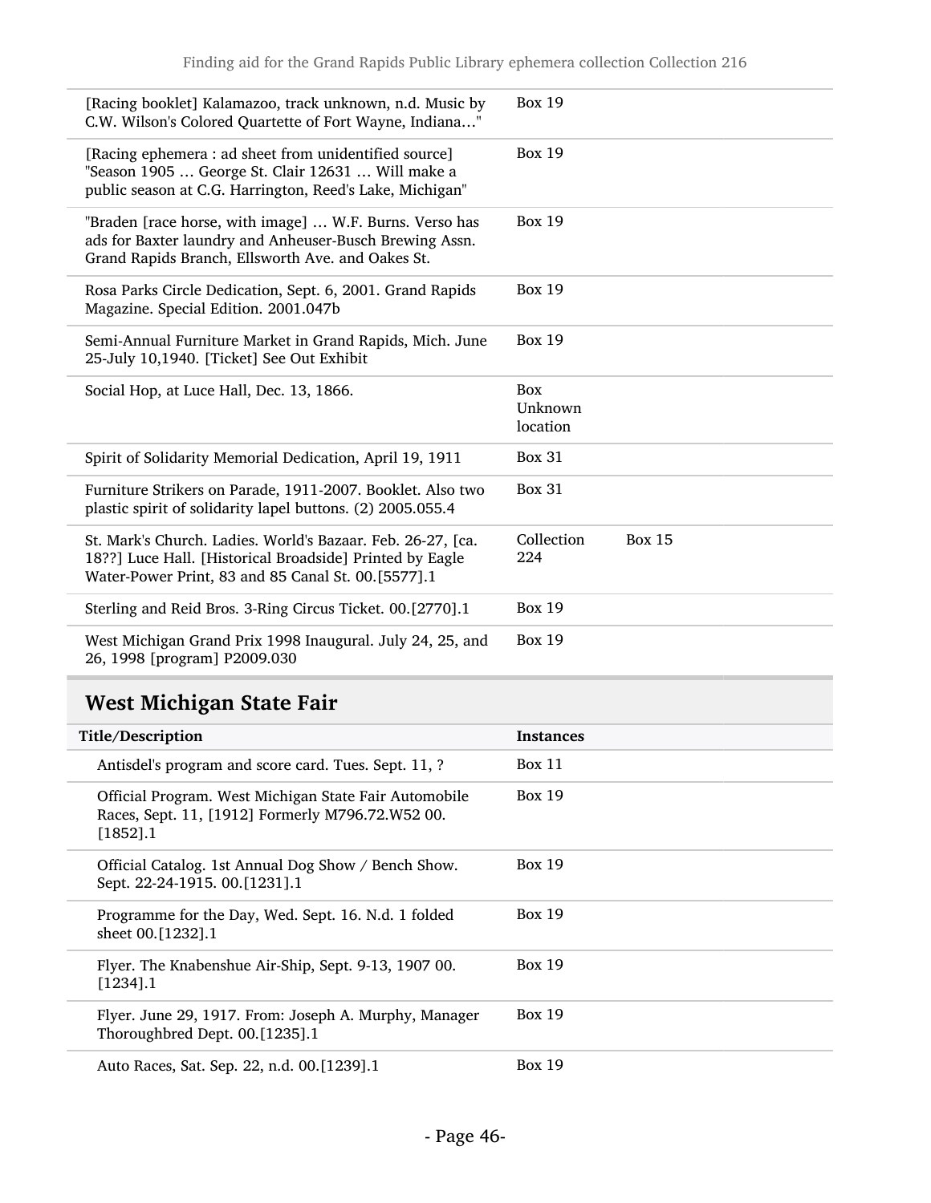| | | |
|---|---|---|
| [Racing booklet] Kalamazoo, track unknown, n.d. Music by C.W. Wilson's Colored Quartette of Fort Wayne, Indiana…" | Box 19 | |
| [Racing ephemera : ad sheet from unidentified source] "Season 1905 … George St. Clair 12631 … Will make a public season at C.G. Harrington, Reed's Lake, Michigan" | Box 19 | |
| "Braden [race horse, with image] … W.F. Burns. Verso has ads for Baxter laundry and Anheuser-Busch Brewing Assn. Grand Rapids Branch, Ellsworth Ave. and Oakes St. | Box 19 | |
| Rosa Parks Circle Dedication, Sept. 6, 2001. Grand Rapids Magazine. Special Edition. 2001.047b | Box 19 | |
| Semi-Annual Furniture Market in Grand Rapids, Mich. June 25-July 10,1940. [Ticket] See Out Exhibit | Box 19 | |
| Social Hop, at Luce Hall, Dec. 13, 1866. | Box Unknown location | |
| Spirit of Solidarity Memorial Dedication, April 19, 1911 | Box 31 | |
| Furniture Strikers on Parade, 1911-2007. Booklet. Also two plastic spirit of solidarity lapel buttons. (2) 2005.055.4 | Box 31 | |
| St. Mark's Church. Ladies. World's Bazaar. Feb. 26-27, [ca. 18??] Luce Hall. [Historical Broadside] Printed by Eagle Water-Power Print, 83 and 85 Canal St. 00.[5577].1 | Collection 224 | Box 15 |
| Sterling and Reid Bros. 3-Ring Circus Ticket. 00.[2770].1 | Box 19 | |
| West Michigan Grand Prix 1998 Inaugural. July 24, 25, and 26, 1998 [program] P2009.030 | Box 19 | |

## West Michigan State Fair

| Title/Description | Instances |
|---|---|
| Antisdel's program and score card. Tues. Sept. 11, ? | Box 11 |
| Official Program. West Michigan State Fair Automobile Races, Sept. 11, [1912] Formerly M796.72.W52 00.[1852].1 | Box 19 |
| Official Catalog. 1st Annual Dog Show / Bench Show. Sept. 22-24-1915. 00.[1231].1 | Box 19 |
| Programme for the Day, Wed. Sept. 16. N.d. 1 folded sheet 00.[1232].1 | Box 19 |
| Flyer. The Knabenshue Air-Ship, Sept. 9-13, 1907 00.[1234].1 | Box 19 |
| Flyer. June 29, 1917. From: Joseph A. Murphy, Manager Thoroughbred Dept. 00.[1235].1 | Box 19 |
| Auto Races, Sat. Sep. 22, n.d. 00.[1239].1 | Box 19 |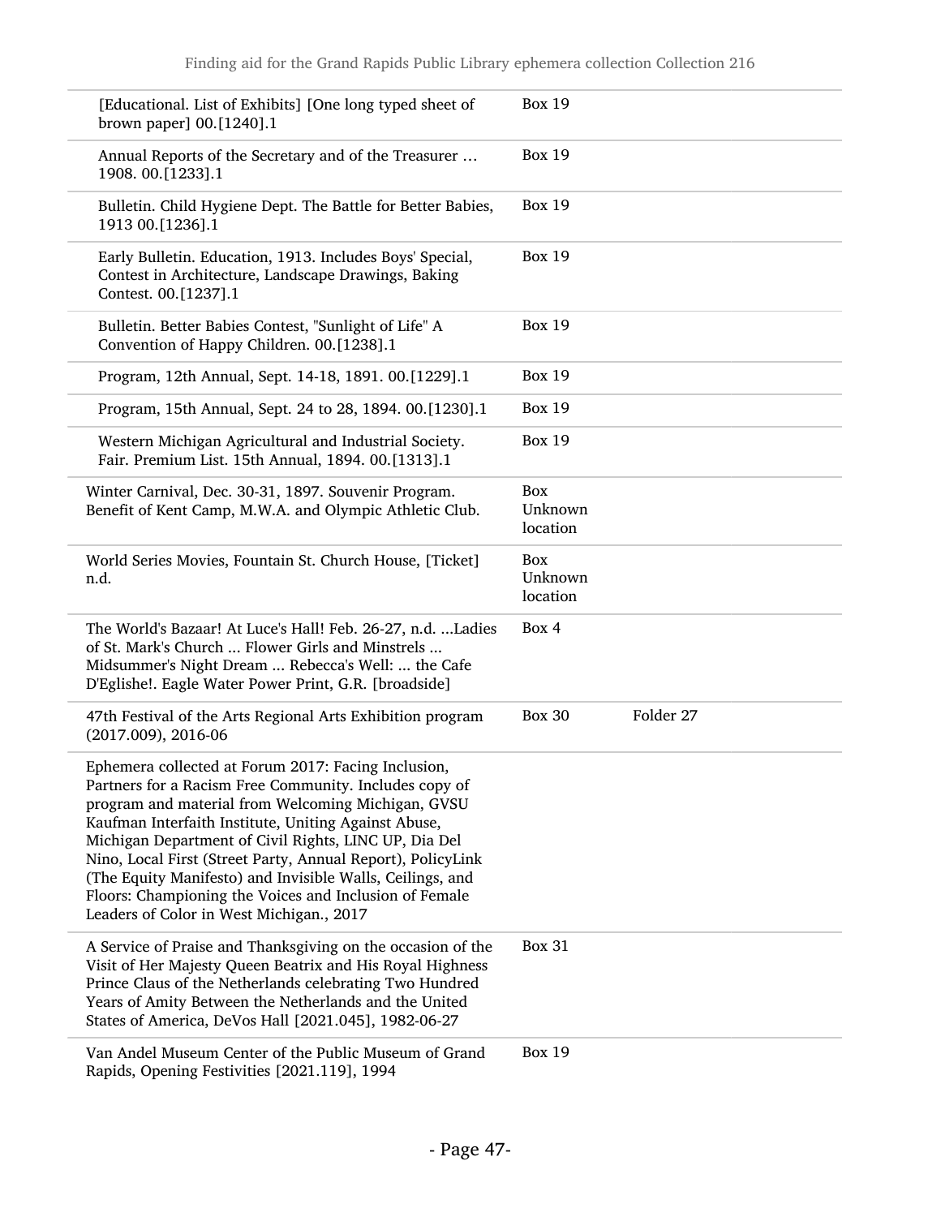| | | |
|---|---|---|
| [Educational. List of Exhibits] [One long typed sheet of brown paper] 00.[1240].1 | Box 19 | |
| Annual Reports of the Secretary and of the Treasurer … 1908. 00.[1233].1 | Box 19 | |
| Bulletin. Child Hygiene Dept. The Battle for Better Babies, 1913 00.[1236].1 | Box 19 | |
| Early Bulletin. Education, 1913. Includes Boys' Special, Contest in Architecture, Landscape Drawings, Baking Contest. 00.[1237].1 | Box 19 | |
| Bulletin. Better Babies Contest, "Sunlight of Life" A Convention of Happy Children. 00.[1238].1 | Box 19 | |
| Program, 12th Annual, Sept. 14-18, 1891. 00.[1229].1 | Box 19 | |
| Program, 15th Annual, Sept. 24 to 28, 1894. 00.[1230].1 | Box 19 | |
| Western Michigan Agricultural and Industrial Society. Fair. Premium List. 15th Annual, 1894. 00.[1313].1 | Box 19 | |
| Winter Carnival, Dec. 30-31, 1897. Souvenir Program. Benefit of Kent Camp, M.W.A. and Olympic Athletic Club. | Box Unknown location | |
| World Series Movies, Fountain St. Church House, [Ticket] n.d. | Box Unknown location | |
| The World's Bazaar! At Luce's Hall! Feb. 26-27, n.d. ...Ladies of St. Mark's Church ... Flower Girls and Minstrels ... Midsummer's Night Dream ... Rebecca's Well: ... the Cafe D'Eglishe!. Eagle Water Power Print, G.R. [broadside] | Box 4 | |
| 47th Festival of the Arts Regional Arts Exhibition program (2017.009), 2016-06 | Box 30 | Folder 27 |
| Ephemera collected at Forum 2017: Facing Inclusion, Partners for a Racism Free Community. Includes copy of program and material from Welcoming Michigan, GVSU Kaufman Interfaith Institute, Uniting Against Abuse, Michigan Department of Civil Rights, LINC UP, Dia Del Nino, Local First (Street Party, Annual Report), PolicyLink (The Equity Manifesto) and Invisible Walls, Ceilings, and Floors: Championing the Voices and Inclusion of Female Leaders of Color in West Michigan., 2017 | | |
| A Service of Praise and Thanksgiving on the occasion of the Visit of Her Majesty Queen Beatrix and His Royal Highness Prince Claus of the Netherlands celebrating Two Hundred Years of Amity Between the Netherlands and the United States of America, DeVos Hall [2021.045], 1982-06-27 | Box 31 | |
| Van Andel Museum Center of the Public Museum of Grand Rapids, Opening Festivities [2021.119], 1994 | Box 19 | |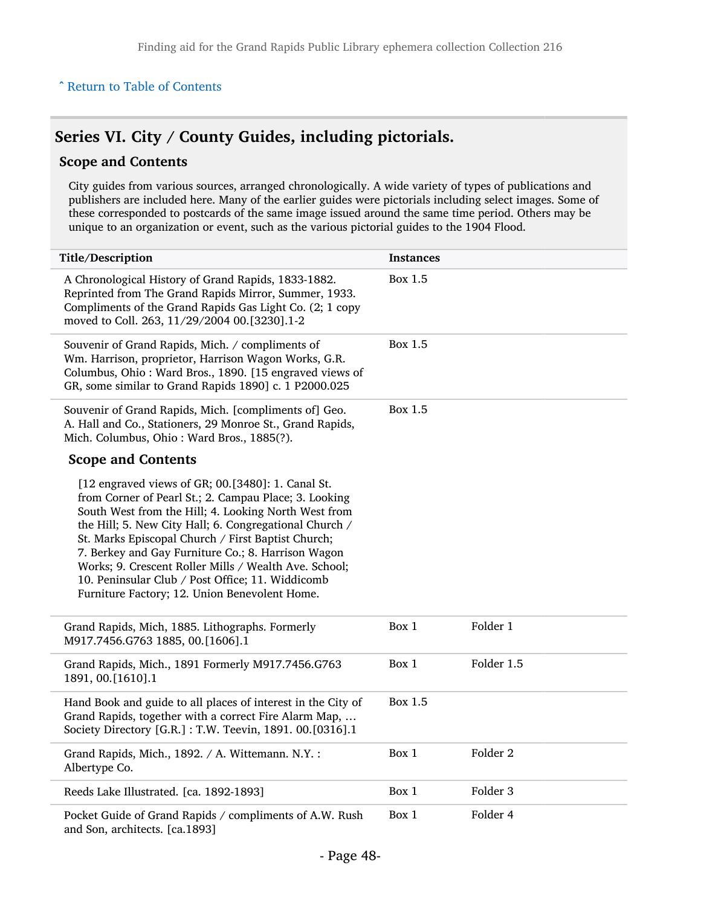[ˆ Return to Table of Contents](#)

## Series VI. City / County Guides, including pictorials.

### Scope and Contents

City guides from various sources, arranged chronologically. A wide variety of types of publications and publishers are included here. Many of the earlier guides were pictorials including select images. Some of these corresponded to postcards of the same image issued around the same time period. Others may be unique to an organization or event, such as the various pictorial guides to the 1904 Flood.

| Title/Description | Instances | |
|---|---|---|
| A Chronological History of Grand Rapids, 1833-1882. Reprinted from The Grand Rapids Mirror, Summer, 1933. Compliments of the Grand Rapids Gas Light Co. (2; 1 copy moved to Coll. 263, 11/29/2004 00.[3230].1-2 | Box 1.5 | |
| Souvenir of Grand Rapids, Mich. / compliments of Wm. Harrison, proprietor, Harrison Wagon Works, G.R. Columbus, Ohio : Ward Bros., 1890. [15 engraved views of GR, some similar to Grand Rapids 1890] c. 1 P2000.025 | Box 1.5 | |
| Souvenir of Grand Rapids, Mich. [compliments of] Geo. A. Hall and Co., Stationers, 29 Monroe St., Grand Rapids, Mich. Columbus, Ohio : Ward Bros., 1885(?). **Scope and Contents** [12 engraved views of GR; 00.[3480]: 1. Canal St. from Corner of Pearl St.; 2. Campau Place; 3. Looking South West from the Hill; 4. Looking North West from the Hill; 5. New City Hall; 6. Congregational Church / St. Marks Episcopal Church / First Baptist Church; 7. Berkey and Gay Furniture Co.; 8. Harrison Wagon Works; 9. Crescent Roller Mills / Wealth Ave. School; 10. Peninsular Club / Post Office; 11. Widdicomb Furniture Factory; 12. Union Benevolent Home. | Box 1.5 | |
| Grand Rapids, Mich, 1885. Lithographs. Formerly M917.7456.G763 1885, 00.[1606].1 | Box 1 | Folder 1 |
| Grand Rapids, Mich., 1891 Formerly M917.7456.G763 1891, 00.[1610].1 | Box 1 | Folder 1.5 |
| Hand Book and guide to all places of interest in the City of Grand Rapids, together with a correct Fire Alarm Map, ... Society Directory [G.R.] : T.W. Teevin, 1891. 00.[0316].1 | Box 1.5 | |
| Grand Rapids, Mich., 1892. / A. Wittemann. N.Y. : Albertype Co. | Box 1 | Folder 2 |
| Reeds Lake Illustrated. [ca. 1892-1893] | Box 1 | Folder 3 |
| Pocket Guide of Grand Rapids / compliments of A.W. Rush and Son, architects. [ca.1893] | Box 1 | Folder 4 |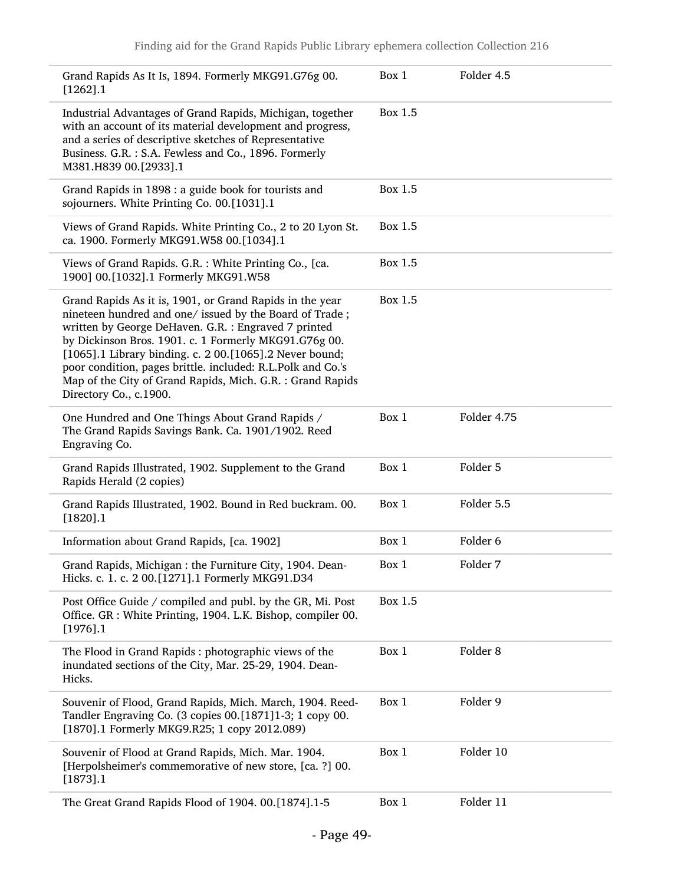| | | |
|---|---|---|
| Grand Rapids As It Is, 1894. Formerly MKG91.G76g 00.[1262].1 | Box 1 | Folder 4.5 |
| Industrial Advantages of Grand Rapids, Michigan, together with an account of its material development and progress, and a series of descriptive sketches of Representative Business. G.R. : S.A. Fewless and Co., 1896. Formerly M381.H839 00.[2933].1 | Box 1.5 | |
| Grand Rapids in 1898 : a guide book for tourists and sojourners. White Printing Co. 00.[1031].1 | Box 1.5 | |
| Views of Grand Rapids. White Printing Co., 2 to 20 Lyon St. ca. 1900. Formerly MKG91.W58 00.[1034].1 | Box 1.5 | |
| Views of Grand Rapids. G.R. : White Printing Co., [ca. 1900] 00.[1032].1 Formerly MKG91.W58 | Box 1.5 | |
| Grand Rapids As it is, 1901, or Grand Rapids in the year nineteen hundred and one/ issued by the Board of Trade ; written by George DeHaven. G.R. : Engraved 7 printed by Dickinson Bros. 1901. c. 1 Formerly MKG91.G76g 00.[1065].1 Library binding. c. 2 00.[1065].2 Never bound; poor condition, pages brittle. included: R.L.Polk and Co.'s Map of the City of Grand Rapids, Mich. G.R. : Grand Rapids Directory Co., c.1900. | Box 1.5 | |
| One Hundred and One Things About Grand Rapids / The Grand Rapids Savings Bank. Ca. 1901/1902. Reed Engraving Co. | Box 1 | Folder 4.75 |
| Grand Rapids Illustrated, 1902. Supplement to the Grand Rapids Herald (2 copies) | Box 1 | Folder 5 |
| Grand Rapids Illustrated, 1902. Bound in Red buckram. 00.[1820].1 | Box 1 | Folder 5.5 |
| Information about Grand Rapids, [ca. 1902] | Box 1 | Folder 6 |
| Grand Rapids, Michigan : the Furniture City, 1904. Dean-Hicks. c. 1. c. 2 00.[1271].1 Formerly MKG91.D34 | Box 1 | Folder 7 |
| Post Office Guide / compiled and publ. by the GR, Mi. Post Office. GR : White Printing, 1904. L.K. Bishop, compiler 00.[1976].1 | Box 1.5 | |
| The Flood in Grand Rapids : photographic views of the inundated sections of the City, Mar. 25-29, 1904. Dean-Hicks. | Box 1 | Folder 8 |
| Souvenir of Flood, Grand Rapids, Mich. March, 1904. Reed-Tandler Engraving Co. (3 copies 00.[1871]1-3; 1 copy 00.[1870].1 Formerly MKG9.R25; 1 copy 2012.089) | Box 1 | Folder 9 |
| Souvenir of Flood at Grand Rapids, Mich. Mar. 1904. [Herpolsheimer's commemorative of new store, [ca. ?] 00.[1873].1 | Box 1 | Folder 10 |
| The Great Grand Rapids Flood of 1904. 00.[1874].1-5 | Box 1 | Folder 11 |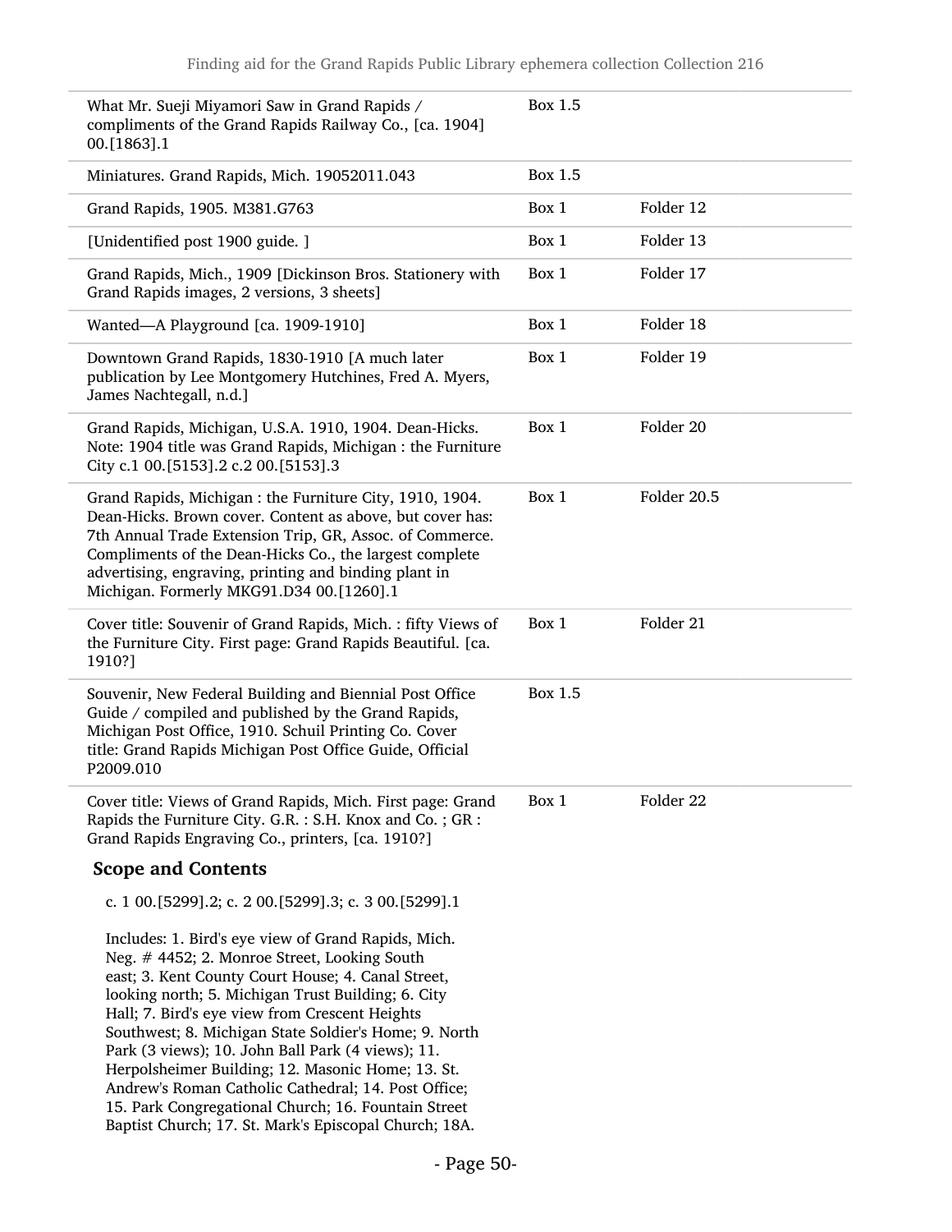| | | |
|---|---|---|
| What Mr. Sueji Miyamori Saw in Grand Rapids / compliments of the Grand Rapids Railway Co., [ca. 1904] 00.[1863].1 | Box 1.5 | |
| Miniatures. Grand Rapids, Mich. 19052011.043 | Box 1.5 | |
| Grand Rapids, 1905. M381.G763 | Box 1 | Folder 12 |
| [Unidentified post 1900 guide. ] | Box 1 | Folder 13 |
| Grand Rapids, Mich., 1909 [Dickinson Bros. Stationery with Grand Rapids images, 2 versions, 3 sheets] | Box 1 | Folder 17 |
| Wanted—A Playground [ca. 1909-1910] | Box 1 | Folder 18 |
| Downtown Grand Rapids, 1830-1910 [A much later publication by Lee Montgomery Hutchines, Fred A. Myers, James Nachtegall, n.d.] | Box 1 | Folder 19 |
| Grand Rapids, Michigan, U.S.A. 1910, 1904. Dean-Hicks. Note: 1904 title was Grand Rapids, Michigan : the Furniture City c.1 00.[5153].2 c.2 00.[5153].3 | Box 1 | Folder 20 |
| Grand Rapids, Michigan : the Furniture City, 1910, 1904. Dean-Hicks. Brown cover. Content as above, but cover has: 7th Annual Trade Extension Trip, GR, Assoc. of Commerce. Compliments of the Dean-Hicks Co., the largest complete advertising, engraving, printing and binding plant in Michigan. Formerly MKG91.D34 00.[1260].1 | Box 1 | Folder 20.5 |
| Cover title: Souvenir of Grand Rapids, Mich. : fifty Views of the Furniture City. First page: Grand Rapids Beautiful. [ca. 1910?] | Box 1 | Folder 21 |
| Souvenir, New Federal Building and Biennial Post Office Guide / compiled and published by the Grand Rapids, Michigan Post Office, 1910. Schuil Printing Co. Cover title: Grand Rapids Michigan Post Office Guide, Official P2009.010 | Box 1.5 | |
| Cover title: Views of Grand Rapids, Mich. First page: Grand Rapids the Furniture City. G.R. : S.H. Knox and Co. ; GR : Grand Rapids Engraving Co., printers, [ca. 1910?] | Box 1 | Folder 22 |

### Scope and Contents

c. 1 00.[5299].2; c. 2 00.[5299].3; c. 3 00.[5299].1

Includes: 1. Bird's eye view of Grand Rapids, Mich. Neg. # 4452; 2. Monroe Street, Looking South east; 3. Kent County Court House; 4. Canal Street, looking north; 5. Michigan Trust Building; 6. City Hall; 7. Bird's eye view from Crescent Heights Southwest; 8. Michigan State Soldier's Home; 9. North Park (3 views); 10. John Ball Park (4 views); 11. Herpolsheimer Building; 12. Masonic Home; 13. St. Andrew's Roman Catholic Cathedral; 14. Post Office; 15. Park Congregational Church; 16. Fountain Street Baptist Church; 17. St. Mark's Episcopal Church; 18A.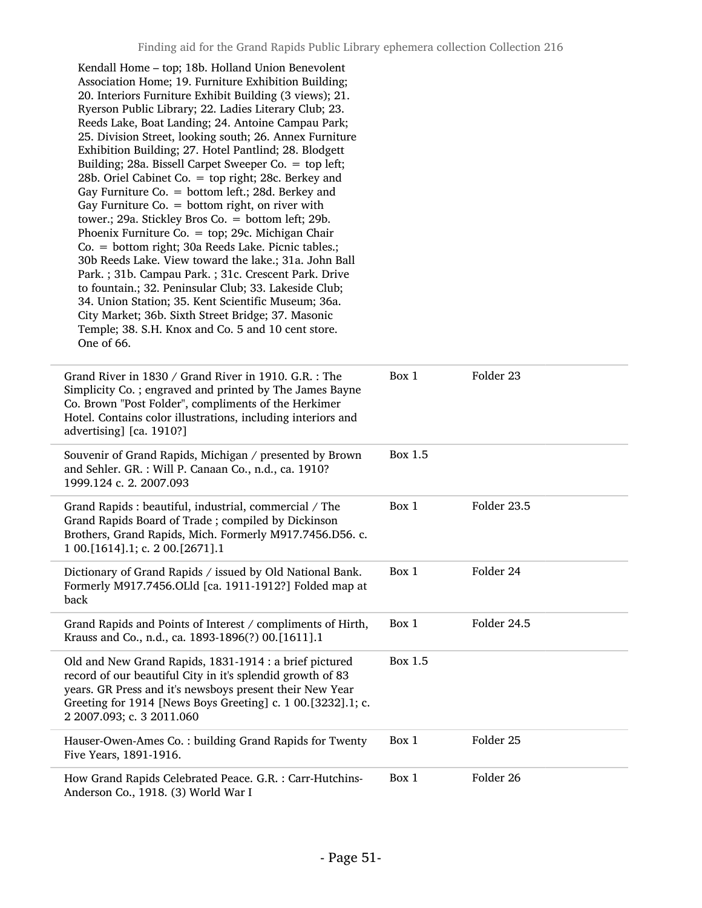Kendall Home – top; 18b. Holland Union Benevolent Association Home; 19. Furniture Exhibition Building; 20. Interiors Furniture Exhibit Building (3 views); 21. Ryerson Public Library; 22. Ladies Literary Club; 23. Reeds Lake, Boat Landing; 24. Antoine Campau Park; 25. Division Street, looking south; 26. Annex Furniture Exhibition Building; 27. Hotel Pantlind; 28. Blodgett Building; 28a. Bissell Carpet Sweeper Co. = top left; 28b. Oriel Cabinet Co. = top right; 28c. Berkey and Gay Furniture Co. = bottom left.; 28d. Berkey and Gay Furniture Co. = bottom right, on river with tower.; 29a. Stickley Bros Co. = bottom left; 29b. Phoenix Furniture Co. = top; 29c. Michigan Chair Co. = bottom right; 30a Reeds Lake. Picnic tables.; 30b Reeds Lake. View toward the lake.; 31a. John Ball Park. ; 31b. Campau Park. ; 31c. Crescent Park. Drive to fountain.; 32. Peninsular Club; 33. Lakeside Club; 34. Union Station; 35. Kent Scientific Museum; 36a. City Market; 36b. Sixth Street Bridge; 37. Masonic Temple; 38. S.H. Knox and Co. 5 and 10 cent store. One of 66.

| | | |
|---|---|---|
| Grand River in 1830 / Grand River in 1910. G.R. : The Simplicity Co. ; engraved and printed by The James Bayne Co. Brown "Post Folder", compliments of the Herkimer Hotel. Contains color illustrations, including interiors and advertising] [ca. 1910?] | Box 1 | Folder 23 |
| Souvenir of Grand Rapids, Michigan / presented by Brown and Sehler. GR. : Will P. Canaan Co., n.d., ca. 1910? 1999.124 c. 2. 2007.093 | Box 1.5 | |
| Grand Rapids : beautiful, industrial, commercial / The Grand Rapids Board of Trade ; compiled by Dickinson Brothers, Grand Rapids, Mich. Formerly M917.7456.D56. c. 1 00.[1614].1; c. 2 00.[2671].1 | Box 1 | Folder 23.5 |
| Dictionary of Grand Rapids / issued by Old National Bank. Formerly M917.7456.OLld [ca. 1911-1912?] Folded map at back | Box 1 | Folder 24 |
| Grand Rapids and Points of Interest / compliments of Hirth, Krauss and Co., n.d., ca. 1893-1896(?) 00.[1611].1 | Box 1 | Folder 24.5 |
| Old and New Grand Rapids, 1831-1914 : a brief pictured record of our beautiful City in it's splendid growth of 83 years. GR Press and it's newsboys present their New Year Greeting for 1914 [News Boys Greeting] c. 1 00.[3232].1; c. 2 2007.093; c. 3 2011.060 | Box 1.5 | |
| Hauser-Owen-Ames Co. : building Grand Rapids for Twenty Five Years, 1891-1916. | Box 1 | Folder 25 |
| How Grand Rapids Celebrated Peace. G.R. : Carr-Hutchins-Anderson Co., 1918. (3) World War I | Box 1 | Folder 26 |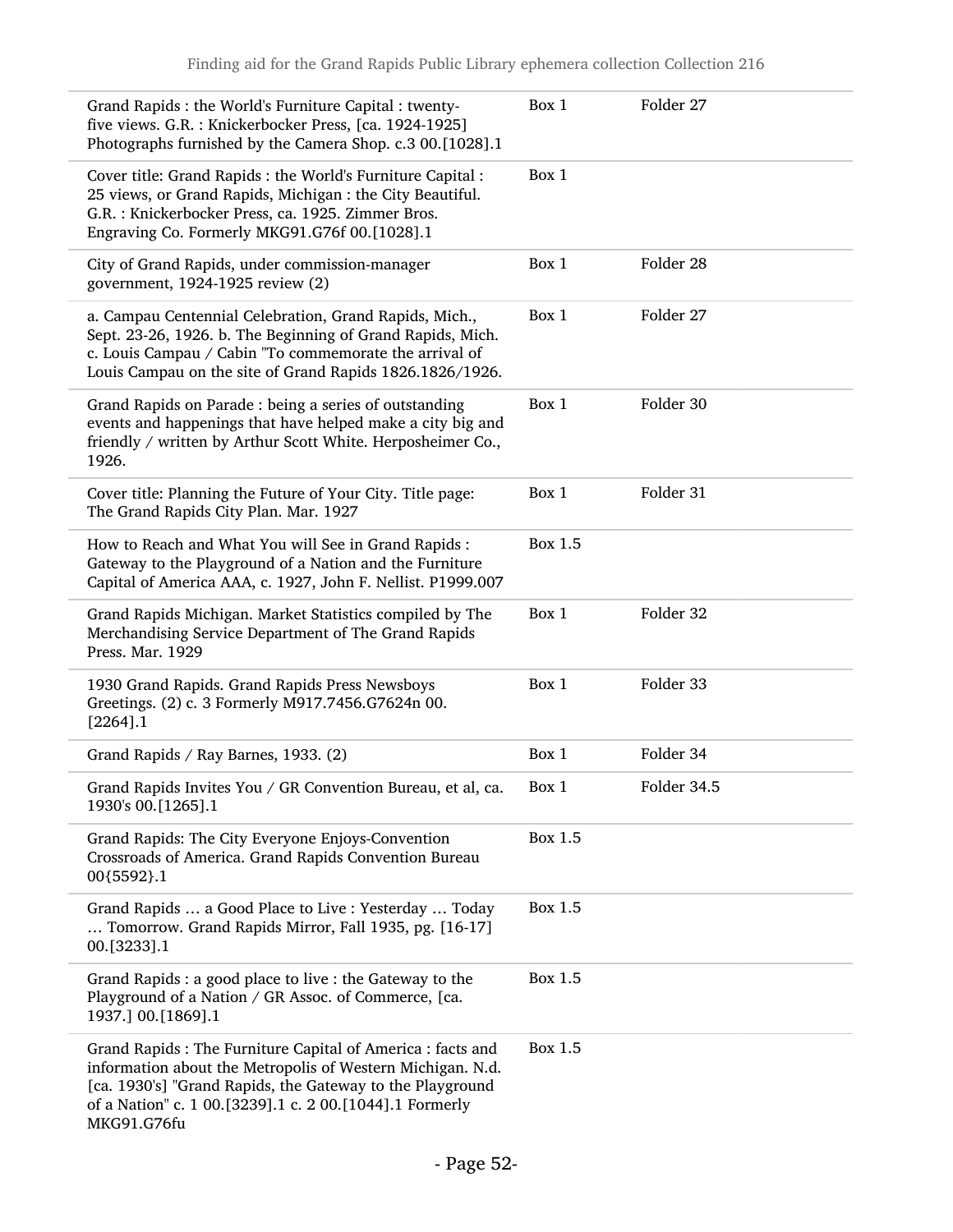| | | |
|---|---|---|
| Grand Rapids : the World's Furniture Capital : twenty-five views. G.R. : Knickerbocker Press, [ca. 1924-1925] Photographs furnished by the Camera Shop. c.3 00.[1028].1 | Box 1 | Folder 27 |
| Cover title: Grand Rapids : the World's Furniture Capital : 25 views, or Grand Rapids, Michigan : the City Beautiful. G.R. : Knickerbocker Press, ca. 1925. Zimmer Bros. Engraving Co. Formerly MKG91.G76f 00.[1028].1 | Box 1 | |
| City of Grand Rapids, under commission-manager government, 1924-1925 review (2) | Box 1 | Folder 28 |
| a. Campau Centennial Celebration, Grand Rapids, Mich., Sept. 23-26, 1926. b. The Beginning of Grand Rapids, Mich. c. Louis Campau / Cabin "To commemorate the arrival of Louis Campau on the site of Grand Rapids 1826.1826/1926. | Box 1 | Folder 27 |
| Grand Rapids on Parade : being a series of outstanding events and happenings that have helped make a city big and friendly / written by Arthur Scott White. Herposheimer Co., 1926. | Box 1 | Folder 30 |
| Cover title: Planning the Future of Your City. Title page: The Grand Rapids City Plan. Mar. 1927 | Box 1 | Folder 31 |
| How to Reach and What You will See in Grand Rapids : Gateway to the Playground of a Nation and the Furniture Capital of America AAA, c. 1927, John F. Nellist. P1999.007 | Box 1.5 | |
| Grand Rapids Michigan. Market Statistics compiled by The Merchandising Service Department of The Grand Rapids Press. Mar. 1929 | Box 1 | Folder 32 |
| 1930 Grand Rapids. Grand Rapids Press Newsboys Greetings. (2) c. 3 Formerly M917.7456.G7624n 00.[2264].1 | Box 1 | Folder 33 |
| Grand Rapids / Ray Barnes, 1933. (2) | Box 1 | Folder 34 |
| Grand Rapids Invites You / GR Convention Bureau, et al, ca. 1930's 00.[1265].1 | Box 1 | Folder 34.5 |
| Grand Rapids: The City Everyone Enjoys-Convention Crossroads of America. Grand Rapids Convention Bureau 00{5592}.1 | Box 1.5 | |
| Grand Rapids … a Good Place to Live : Yesterday … Today … Tomorrow. Grand Rapids Mirror, Fall 1935, pg. [16-17] 00.[3233].1 | Box 1.5 | |
| Grand Rapids : a good place to live : the Gateway to the Playground of a Nation / GR Assoc. of Commerce, [ca. 1937.] 00.[1869].1 | Box 1.5 | |
| Grand Rapids : The Furniture Capital of America : facts and information about the Metropolis of Western Michigan. N.d. [ca. 1930's] "Grand Rapids, the Gateway to the Playground of a Nation" c. 1 00.[3239].1 c. 2 00.[1044].1 Formerly MKG91.G76fu | Box 1.5 | |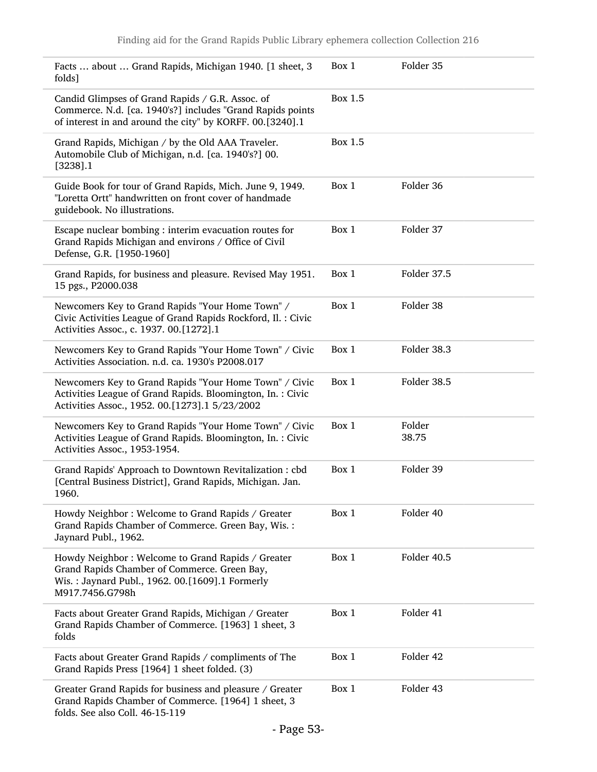| | | |
|---|---|---|
| Facts … about … Grand Rapids, Michigan 1940. [1 sheet, 3 folds] | Box 1 | Folder 35 |
| Candid Glimpses of Grand Rapids / G.R. Assoc. of Commerce. N.d. [ca. 1940's?] includes "Grand Rapids points of interest in and around the city" by KORFF. 00.[3240].1 | Box 1.5 | |
| Grand Rapids, Michigan / by the Old AAA Traveler. Automobile Club of Michigan, n.d. [ca. 1940's?] 00.[3238].1 | Box 1.5 | |
| Guide Book for tour of Grand Rapids, Mich. June 9, 1949. "Loretta Ortt" handwritten on front cover of handmade guidebook. No illustrations. | Box 1 | Folder 36 |
| Escape nuclear bombing : interim evacuation routes for Grand Rapids Michigan and environs / Office of Civil Defense, G.R. [1950-1960] | Box 1 | Folder 37 |
| Grand Rapids, for business and pleasure. Revised May 1951. 15 pgs., P2000.038 | Box 1 | Folder 37.5 |
| Newcomers Key to Grand Rapids "Your Home Town" / Civic Activities League of Grand Rapids Rockford, Il. : Civic Activities Assoc., c. 1937. 00.[1272].1 | Box 1 | Folder 38 |
| Newcomers Key to Grand Rapids "Your Home Town" / Civic Activities Association. n.d. ca. 1930's P2008.017 | Box 1 | Folder 38.3 |
| Newcomers Key to Grand Rapids "Your Home Town" / Civic Activities League of Grand Rapids. Bloomington, In. : Civic Activities Assoc., 1952. 00.[1273].1 5/23/2002 | Box 1 | Folder 38.5 |
| Newcomers Key to Grand Rapids "Your Home Town" / Civic Activities League of Grand Rapids. Bloomington, In. : Civic Activities Assoc., 1953-1954. | Box 1 | Folder 38.75 |
| Grand Rapids' Approach to Downtown Revitalization : cbd [Central Business District], Grand Rapids, Michigan. Jan. 1960. | Box 1 | Folder 39 |
| Howdy Neighbor : Welcome to Grand Rapids / Greater Grand Rapids Chamber of Commerce. Green Bay, Wis. : Jaynard Publ., 1962. | Box 1 | Folder 40 |
| Howdy Neighbor : Welcome to Grand Rapids / Greater Grand Rapids Chamber of Commerce. Green Bay, Wis. : Jaynard Publ., 1962. 00.[1609].1 Formerly M917.7456.G798h | Box 1 | Folder 40.5 |
| Facts about Greater Grand Rapids, Michigan / Greater Grand Rapids Chamber of Commerce. [1963] 1 sheet, 3 folds | Box 1 | Folder 41 |
| Facts about Greater Grand Rapids / compliments of The Grand Rapids Press [1964] 1 sheet folded. (3) | Box 1 | Folder 42 |
| Greater Grand Rapids for business and pleasure / Greater Grand Rapids Chamber of Commerce. [1964] 1 sheet, 3 folds. See also Coll. 46-15-119 | Box 1 | Folder 43 |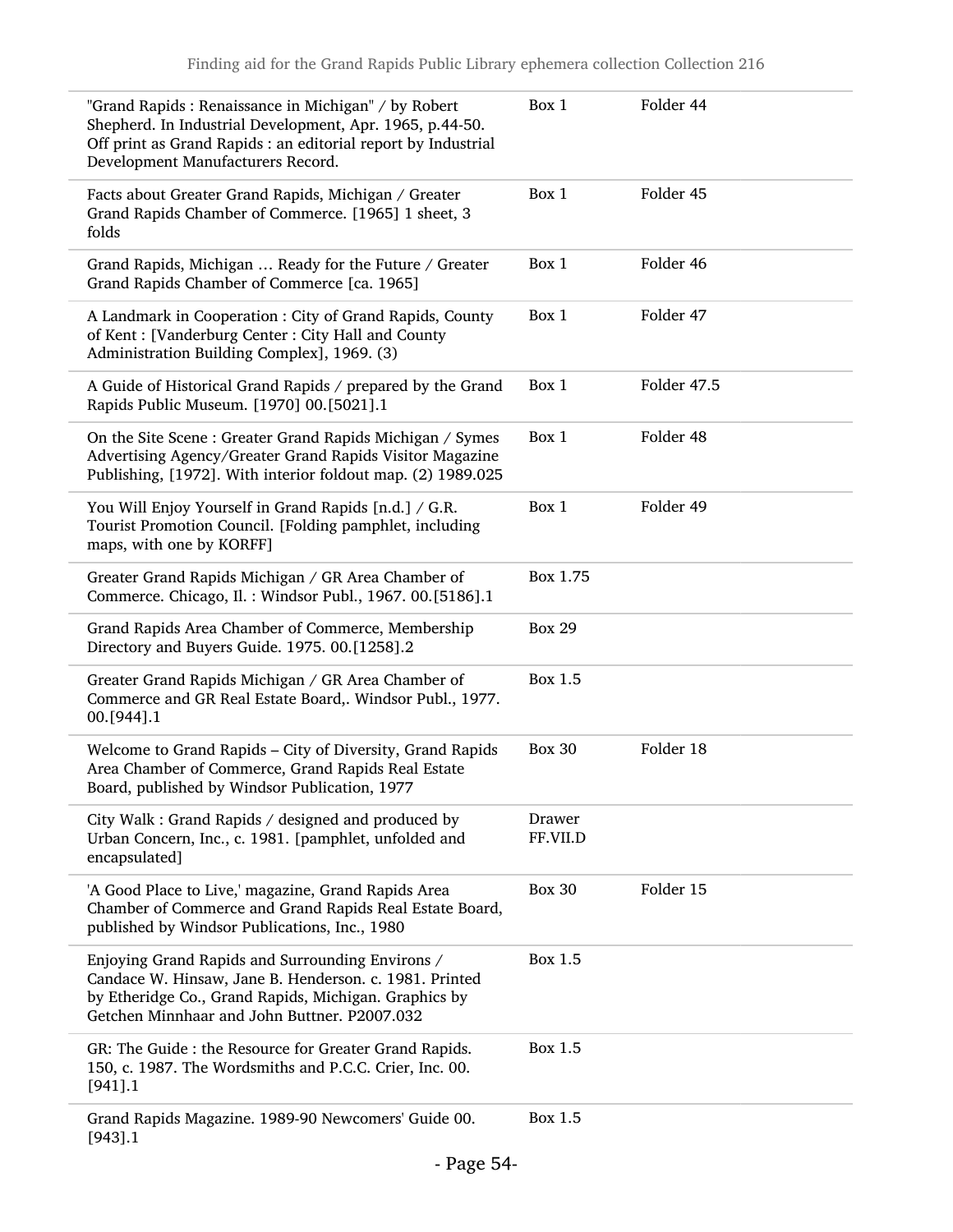| | | |
|---|---|---|
| "Grand Rapids : Renaissance in Michigan" / by Robert Shepherd. In Industrial Development, Apr. 1965, p.44-50. Off print as Grand Rapids : an editorial report by Industrial Development Manufacturers Record. | Box 1 | Folder 44 |
| Facts about Greater Grand Rapids, Michigan / Greater Grand Rapids Chamber of Commerce. [1965] 1 sheet, 3 folds | Box 1 | Folder 45 |
| Grand Rapids, Michigan … Ready for the Future / Greater Grand Rapids Chamber of Commerce [ca. 1965] | Box 1 | Folder 46 |
| A Landmark in Cooperation : City of Grand Rapids, County of Kent : [Vanderburg Center : City Hall and County Administration Building Complex], 1969. (3) | Box 1 | Folder 47 |
| A Guide of Historical Grand Rapids / prepared by the Grand Rapids Public Museum. [1970] 00.[5021].1 | Box 1 | Folder 47.5 |
| On the Site Scene : Greater Grand Rapids Michigan / Symes Advertising Agency/Greater Grand Rapids Visitor Magazine Publishing, [1972]. With interior foldout map. (2) 1989.025 | Box 1 | Folder 48 |
| You Will Enjoy Yourself in Grand Rapids [n.d.] / G.R. Tourist Promotion Council. [Folding pamphlet, including maps, with one by KORFF] | Box 1 | Folder 49 |
| Greater Grand Rapids Michigan / GR Area Chamber of Commerce. Chicago, Il. : Windsor Publ., 1967. 00.[5186].1 | Box 1.75 | |
| Grand Rapids Area Chamber of Commerce, Membership Directory and Buyers Guide. 1975. 00.[1258].2 | Box 29 | |
| Greater Grand Rapids Michigan / GR Area Chamber of Commerce and GR Real Estate Board,. Windsor Publ., 1977. 00.[944].1 | Box 1.5 | |
| Welcome to Grand Rapids – City of Diversity, Grand Rapids Area Chamber of Commerce, Grand Rapids Real Estate Board, published by Windsor Publication, 1977 | Box 30 | Folder 18 |
| City Walk : Grand Rapids / designed and produced by Urban Concern, Inc., c. 1981. [pamphlet, unfolded and encapsulated] | Drawer FF.VII.D | |
| 'A Good Place to Live,' magazine, Grand Rapids Area Chamber of Commerce and Grand Rapids Real Estate Board, published by Windsor Publications, Inc., 1980 | Box 30 | Folder 15 |
| Enjoying Grand Rapids and Surrounding Environs / Candace W. Hinsaw, Jane B. Henderson. c. 1981. Printed by Etheridge Co., Grand Rapids, Michigan. Graphics by Getchen Minnhaar and John Buttner. P2007.032 | Box 1.5 | |
| GR: The Guide : the Resource for Greater Grand Rapids. 150, c. 1987. The Wordsmiths and P.C.C. Crier, Inc. 00.[941].1 | Box 1.5 | |
| Grand Rapids Magazine. 1989-90 Newcomers' Guide 00.[943].1 | Box 1.5 | |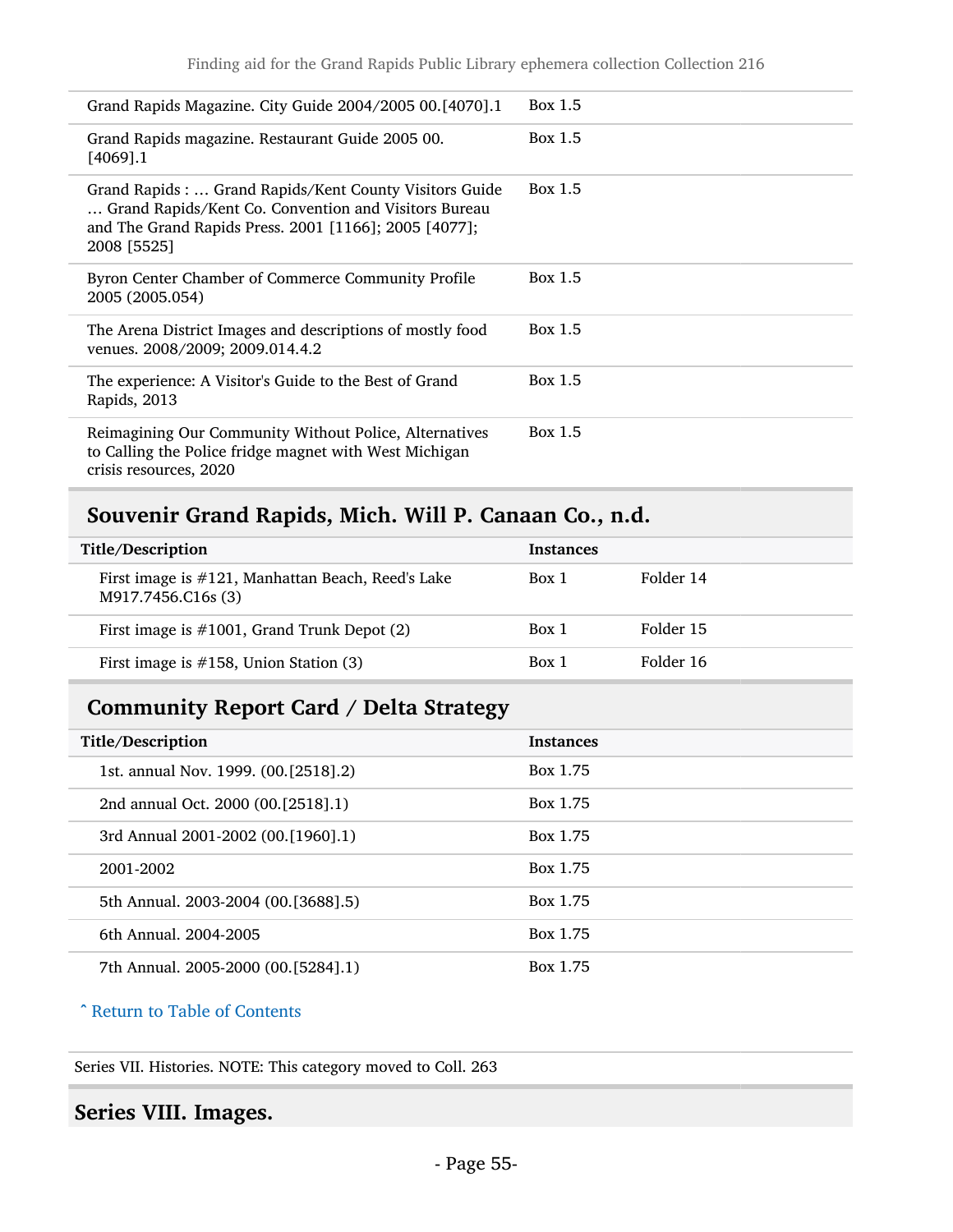| | |
|---|---|
| Grand Rapids Magazine. City Guide 2004/2005 00.[4070].1 | Box 1.5 |
| Grand Rapids magazine. Restaurant Guide 2005 00.[4069].1 | Box 1.5 |
| Grand Rapids : … Grand Rapids/Kent County Visitors Guide … Grand Rapids/Kent Co. Convention and Visitors Bureau and The Grand Rapids Press. 2001 [1166]; 2005 [4077]; 2008 [5525] | Box 1.5 |
| Byron Center Chamber of Commerce Community Profile 2005 (2005.054) | Box 1.5 |
| The Arena District Images and descriptions of mostly food venues. 2008/2009; 2009.014.4.2 | Box 1.5 |
| The experience: A Visitor's Guide to the Best of Grand Rapids, 2013 | Box 1.5 |
| Reimagining Our Community Without Police, Alternatives to Calling the Police fridge magnet with West Michigan crisis resources, 2020 | Box 1.5 |

## Souvenir Grand Rapids, Mich. Will P. Canaan Co., n.d.

| Title/Description | Instances | |
|---|---|---|
| First image is #121, Manhattan Beach, Reed's Lake M917.7456.C16s (3) | Box 1 | Folder 14 |
| First image is #1001, Grand Trunk Depot (2) | Box 1 | Folder 15 |
| First image is #158, Union Station (3) | Box 1 | Folder 16 |

## Community Report Card / Delta Strategy

| Title/Description | Instances |
|---|---|
| 1st. annual Nov. 1999. (00.[2518].2) | Box 1.75 |
| 2nd annual Oct. 2000 (00.[2518].1) | Box 1.75 |
| 3rd Annual 2001-2002 (00.[1960].1) | Box 1.75 |
| 2001-2002 | Box 1.75 |
| 5th Annual. 2003-2004 (00.[3688].5) | Box 1.75 |
| 6th Annual. 2004-2005 | Box 1.75 |
| 7th Annual. 2005-2000 (00.[5284].1) | Box 1.75 |

ˆ Return to Table of Contents

Series VII. Histories. NOTE: This category moved to Coll. 263

## Series VIII. Images.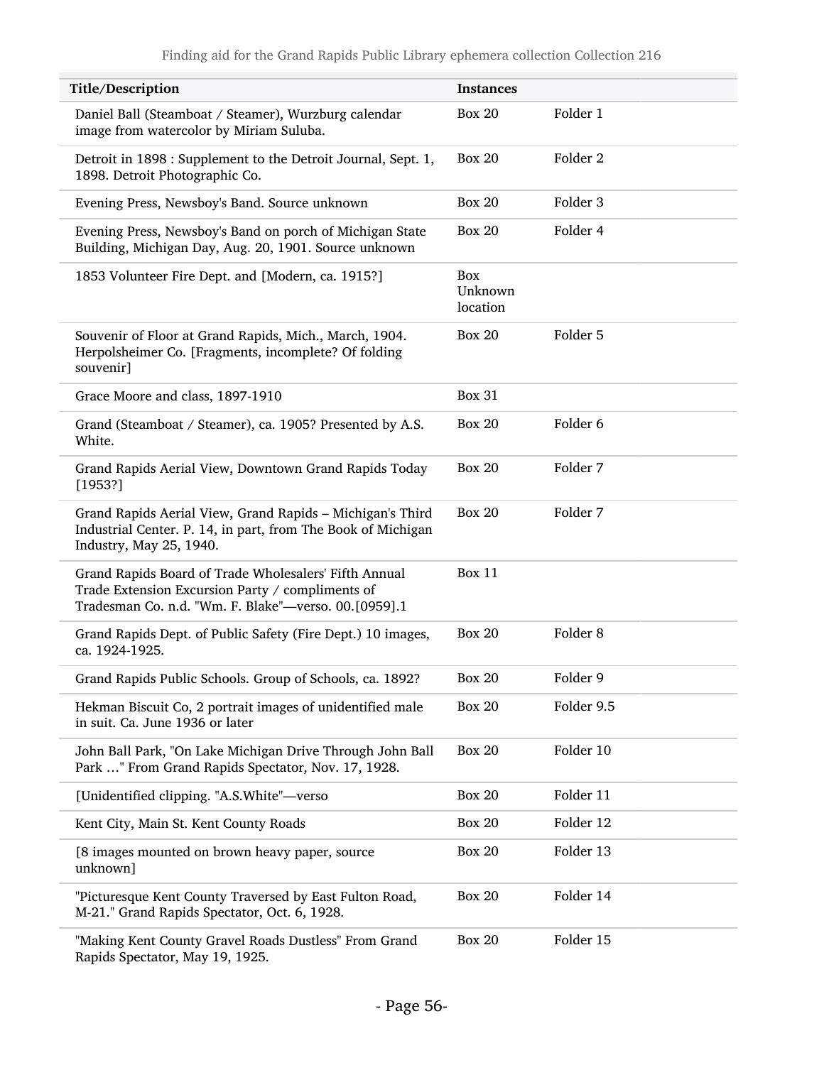| Title/Description | Instances | |
|---|---|---|
| Daniel Ball (Steamboat / Steamer), Wurzburg calendar image from watercolor by Miriam Suluba. | Box 20 | Folder 1 |
| Detroit in 1898 : Supplement to the Detroit Journal, Sept. 1, 1898. Detroit Photographic Co. | Box 20 | Folder 2 |
| Evening Press, Newsboy's Band. Source unknown | Box 20 | Folder 3 |
| Evening Press, Newsboy's Band on porch of Michigan State Building, Michigan Day, Aug. 20, 1901. Source unknown | Box 20 | Folder 4 |
| 1853 Volunteer Fire Dept. and [Modern, ca. 1915?] | Box Unknown location | |
| Souvenir of Floor at Grand Rapids, Mich., March, 1904. Herpolsheimer Co. [Fragments, incomplete? Of folding souvenir] | Box 20 | Folder 5 |
| Grace Moore and class, 1897-1910 | Box 31 | |
| Grand (Steamboat / Steamer), ca. 1905? Presented by A.S. White. | Box 20 | Folder 6 |
| Grand Rapids Aerial View, Downtown Grand Rapids Today [1953?] | Box 20 | Folder 7 |
| Grand Rapids Aerial View, Grand Rapids – Michigan's Third Industrial Center. P. 14, in part, from The Book of Michigan Industry, May 25, 1940. | Box 20 | Folder 7 |
| Grand Rapids Board of Trade Wholesalers' Fifth Annual Trade Extension Excursion Party / compliments of Tradesman Co. n.d. "Wm. F. Blake"—verso. 00.[0959].1 | Box 11 | |
| Grand Rapids Dept. of Public Safety (Fire Dept.) 10 images, ca. 1924-1925. | Box 20 | Folder 8 |
| Grand Rapids Public Schools. Group of Schools, ca. 1892? | Box 20 | Folder 9 |
| Hekman Biscuit Co, 2 portrait images of unidentified male in suit. Ca. June 1936 or later | Box 20 | Folder 9.5 |
| John Ball Park, "On Lake Michigan Drive Through John Ball Park …" From Grand Rapids Spectator, Nov. 17, 1928. | Box 20 | Folder 10 |
| [Unidentified clipping. "A.S.White"—verso | Box 20 | Folder 11 |
| Kent City, Main St. Kent County Roads | Box 20 | Folder 12 |
| [8 images mounted on brown heavy paper, source unknown] | Box 20 | Folder 13 |
| "Picturesque Kent County Traversed by East Fulton Road, M-21." Grand Rapids Spectator, Oct. 6, 1928. | Box 20 | Folder 14 |
| "Making Kent County Gravel Roads Dustless" From Grand Rapids Spectator, May 19, 1925. | Box 20 | Folder 15 |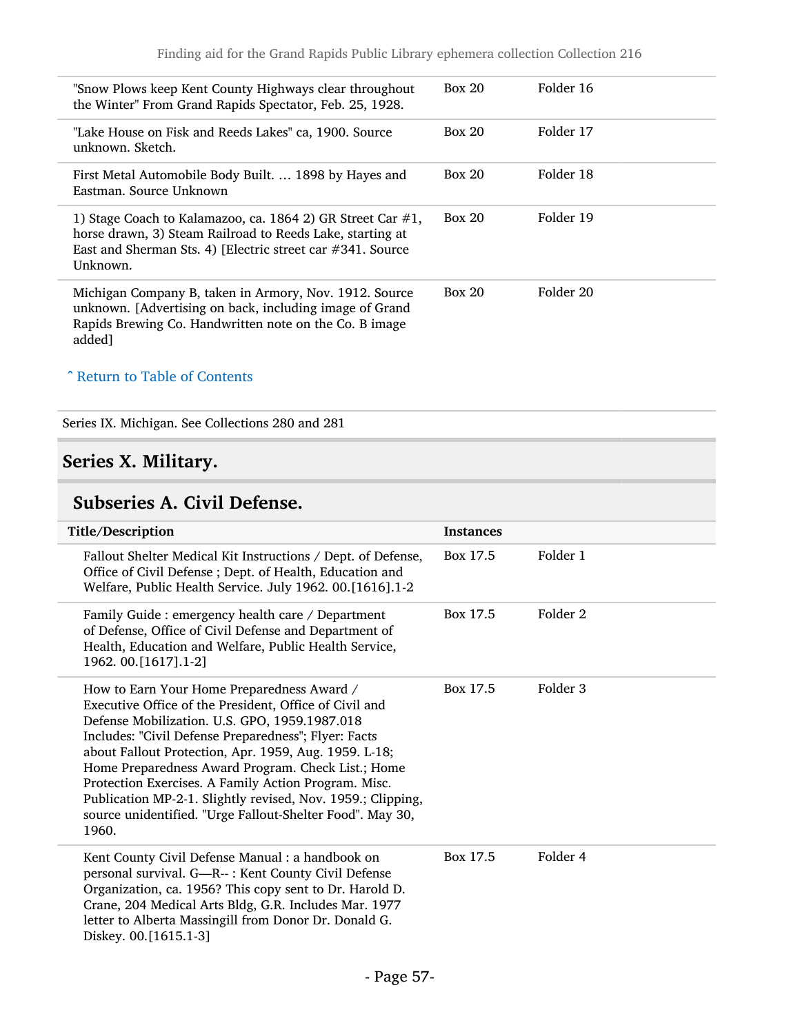| | | |
|---|---|---|
| "Snow Plows keep Kent County Highways clear throughout the Winter" From Grand Rapids Spectator, Feb. 25, 1928. | Box 20 | Folder 16 |
| "Lake House on Fisk and Reeds Lakes" ca, 1900. Source unknown. Sketch. | Box 20 | Folder 17 |
| First Metal Automobile Body Built. … 1898 by Hayes and Eastman. Source Unknown | Box 20 | Folder 18 |
| 1) Stage Coach to Kalamazoo, ca. 1864 2) GR Street Car #1, horse drawn, 3) Steam Railroad to Reeds Lake, starting at East and Sherman Sts. 4) [Electric street car #341. Source Unknown. | Box 20 | Folder 19 |
| Michigan Company B, taken in Armory, Nov. 1912. Source unknown. [Advertising on back, including image of Grand Rapids Brewing Co. Handwritten note on the Co. B image added] | Box 20 | Folder 20 |

ˆ Return to Table of Contents

Series IX. Michigan. See Collections 280 and 281

## Series X. Military.

### Subseries A. Civil Defense.

| Title/Description | Instances | |
|---|---|---|
| Fallout Shelter Medical Kit Instructions / Dept. of Defense, Office of Civil Defense ; Dept. of Health, Education and Welfare, Public Health Service. July 1962. 00.[1616].1-2 | Box 17.5 | Folder 1 |
| Family Guide : emergency health care / Department of Defense, Office of Civil Defense and Department of Health, Education and Welfare, Public Health Service, 1962. 00.[1617].1-2] | Box 17.5 | Folder 2 |
| How to Earn Your Home Preparedness Award / Executive Office of the President, Office of Civil and Defense Mobilization. U.S. GPO, 1959.1987.018 Includes: "Civil Defense Preparedness"; Flyer: Facts about Fallout Protection, Apr. 1959, Aug. 1959. L-18; Home Preparedness Award Program. Check List.; Home Protection Exercises. A Family Action Program. Misc. Publication MP-2-1. Slightly revised, Nov. 1959.; Clipping, source unidentified. "Urge Fallout-Shelter Food". May 30, 1960. | Box 17.5 | Folder 3 |
| Kent County Civil Defense Manual : a handbook on personal survival. G—R-- : Kent County Civil Defense Organization, ca. 1956? This copy sent to Dr. Harold D. Crane, 204 Medical Arts Bldg, G.R. Includes Mar. 1977 letter to Alberta Massingill from Donor Dr. Donald G. Diskey. 00.[1615.1-3] | Box 17.5 | Folder 4 |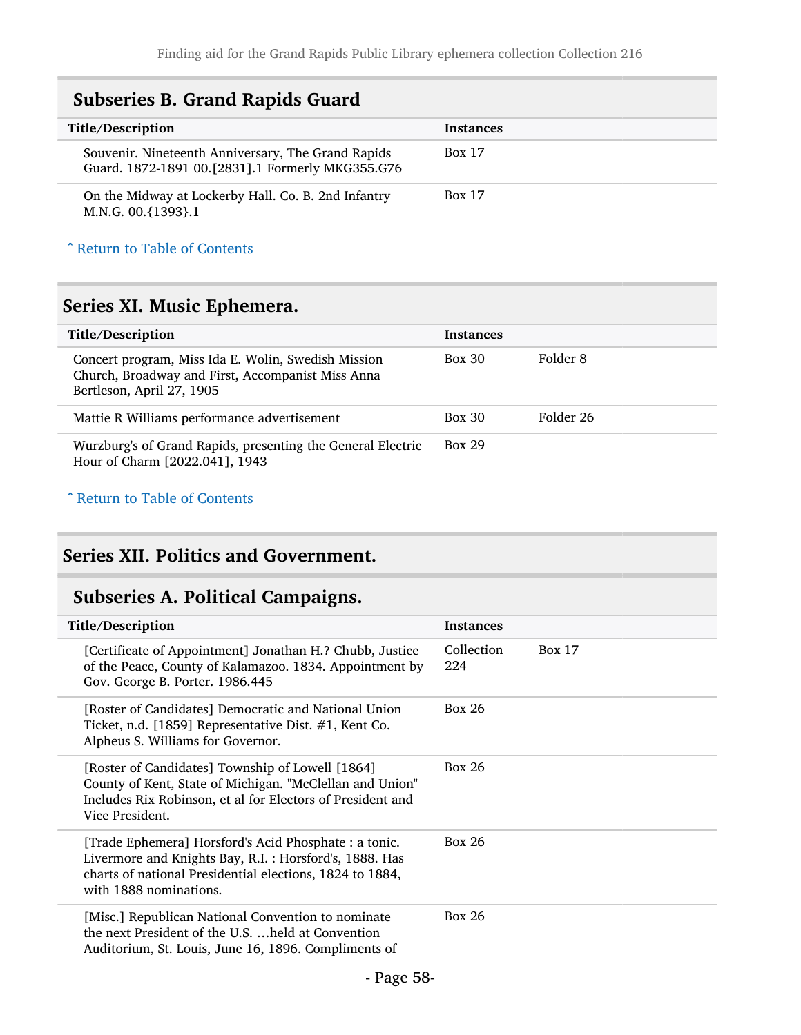## Subseries B. Grand Rapids Guard

| Title/Description | Instances | |
|---|---|---|
| Souvenir. Nineteenth Anniversary, The Grand Rapids Guard. 1872-1891 00.[2831].1 Formerly MKG355.G76 | Box 17 | |
| On the Midway at Lockerby Hall. Co. B. 2nd Infantry M.N.G. 00.{1393}.1 | Box 17 | |

ˆ Return to Table of Contents

## Series XI. Music Ephemera.

| Title/Description | Instances | |
|---|---|---|
| Concert program, Miss Ida E. Wolin, Swedish Mission Church, Broadway and First, Accompanist Miss Anna Bertleson, April 27, 1905 | Box 30 | Folder 8 |
| Mattie R Williams performance advertisement | Box 30 | Folder 26 |
| Wurzburg's of Grand Rapids, presenting the General Electric Hour of Charm [2022.041], 1943 | Box 29 | |

ˆ Return to Table of Contents

## Series XII. Politics and Government.

### Subseries A. Political Campaigns.

| Title/Description | Instances | |
|---|---|---|
| [Certificate of Appointment] Jonathan H.? Chubb, Justice of the Peace, County of Kalamazoo. 1834. Appointment by Gov. George B. Porter. 1986.445 | Collection 224 | Box 17 |
| [Roster of Candidates] Democratic and National Union Ticket, n.d. [1859] Representative Dist. #1, Kent Co. Alpheus S. Williams for Governor. | Box 26 | |
| [Roster of Candidates] Township of Lowell [1864] County of Kent, State of Michigan. "McClellan and Union" Includes Rix Robinson, et al for Electors of President and Vice President. | Box 26 | |
| [Trade Ephemera] Horsford's Acid Phosphate : a tonic. Livermore and Knights Bay, R.I. : Horsford's, 1888. Has charts of national Presidential elections, 1824 to 1884, with 1888 nominations. | Box 26 | |
| [Misc.] Republican National Convention to nominate the next President of the U.S. …held at Convention Auditorium, St. Louis, June 16, 1896. Compliments of | Box 26 | |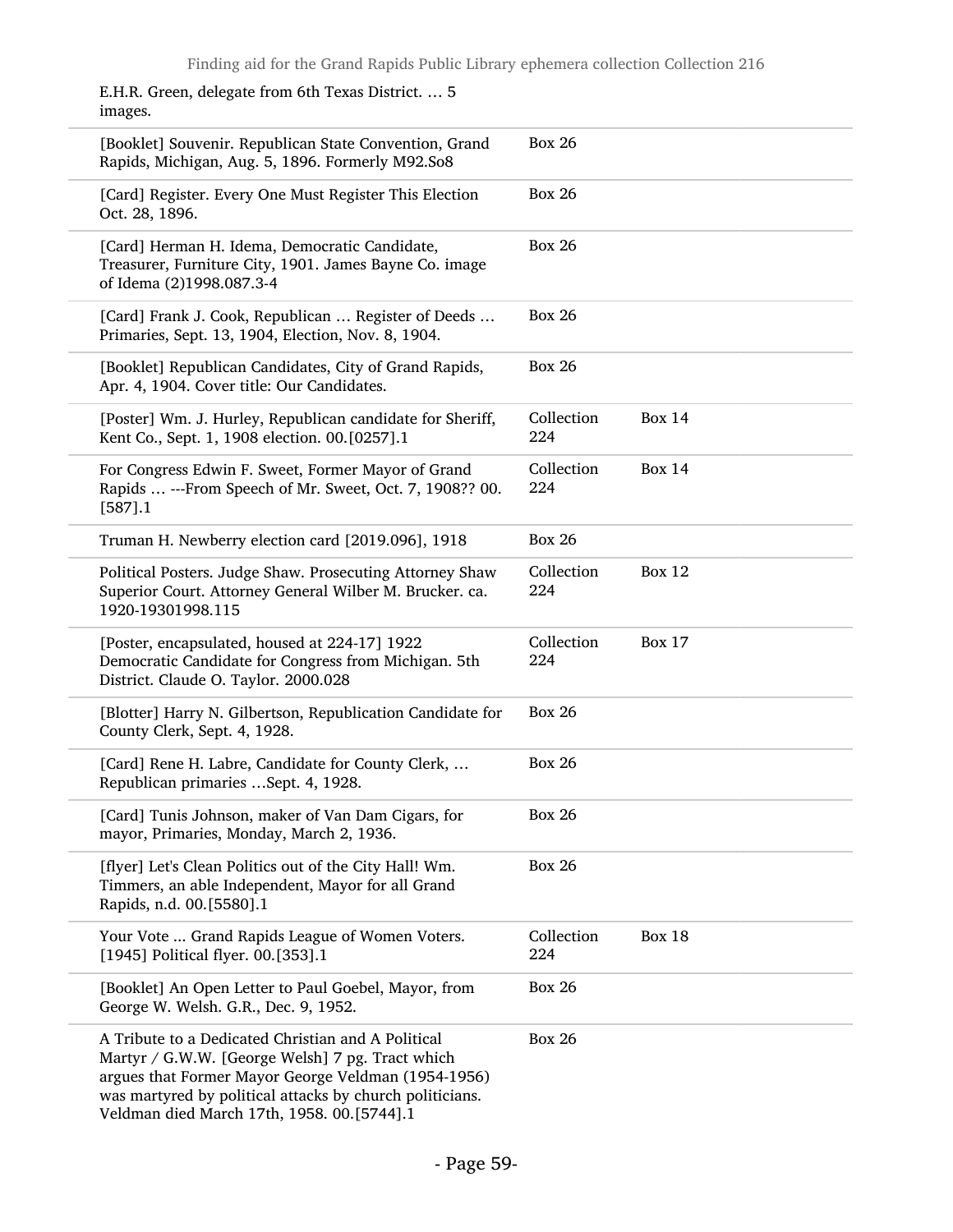| | | |
|---|---|---|
| E.H.R. Green, delegate from 6th Texas District. ... 5 images. | | |
| [Booklet] Souvenir. Republican State Convention, Grand Rapids, Michigan, Aug. 5, 1896. Formerly M92.So8 | Box 26 | |
| [Card] Register. Every One Must Register This Election Oct. 28, 1896. | Box 26 | |
| [Card] Herman H. Idema, Democratic Candidate, Treasurer, Furniture City, 1901. James Bayne Co. image of Idema (2)1998.087.3-4 | Box 26 | |
| [Card] Frank J. Cook, Republican ... Register of Deeds ... Primaries, Sept. 13, 1904, Election, Nov. 8, 1904. | Box 26 | |
| [Booklet] Republican Candidates, City of Grand Rapids, Apr. 4, 1904. Cover title: Our Candidates. | Box 26 | |
| [Poster] Wm. J. Hurley, Republican candidate for Sheriff, Kent Co., Sept. 1, 1908 election. 00.[0257].1 | Collection 224 | Box 14 |
| For Congress Edwin F. Sweet, Former Mayor of Grand Rapids ... ---From Speech of Mr. Sweet, Oct. 7, 1908?? 00.[587].1 | Collection 224 | Box 14 |
| Truman H. Newberry election card [2019.096], 1918 | Box 26 | |
| Political Posters. Judge Shaw. Prosecuting Attorney Shaw Superior Court. Attorney General Wilber M. Brucker. ca. 1920-19301998.115 | Collection 224 | Box 12 |
| [Poster, encapsulated, housed at 224-17] 1922 Democratic Candidate for Congress from Michigan. 5th District. Claude O. Taylor. 2000.028 | Collection 224 | Box 17 |
| [Blotter] Harry N. Gilbertson, Republication Candidate for County Clerk, Sept. 4, 1928. | Box 26 | |
| [Card] Rene H. Labre, Candidate for County Clerk, ... Republican primaries ...Sept. 4, 1928. | Box 26 | |
| [Card] Tunis Johnson, maker of Van Dam Cigars, for mayor, Primaries, Monday, March 2, 1936. | Box 26 | |
| [flyer] Let's Clean Politics out of the City Hall! Wm. Timmers, an able Independent, Mayor for all Grand Rapids, n.d. 00.[5580].1 | Box 26 | |
| Your Vote ... Grand Rapids League of Women Voters. [1945] Political flyer. 00.[353].1 | Collection 224 | Box 18 |
| [Booklet] An Open Letter to Paul Goebel, Mayor, from George W. Welsh. G.R., Dec. 9, 1952. | Box 26 | |
| A Tribute to a Dedicated Christian and A Political Martyr / G.W.W. [George Welsh] 7 pg. Tract which argues that Former Mayor George Veldman (1954-1956) was martyred by political attacks by church politicians. Veldman died March 17th, 1958. 00.[5744].1 | Box 26 | |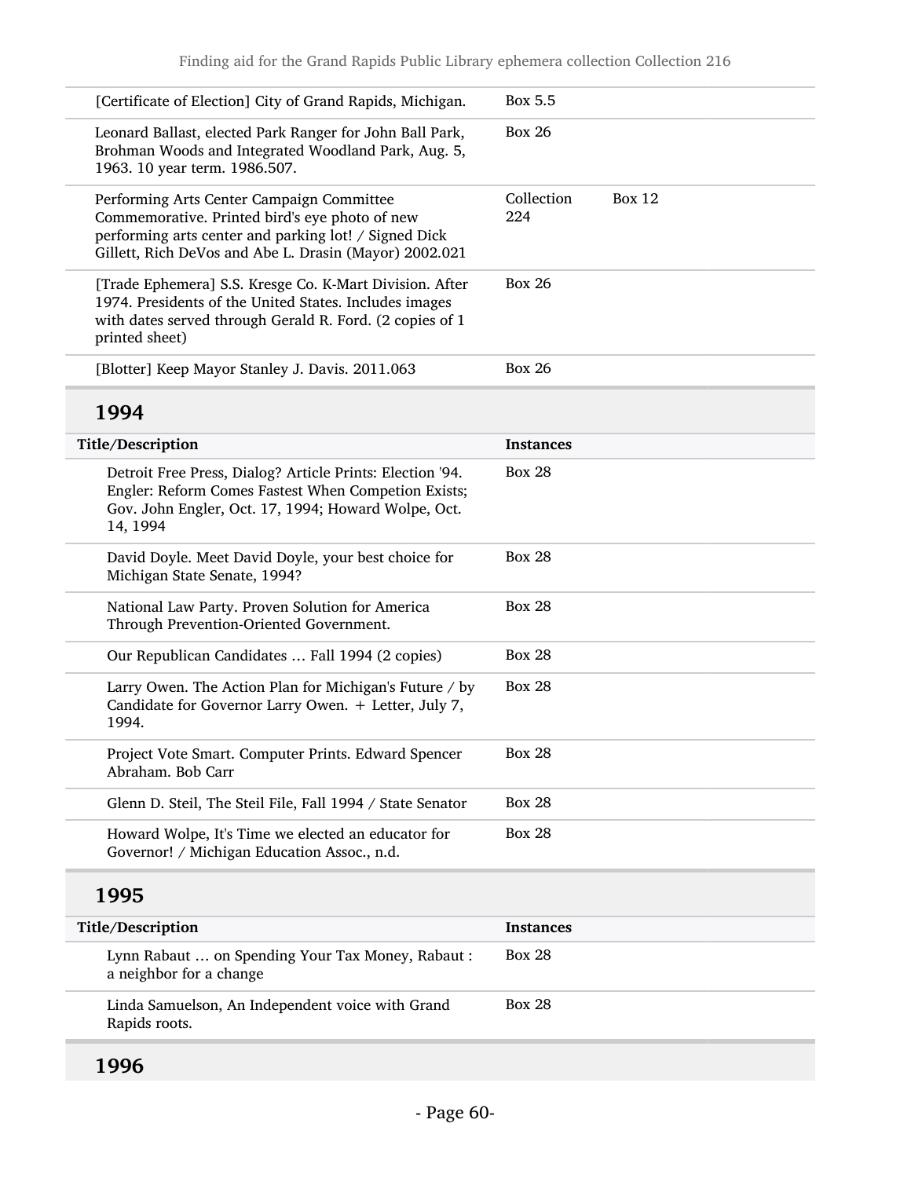| | | |
|---|---|---|
| [Certificate of Election] City of Grand Rapids, Michigan. | Box 5.5 | |
| Leonard Ballast, elected Park Ranger for John Ball Park, Brohman Woods and Integrated Woodland Park, Aug. 5, 1963. 10 year term. 1986.507. | Box 26 | |
| Performing Arts Center Campaign Committee Commemorative. Printed bird's eye photo of new performing arts center and parking lot! / Signed Dick Gillett, Rich DeVos and Abe L. Drasin (Mayor) 2002.021 | Collection 224 | Box 12 |
| [Trade Ephemera] S.S. Kresge Co. K-Mart Division. After 1974. Presidents of the United States. Includes images with dates served through Gerald R. Ford. (2 copies of 1 printed sheet) | Box 26 | |
| [Blotter] Keep Mayor Stanley J. Davis. 2011.063 | Box 26 | |

## 1994

| Title/Description | Instances |
|---|---|
| Detroit Free Press, Dialog? Article Prints: Election '94. Engler: Reform Comes Fastest When Competion Exists; Gov. John Engler, Oct. 17, 1994; Howard Wolpe, Oct. 14, 1994 | Box 28 |
| David Doyle. Meet David Doyle, your best choice for Michigan State Senate, 1994? | Box 28 |
| National Law Party. Proven Solution for America Through Prevention-Oriented Government. | Box 28 |
| Our Republican Candidates … Fall 1994 (2 copies) | Box 28 |
| Larry Owen. The Action Plan for Michigan's Future / by Candidate for Governor Larry Owen. + Letter, July 7, 1994. | Box 28 |
| Project Vote Smart. Computer Prints. Edward Spencer Abraham. Bob Carr | Box 28 |
| Glenn D. Steil, The Steil File, Fall 1994 / State Senator | Box 28 |
| Howard Wolpe, It's Time we elected an educator for Governor! / Michigan Education Assoc., n.d. | Box 28 |

## 1995

| Title/Description | Instances |
|---|---|
| Lynn Rabaut … on Spending Your Tax Money, Rabaut : a neighbor for a change | Box 28 |
| Linda Samuelson, An Independent voice with Grand Rapids roots. | Box 28 |

## 1996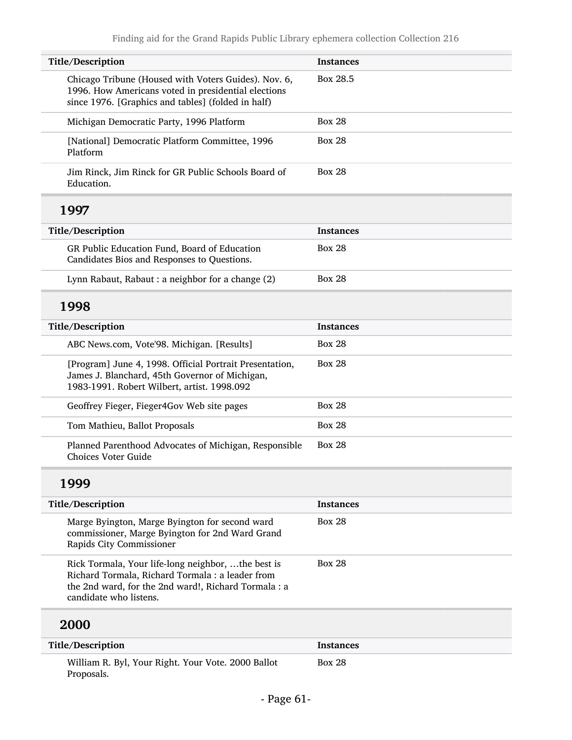| Title/Description | Instances |
|---|---|
| Chicago Tribune (Housed with Voters Guides). Nov. 6, 1996. How Americans voted in presidential elections since 1976. [Graphics and tables] (folded in half) | Box 28.5 |
| Michigan Democratic Party, 1996 Platform | Box 28 |
| [National] Democratic Platform Committee, 1996 Platform | Box 28 |
| Jim Rinck, Jim Rinck for GR Public Schools Board of Education. | Box 28 |

## 1997

| Title/Description | Instances |
|---|---|
| GR Public Education Fund, Board of Education Candidates Bios and Responses to Questions. | Box 28 |
| Lynn Rabaut, Rabaut : a neighbor for a change (2) | Box 28 |

## 1998

| Title/Description | Instances |
|---|---|
| ABC News.com, Vote'98. Michigan. [Results] | Box 28 |
| [Program] June 4, 1998. Official Portrait Presentation, James J. Blanchard, 45th Governor of Michigan, 1983-1991. Robert Wilbert, artist. 1998.092 | Box 28 |
| Geoffrey Fieger, Fieger4Gov Web site pages | Box 28 |
| Tom Mathieu, Ballot Proposals | Box 28 |
| Planned Parenthood Advocates of Michigan, Responsible Choices Voter Guide | Box 28 |

## 1999

| Title/Description | Instances |
|---|---|
| Marge Byington, Marge Byington for second ward commissioner, Marge Byington for 2nd Ward Grand Rapids City Commissioner | Box 28 |
| Rick Tormala, Your life-long neighbor, …the best is Richard Tormala, Richard Tormala : a leader from the 2nd ward, for the 2nd ward!, Richard Tormala : a candidate who listens. | Box 28 |

## 2000

| Title/Description | Instances |
|---|---|
| William R. Byl, Your Right. Your Vote. 2000 Ballot Proposals. | Box 28 |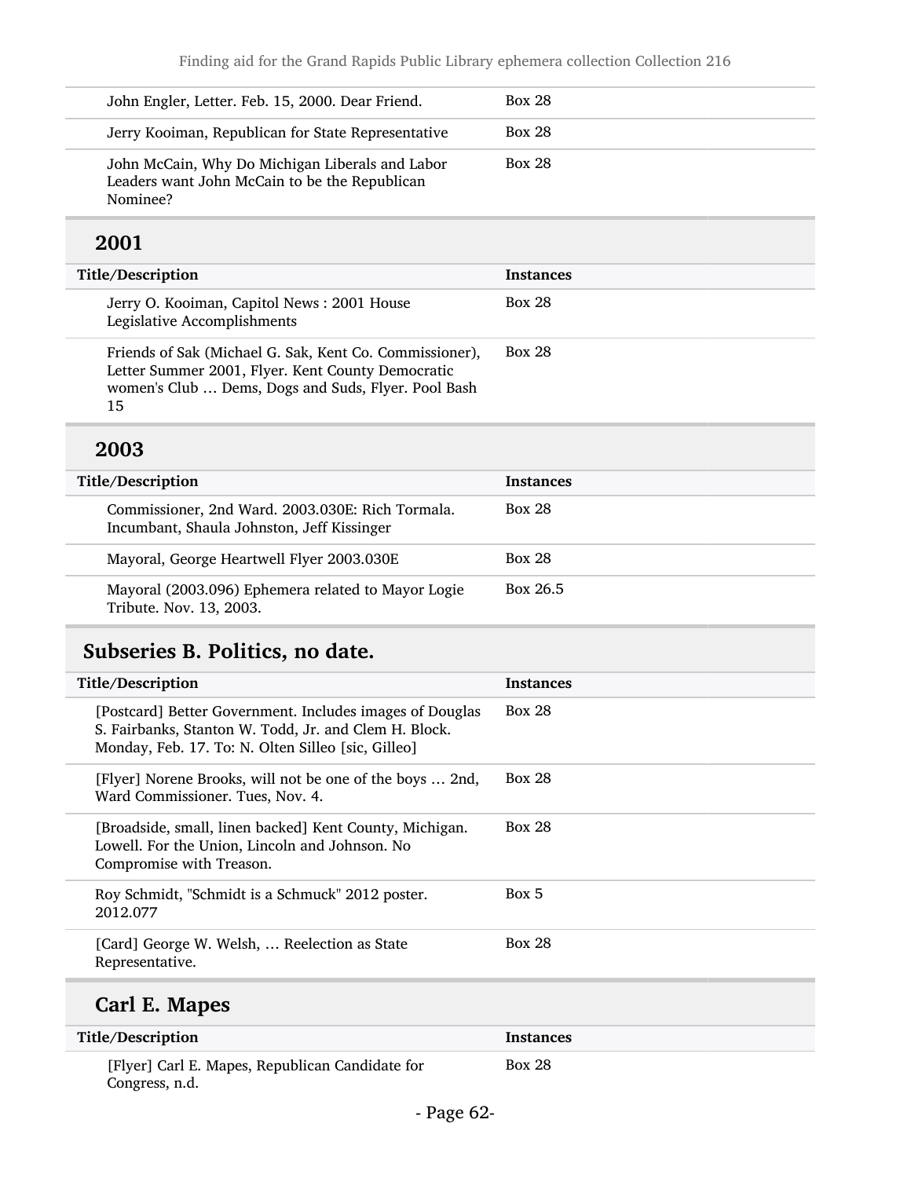| | |
|---|---|
| John Engler, Letter. Feb. 15, 2000. Dear Friend. | Box 28 |
| Jerry Kooiman, Republican for State Representative | Box 28 |
| John McCain, Why Do Michigan Liberals and Labor Leaders want John McCain to be the Republican Nominee? | Box 28 |

### 2001

| Title/Description | Instances |
|---|---|
| Jerry O. Kooiman, Capitol News : 2001 House Legislative Accomplishments | Box 28 |
| Friends of Sak (Michael G. Sak, Kent Co. Commissioner), Letter Summer 2001, Flyer. Kent County Democratic women's Club … Dems, Dogs and Suds, Flyer. Pool Bash 15 | Box 28 |

### 2003

| Title/Description | Instances |
|---|---|
| Commissioner, 2nd Ward. 2003.030E: Rich Tormala. Incumbant, Shaula Johnston, Jeff Kissinger | Box 28 |
| Mayoral, George Heartwell Flyer 2003.030E | Box 28 |
| Mayoral (2003.096) Ephemera related to Mayor Logie Tribute. Nov. 13, 2003. | Box 26.5 |

## Subseries B. Politics, no date.

| Title/Description | Instances |
|---|---|
| [Postcard] Better Government. Includes images of Douglas S. Fairbanks, Stanton W. Todd, Jr. and Clem H. Block. Monday, Feb. 17. To: N. Olten Silleo [sic, Gilleo] | Box 28 |
| [Flyer] Norene Brooks, will not be one of the boys … 2nd, Ward Commissioner. Tues, Nov. 4. | Box 28 |
| [Broadside, small, linen backed] Kent County, Michigan. Lowell. For the Union, Lincoln and Johnson. No Compromise with Treason. | Box 28 |
| Roy Schmidt, "Schmidt is a Schmuck" 2012 poster. 2012.077 | Box 5 |
| [Card] George W. Welsh, … Reelection as State Representative. | Box 28 |

### Carl E. Mapes

| Title/Description | Instances |
|---|---|
| [Flyer] Carl E. Mapes, Republican Candidate for Congress, n.d. | Box 28 |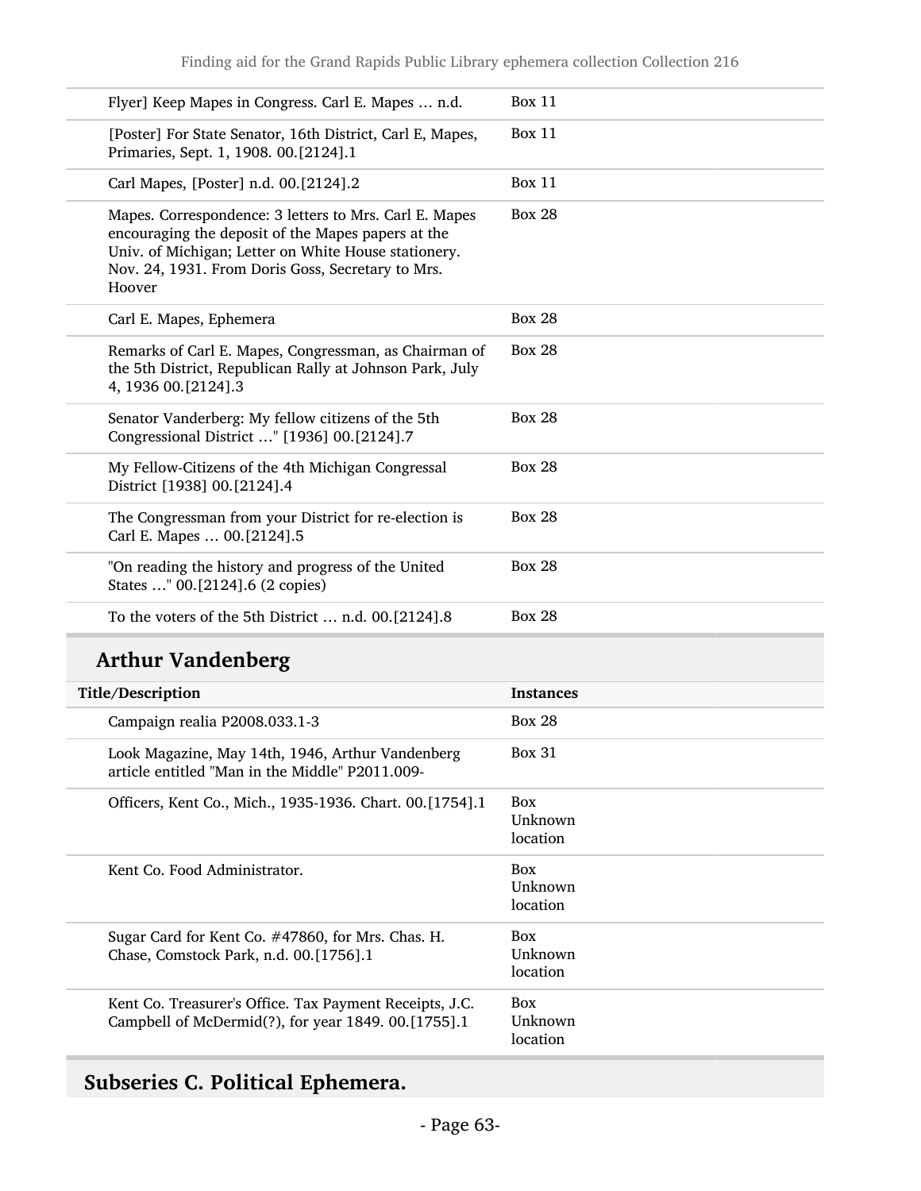| | |
|---|---|
| Flyer] Keep Mapes in Congress. Carl E. Mapes … n.d. | Box 11 |
| [Poster] For State Senator, 16th District, Carl E, Mapes, Primaries, Sept. 1, 1908. 00.[2124].1 | Box 11 |
| Carl Mapes, [Poster] n.d. 00.[2124].2 | Box 11 |
| Mapes. Correspondence: 3 letters to Mrs. Carl E. Mapes encouraging the deposit of the Mapes papers at the Univ. of Michigan; Letter on White House stationery. Nov. 24, 1931. From Doris Goss, Secretary to Mrs. Hoover | Box 28 |
| Carl E. Mapes, Ephemera | Box 28 |
| Remarks of Carl E. Mapes, Congressman, as Chairman of the 5th District, Republican Rally at Johnson Park, July 4, 1936 00.[2124].3 | Box 28 |
| Senator Vanderberg: My fellow citizens of the 5th Congressional District …" [1936] 00.[2124].7 | Box 28 |
| My Fellow-Citizens of the 4th Michigan Congressal District [1938] 00.[2124].4 | Box 28 |
| The Congressman from your District for re-election is Carl E. Mapes … 00.[2124].5 | Box 28 |
| "On reading the history and progress of the United States …" 00.[2124].6 (2 copies) | Box 28 |
| To the voters of the 5th District … n.d. 00.[2124].8 | Box 28 |

## Arthur Vandenberg

| Title/Description | Instances |
|---|---|
| Campaign realia P2008.033.1-3 | Box 28 |
| Look Magazine, May 14th, 1946, Arthur Vandenberg article entitled "Man in the Middle" P2011.009- | Box 31 |
| Officers, Kent Co., Mich., 1935-1936. Chart. 00.[1754].1 | Box Unknown location |
| Kent Co. Food Administrator. | Box Unknown location |
| Sugar Card for Kent Co. #47860, for Mrs. Chas. H. Chase, Comstock Park, n.d. 00.[1756].1 | Box Unknown location |
| Kent Co. Treasurer's Office. Tax Payment Receipts, J.C. Campbell of McDermid(?), for year 1849. 00.[1755].1 | Box Unknown location |

## Subseries C. Political Ephemera.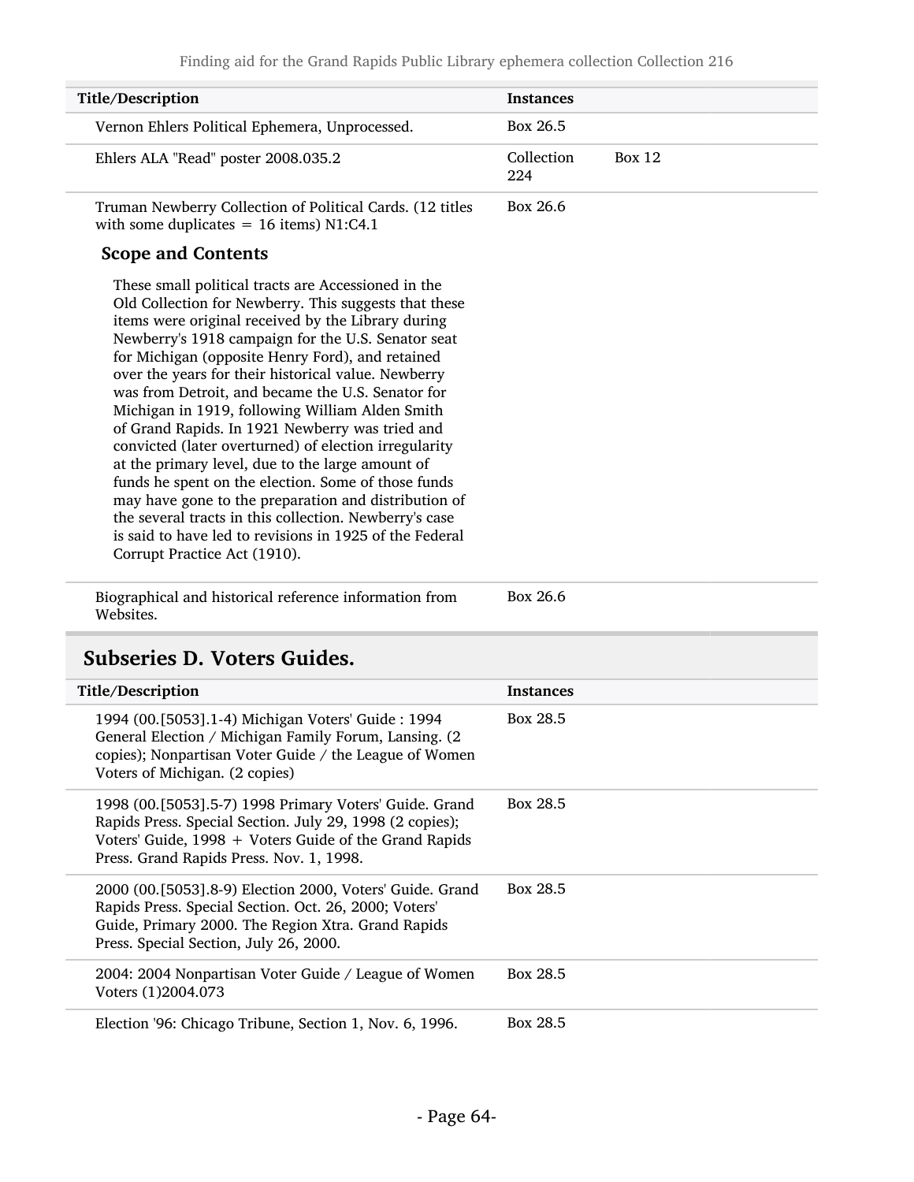| Title/Description | Instances | |
|---|---|---|
| Vernon Ehlers Political Ephemera, Unprocessed. | Box 26.5 | |
| Ehlers ALA "Read" poster 2008.035.2 | Collection 224 | Box 12 |
| Truman Newberry Collection of Political Cards. (12 titles with some duplicates = 16 items) N1:C4.1 | Box 26.6 | |

### Scope and Contents

These small political tracts are Accessioned in the Old Collection for Newberry. This suggests that these items were original received by the Library during Newberry's 1918 campaign for the U.S. Senator seat for Michigan (opposite Henry Ford), and retained over the years for their historical value. Newberry was from Detroit, and became the U.S. Senator for Michigan in 1919, following William Alden Smith of Grand Rapids. In 1921 Newberry was tried and convicted (later overturned) of election irregularity at the primary level, due to the large amount of funds he spent on the election. Some of those funds may have gone to the preparation and distribution of the several tracts in this collection. Newberry's case is said to have led to revisions in 1925 of the Federal Corrupt Practice Act (1910).

| Title/Description | Instances |
|---|---|
| Biographical and historical reference information from Websites. | Box 26.6 |

## Subseries D. Voters Guides.

| Title/Description | Instances |
|---|---|
| 1994 (00.[5053].1-4) Michigan Voters' Guide : 1994 General Election / Michigan Family Forum, Lansing. (2 copies); Nonpartisan Voter Guide / the League of Women Voters of Michigan. (2 copies) | Box 28.5 |
| 1998 (00.[5053].5-7) 1998 Primary Voters' Guide. Grand Rapids Press. Special Section. July 29, 1998 (2 copies); Voters' Guide, 1998 + Voters Guide of the Grand Rapids Press. Grand Rapids Press. Nov. 1, 1998. | Box 28.5 |
| 2000 (00.[5053].8-9) Election 2000, Voters' Guide. Grand Rapids Press. Special Section. Oct. 26, 2000; Voters' Guide, Primary 2000. The Region Xtra. Grand Rapids Press. Special Section, July 26, 2000. | Box 28.5 |
| 2004: 2004 Nonpartisan Voter Guide / League of Women Voters (1)2004.073 | Box 28.5 |
| Election '96: Chicago Tribune, Section 1, Nov. 6, 1996. | Box 28.5 |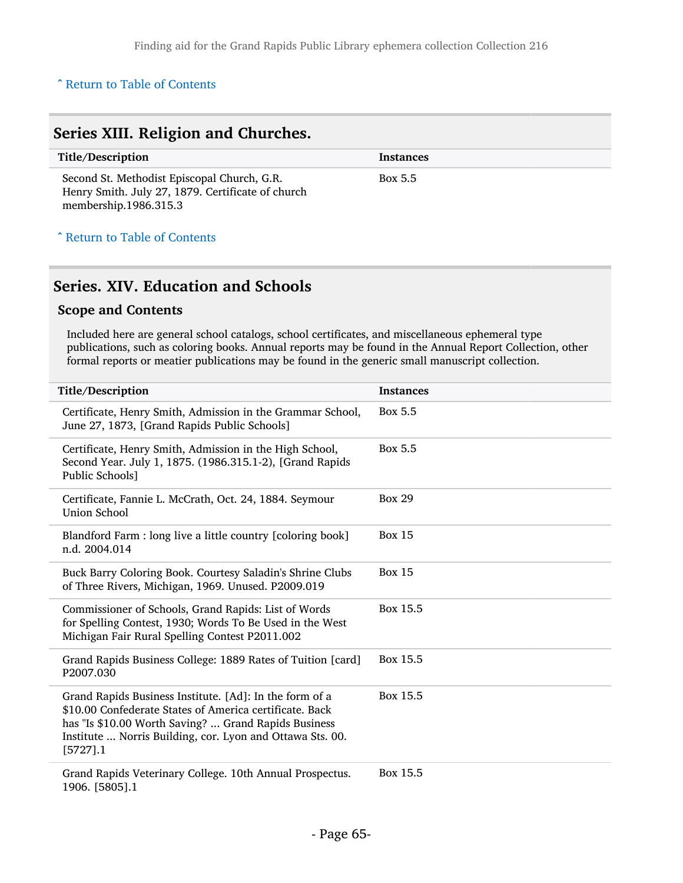ˆ Return to Table of Contents

## Series XIII. Religion and Churches.

| Title/Description | Instances |
| --- | --- |
| Second St. Methodist Episcopal Church, G.R. Henry Smith. July 27, 1879. Certificate of church membership.1986.315.3 | Box 5.5 |

ˆ Return to Table of Contents

## Series. XIV. Education and Schools

### Scope and Contents

Included here are general school catalogs, school certificates, and miscellaneous ephemeral type publications, such as coloring books. Annual reports may be found in the Annual Report Collection, other formal reports or meatier publications may be found in the generic small manuscript collection.

| Title/Description | Instances |
| --- | --- |
| Certificate, Henry Smith, Admission in the Grammar School, June 27, 1873, [Grand Rapids Public Schools] | Box 5.5 |
| Certificate, Henry Smith, Admission in the High School, Second Year. July 1, 1875. (1986.315.1-2), [Grand Rapids Public Schools] | Box 5.5 |
| Certificate, Fannie L. McCrath, Oct. 24, 1884. Seymour Union School | Box 29 |
| Blandford Farm : long live a little country [coloring book] n.d. 2004.014 | Box 15 |
| Buck Barry Coloring Book. Courtesy Saladin's Shrine Clubs of Three Rivers, Michigan, 1969. Unused. P2009.019 | Box 15 |
| Commissioner of Schools, Grand Rapids: List of Words for Spelling Contest, 1930; Words To Be Used in the West Michigan Fair Rural Spelling Contest P2011.002 | Box 15.5 |
| Grand Rapids Business College: 1889 Rates of Tuition [card] P2007.030 | Box 15.5 |
| Grand Rapids Business Institute. [Ad]: In the form of a $10.00 Confederate States of America certificate. Back has "Is $10.00 Worth Saving? ... Grand Rapids Business Institute ... Norris Building, cor. Lyon and Ottawa Sts. 00. [5727].1 | Box 15.5 |
| Grand Rapids Veterinary College. 10th Annual Prospectus. 1906. [5805].1 | Box 15.5 |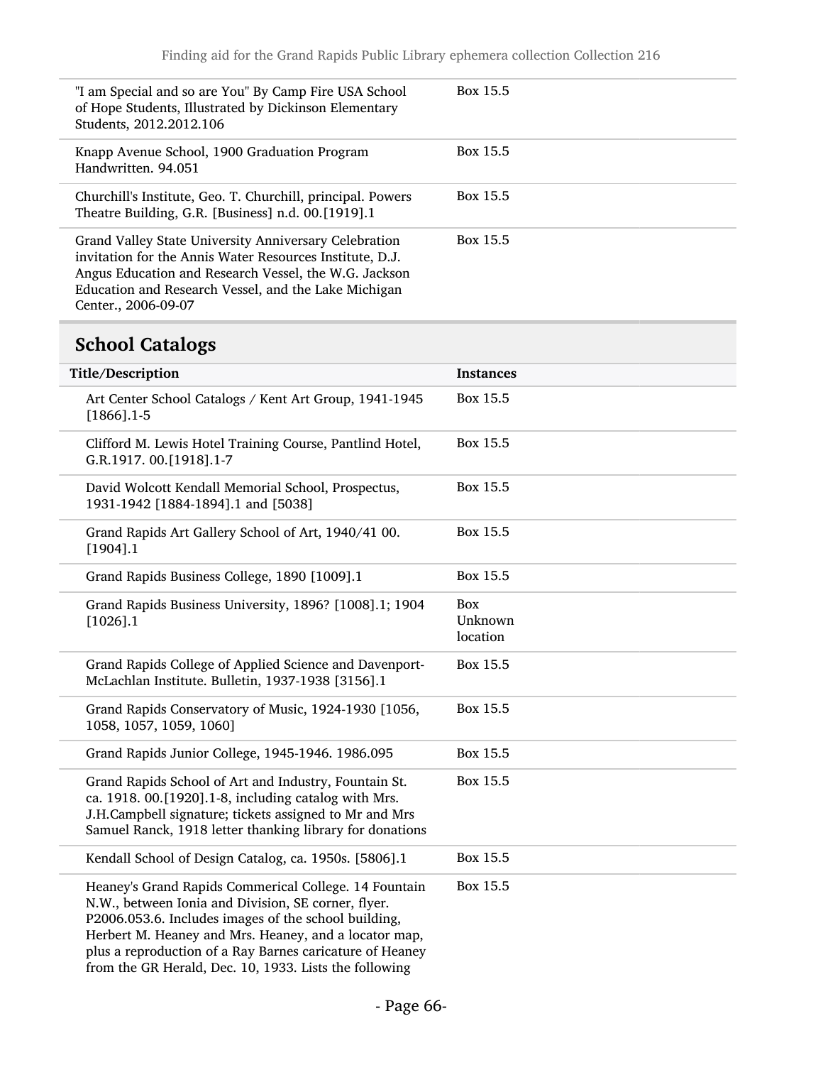| | |
|---|---|
| "I am Special and so are You" By Camp Fire USA School of Hope Students, Illustrated by Dickinson Elementary Students, 2012.2012.106 | Box 15.5 |
| Knapp Avenue School, 1900 Graduation Program Handwritten. 94.051 | Box 15.5 |
| Churchill's Institute, Geo. T. Churchill, principal. Powers Theatre Building, G.R. [Business] n.d. 00.[1919].1 | Box 15.5 |
| Grand Valley State University Anniversary Celebration invitation for the Annis Water Resources Institute, D.J. Angus Education and Research Vessel, the W.G. Jackson Education and Research Vessel, and the Lake Michigan Center., 2006-09-07 | Box 15.5 |

## School Catalogs

| Title/Description | Instances |
|---|---|
| Art Center School Catalogs / Kent Art Group, 1941-1945 [1866].1-5 | Box 15.5 |
| Clifford M. Lewis Hotel Training Course, Pantlind Hotel, G.R.1917. 00.[1918].1-7 | Box 15.5 |
| David Wolcott Kendall Memorial School, Prospectus, 1931-1942 [1884-1894].1 and [5038] | Box 15.5 |
| Grand Rapids Art Gallery School of Art, 1940/41 00. [1904].1 | Box 15.5 |
| Grand Rapids Business College, 1890 [1009].1 | Box 15.5 |
| Grand Rapids Business University, 1896? [1008].1; 1904 [1026].1 | Box Unknown location |
| Grand Rapids College of Applied Science and Davenport-McLachlan Institute. Bulletin, 1937-1938 [3156].1 | Box 15.5 |
| Grand Rapids Conservatory of Music, 1924-1930 [1056, 1058, 1057, 1059, 1060] | Box 15.5 |
| Grand Rapids Junior College, 1945-1946. 1986.095 | Box 15.5 |
| Grand Rapids School of Art and Industry, Fountain St. ca. 1918. 00.[1920].1-8, including catalog with Mrs. J.H.Campbell signature; tickets assigned to Mr and Mrs Samuel Ranck, 1918 letter thanking library for donations | Box 15.5 |
| Kendall School of Design Catalog, ca. 1950s. [5806].1 | Box 15.5 |
| Heaney's Grand Rapids Commerical College. 14 Fountain N.W., between Ionia and Division, SE corner, flyer. P2006.053.6. Includes images of the school building, Herbert M. Heaney and Mrs. Heaney, and a locator map, plus a reproduction of a Ray Barnes caricature of Heaney from the GR Herald, Dec. 10, 1933. Lists the following | Box 15.5 |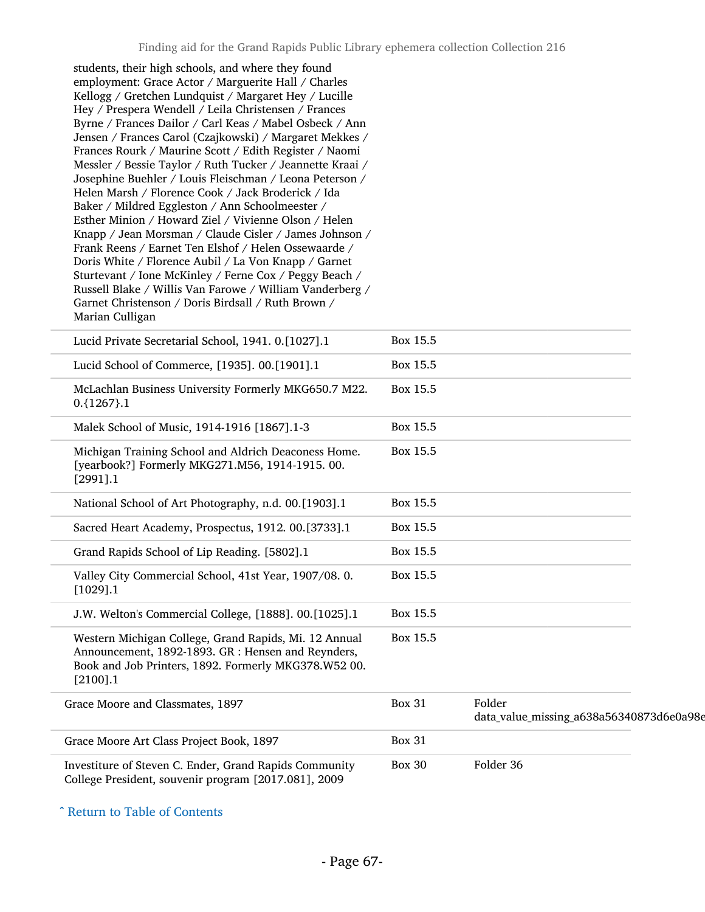students, their high schools, and where they found employment: Grace Actor / Marguerite Hall / Charles Kellogg / Gretchen Lundquist / Margaret Hey / Lucille Hey / Prespera Wendell / Leila Christensen / Frances Byrne / Frances Dailor / Carl Keas / Mabel Osbeck / Ann Jensen / Frances Carol (Czajkowski) / Margaret Mekkes / Frances Rourk / Maurine Scott / Edith Register / Naomi Messler / Bessie Taylor / Ruth Tucker / Jeannette Kraai / Josephine Buehler / Louis Fleischman / Leona Peterson / Helen Marsh / Florence Cook / Jack Broderick / Ida Baker / Mildred Eggleston / Ann Schoolmeester / Esther Minion / Howard Ziel / Vivienne Olson / Helen Knapp / Jean Morsman / Claude Cisler / James Johnson / Frank Reens / Earnet Ten Elshof / Helen Ossewaarde / Doris White / Florence Aubil / La Von Knapp / Garnet Sturtevant / Ione McKinley / Ferne Cox / Peggy Beach / Russell Blake / Willis Van Farowe / William Vanderberg / Garnet Christenson / Doris Birdsall / Ruth Brown / Marian Culligan

| | | |
|---|---|---|
| Lucid Private Secretarial School, 1941. 0.[1027].1 | Box 15.5 | |
| Lucid School of Commerce, [1935]. 00.[1901].1 | Box 15.5 | |
| McLachlan Business University Formerly MKG650.7 M22. 0.{1267}.1 | Box 15.5 | |
| Malek School of Music, 1914-1916 [1867].1-3 | Box 15.5 | |
| Michigan Training School and Aldrich Deaconess Home. [yearbook?] Formerly MKG271.M56, 1914-1915. 00. [2991].1 | Box 15.5 | |
| National School of Art Photography, n.d. 00.[1903].1 | Box 15.5 | |
| Sacred Heart Academy, Prospectus, 1912. 00.[3733].1 | Box 15.5 | |
| Grand Rapids School of Lip Reading. [5802].1 | Box 15.5 | |
| Valley City Commercial School, 41st Year, 1907/08. 0. [1029].1 | Box 15.5 | |
| J.W. Welton's Commercial College, [1888]. 00.[1025].1 | Box 15.5 | |
| Western Michigan College, Grand Rapids, Mi. 12 Annual Announcement, 1892-1893. GR : Hensen and Reynders, Book and Job Printers, 1892. Formerly MKG378.W52 00. [2100].1 | Box 15.5 | |
| Grace Moore and Classmates, 1897 | Box 31 | Folder data_value_missing_a638a56340873d6e0a98e |
| Grace Moore Art Class Project Book, 1897 | Box 31 | |
| Investiture of Steven C. Ender, Grand Rapids Community College President, souvenir program [2017.081], 2009 | Box 30 | Folder 36 |

ˆ Return to Table of Contents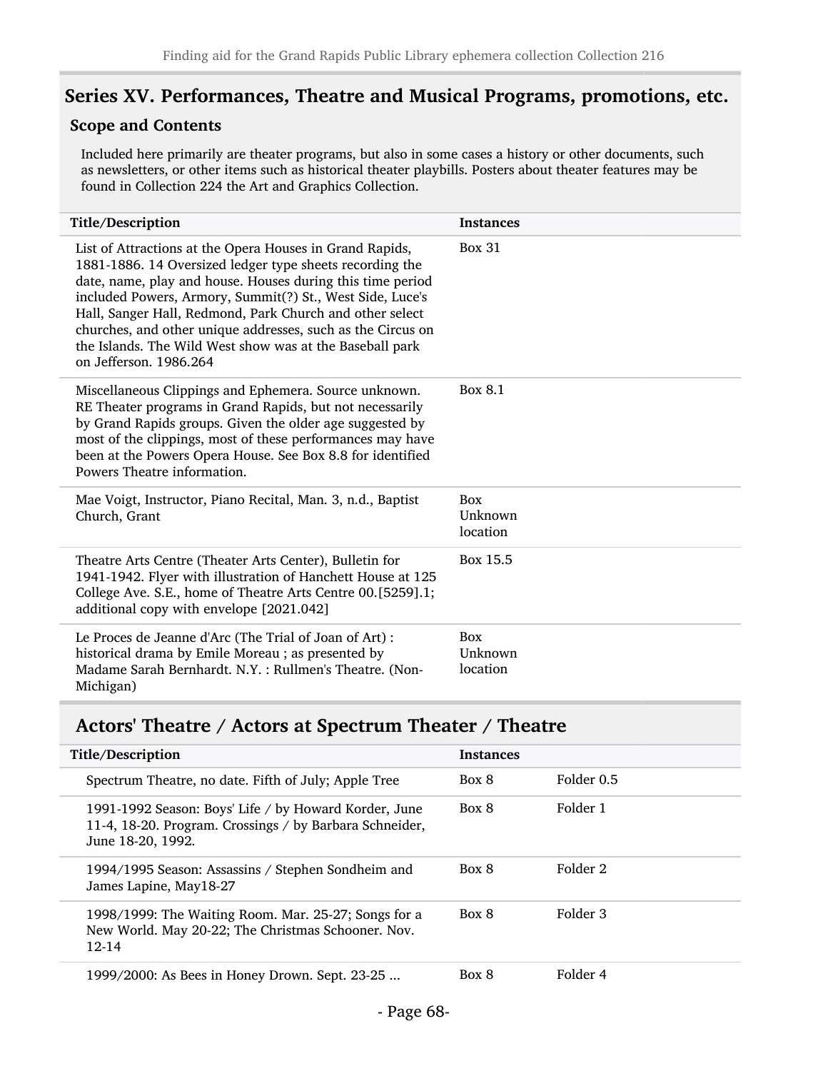## Series XV. Performances, Theatre and Musical Programs, promotions, etc.

### Scope and Contents

Included here primarily are theater programs, but also in some cases a history or other documents, such as newsletters, or other items such as historical theater playbills. Posters about theater features may be found in Collection 224 the Art and Graphics Collection.

| Title/Description | Instances |
|---|---|
| List of Attractions at the Opera Houses in Grand Rapids, 1881-1886. 14 Oversized ledger type sheets recording the date, name, play and house. Houses during this time period included Powers, Armory, Summit(?) St., West Side, Luce's Hall, Sanger Hall, Redmond, Park Church and other select churches, and other unique addresses, such as the Circus on the Islands. The Wild West show was at the Baseball park on Jefferson. 1986.264 | Box 31 |
| Miscellaneous Clippings and Ephemera. Source unknown. RE Theater programs in Grand Rapids, but not necessarily by Grand Rapids groups. Given the older age suggested by most of the clippings, most of these performances may have been at the Powers Opera House. See Box 8.8 for identified Powers Theatre information. | Box 8.1 |
| Mae Voigt, Instructor, Piano Recital, Man. 3, n.d., Baptist Church, Grant | Box Unknown location |
| Theatre Arts Centre (Theater Arts Center), Bulletin for 1941-1942. Flyer with illustration of Hanchett House at 125 College Ave. S.E., home of Theatre Arts Centre 00.[5259].1; additional copy with envelope [2021.042] | Box 15.5 |
| Le Proces de Jeanne d'Arc (The Trial of Joan of Art) : historical drama by Emile Moreau ; as presented by Madame Sarah Bernhardt. N.Y. : Rullmen's Theatre. (Non-Michigan) | Box Unknown location |

## Actors' Theatre / Actors at Spectrum Theater / Theatre

| Title/Description | Instances | |
|---|---|---|
| Spectrum Theatre, no date. Fifth of July; Apple Tree | Box 8 | Folder 0.5 |
| 1991-1992 Season: Boys' Life / by Howard Korder, June 11-4, 18-20. Program. Crossings / by Barbara Schneider, June 18-20, 1992. | Box 8 | Folder 1 |
| 1994/1995 Season: Assassins / Stephen Sondheim and James Lapine, May18-27 | Box 8 | Folder 2 |
| 1998/1999: The Waiting Room. Mar. 25-27; Songs for a New World. May 20-22; The Christmas Schooner. Nov. 12-14 | Box 8 | Folder 3 |
| 1999/2000: As Bees in Honey Drown. Sept. 23-25 ... | Box 8 | Folder 4 |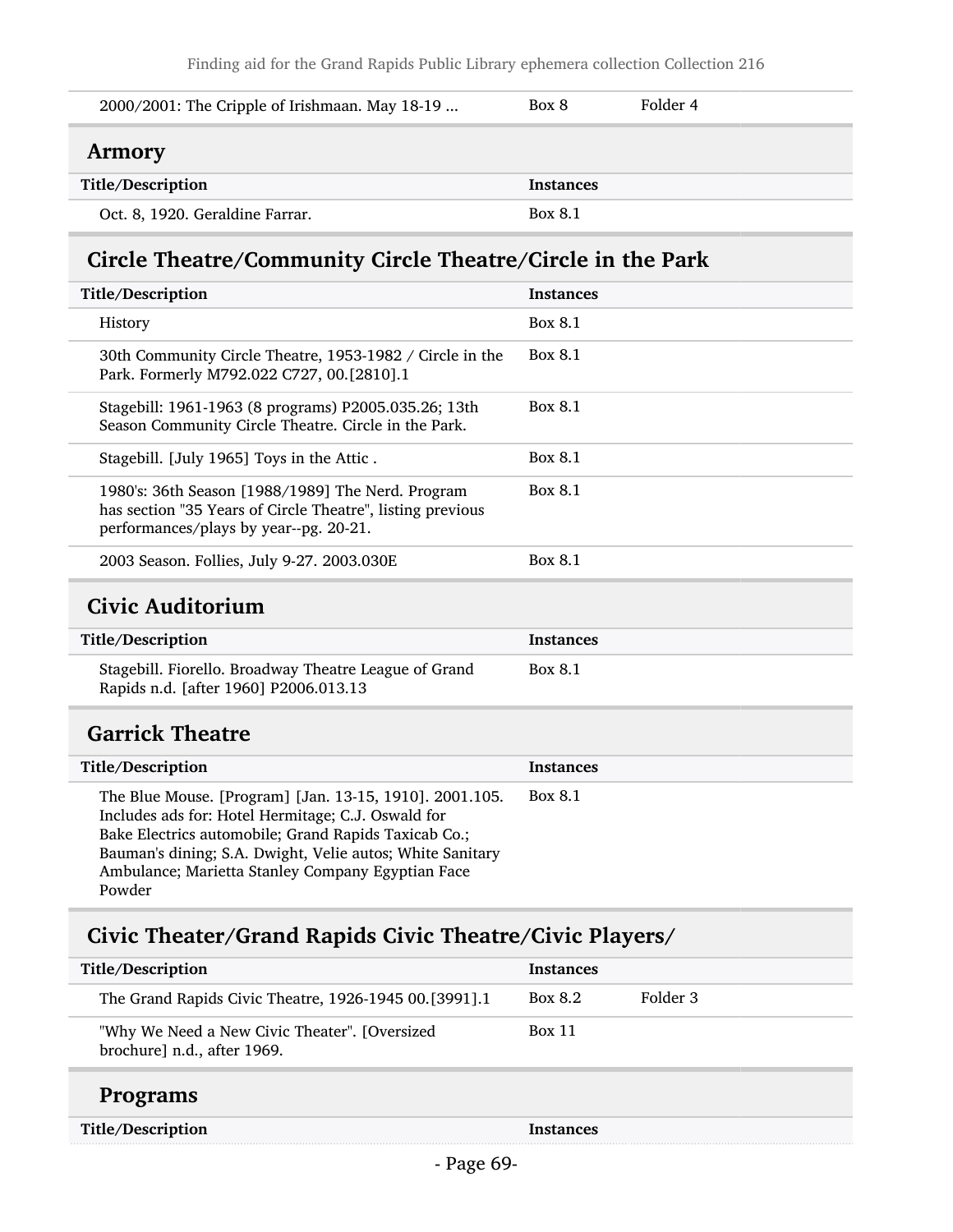| | | |
|---|---|---|
| 2000/2001: The Cripple of Irishmaan. May 18-19 ... | Box 8 | Folder 4 |

## Armory

| Title/Description | Instances |
|---|---|
| Oct. 8, 1920. Geraldine Farrar. | Box 8.1 |

## Circle Theatre/Community Circle Theatre/Circle in the Park

| Title/Description | Instances |
|---|---|
| History | Box 8.1 |
| 30th Community Circle Theatre, 1953-1982 / Circle in the Park. Formerly M792.022 C727, 00.[2810].1 | Box 8.1 |
| Stagebill: 1961-1963 (8 programs) P2005.035.26; 13th Season Community Circle Theatre. Circle in the Park. | Box 8.1 |
| Stagebill. [July 1965] Toys in the Attic . | Box 8.1 |
| 1980's: 36th Season [1988/1989] The Nerd. Program has section "35 Years of Circle Theatre", listing previous performances/plays by year--pg. 20-21. | Box 8.1 |
| 2003 Season. Follies, July 9-27. 2003.030E | Box 8.1 |

## Civic Auditorium

| Title/Description | Instances |
|---|---|
| Stagebill. Fiorello. Broadway Theatre League of Grand Rapids n.d. [after 1960] P2006.013.13 | Box 8.1 |

## Garrick Theatre

| Title/Description | Instances |
|---|---|
| The Blue Mouse. [Program] [Jan. 13-15, 1910]. 2001.105. Includes ads for: Hotel Hermitage; C.J. Oswald for Bake Electrics automobile; Grand Rapids Taxicab Co.; Bauman's dining; S.A. Dwight, Velie autos; White Sanitary Ambulance; Marietta Stanley Company Egyptian Face Powder | Box 8.1 |

## Civic Theater/Grand Rapids Civic Theatre/Civic Players/

| Title/Description | Instances | |
|---|---|---|
| The Grand Rapids Civic Theatre, 1926-1945 00.[3991].1 | Box 8.2 | Folder 3 |
| "Why We Need a New Civic Theater". [Oversized brochure] n.d., after 1969. | Box 11 | |

### Programs

| Title/Description | Instances |
|---|---|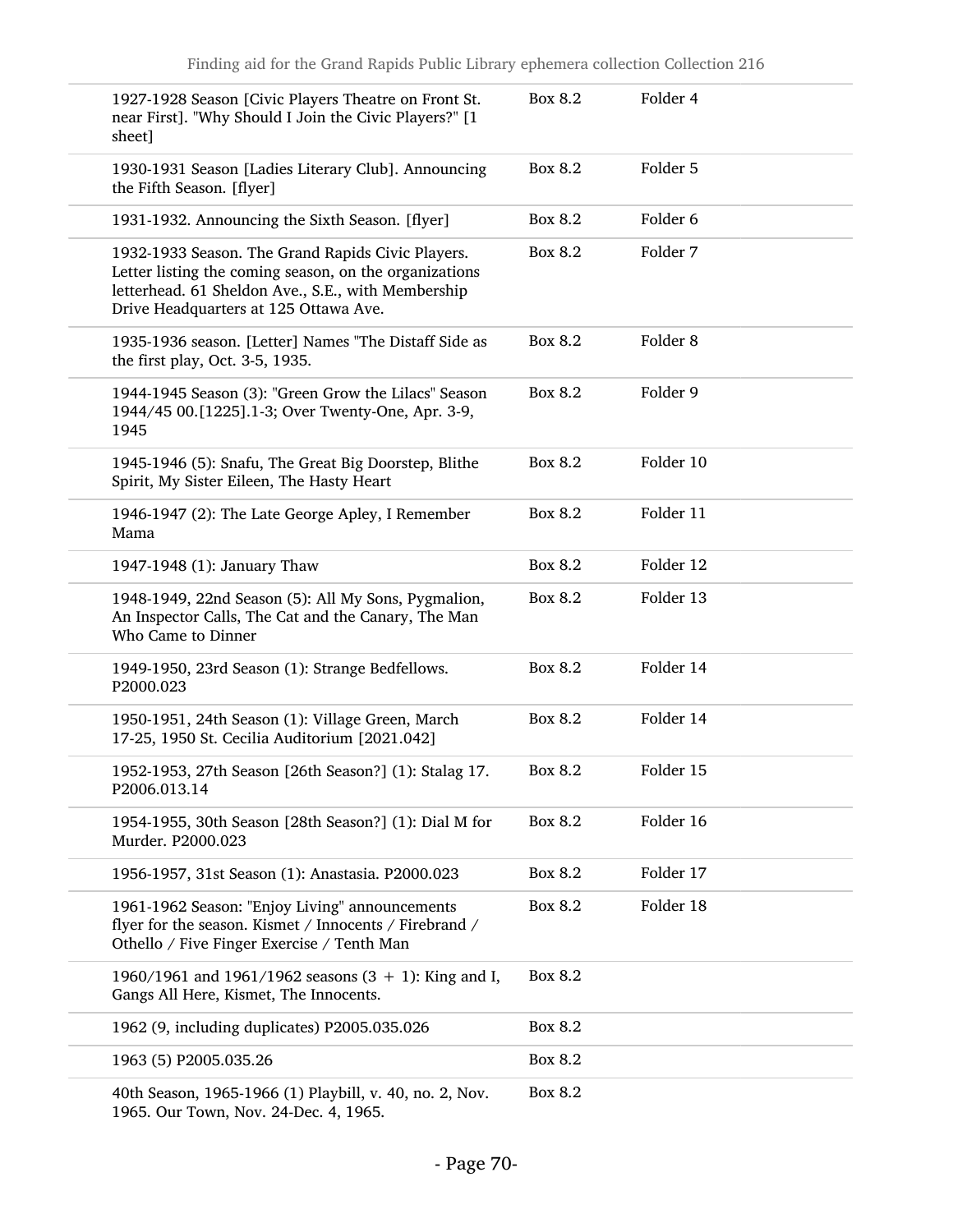| | | |
|---|---|---|
| 1927-1928 Season [Civic Players Theatre on Front St. near First]. "Why Should I Join the Civic Players?" [1 sheet] | Box 8.2 | Folder 4 |
| 1930-1931 Season [Ladies Literary Club]. Announcing the Fifth Season. [flyer] | Box 8.2 | Folder 5 |
| 1931-1932. Announcing the Sixth Season. [flyer] | Box 8.2 | Folder 6 |
| 1932-1933 Season. The Grand Rapids Civic Players. Letter listing the coming season, on the organizations letterhead. 61 Sheldon Ave., S.E., with Membership Drive Headquarters at 125 Ottawa Ave. | Box 8.2 | Folder 7 |
| 1935-1936 season. [Letter] Names "The Distaff Side as the first play, Oct. 3-5, 1935. | Box 8.2 | Folder 8 |
| 1944-1945 Season (3): "Green Grow the Lilacs" Season 1944/45 00.[1225].1-3; Over Twenty-One, Apr. 3-9, 1945 | Box 8.2 | Folder 9 |
| 1945-1946 (5): Snafu, The Great Big Doorstep, Blithe Spirit, My Sister Eileen, The Hasty Heart | Box 8.2 | Folder 10 |
| 1946-1947 (2): The Late George Apley, I Remember Mama | Box 8.2 | Folder 11 |
| 1947-1948 (1): January Thaw | Box 8.2 | Folder 12 |
| 1948-1949, 22nd Season (5): All My Sons, Pygmalion, An Inspector Calls, The Cat and the Canary, The Man Who Came to Dinner | Box 8.2 | Folder 13 |
| 1949-1950, 23rd Season (1): Strange Bedfellows. P2000.023 | Box 8.2 | Folder 14 |
| 1950-1951, 24th Season (1): Village Green, March 17-25, 1950 St. Cecilia Auditorium [2021.042] | Box 8.2 | Folder 14 |
| 1952-1953, 27th Season [26th Season?] (1): Stalag 17. P2006.013.14 | Box 8.2 | Folder 15 |
| 1954-1955, 30th Season [28th Season?] (1): Dial M for Murder. P2000.023 | Box 8.2 | Folder 16 |
| 1956-1957, 31st Season (1): Anastasia. P2000.023 | Box 8.2 | Folder 17 |
| 1961-1962 Season: "Enjoy Living" announcements flyer for the season. Kismet / Innocents / Firebrand / Othello / Five Finger Exercise / Tenth Man | Box 8.2 | Folder 18 |
| 1960/1961 and 1961/1962 seasons (3 + 1): King and I, Gangs All Here, Kismet, The Innocents. | Box 8.2 | |
| 1962 (9, including duplicates) P2005.035.026 | Box 8.2 | |
| 1963 (5) P2005.035.26 | Box 8.2 | |
| 40th Season, 1965-1966 (1) Playbill, v. 40, no. 2, Nov. 1965. Our Town, Nov. 24-Dec. 4, 1965. | Box 8.2 | |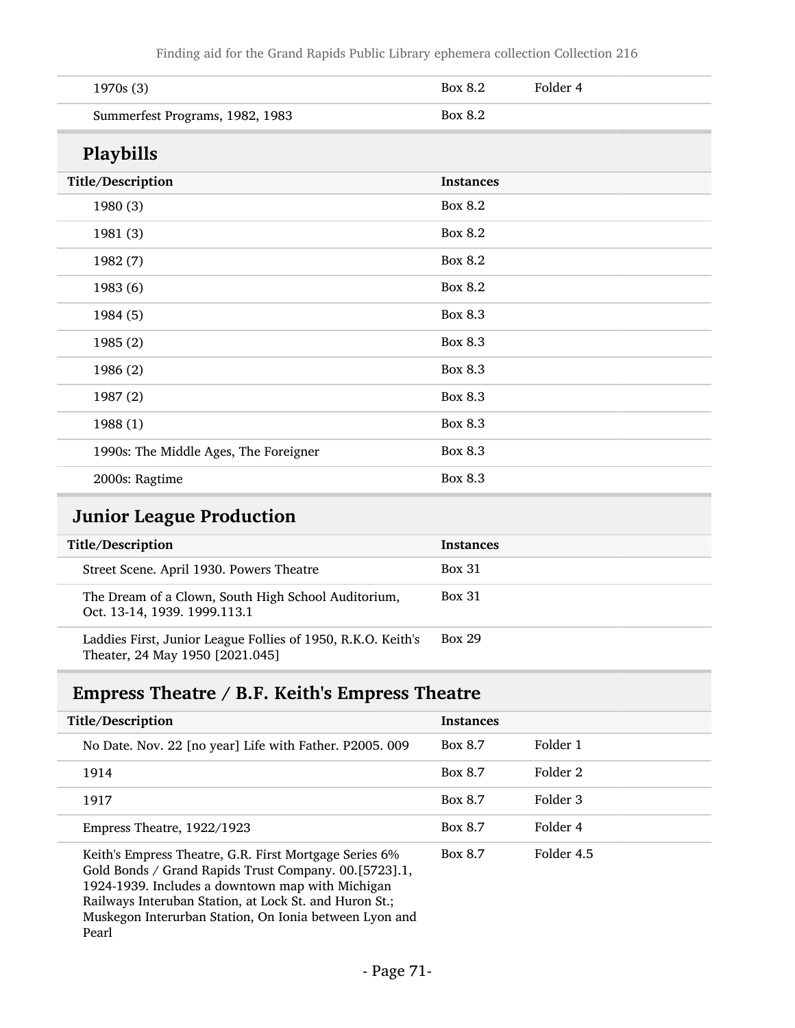| | | |
|---|---|---|
| 1970s (3) | Box 8.2 | Folder 4 |
| Summerfest Programs, 1982, 1983 | Box 8.2 | |

## Playbills

| Title/Description | Instances |
|---|---|
| 1980 (3) | Box 8.2 |
| 1981 (3) | Box 8.2 |
| 1982 (7) | Box 8.2 |
| 1983 (6) | Box 8.2 |
| 1984 (5) | Box 8.3 |
| 1985 (2) | Box 8.3 |
| 1986 (2) | Box 8.3 |
| 1987 (2) | Box 8.3 |
| 1988 (1) | Box 8.3 |
| 1990s: The Middle Ages, The Foreigner | Box 8.3 |
| 2000s: Ragtime | Box 8.3 |

## Junior League Production

| Title/Description | Instances |
|---|---|
| Street Scene. April 1930. Powers Theatre | Box 31 |
| The Dream of a Clown, South High School Auditorium, Oct. 13-14, 1939. 1999.113.1 | Box 31 |
| Laddies First, Junior League Follies of 1950, R.K.O. Keith's Theater, 24 May 1950 [2021.045] | Box 29 |

## Empress Theatre / B.F. Keith's Empress Theatre

| Title/Description | Instances | |
|---|---|---|
| No Date. Nov. 22 [no year] Life with Father. P2005. 009 | Box 8.7 | Folder 1 |
| 1914 | Box 8.7 | Folder 2 |
| 1917 | Box 8.7 | Folder 3 |
| Empress Theatre, 1922/1923 | Box 8.7 | Folder 4 |
| Keith's Empress Theatre, G.R. First Mortgage Series 6% Gold Bonds / Grand Rapids Trust Company. 00.[5723].1, 1924-1939. Includes a downtown map with Michigan Railways Interuban Station, at Lock St. and Huron St.; Muskegon Interurban Station, On Ionia between Lyon and Pearl | Box 8.7 | Folder 4.5 |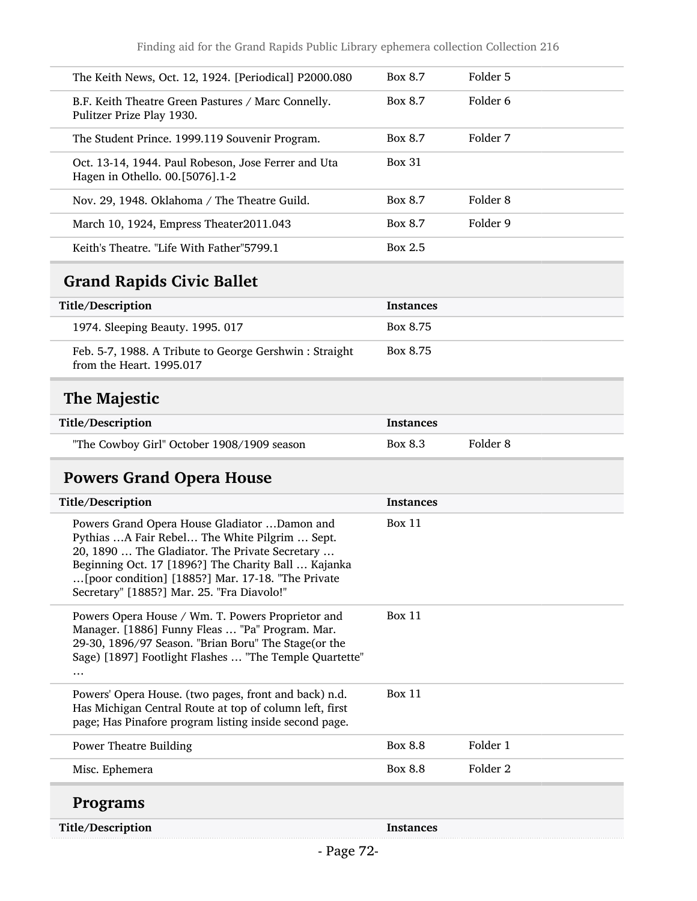| | | |
|---|---|---|
| The Keith News, Oct. 12, 1924. [Periodical] P2000.080 | Box 8.7 | Folder 5 |
| B.F. Keith Theatre Green Pastures / Marc Connelly. Pulitzer Prize Play 1930. | Box 8.7 | Folder 6 |
| The Student Prince. 1999.119 Souvenir Program. | Box 8.7 | Folder 7 |
| Oct. 13-14, 1944. Paul Robeson, Jose Ferrer and Uta Hagen in Othello. 00.[5076].1-2 | Box 31 | |
| Nov. 29, 1948. Oklahoma / The Theatre Guild. | Box 8.7 | Folder 8 |
| March 10, 1924, Empress Theater2011.043 | Box 8.7 | Folder 9 |
| Keith's Theatre. "Life With Father"5799.1 | Box 2.5 | |

## Grand Rapids Civic Ballet

| Title/Description | Instances | |
|---|---|---|
| 1974. Sleeping Beauty. 1995. 017 | Box 8.75 | |
| Feb. 5-7, 1988. A Tribute to George Gershwin : Straight from the Heart. 1995.017 | Box 8.75 | |

## The Majestic

| Title/Description | Instances | |
|---|---|---|
| "The Cowboy Girl" October 1908/1909 season | Box 8.3 | Folder 8 |

## Powers Grand Opera House

| Title/Description | Instances | |
|---|---|---|
| Powers Grand Opera House Gladiator …Damon and Pythias …A Fair Rebel… The White Pilgrim … Sept. 20, 1890 … The Gladiator. The Private Secretary … Beginning Oct. 17 [1896?] The Charity Ball … Kajanka …[poor condition] [1885?] Mar. 17-18. "The Private Secretary" [1885?] Mar. 25. "Fra Diavolo!" | Box 11 | |
| Powers Opera House / Wm. T. Powers Proprietor and Manager. [1886] Funny Fleas … "Pa" Program. Mar. 29-30, 1896/97 Season. "Brian Boru" The Stage(or the Sage) [1897] Footlight Flashes … "The Temple Quartette" … | Box 11 | |
| Powers' Opera House. (two pages, front and back) n.d. Has Michigan Central Route at top of column left, first page; Has Pinafore program listing inside second page. | Box 11 | |
| Power Theatre Building | Box 8.8 | Folder 1 |
| Misc. Ephemera | Box 8.8 | Folder 2 |

## Programs

| Title/Description | Instances |
|---|---|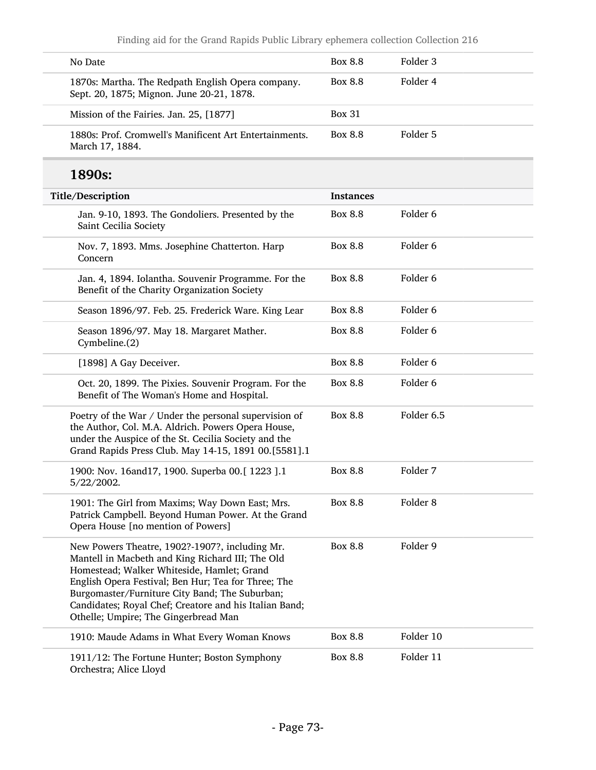| | | |
|---|---|---|
| No Date | Box 8.8 | Folder 3 |
| 1870s: Martha. The Redpath English Opera company. Sept. 20, 1875; Mignon. June 20-21, 1878. | Box 8.8 | Folder 4 |
| Mission of the Fairies. Jan. 25, [1877] | Box 31 | |
| 1880s: Prof. Cromwell's Manificent Art Entertainments. March 17, 1884. | Box 8.8 | Folder 5 |

## 1890s:

| Title/Description | Instances | |
|---|---|---|
| Jan. 9-10, 1893. The Gondoliers. Presented by the Saint Cecilia Society | Box 8.8 | Folder 6 |
| Nov. 7, 1893. Mms. Josephine Chatterton. Harp Concern | Box 8.8 | Folder 6 |
| Jan. 4, 1894. Iolantha. Souvenir Programme. For the Benefit of the Charity Organization Society | Box 8.8 | Folder 6 |
| Season 1896/97. Feb. 25. Frederick Ware. King Lear | Box 8.8 | Folder 6 |
| Season 1896/97. May 18. Margaret Mather. Cymbeline.(2) | Box 8.8 | Folder 6 |
| [1898] A Gay Deceiver. | Box 8.8 | Folder 6 |
| Oct. 20, 1899. The Pixies. Souvenir Program. For the Benefit of The Woman's Home and Hospital. | Box 8.8 | Folder 6 |

| | | |
|---|---|---|
| Poetry of the War / Under the personal supervision of the Author, Col. M.A. Aldrich. Powers Opera House, under the Auspice of the St. Cecilia Society and the Grand Rapids Press Club. May 14-15, 1891 00.[5581].1 | Box 8.8 | Folder 6.5 |
| 1900: Nov. 16and17, 1900. Superba 00.[ 1223 ].1 5/22/2002. | Box 8.8 | Folder 7 |
| 1901: The Girl from Maxims; Way Down East; Mrs. Patrick Campbell. Beyond Human Power. At the Grand Opera House [no mention of Powers] | Box 8.8 | Folder 8 |
| New Powers Theatre, 1902?-1907?, including Mr. Mantell in Macbeth and King Richard III; The Old Homestead; Walker Whiteside, Hamlet; Grand English Opera Festival; Ben Hur; Tea for Three; The Burgomaster/Furniture City Band; The Suburban; Candidates; Royal Chef; Creatore and his Italian Band; Othelle; Umpire; The Gingerbread Man | Box 8.8 | Folder 9 |
| 1910: Maude Adams in What Every Woman Knows | Box 8.8 | Folder 10 |
| 1911/12: The Fortune Hunter; Boston Symphony Orchestra; Alice Lloyd | Box 8.8 | Folder 11 |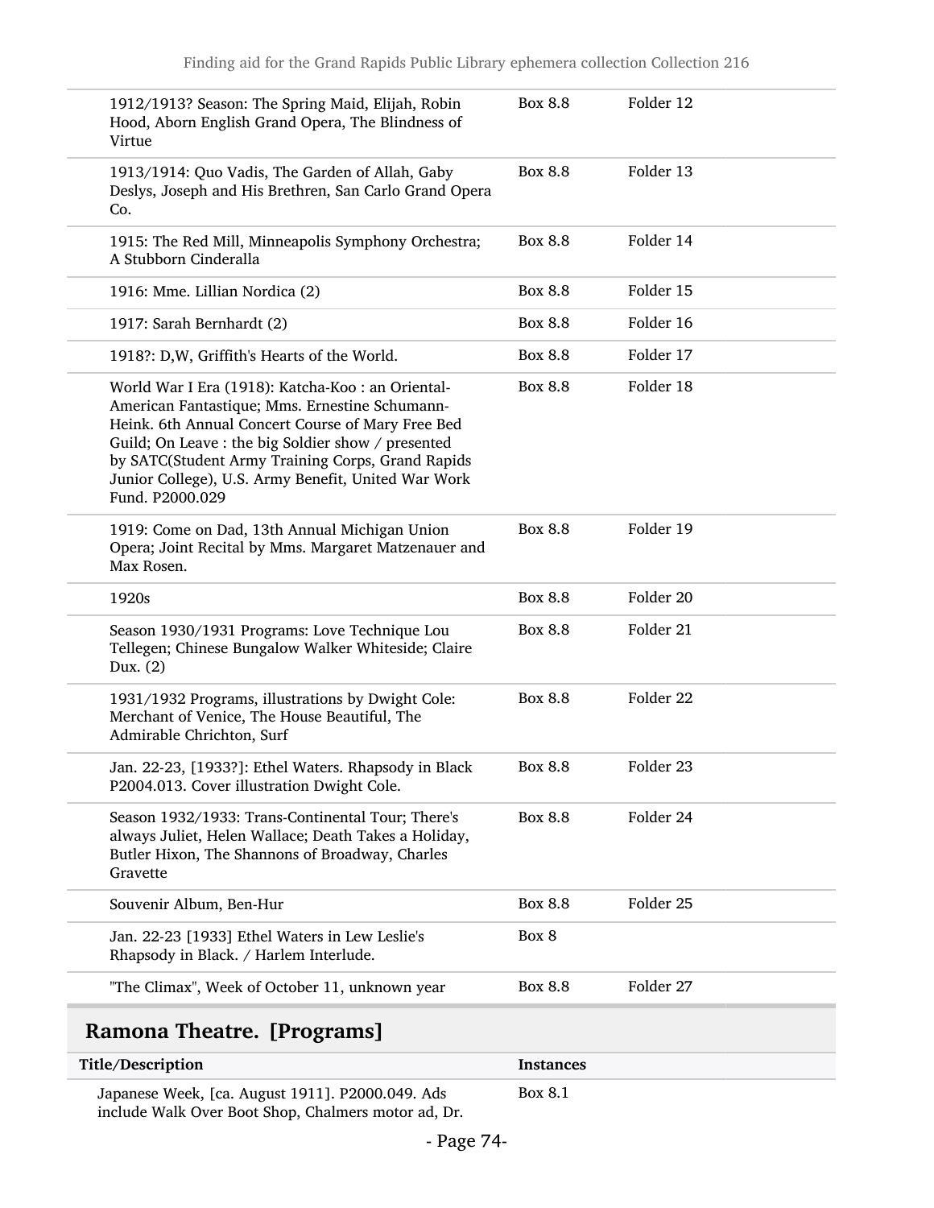| | | |
|---|---|---|
| 1912/1913? Season: The Spring Maid, Elijah, Robin Hood, Aborn English Grand Opera, The Blindness of Virtue | Box 8.8 | Folder 12 |
| 1913/1914: Quo Vadis, The Garden of Allah, Gaby Deslys, Joseph and His Brethren, San Carlo Grand Opera Co. | Box 8.8 | Folder 13 |
| 1915: The Red Mill, Minneapolis Symphony Orchestra; A Stubborn Cinderalla | Box 8.8 | Folder 14 |
| 1916: Mme. Lillian Nordica (2) | Box 8.8 | Folder 15 |
| 1917: Sarah Bernhardt (2) | Box 8.8 | Folder 16 |
| 1918?: D,W, Griffith's Hearts of the World. | Box 8.8 | Folder 17 |
| World War I Era (1918): Katcha-Koo : an Oriental-American Fantastique; Mms. Ernestine Schumann-Heink. 6th Annual Concert Course of Mary Free Bed Guild; On Leave : the big Soldier show / presented by SATC(Student Army Training Corps, Grand Rapids Junior College), U.S. Army Benefit, United War Work Fund. P2000.029 | Box 8.8 | Folder 18 |
| 1919: Come on Dad, 13th Annual Michigan Union Opera; Joint Recital by Mms. Margaret Matzenauer and Max Rosen. | Box 8.8 | Folder 19 |
| 1920s | Box 8.8 | Folder 20 |
| Season 1930/1931 Programs: Love Technique Lou Tellegen; Chinese Bungalow Walker Whiteside; Claire Dux. (2) | Box 8.8 | Folder 21 |
| 1931/1932 Programs, illustrations by Dwight Cole: Merchant of Venice, The House Beautiful, The Admirable Chrichton, Surf | Box 8.8 | Folder 22 |
| Jan. 22-23, [1933?]: Ethel Waters. Rhapsody in Black P2004.013. Cover illustration Dwight Cole. | Box 8.8 | Folder 23 |
| Season 1932/1933: Trans-Continental Tour; There's always Juliet, Helen Wallace; Death Takes a Holiday, Butler Hixon, The Shannons of Broadway, Charles Gravette | Box 8.8 | Folder 24 |
| Souvenir Album, Ben-Hur | Box 8.8 | Folder 25 |
| Jan. 22-23 [1933] Ethel Waters in Lew Leslie's Rhapsody in Black. / Harlem Interlude. | Box 8 | |
| "The Climax", Week of October 11, unknown year | Box 8.8 | Folder 27 |

## Ramona Theatre. [Programs]

| Title/Description | Instances |
|---|---|
| Japanese Week, [ca. August 1911]. P2000.049. Ads include Walk Over Boot Shop, Chalmers motor ad, Dr. | Box 8.1 |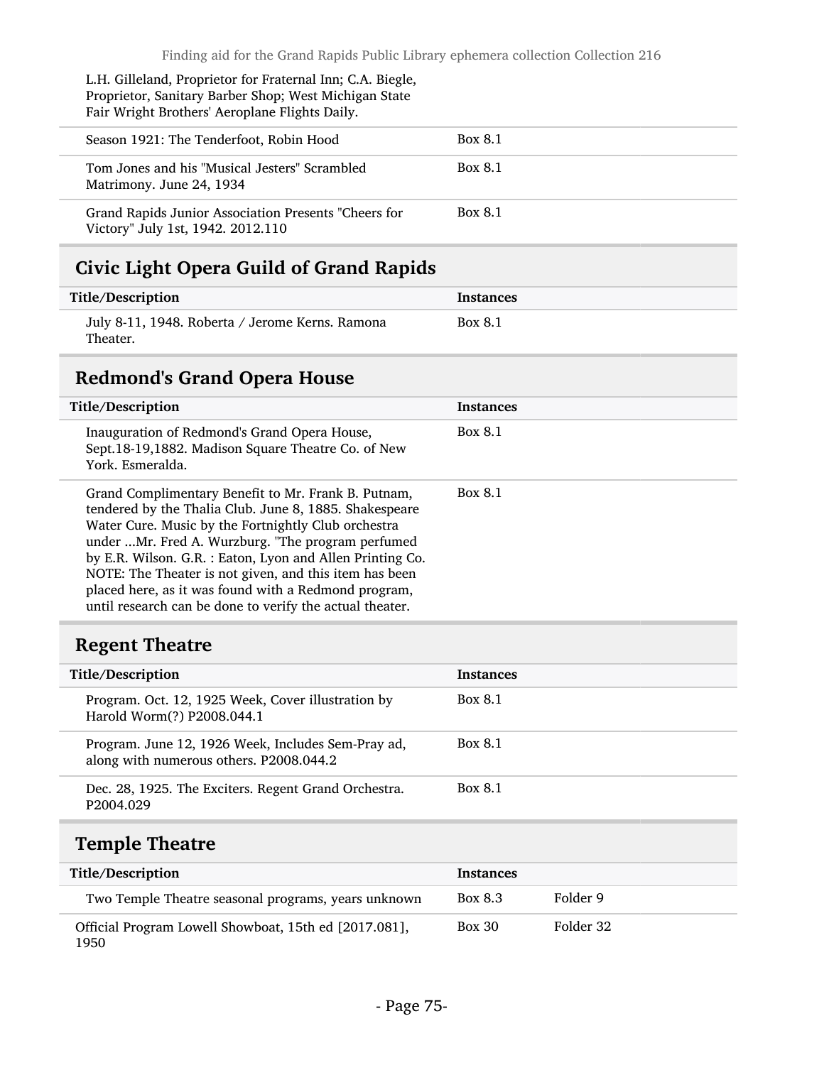L.H. Gilleland, Proprietor for Fraternal Inn; C.A. Biegle, Proprietor, Sanitary Barber Shop; West Michigan State Fair Wright Brothers' Aeroplane Flights Daily.

| | |
|---|---|
| Season 1921: The Tenderfoot, Robin Hood | Box 8.1 |
| Tom Jones and his "Musical Jesters" Scrambled Matrimony. June 24, 1934 | Box 8.1 |
| Grand Rapids Junior Association Presents "Cheers for Victory" July 1st, 1942. 2012.110 | Box 8.1 |

## Civic Light Opera Guild of Grand Rapids

| Title/Description | Instances |
|---|---|
| July 8-11, 1948. Roberta / Jerome Kerns. Ramona Theater. | Box 8.1 |

## Redmond's Grand Opera House

| Title/Description | Instances |
|---|---|
| Inauguration of Redmond's Grand Opera House, Sept.18-19,1882. Madison Square Theatre Co. of New York. Esmeralda. | Box 8.1 |
| Grand Complimentary Benefit to Mr. Frank B. Putnam, tendered by the Thalia Club. June 8, 1885. Shakespeare Water Cure. Music by the Fortnightly Club orchestra under ...Mr. Fred A. Wurzburg. "The program perfumed by E.R. Wilson. G.R. : Eaton, Lyon and Allen Printing Co. NOTE: The Theater is not given, and this item has been placed here, as it was found with a Redmond program, until research can be done to verify the actual theater. | Box 8.1 |

## Regent Theatre

| Title/Description | Instances |
|---|---|
| Program. Oct. 12, 1925 Week, Cover illustration by Harold Worm(?) P2008.044.1 | Box 8.1 |
| Program. June 12, 1926 Week, Includes Sem-Pray ad, along with numerous others. P2008.044.2 | Box 8.1 |
| Dec. 28, 1925. The Exciters. Regent Grand Orchestra. P2004.029 | Box 8.1 |

## Temple Theatre

| Title/Description | Instances | |
|---|---|---|
| Two Temple Theatre seasonal programs, years unknown | Box 8.3 | Folder 9 |
| Official Program Lowell Showboat, 15th ed [2017.081], 1950 | Box 30 | Folder 32 |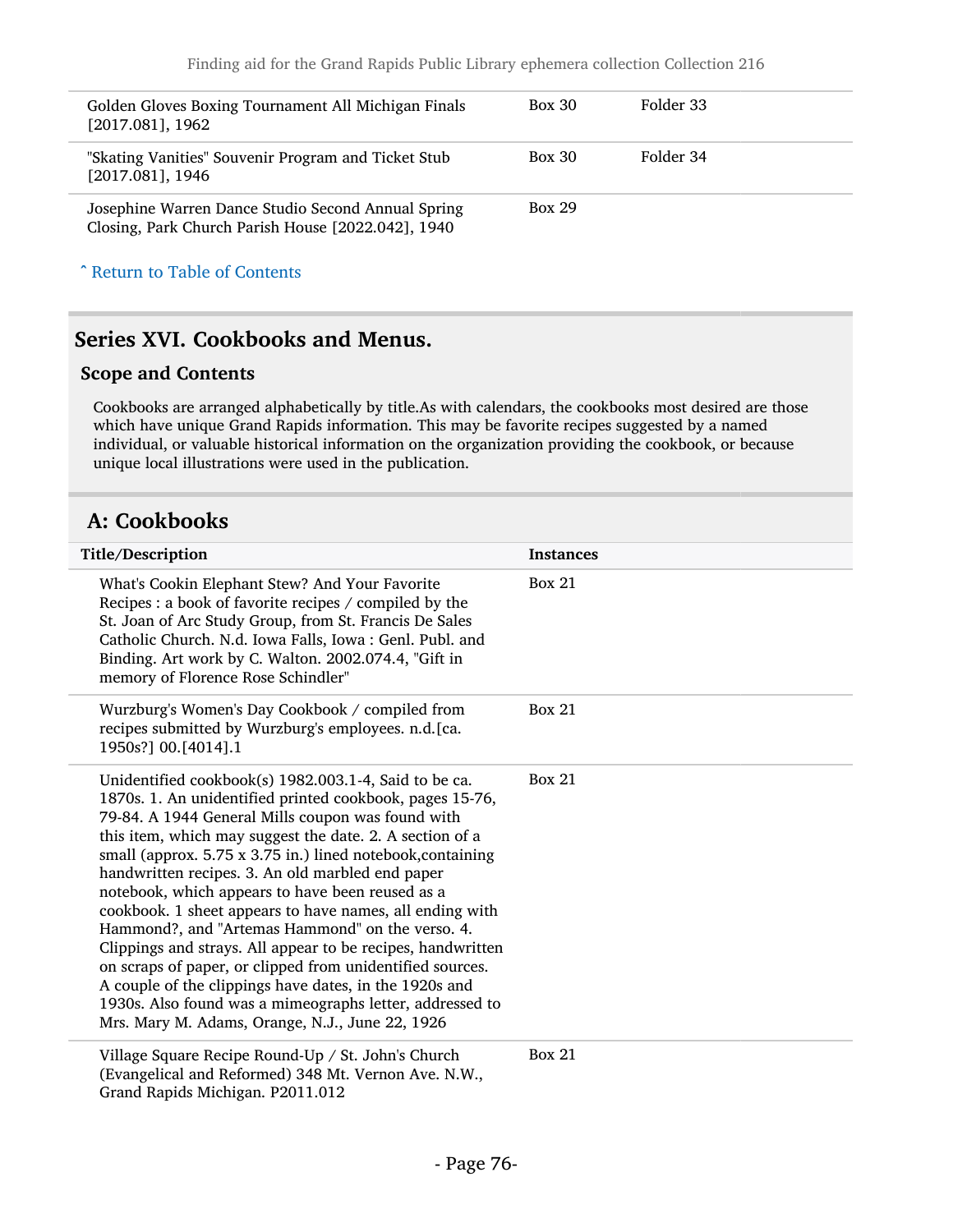| | | |
|---|---|---|
| Golden Gloves Boxing Tournament All Michigan Finals [2017.081], 1962 | Box 30 | Folder 33 |
| "Skating Vanities" Souvenir Program and Ticket Stub [2017.081], 1946 | Box 30 | Folder 34 |
| Josephine Warren Dance Studio Second Annual Spring Closing, Park Church Parish House [2022.042], 1940 | Box 29 | |

ˆ Return to Table of Contents

## Series XVI. Cookbooks and Menus.

### Scope and Contents

Cookbooks are arranged alphabetically by title.As with calendars, the cookbooks most desired are those which have unique Grand Rapids information. This may be favorite recipes suggested by a named individual, or valuable historical information on the organization providing the cookbook, or because unique local illustrations were used in the publication.

## A: Cookbooks

| Title/Description | Instances |
|---|---|
| What's Cookin Elephant Stew? And Your Favorite Recipes : a book of favorite recipes / compiled by the St. Joan of Arc Study Group, from St. Francis De Sales Catholic Church. N.d. Iowa Falls, Iowa : Genl. Publ. and Binding. Art work by C. Walton. 2002.074.4, "Gift in memory of Florence Rose Schindler" | Box 21 |
| Wurzburg's Women's Day Cookbook / compiled from recipes submitted by Wurzburg's employees. n.d.[ca. 1950s?] 00.[4014].1 | Box 21 |
| Unidentified cookbook(s) 1982.003.1-4, Said to be ca. 1870s. 1. An unidentified printed cookbook, pages 15-76, 79-84. A 1944 General Mills coupon was found with this item, which may suggest the date. 2. A section of a small (approx. 5.75 x 3.75 in.) lined notebook,containing handwritten recipes. 3. An old marbled end paper notebook, which appears to have been reused as a cookbook. 1 sheet appears to have names, all ending with Hammond?, and "Artemas Hammond" on the verso. 4. Clippings and strays. All appear to be recipes, handwritten on scraps of paper, or clipped from unidentified sources. A couple of the clippings have dates, in the 1920s and 1930s. Also found was a mimeographs letter, addressed to Mrs. Mary M. Adams, Orange, N.J., June 22, 1926 | Box 21 |
| Village Square Recipe Round-Up / St. John's Church (Evangelical and Reformed) 348 Mt. Vernon Ave. N.W., Grand Rapids Michigan. P2011.012 | Box 21 |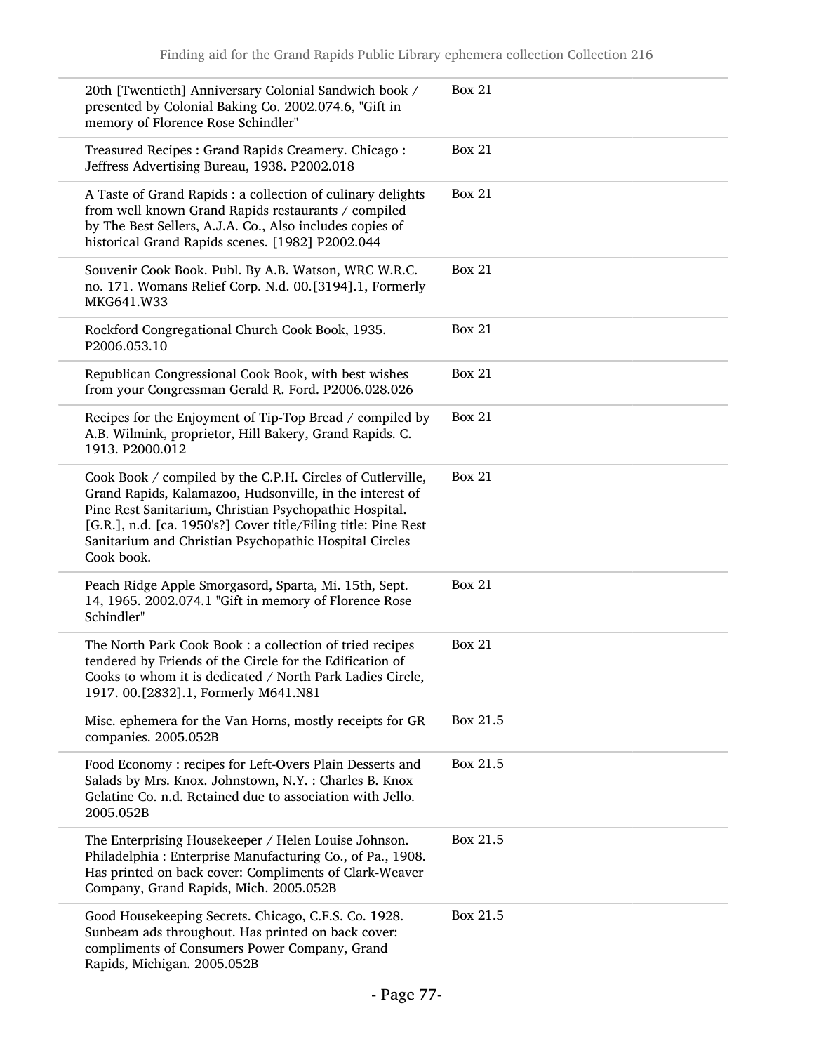| | |
|---|---|
| 20th [Twentieth] Anniversary Colonial Sandwich book / presented by Colonial Baking Co. 2002.074.6, "Gift in memory of Florence Rose Schindler" | Box 21 |
| Treasured Recipes : Grand Rapids Creamery. Chicago : Jeffress Advertising Bureau, 1938. P2002.018 | Box 21 |
| A Taste of Grand Rapids : a collection of culinary delights from well known Grand Rapids restaurants / compiled by The Best Sellers, A.J.A. Co., Also includes copies of historical Grand Rapids scenes. [1982] P2002.044 | Box 21 |
| Souvenir Cook Book. Publ. By A.B. Watson, WRC W.R.C. no. 171. Womans Relief Corp. N.d. 00.[3194].1, Formerly MKG641.W33 | Box 21 |
| Rockford Congregational Church Cook Book, 1935. P2006.053.10 | Box 21 |
| Republican Congressional Cook Book, with best wishes from your Congressman Gerald R. Ford. P2006.028.026 | Box 21 |
| Recipes for the Enjoyment of Tip-Top Bread / compiled by A.B. Wilmink, proprietor, Hill Bakery, Grand Rapids. C. 1913. P2000.012 | Box 21 |
| Cook Book / compiled by the C.P.H. Circles of Cutlerville, Grand Rapids, Kalamazoo, Hudsonville, in the interest of Pine Rest Sanitarium, Christian Psychopathic Hospital. [G.R.], n.d. [ca. 1950's?] Cover title/Filing title: Pine Rest Sanitarium and Christian Psychopathic Hospital Circles Cook book. | Box 21 |
| Peach Ridge Apple Smorgasord, Sparta, Mi. 15th, Sept. 14, 1965. 2002.074.1 "Gift in memory of Florence Rose Schindler" | Box 21 |
| The North Park Cook Book : a collection of tried recipes tendered by Friends of the Circle for the Edification of Cooks to whom it is dedicated / North Park Ladies Circle, 1917. 00.[2832].1, Formerly M641.N81 | Box 21 |
| Misc. ephemera for the Van Horns, mostly receipts for GR companies. 2005.052B | Box 21.5 |
| Food Economy : recipes for Left-Overs Plain Desserts and Salads by Mrs. Knox. Johnstown, N.Y. : Charles B. Knox Gelatine Co. n.d. Retained due to association with Jello. 2005.052B | Box 21.5 |
| The Enterprising Housekeeper / Helen Louise Johnson. Philadelphia : Enterprise Manufacturing Co., of Pa., 1908. Has printed on back cover: Compliments of Clark-Weaver Company, Grand Rapids, Mich. 2005.052B | Box 21.5 |
| Good Housekeeping Secrets. Chicago, C.F.S. Co. 1928. Sunbeam ads throughout. Has printed on back cover: compliments of Consumers Power Company, Grand Rapids, Michigan. 2005.052B | Box 21.5 |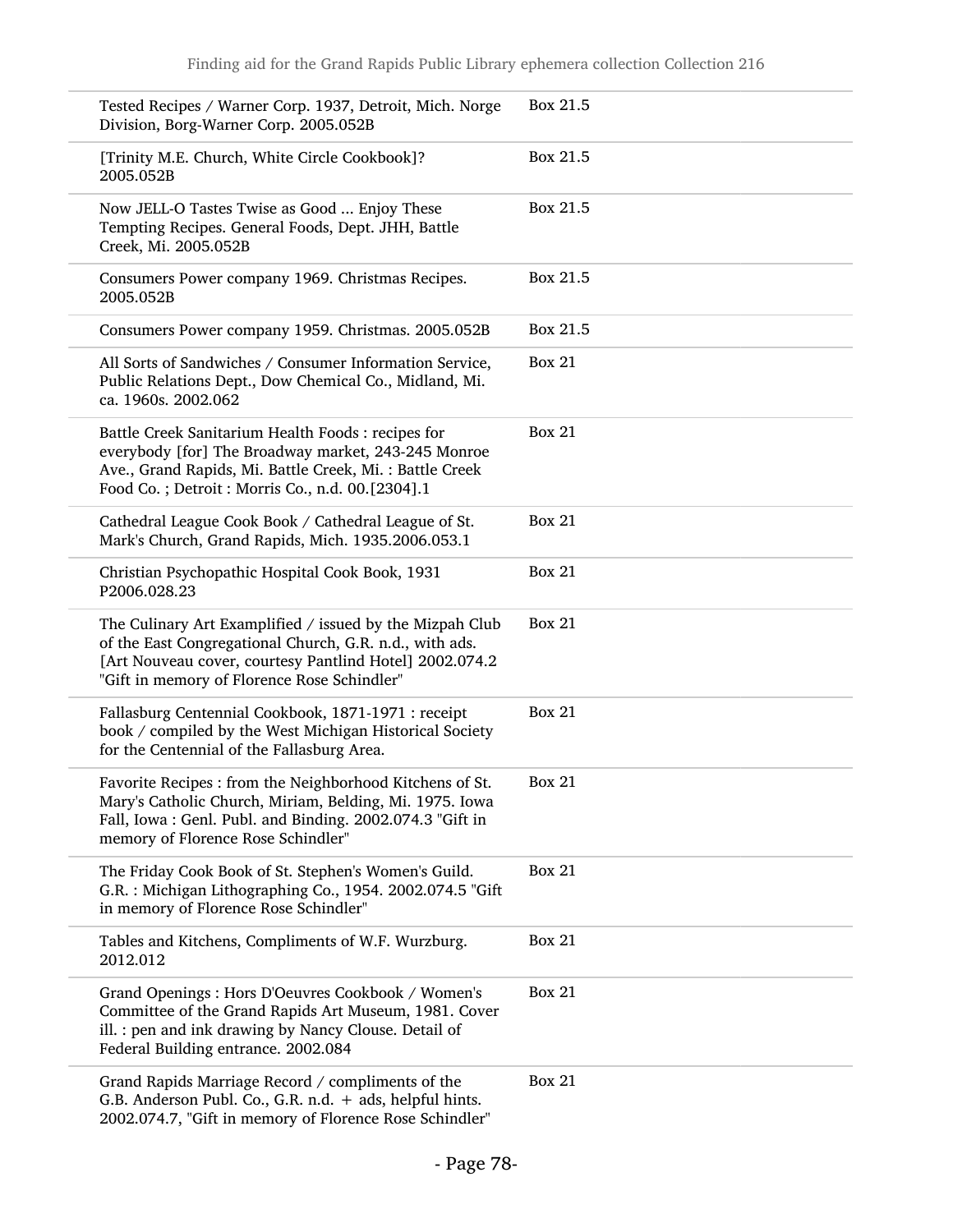| | |
|---|---|
| Tested Recipes / Warner Corp. 1937, Detroit, Mich. Norge Division, Borg-Warner Corp. 2005.052B | Box 21.5 |
| [Trinity M.E. Church, White Circle Cookbook]? 2005.052B | Box 21.5 |
| Now JELL-O Tastes Twise as Good ... Enjoy These Tempting Recipes. General Foods, Dept. JHH, Battle Creek, Mi. 2005.052B | Box 21.5 |
| Consumers Power company 1969. Christmas Recipes. 2005.052B | Box 21.5 |
| Consumers Power company 1959. Christmas. 2005.052B | Box 21.5 |
| All Sorts of Sandwiches / Consumer Information Service, Public Relations Dept., Dow Chemical Co., Midland, Mi. ca. 1960s. 2002.062 | Box 21 |
| Battle Creek Sanitarium Health Foods : recipes for everybody [for] The Broadway market, 243-245 Monroe Ave., Grand Rapids, Mi. Battle Creek, Mi. : Battle Creek Food Co. ; Detroit : Morris Co., n.d. 00.[2304].1 | Box 21 |
| Cathedral League Cook Book / Cathedral League of St. Mark's Church, Grand Rapids, Mich. 1935.2006.053.1 | Box 21 |
| Christian Psychopathic Hospital Cook Book, 1931 P2006.028.23 | Box 21 |
| The Culinary Art Examplified / issued by the Mizpah Club of the East Congregational Church, G.R. n.d., with ads. [Art Nouveau cover, courtesy Pantlind Hotel] 2002.074.2 "Gift in memory of Florence Rose Schindler" | Box 21 |
| Fallasburg Centennial Cookbook, 1871-1971 : receipt book / compiled by the West Michigan Historical Society for the Centennial of the Fallasburg Area. | Box 21 |
| Favorite Recipes : from the Neighborhood Kitchens of St. Mary's Catholic Church, Miriam, Belding, Mi. 1975. Iowa Fall, Iowa : Genl. Publ. and Binding. 2002.074.3 "Gift in memory of Florence Rose Schindler" | Box 21 |
| The Friday Cook Book of St. Stephen's Women's Guild. G.R. : Michigan Lithographing Co., 1954. 2002.074.5 "Gift in memory of Florence Rose Schindler" | Box 21 |
| Tables and Kitchens, Compliments of W.F. Wurzburg. 2012.012 | Box 21 |
| Grand Openings : Hors D'Oeuvres Cookbook / Women's Committee of the Grand Rapids Art Museum, 1981. Cover ill. : pen and ink drawing by Nancy Clouse. Detail of Federal Building entrance. 2002.084 | Box 21 |
| Grand Rapids Marriage Record / compliments of the G.B. Anderson Publ. Co., G.R. n.d. + ads, helpful hints. 2002.074.7, "Gift in memory of Florence Rose Schindler" | Box 21 |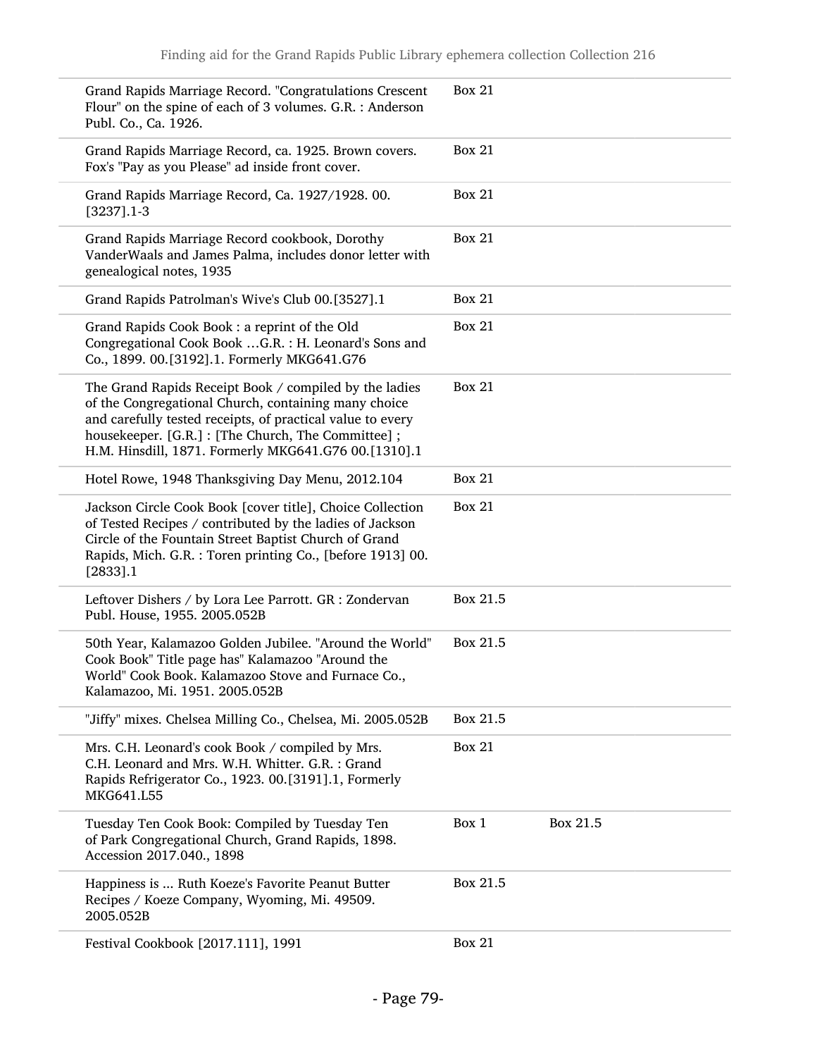| | | |
|---|---|---|
| Grand Rapids Marriage Record. "Congratulations Crescent Flour" on the spine of each of 3 volumes. G.R. : Anderson Publ. Co., Ca. 1926. | Box 21 | |
| Grand Rapids Marriage Record, ca. 1925. Brown covers. Fox's "Pay as you Please" ad inside front cover. | Box 21 | |
| Grand Rapids Marriage Record, Ca. 1927/1928. 00.[3237].1-3 | Box 21 | |
| Grand Rapids Marriage Record cookbook, Dorothy VanderWaals and James Palma, includes donor letter with genealogical notes, 1935 | Box 21 | |
| Grand Rapids Patrolman's Wive's Club 00.[3527].1 | Box 21 | |
| Grand Rapids Cook Book : a reprint of the Old Congregational Cook Book …G.R. : H. Leonard's Sons and Co., 1899. 00.[3192].1. Formerly MKG641.G76 | Box 21 | |
| The Grand Rapids Receipt Book / compiled by the ladies of the Congregational Church, containing many choice and carefully tested receipts, of practical value to every housekeeper. [G.R.] : [The Church, The Committee] ; H.M. Hinsdill, 1871. Formerly MKG641.G76 00.[1310].1 | Box 21 | |
| Hotel Rowe, 1948 Thanksgiving Day Menu, 2012.104 | Box 21 | |
| Jackson Circle Cook Book [cover title], Choice Collection of Tested Recipes / contributed by the ladies of Jackson Circle of the Fountain Street Baptist Church of Grand Rapids, Mich. G.R. : Toren printing Co., [before 1913] 00.[2833].1 | Box 21 | |
| Leftover Dishers / by Lora Lee Parrott. GR : Zondervan Publ. House, 1955. 2005.052B | Box 21.5 | |
| 50th Year, Kalamazoo Golden Jubilee. "Around the World" Cook Book" Title page has" Kalamazoo "Around the World" Cook Book. Kalamazoo Stove and Furnace Co., Kalamazoo, Mi. 1951. 2005.052B | Box 21.5 | |
| "Jiffy" mixes. Chelsea Milling Co., Chelsea, Mi. 2005.052B | Box 21.5 | |
| Mrs. C.H. Leonard's cook Book / compiled by Mrs. C.H. Leonard and Mrs. W.H. Whitter. G.R. : Grand Rapids Refrigerator Co., 1923. 00.[3191].1, Formerly MKG641.L55 | Box 21 | |
| Tuesday Ten Cook Book: Compiled by Tuesday Ten of Park Congregational Church, Grand Rapids, 1898. Accession 2017.040., 1898 | Box 1 | Box 21.5 |
| Happiness is ... Ruth Koeze's Favorite Peanut Butter Recipes / Koeze Company, Wyoming, Mi. 49509. 2005.052B | Box 21.5 | |
| Festival Cookbook [2017.111], 1991 | Box 21 | |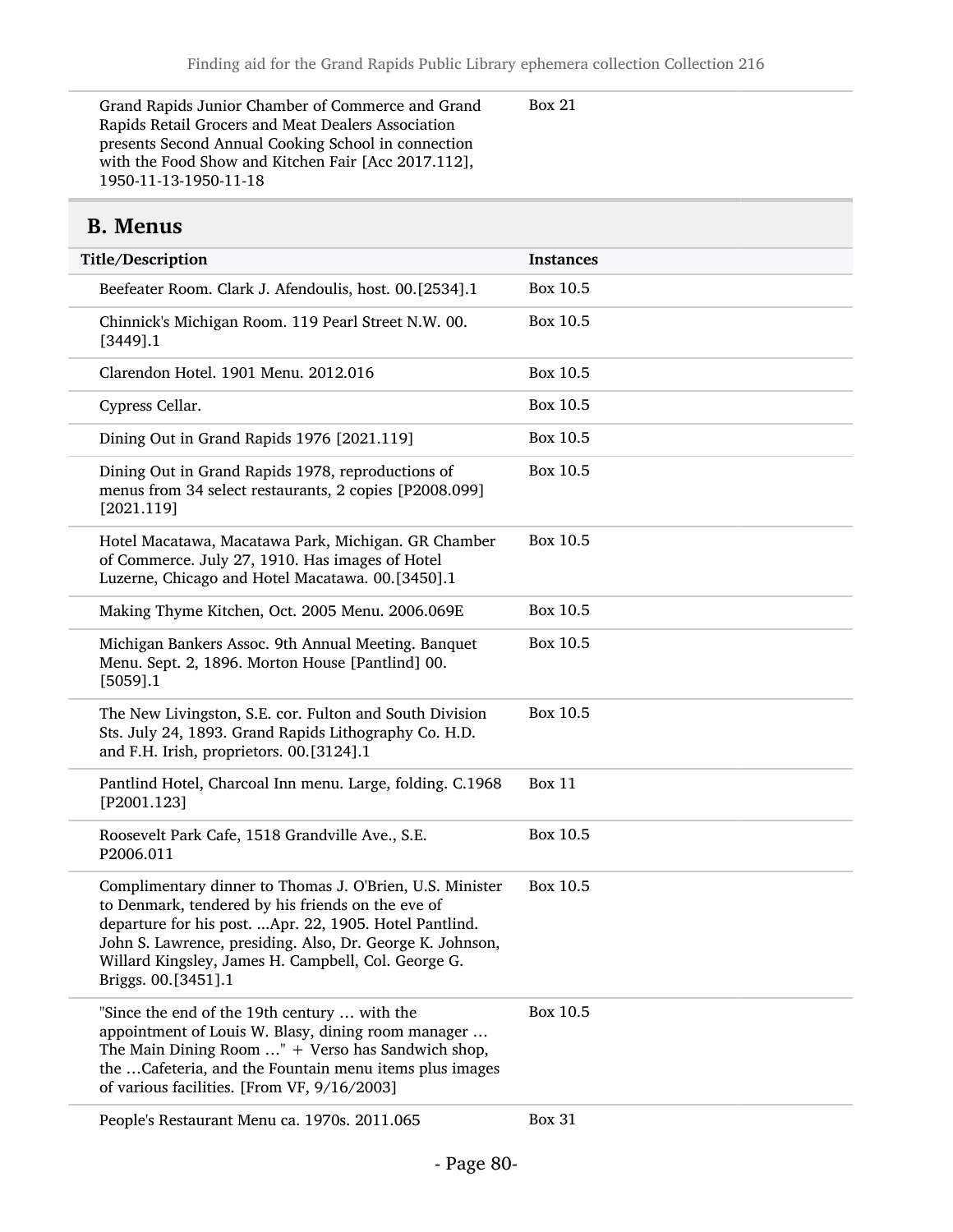| | |
|---|---|
| Grand Rapids Junior Chamber of Commerce and Grand Rapids Retail Grocers and Meat Dealers Association presents Second Annual Cooking School in connection with the Food Show and Kitchen Fair [Acc 2017.112], 1950-11-13-1950-11-18 | Box 21 |

## B. Menus

| Title/Description | Instances |
|---|---|
| Beefeater Room. Clark J. Afendoulis, host. 00.[2534].1 | Box 10.5 |
| Chinnick's Michigan Room. 119 Pearl Street N.W. 00.[3449].1 | Box 10.5 |
| Clarendon Hotel. 1901 Menu. 2012.016 | Box 10.5 |
| Cypress Cellar. | Box 10.5 |
| Dining Out in Grand Rapids 1976 [2021.119] | Box 10.5 |
| Dining Out in Grand Rapids 1978, reproductions of menus from 34 select restaurants, 2 copies [P2008.099] [2021.119] | Box 10.5 |
| Hotel Macatawa, Macatawa Park, Michigan. GR Chamber of Commerce. July 27, 1910. Has images of Hotel Luzerne, Chicago and Hotel Macatawa. 00.[3450].1 | Box 10.5 |
| Making Thyme Kitchen, Oct. 2005 Menu. 2006.069E | Box 10.5 |
| Michigan Bankers Assoc. 9th Annual Meeting. Banquet Menu. Sept. 2, 1896. Morton House [Pantlind] 00.[5059].1 | Box 10.5 |
| The New Livingston, S.E. cor. Fulton and South Division Sts. July 24, 1893. Grand Rapids Lithography Co. H.D. and F.H. Irish, proprietors. 00.[3124].1 | Box 10.5 |
| Pantlind Hotel, Charcoal Inn menu. Large, folding. C.1968 [P2001.123] | Box 11 |
| Roosevelt Park Cafe, 1518 Grandville Ave., S.E. P2006.011 | Box 10.5 |
| Complimentary dinner to Thomas J. O'Brien, U.S. Minister to Denmark, tendered by his friends on the eve of departure for his post. ...Apr. 22, 1905. Hotel Pantlind. John S. Lawrence, presiding. Also, Dr. George K. Johnson, Willard Kingsley, James H. Campbell, Col. George G. Briggs. 00.[3451].1 | Box 10.5 |
| "Since the end of the 19th century … with the appointment of Louis W. Blasy, dining room manager … The Main Dining Room …" + Verso has Sandwich shop, the …Cafeteria, and the Fountain menu items plus images of various facilities. [From VF, 9/16/2003] | Box 10.5 |
| People's Restaurant Menu ca. 1970s. 2011.065 | Box 31 |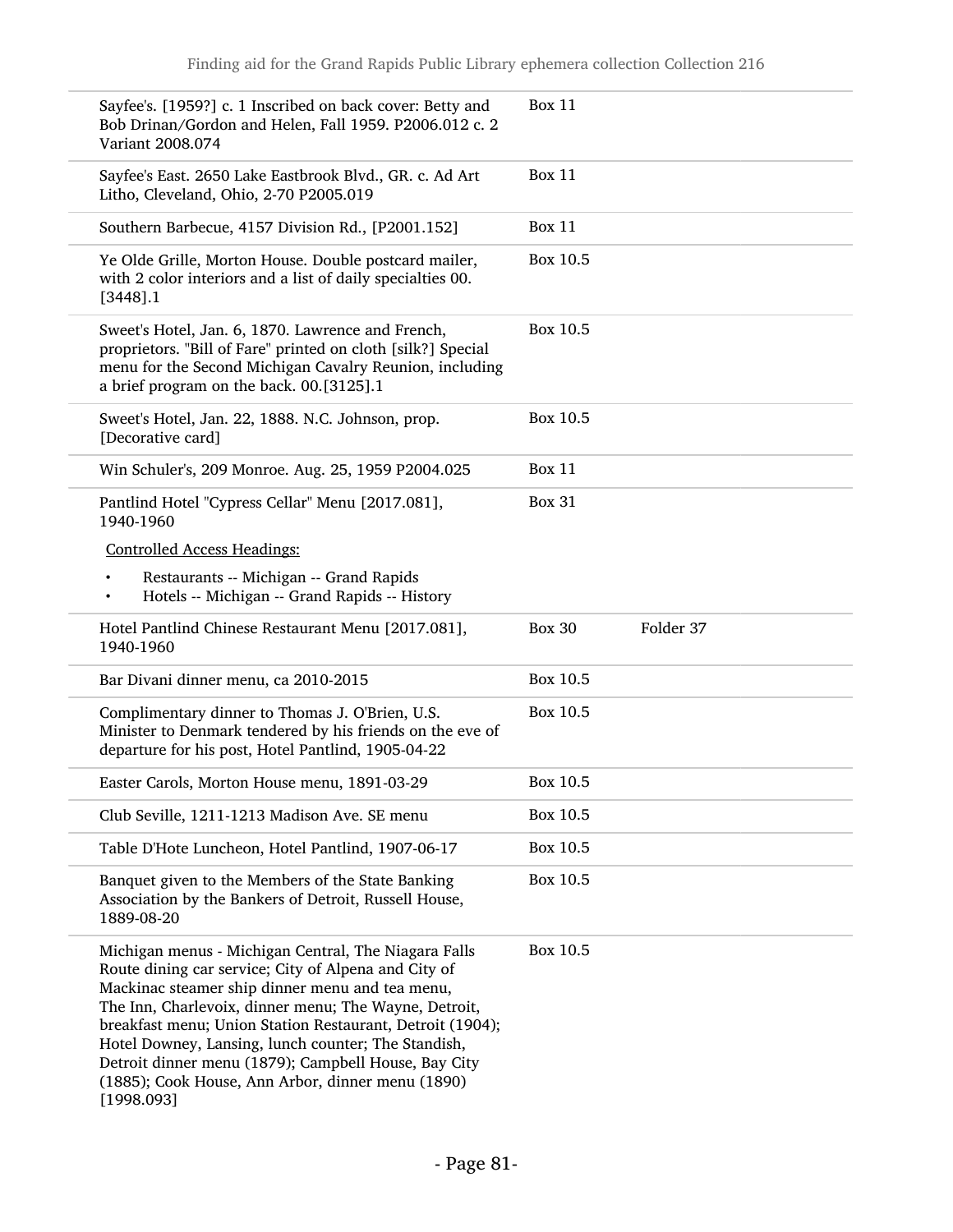| | | |
|---|---|---|
| Sayfee's. [1959?] c. 1 Inscribed on back cover: Betty and Bob Drinan/Gordon and Helen, Fall 1959. P2006.012 c. 2 Variant 2008.074 | Box 11 | |
| Sayfee's East. 2650 Lake Eastbrook Blvd., GR. c. Ad Art Litho, Cleveland, Ohio, 2-70 P2005.019 | Box 11 | |
| Southern Barbecue, 4157 Division Rd., [P2001.152] | Box 11 | |
| Ye Olde Grille, Morton House. Double postcard mailer, with 2 color interiors and a list of daily specialties 00.[3448].1 | Box 10.5 | |
| Sweet's Hotel, Jan. 6, 1870. Lawrence and French, proprietors. "Bill of Fare" printed on cloth [silk?] Special menu for the Second Michigan Cavalry Reunion, including a brief program on the back. 00.[3125].1 | Box 10.5 | |
| Sweet's Hotel, Jan. 22, 1888. N.C. Johnson, prop. [Decorative card] | Box 10.5 | |
| Win Schuler's, 209 Monroe. Aug. 25, 1959 P2004.025 | Box 11 | |
| Pantlind Hotel "Cypress Cellar" Menu [2017.081], 1940-1960<br>Controlled Access Headings:<br>• Restaurants -- Michigan -- Grand Rapids<br>• Hotels -- Michigan -- Grand Rapids -- History | Box 31 | |
| Hotel Pantlind Chinese Restaurant Menu [2017.081], 1940-1960 | Box 30 | Folder 37 |
| Bar Divani dinner menu, ca 2010-2015 | Box 10.5 | |
| Complimentary dinner to Thomas J. O'Brien, U.S. Minister to Denmark tendered by his friends on the eve of departure for his post, Hotel Pantlind, 1905-04-22 | Box 10.5 | |
| Easter Carols, Morton House menu, 1891-03-29 | Box 10.5 | |
| Club Seville, 1211-1213 Madison Ave. SE menu | Box 10.5 | |
| Table D'Hote Luncheon, Hotel Pantlind, 1907-06-17 | Box 10.5 | |
| Banquet given to the Members of the State Banking Association by the Bankers of Detroit, Russell House, 1889-08-20 | Box 10.5 | |
| Michigan menus - Michigan Central, The Niagara Falls Route dining car service; City of Alpena and City of Mackinac steamer ship dinner menu and tea menu, The Inn, Charlevoix, dinner menu; The Wayne, Detroit, breakfast menu; Union Station Restaurant, Detroit (1904); Hotel Downey, Lansing, lunch counter; The Standish, Detroit dinner menu (1879); Campbell House, Bay City (1885); Cook House, Ann Arbor, dinner menu (1890) [1998.093] | Box 10.5 | |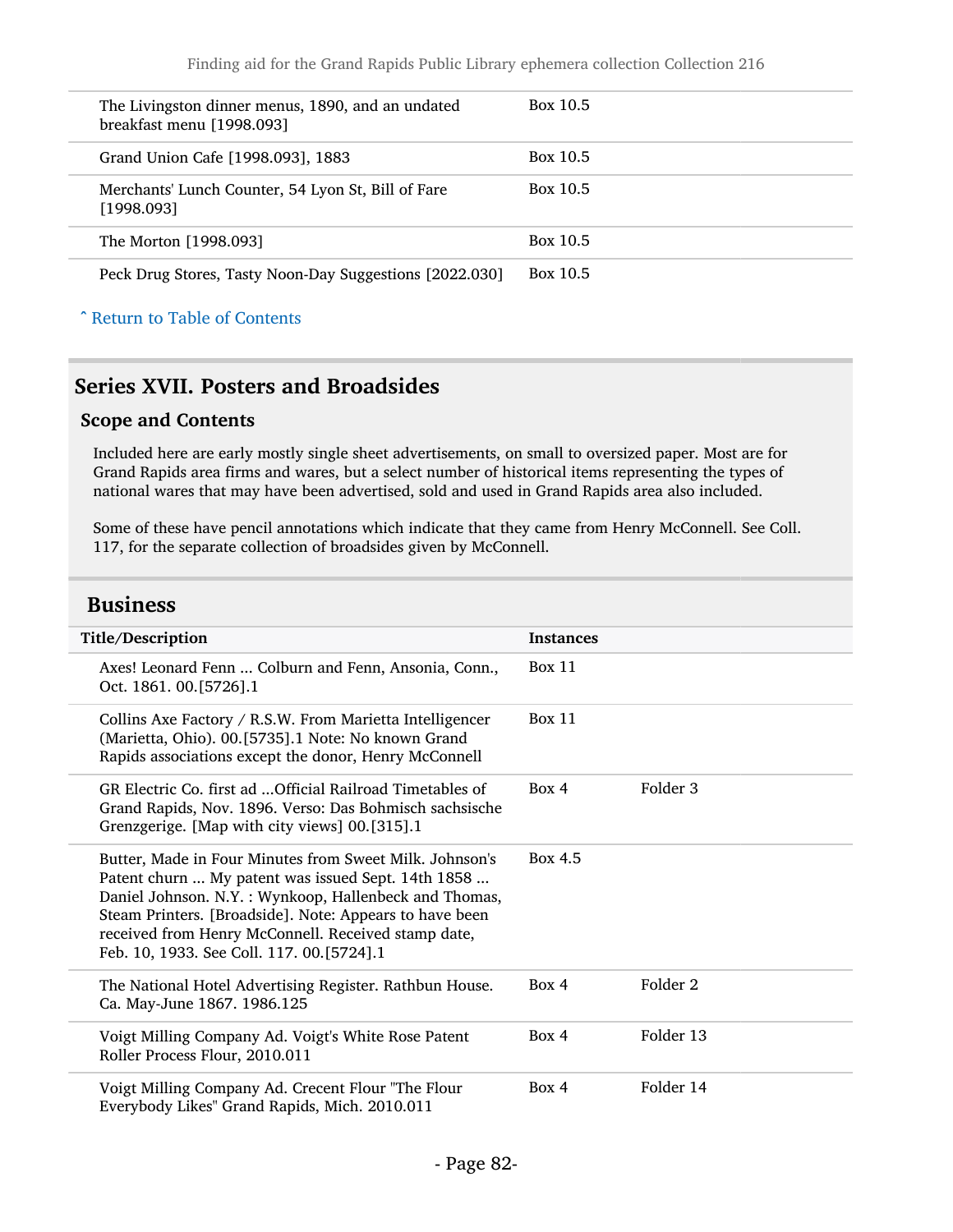| | | |
|---|---|---|
| The Livingston dinner menus, 1890, and an undated breakfast menu [1998.093] | Box 10.5 | |
| Grand Union Cafe [1998.093], 1883 | Box 10.5 | |
| Merchants' Lunch Counter, 54 Lyon St, Bill of Fare [1998.093] | Box 10.5 | |
| The Morton [1998.093] | Box 10.5 | |
| Peck Drug Stores, Tasty Noon-Day Suggestions [2022.030] | Box 10.5 | |

ˆ Return to Table of Contents

## Series XVII. Posters and Broadsides

### Scope and Contents

Included here are early mostly single sheet advertisements, on small to oversized paper. Most are for Grand Rapids area firms and wares, but a select number of historical items representing the types of national wares that may have been advertised, sold and used in Grand Rapids area also included.

Some of these have pencil annotations which indicate that they came from Henry McConnell. See Coll. 117, for the separate collection of broadsides given by McConnell.

### Business

| Title/Description | Instances | |
|---|---|---|
| Axes! Leonard Fenn ... Colburn and Fenn, Ansonia, Conn., Oct. 1861. 00.[5726].1 | Box 11 | |
| Collins Axe Factory / R.S.W. From Marietta Intelligencer (Marietta, Ohio). 00.[5735].1 Note: No known Grand Rapids associations except the donor, Henry McConnell | Box 11 | |
| GR Electric Co. first ad ...Official Railroad Timetables of Grand Rapids, Nov. 1896. Verso: Das Bohmisch sachsische Grenzgerige. [Map with city views] 00.[315].1 | Box 4 | Folder 3 |
| Butter, Made in Four Minutes from Sweet Milk. Johnson's Patent churn ... My patent was issued Sept. 14th 1858 ... Daniel Johnson. N.Y. : Wynkoop, Hallenbeck and Thomas, Steam Printers. [Broadside]. Note: Appears to have been received from Henry McConnell. Received stamp date, Feb. 10, 1933. See Coll. 117. 00.[5724].1 | Box 4.5 | |
| The National Hotel Advertising Register. Rathbun House. Ca. May-June 1867. 1986.125 | Box 4 | Folder 2 |
| Voigt Milling Company Ad. Voigt's White Rose Patent Roller Process Flour, 2010.011 | Box 4 | Folder 13 |
| Voigt Milling Company Ad. Crecent Flour "The Flour Everybody Likes" Grand Rapids, Mich. 2010.011 | Box 4 | Folder 14 |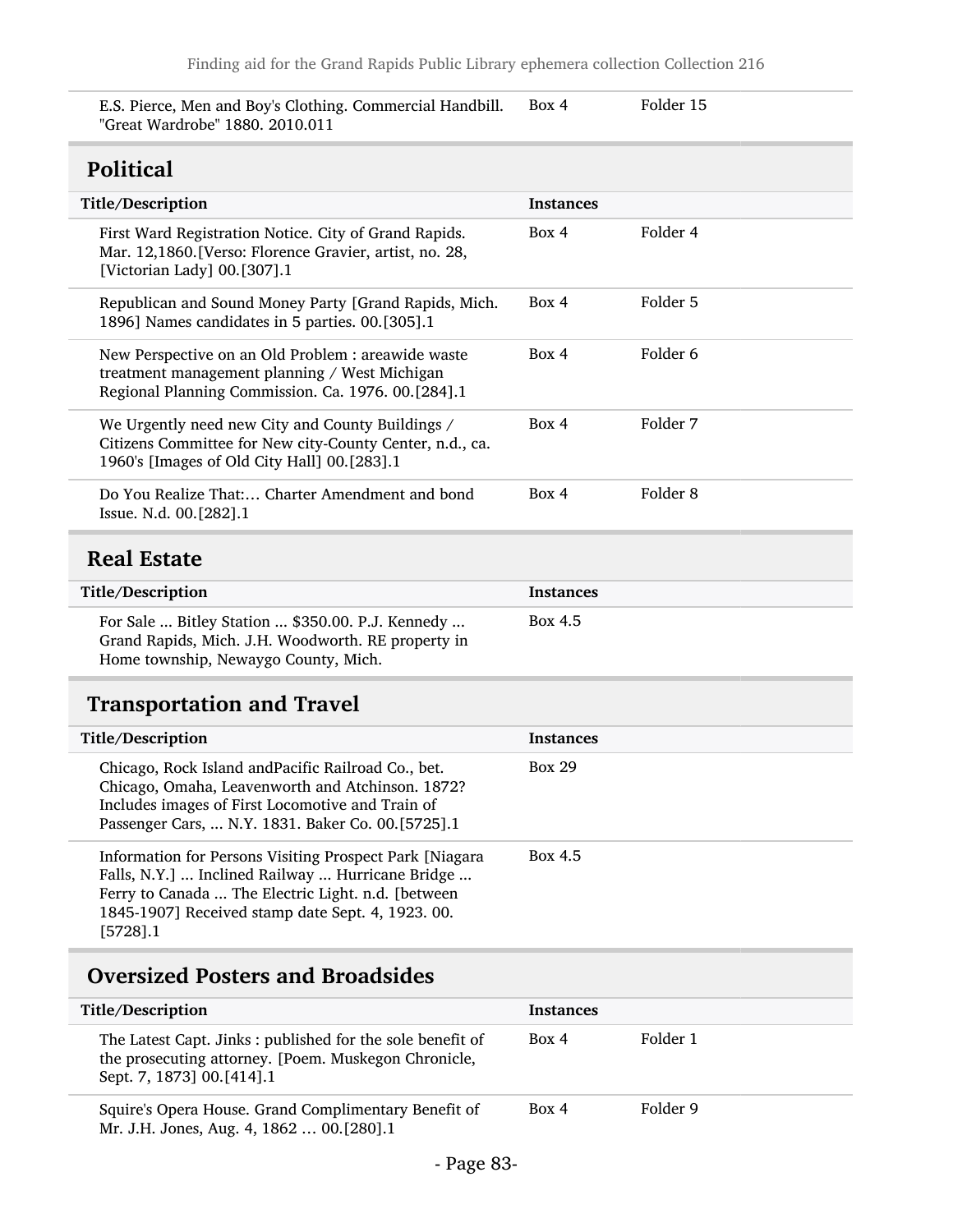| | | |
|---|---|---|
| E.S. Pierce, Men and Boy's Clothing. Commercial Handbill. "Great Wardrobe" 1880. 2010.011 | Box 4 | Folder 15 |

## Political

| Title/Description | Instances | |
|---|---|---|
| First Ward Registration Notice. City of Grand Rapids. Mar. 12,1860.[Verso: Florence Gravier, artist, no. 28, [Victorian Lady] 00.[307].1 | Box 4 | Folder 4 |
| Republican and Sound Money Party [Grand Rapids, Mich. 1896] Names candidates in 5 parties. 00.[305].1 | Box 4 | Folder 5 |
| New Perspective on an Old Problem : areawide waste treatment management planning / West Michigan Regional Planning Commission. Ca. 1976. 00.[284].1 | Box 4 | Folder 6 |
| We Urgently need new City and County Buildings / Citizens Committee for New city-County Center, n.d., ca. 1960's [Images of Old City Hall] 00.[283].1 | Box 4 | Folder 7 |
| Do You Realize That:… Charter Amendment and bond Issue. N.d. 00.[282].1 | Box 4 | Folder 8 |

## Real Estate

| Title/Description | Instances |
|---|---|
| For Sale ... Bitley Station ... $350.00. P.J. Kennedy ... Grand Rapids, Mich. J.H. Woodworth. RE property in Home township, Newaygo County, Mich. | Box 4.5 |

## Transportation and Travel

| Title/Description | Instances |
|---|---|
| Chicago, Rock Island andPacific Railroad Co., bet. Chicago, Omaha, Leavenworth and Atchinson. 1872? Includes images of First Locomotive and Train of Passenger Cars, ... N.Y. 1831. Baker Co. 00.[5725].1 | Box 29 |
| Information for Persons Visiting Prospect Park [Niagara Falls, N.Y.] ... Inclined Railway ... Hurricane Bridge ... Ferry to Canada ... The Electric Light. n.d. [between 1845-1907] Received stamp date Sept. 4, 1923. 00.[5728].1 | Box 4.5 |

## Oversized Posters and Broadsides

| Title/Description | Instances | |
|---|---|---|
| The Latest Capt. Jinks : published for the sole benefit of the prosecuting attorney. [Poem. Muskegon Chronicle, Sept. 7, 1873] 00.[414].1 | Box 4 | Folder 1 |
| Squire's Opera House. Grand Complimentary Benefit of Mr. J.H. Jones, Aug. 4, 1862 … 00.[280].1 | Box 4 | Folder 9 |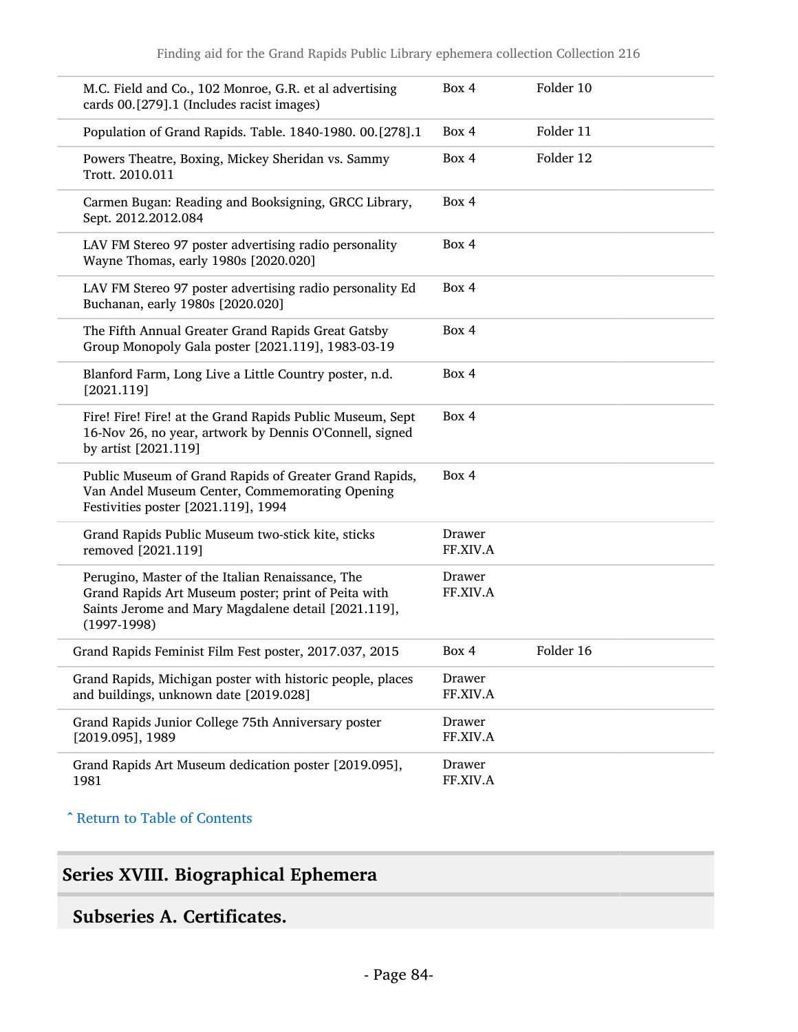| | | |
|---|---|---|
| M.C. Field and Co., 102 Monroe, G.R. et al advertising cards 00.[279].1 (Includes racist images) | Box 4 | Folder 10 |
| Population of Grand Rapids. Table. 1840-1980. 00.[278].1 | Box 4 | Folder 11 |
| Powers Theatre, Boxing, Mickey Sheridan vs. Sammy Trott. 2010.011 | Box 4 | Folder 12 |
| Carmen Bugan: Reading and Booksigning, GRCC Library, Sept. 2012.2012.084 | Box 4 | |
| LAV FM Stereo 97 poster advertising radio personality Wayne Thomas, early 1980s [2020.020] | Box 4 | |
| LAV FM Stereo 97 poster advertising radio personality Ed Buchanan, early 1980s [2020.020] | Box 4 | |
| The Fifth Annual Greater Grand Rapids Great Gatsby Group Monopoly Gala poster [2021.119], 1983-03-19 | Box 4 | |
| Blanford Farm, Long Live a Little Country poster, n.d. [2021.119] | Box 4 | |
| Fire! Fire! Fire! at the Grand Rapids Public Museum, Sept 16-Nov 26, no year, artwork by Dennis O'Connell, signed by artist [2021.119] | Box 4 | |
| Public Museum of Grand Rapids of Greater Grand Rapids, Van Andel Museum Center, Commemorating Opening Festivities poster [2021.119], 1994 | Box 4 | |
| Grand Rapids Public Museum two-stick kite, sticks removed [2021.119] | Drawer FF.XIV.A | |
| Perugino, Master of the Italian Renaissance, The Grand Rapids Art Museum poster; print of Peita with Saints Jerome and Mary Magdalene detail [2021.119], (1997-1998) | Drawer FF.XIV.A | |
| Grand Rapids Feminist Film Fest poster, 2017.037, 2015 | Box 4 | Folder 16 |
| Grand Rapids, Michigan poster with historic people, places and buildings, unknown date [2019.028] | Drawer FF.XIV.A | |
| Grand Rapids Junior College 75th Anniversary poster [2019.095], 1989 | Drawer FF.XIV.A | |
| Grand Rapids Art Museum dedication poster [2019.095], 1981 | Drawer FF.XIV.A | |

ˆ Return to Table of Contents

## Series XVIII. Biographical Ephemera

### Subseries A. Certificates.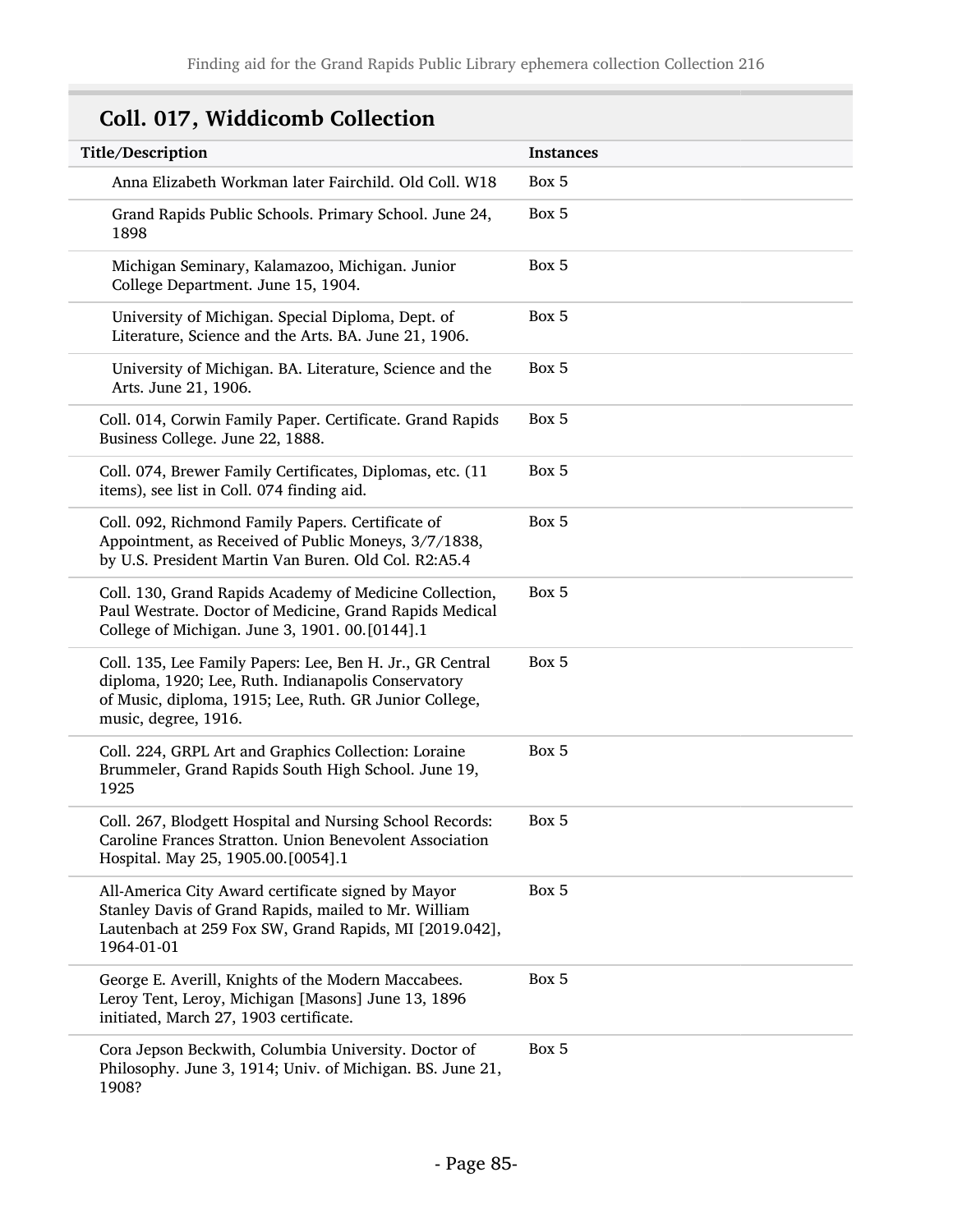## Coll. 017, Widdicomb Collection

| Title/Description | Instances |
|---|---|
| Anna Elizabeth Workman later Fairchild. Old Coll. W18 | Box 5 |
| Grand Rapids Public Schools. Primary School. June 24, 1898 | Box 5 |
| Michigan Seminary, Kalamazoo, Michigan. Junior College Department. June 15, 1904. | Box 5 |
| University of Michigan. Special Diploma, Dept. of Literature, Science and the Arts. BA. June 21, 1906. | Box 5 |
| University of Michigan. BA. Literature, Science and the Arts. June 21, 1906. | Box 5 |
| Coll. 014, Corwin Family Paper. Certificate. Grand Rapids Business College. June 22, 1888. | Box 5 |
| Coll. 074, Brewer Family Certificates, Diplomas, etc. (11 items), see list in Coll. 074 finding aid. | Box 5 |
| Coll. 092, Richmond Family Papers. Certificate of Appointment, as Received of Public Moneys, 3/7/1838, by U.S. President Martin Van Buren. Old Col. R2:A5.4 | Box 5 |
| Coll. 130, Grand Rapids Academy of Medicine Collection, Paul Westrate. Doctor of Medicine, Grand Rapids Medical College of Michigan. June 3, 1901. 00.[0144].1 | Box 5 |
| Coll. 135, Lee Family Papers: Lee, Ben H. Jr., GR Central diploma, 1920; Lee, Ruth. Indianapolis Conservatory of Music, diploma, 1915; Lee, Ruth. GR Junior College, music, degree, 1916. | Box 5 |
| Coll. 224, GRPL Art and Graphics Collection: Loraine Brummeler, Grand Rapids South High School. June 19, 1925 | Box 5 |
| Coll. 267, Blodgett Hospital and Nursing School Records: Caroline Frances Stratton. Union Benevolent Association Hospital. May 25, 1905.00.[0054].1 | Box 5 |
| All-America City Award certificate signed by Mayor Stanley Davis of Grand Rapids, mailed to Mr. William Lautenbach at 259 Fox SW, Grand Rapids, MI [2019.042], 1964-01-01 | Box 5 |
| George E. Averill, Knights of the Modern Maccabees. Leroy Tent, Leroy, Michigan [Masons] June 13, 1896 initiated, March 27, 1903 certificate. | Box 5 |
| Cora Jepson Beckwith, Columbia University. Doctor of Philosophy. June 3, 1914; Univ. of Michigan. BS. June 21, 1908? | Box 5 |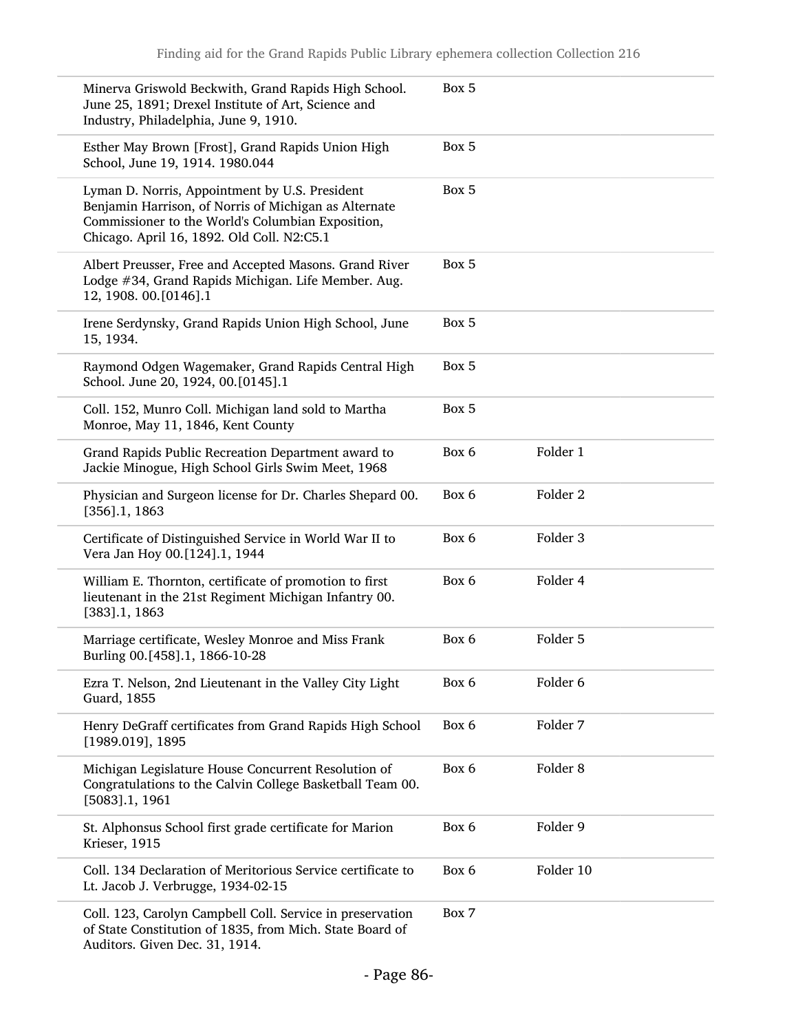| | | |
|---|---|---|
| Minerva Griswold Beckwith, Grand Rapids High School. June 25, 1891; Drexel Institute of Art, Science and Industry, Philadelphia, June 9, 1910. | Box 5 | |
| Esther May Brown [Frost], Grand Rapids Union High School, June 19, 1914. 1980.044 | Box 5 | |
| Lyman D. Norris, Appointment by U.S. President Benjamin Harrison, of Norris of Michigan as Alternate Commissioner to the World's Columbian Exposition, Chicago. April 16, 1892. Old Coll. N2:C5.1 | Box 5 | |
| Albert Preusser, Free and Accepted Masons. Grand River Lodge #34, Grand Rapids Michigan. Life Member. Aug. 12, 1908. 00.[0146].1 | Box 5 | |
| Irene Serdynsky, Grand Rapids Union High School, June 15, 1934. | Box 5 | |
| Raymond Odgen Wagemaker, Grand Rapids Central High School. June 20, 1924, 00.[0145].1 | Box 5 | |
| Coll. 152, Munro Coll. Michigan land sold to Martha Monroe, May 11, 1846, Kent County | Box 5 | |
| Grand Rapids Public Recreation Department award to Jackie Minogue, High School Girls Swim Meet, 1968 | Box 6 | Folder 1 |
| Physician and Surgeon license for Dr. Charles Shepard 00.[356].1, 1863 | Box 6 | Folder 2 |
| Certificate of Distinguished Service in World War II to Vera Jan Hoy 00.[124].1, 1944 | Box 6 | Folder 3 |
| William E. Thornton, certificate of promotion to first lieutenant in the 21st Regiment Michigan Infantry 00.[383].1, 1863 | Box 6 | Folder 4 |
| Marriage certificate, Wesley Monroe and Miss Frank Burling 00.[458].1, 1866-10-28 | Box 6 | Folder 5 |
| Ezra T. Nelson, 2nd Lieutenant in the Valley City Light Guard, 1855 | Box 6 | Folder 6 |
| Henry DeGraff certificates from Grand Rapids High School [1989.019], 1895 | Box 6 | Folder 7 |
| Michigan Legislature House Concurrent Resolution of Congratulations to the Calvin College Basketball Team 00.[5083].1, 1961 | Box 6 | Folder 8 |
| St. Alphonsus School first grade certificate for Marion Krieser, 1915 | Box 6 | Folder 9 |
| Coll. 134 Declaration of Meritorious Service certificate to Lt. Jacob J. Verbrugge, 1934-02-15 | Box 6 | Folder 10 |
| Coll. 123, Carolyn Campbell Coll. Service in preservation of State Constitution of 1835, from Mich. State Board of Auditors. Given Dec. 31, 1914. | Box 7 | |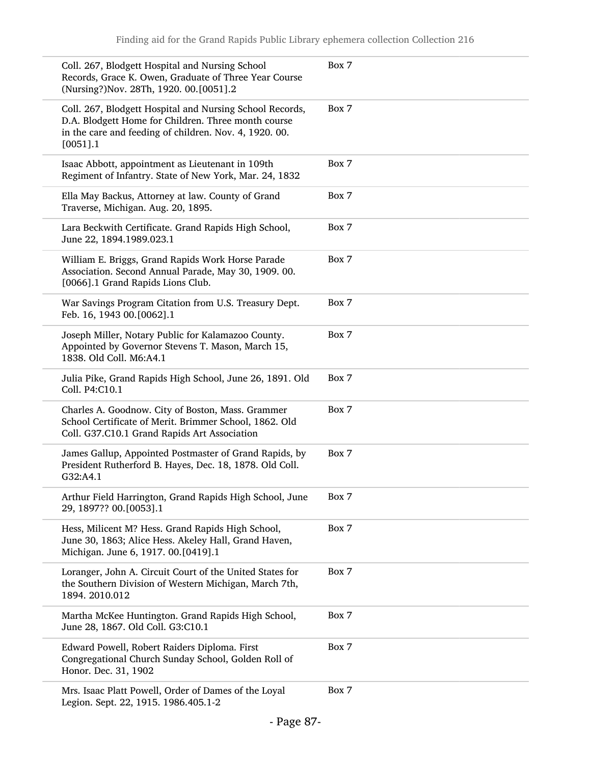| | |
|---|---|
| Coll. 267, Blodgett Hospital and Nursing School Records, Grace K. Owen, Graduate of Three Year Course (Nursing?)Nov. 28Th, 1920. 00.[0051].2 | Box 7 |
| Coll. 267, Blodgett Hospital and Nursing School Records, D.A. Blodgett Home for Children. Three month course in the care and feeding of children. Nov. 4, 1920. 00.[0051].1 | Box 7 |
| Isaac Abbott, appointment as Lieutenant in 109th Regiment of Infantry. State of New York, Mar. 24, 1832 | Box 7 |
| Ella May Backus, Attorney at law. County of Grand Traverse, Michigan. Aug. 20, 1895. | Box 7 |
| Lara Beckwith Certificate. Grand Rapids High School, June 22, 1894.1989.023.1 | Box 7 |
| William E. Briggs, Grand Rapids Work Horse Parade Association. Second Annual Parade, May 30, 1909. 00.[0066].1 Grand Rapids Lions Club. | Box 7 |
| War Savings Program Citation from U.S. Treasury Dept. Feb. 16, 1943 00.[0062].1 | Box 7 |
| Joseph Miller, Notary Public for Kalamazoo County. Appointed by Governor Stevens T. Mason, March 15, 1838. Old Coll. M6:A4.1 | Box 7 |
| Julia Pike, Grand Rapids High School, June 26, 1891. Old Coll. P4:C10.1 | Box 7 |
| Charles A. Goodnow. City of Boston, Mass. Grammer School Certificate of Merit. Brimmer School, 1862. Old Coll. G37.C10.1 Grand Rapids Art Association | Box 7 |
| James Gallup, Appointed Postmaster of Grand Rapids, by President Rutherford B. Hayes, Dec. 18, 1878. Old Coll. G32:A4.1 | Box 7 |
| Arthur Field Harrington, Grand Rapids High School, June 29, 1897?? 00.[0053].1 | Box 7 |
| Hess, Milicent M? Hess. Grand Rapids High School, June 30, 1863; Alice Hess. Akeley Hall, Grand Haven, Michigan. June 6, 1917. 00.[0419].1 | Box 7 |
| Loranger, John A. Circuit Court of the United States for the Southern Division of Western Michigan, March 7th, 1894. 2010.012 | Box 7 |
| Martha McKee Huntington. Grand Rapids High School, June 28, 1867. Old Coll. G3:C10.1 | Box 7 |
| Edward Powell, Robert Raiders Diploma. First Congregational Church Sunday School, Golden Roll of Honor. Dec. 31, 1902 | Box 7 |
| Mrs. Isaac Platt Powell, Order of Dames of the Loyal Legion. Sept. 22, 1915. 1986.405.1-2 | Box 7 |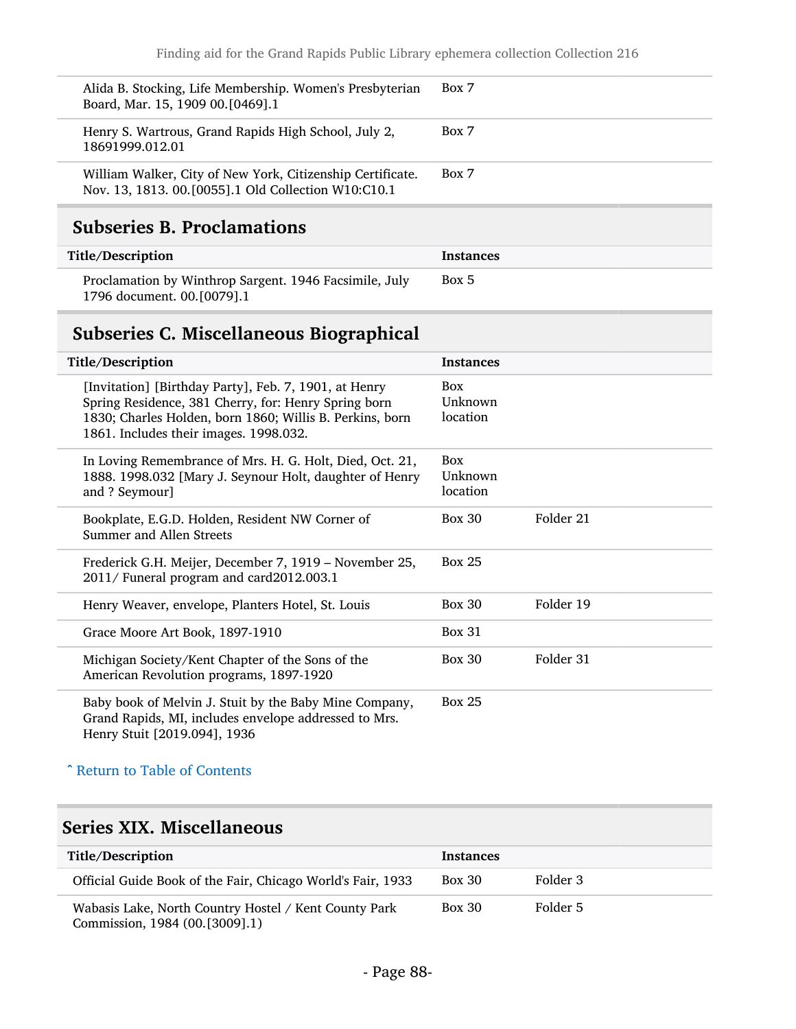| | | |
|---|---|---|
| Alida B. Stocking, Life Membership. Women's Presbyterian Board, Mar. 15, 1909 00.[0469].1 | Box 7 | |
| Henry S. Wartrous, Grand Rapids High School, July 2, 18691999.012.01 | Box 7 | |
| William Walker, City of New York, Citizenship Certificate. Nov. 13, 1813. 00.[0055].1 Old Collection W10:C10.1 | Box 7 | |

### Subseries B. Proclamations

| Title/Description | Instances |
|---|---|
| Proclamation by Winthrop Sargent. 1946 Facsimile, July 1796 document. 00.[0079].1 | Box 5 |

### Subseries C. Miscellaneous Biographical

| Title/Description | Instances | |
|---|---|---|
| [Invitation] [Birthday Party], Feb. 7, 1901, at Henry Spring Residence, 381 Cherry, for: Henry Spring born 1830; Charles Holden, born 1860; Willis B. Perkins, born 1861. Includes their images. 1998.032. | Box Unknown location | |
| In Loving Remembrance of Mrs. H. G. Holt, Died, Oct. 21, 1888. 1998.032 [Mary J. Seynour Holt, daughter of Henry and ? Seymour] | Box Unknown location | |
| Bookplate, E.G.D. Holden, Resident NW Corner of Summer and Allen Streets | Box 30 | Folder 21 |
| Frederick G.H. Meijer, December 7, 1919 – November 25, 2011/ Funeral program and card2012.003.1 | Box 25 | |
| Henry Weaver, envelope, Planters Hotel, St. Louis | Box 30 | Folder 19 |
| Grace Moore Art Book, 1897-1910 | Box 31 | |
| Michigan Society/Kent Chapter of the Sons of the American Revolution programs, 1897-1920 | Box 30 | Folder 31 |
| Baby book of Melvin J. Stuit by the Baby Mine Company, Grand Rapids, MI, includes envelope addressed to Mrs. Henry Stuit [2019.094], 1936 | Box 25 | |

ˆ Return to Table of Contents

## Series XIX. Miscellaneous

| Title/Description | Instances | |
|---|---|---|
| Official Guide Book of the Fair, Chicago World's Fair, 1933 | Box 30 | Folder 3 |
| Wabasis Lake, North Country Hostel / Kent County Park Commission, 1984 (00.[3009].1) | Box 30 | Folder 5 |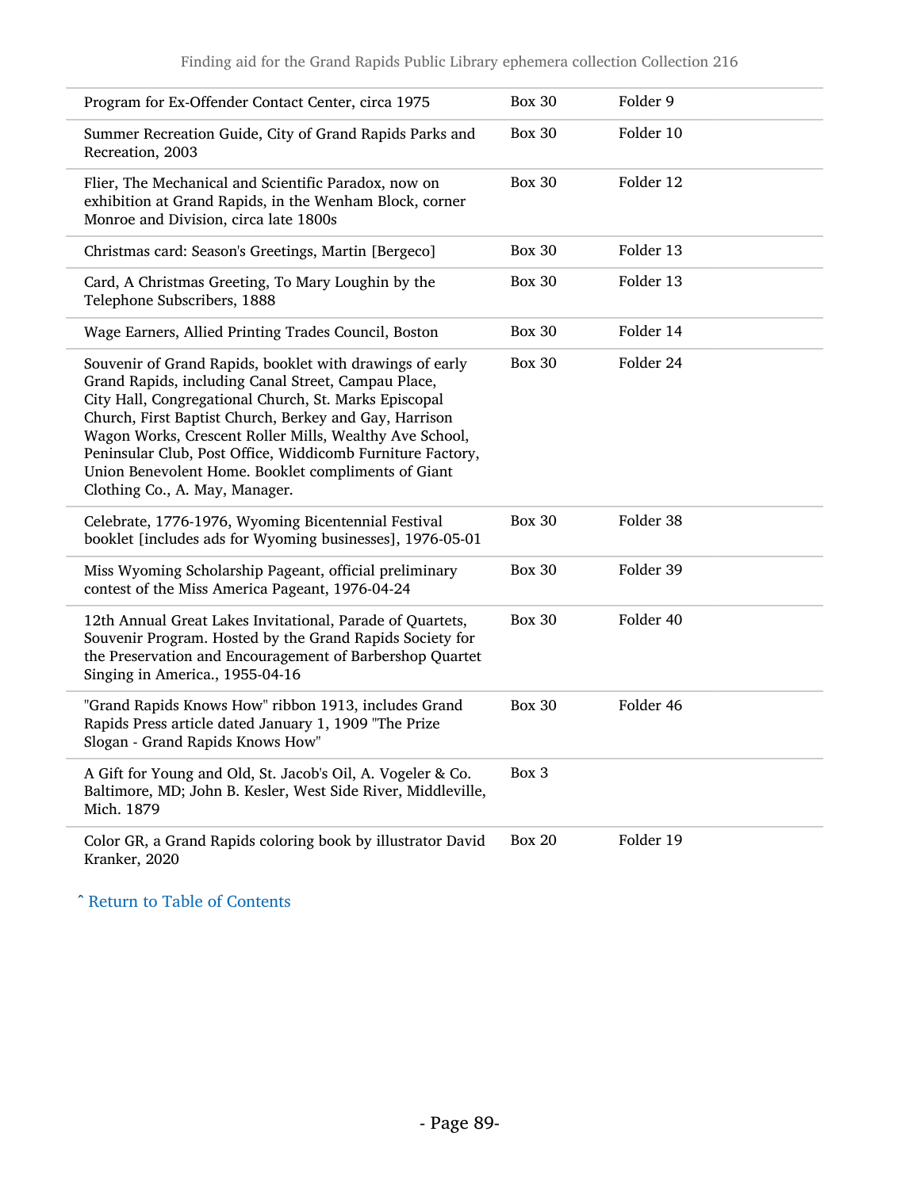| | | |
|---|---|---|
| Program for Ex-Offender Contact Center, circa 1975 | Box 30 | Folder 9 |
| Summer Recreation Guide, City of Grand Rapids Parks and Recreation, 2003 | Box 30 | Folder 10 |
| Flier, The Mechanical and Scientific Paradox, now on exhibition at Grand Rapids, in the Wenham Block, corner Monroe and Division, circa late 1800s | Box 30 | Folder 12 |
| Christmas card: Season's Greetings, Martin [Bergeco] | Box 30 | Folder 13 |
| Card, A Christmas Greeting, To Mary Loughin by the Telephone Subscribers, 1888 | Box 30 | Folder 13 |
| Wage Earners, Allied Printing Trades Council, Boston | Box 30 | Folder 14 |
| Souvenir of Grand Rapids, booklet with drawings of early Grand Rapids, including Canal Street, Campau Place, City Hall, Congregational Church, St. Marks Episcopal Church, First Baptist Church, Berkey and Gay, Harrison Wagon Works, Crescent Roller Mills, Wealthy Ave School, Peninsular Club, Post Office, Widdicomb Furniture Factory, Union Benevolent Home. Booklet compliments of Giant Clothing Co., A. May, Manager. | Box 30 | Folder 24 |
| Celebrate, 1776-1976, Wyoming Bicentennial Festival booklet [includes ads for Wyoming businesses], 1976-05-01 | Box 30 | Folder 38 |
| Miss Wyoming Scholarship Pageant, official preliminary contest of the Miss America Pageant, 1976-04-24 | Box 30 | Folder 39 |
| 12th Annual Great Lakes Invitational, Parade of Quartets, Souvenir Program. Hosted by the Grand Rapids Society for the Preservation and Encouragement of Barbershop Quartet Singing in America., 1955-04-16 | Box 30 | Folder 40 |
| "Grand Rapids Knows How" ribbon 1913, includes Grand Rapids Press article dated January 1, 1909 "The Prize Slogan - Grand Rapids Knows How" | Box 30 | Folder 46 |
| A Gift for Young and Old, St. Jacob's Oil, A. Vogeler & Co. Baltimore, MD; John B. Kesler, West Side River, Middleville, Mich. 1879 | Box 3 | |
| Color GR, a Grand Rapids coloring book by illustrator David Kranker, 2020 | Box 20 | Folder 19 |

ˆ Return to Table of Contents